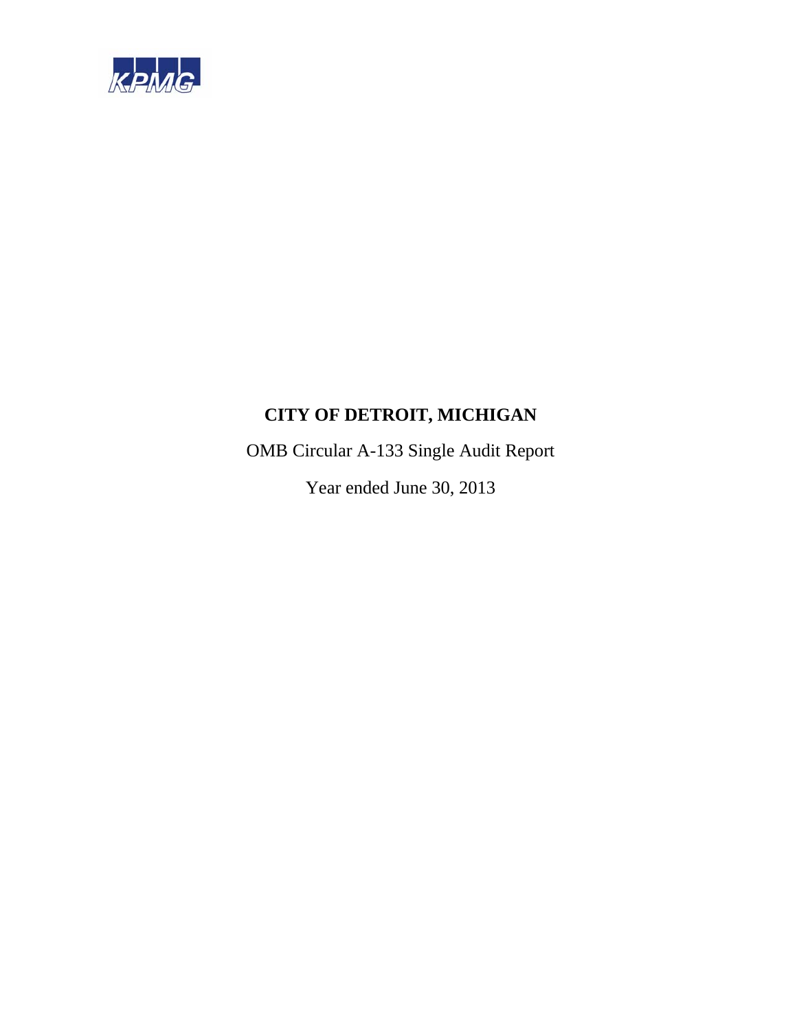KPMG

# CITY OF DETROIT, MICHIGAN

OMB Circular A-133 Single Audit Report

Year ended June 30, 2013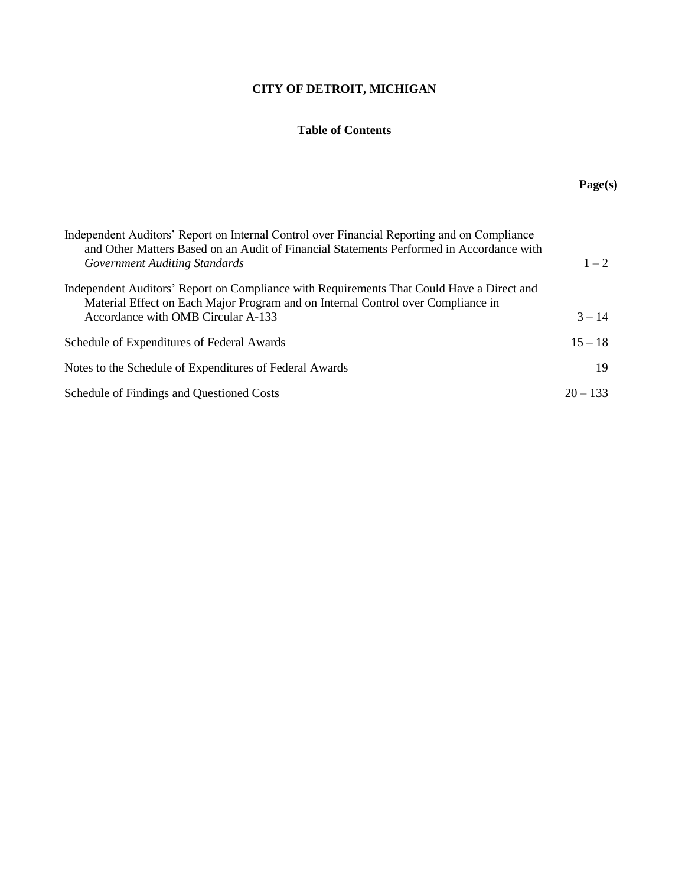# CITY OF DETROIT, MICHIGAN

## Table of Contents

| | Page(s) |
|---|---|
| Independent Auditors' Report on Internal Control over Financial Reporting and on Compliance and Other Matters Based on an Audit of Financial Statements Performed in Accordance with *Government Auditing Standards* | 1 – 2 |
| Independent Auditors' Report on Compliance with Requirements That Could Have a Direct and Material Effect on Each Major Program and on Internal Control over Compliance in Accordance with OMB Circular A-133 | 3 – 14 |
| Schedule of Expenditures of Federal Awards | 15 – 18 |
| Notes to the Schedule of Expenditures of Federal Awards | 19 |
| Schedule of Findings and Questioned Costs | 20 – 133 |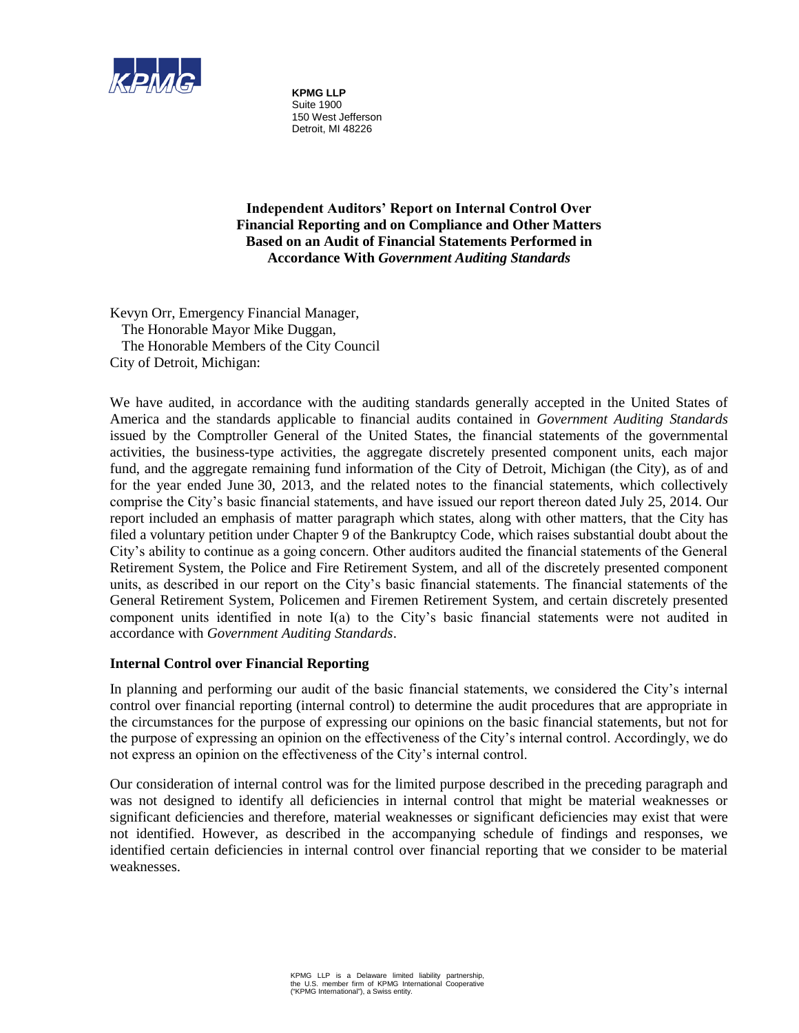**KPMG LLP**
Suite 1900
150 West Jefferson
Detroit, MI 48226

# Independent Auditors' Report on Internal Control Over Financial Reporting and on Compliance and Other Matters Based on an Audit of Financial Statements Performed in Accordance With *Government Auditing Standards*

Kevyn Orr, Emergency Financial Manager,
The Honorable Mayor Mike Duggan,
The Honorable Members of the City Council
City of Detroit, Michigan:

We have audited, in accordance with the auditing standards generally accepted in the United States of America and the standards applicable to financial audits contained in *Government Auditing Standards* issued by the Comptroller General of the United States, the financial statements of the governmental activities, the business-type activities, the aggregate discretely presented component units, each major fund, and the aggregate remaining fund information of the City of Detroit, Michigan (the City), as of and for the year ended June 30, 2013, and the related notes to the financial statements, which collectively comprise the City's basic financial statements, and have issued our report thereon dated July 25, 2014. Our report included an emphasis of matter paragraph which states, along with other matters, that the City has filed a voluntary petition under Chapter 9 of the Bankruptcy Code, which raises substantial doubt about the City's ability to continue as a going concern. Other auditors audited the financial statements of the General Retirement System, the Police and Fire Retirement System, and all of the discretely presented component units, as described in our report on the City's basic financial statements. The financial statements of the General Retirement System, Policemen and Firemen Retirement System, and certain discretely presented component units identified in note I(a) to the City's basic financial statements were not audited in accordance with *Government Auditing Standards*.

## Internal Control over Financial Reporting

In planning and performing our audit of the basic financial statements, we considered the City's internal control over financial reporting (internal control) to determine the audit procedures that are appropriate in the circumstances for the purpose of expressing our opinions on the basic financial statements, but not for the purpose of expressing an opinion on the effectiveness of the City's internal control. Accordingly, we do not express an opinion on the effectiveness of the City's internal control.

Our consideration of internal control was for the limited purpose described in the preceding paragraph and was not designed to identify all deficiencies in internal control that might be material weaknesses or significant deficiencies and therefore, material weaknesses or significant deficiencies may exist that were not identified. However, as described in the accompanying schedule of findings and responses, we identified certain deficiencies in internal control over financial reporting that we consider to be material weaknesses.

KPMG LLP is a Delaware limited liability partnership, the U.S. member firm of KPMG International Cooperative ("KPMG International"), a Swiss entity.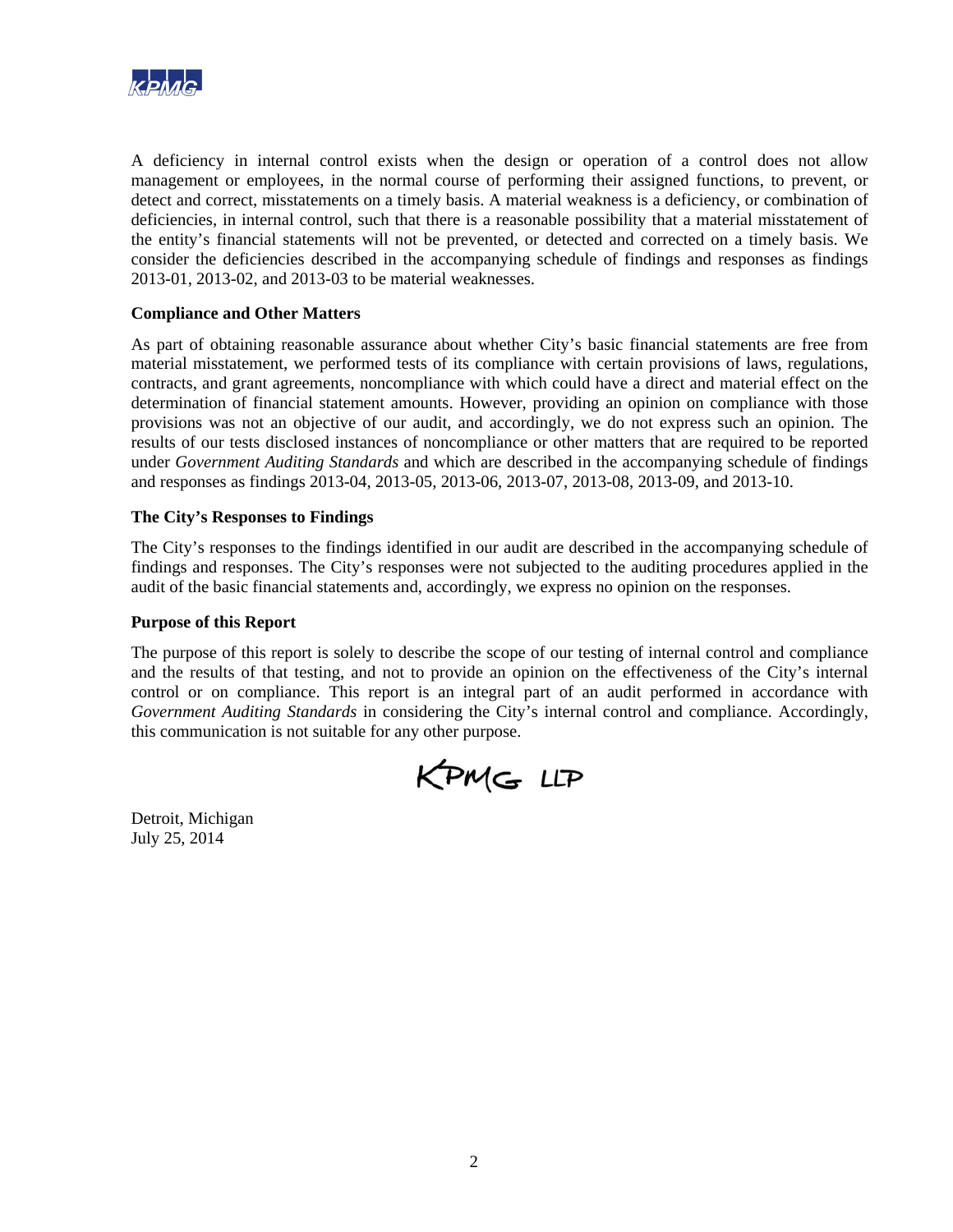A deficiency in internal control exists when the design or operation of a control does not allow management or employees, in the normal course of performing their assigned functions, to prevent, or detect and correct, misstatements on a timely basis. A material weakness is a deficiency, or combination of deficiencies, in internal control, such that there is a reasonable possibility that a material misstatement of the entity's financial statements will not be prevented, or detected and corrected on a timely basis. We consider the deficiencies described in the accompanying schedule of findings and responses as findings 2013-01, 2013-02, and 2013-03 to be material weaknesses.

**Compliance and Other Matters**

As part of obtaining reasonable assurance about whether City's basic financial statements are free from material misstatement, we performed tests of its compliance with certain provisions of laws, regulations, contracts, and grant agreements, noncompliance with which could have a direct and material effect on the determination of financial statement amounts. However, providing an opinion on compliance with those provisions was not an objective of our audit, and accordingly, we do not express such an opinion. The results of our tests disclosed instances of noncompliance or other matters that are required to be reported under *Government Auditing Standards* and which are described in the accompanying schedule of findings and responses as findings 2013-04, 2013-05, 2013-06, 2013-07, 2013-08, 2013-09, and 2013-10.

**The City's Responses to Findings**

The City's responses to the findings identified in our audit are described in the accompanying schedule of findings and responses. The City's responses were not subjected to the auditing procedures applied in the audit of the basic financial statements and, accordingly, we express no opinion on the responses.

**Purpose of this Report**

The purpose of this report is solely to describe the scope of our testing of internal control and compliance and the results of that testing, and not to provide an opinion on the effectiveness of the City's internal control or on compliance. This report is an integral part of an audit performed in accordance with *Government Auditing Standards* in considering the City's internal control and compliance. Accordingly, this communication is not suitable for any other purpose.

KPMG LLP

Detroit, Michigan
July 25, 2014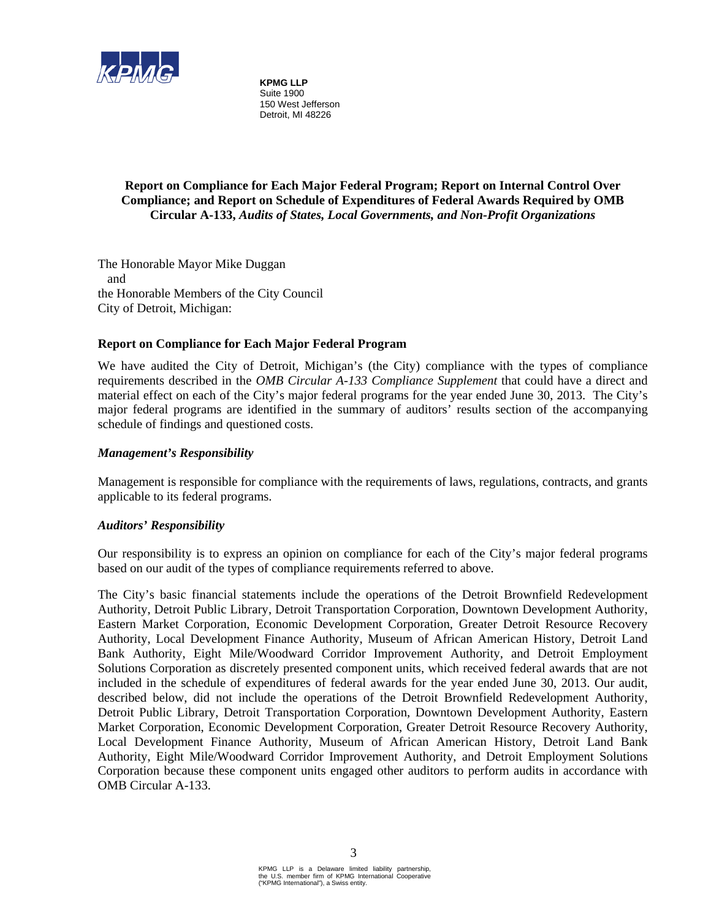KPMG

**KPMG LLP**
Suite 1900
150 West Jefferson
Detroit, MI 48226

## Report on Compliance for Each Major Federal Program; Report on Internal Control Over Compliance; and Report on Schedule of Expenditures of Federal Awards Required by OMB Circular A-133, *Audits of States, Local Governments, and Non-Profit Organizations*

The Honorable Mayor Mike Duggan
and
the Honorable Members of the City Council
City of Detroit, Michigan:

### Report on Compliance for Each Major Federal Program

We have audited the City of Detroit, Michigan's (the City) compliance with the types of compliance requirements described in the *OMB Circular A-133 Compliance Supplement* that could have a direct and material effect on each of the City's major federal programs for the year ended June 30, 2013. The City's major federal programs are identified in the summary of auditors' results section of the accompanying schedule of findings and questioned costs.

#### *Management's Responsibility*

Management is responsible for compliance with the requirements of laws, regulations, contracts, and grants applicable to its federal programs.

#### *Auditors' Responsibility*

Our responsibility is to express an opinion on compliance for each of the City's major federal programs based on our audit of the types of compliance requirements referred to above.

The City's basic financial statements include the operations of the Detroit Brownfield Redevelopment Authority, Detroit Public Library, Detroit Transportation Corporation, Downtown Development Authority, Eastern Market Corporation, Economic Development Corporation, Greater Detroit Resource Recovery Authority, Local Development Finance Authority, Museum of African American History, Detroit Land Bank Authority, Eight Mile/Woodward Corridor Improvement Authority, and Detroit Employment Solutions Corporation as discretely presented component units, which received federal awards that are not included in the schedule of expenditures of federal awards for the year ended June 30, 2013. Our audit, described below, did not include the operations of the Detroit Brownfield Redevelopment Authority, Detroit Public Library, Detroit Transportation Corporation, Downtown Development Authority, Eastern Market Corporation, Economic Development Corporation, Greater Detroit Resource Recovery Authority, Local Development Finance Authority, Museum of African American History, Detroit Land Bank Authority, Eight Mile/Woodward Corridor Improvement Authority, and Detroit Employment Solutions Corporation because these component units engaged other auditors to perform audits in accordance with OMB Circular A-133.

KPMG LLP is a Delaware limited liability partnership, the U.S. member firm of KPMG International Cooperative ("KPMG International"), a Swiss entity.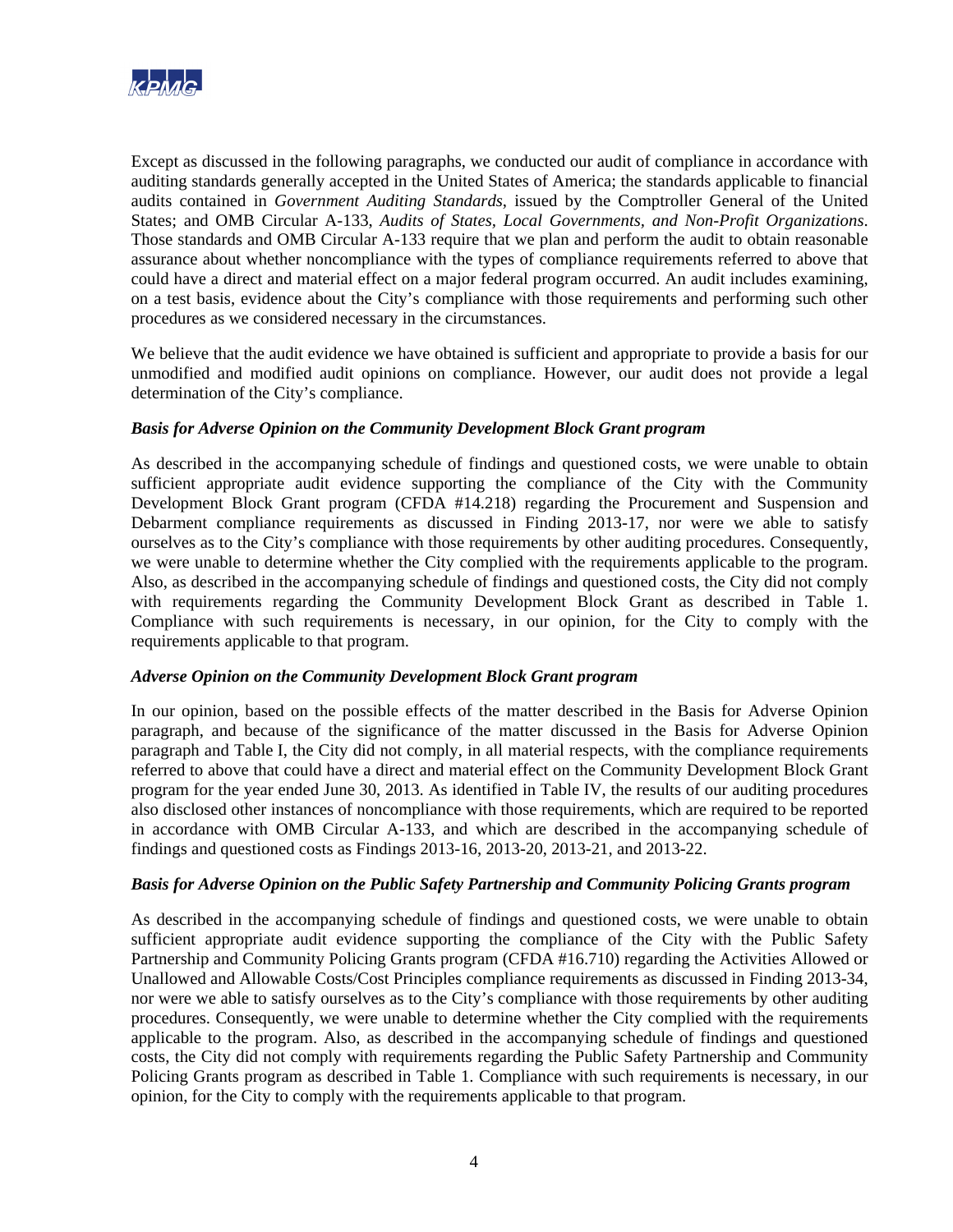Except as discussed in the following paragraphs, we conducted our audit of compliance in accordance with auditing standards generally accepted in the United States of America; the standards applicable to financial audits contained in *Government Auditing Standards*, issued by the Comptroller General of the United States; and OMB Circular A-133, *Audits of States, Local Governments, and Non-Profit Organizations*. Those standards and OMB Circular A-133 require that we plan and perform the audit to obtain reasonable assurance about whether noncompliance with the types of compliance requirements referred to above that could have a direct and material effect on a major federal program occurred. An audit includes examining, on a test basis, evidence about the City's compliance with those requirements and performing such other procedures as we considered necessary in the circumstances.

We believe that the audit evidence we have obtained is sufficient and appropriate to provide a basis for our unmodified and modified audit opinions on compliance. However, our audit does not provide a legal determination of the City's compliance.

***Basis for Adverse Opinion on the Community Development Block Grant program***

As described in the accompanying schedule of findings and questioned costs, we were unable to obtain sufficient appropriate audit evidence supporting the compliance of the City with the Community Development Block Grant program (CFDA #14.218) regarding the Procurement and Suspension and Debarment compliance requirements as discussed in Finding 2013-17, nor were we able to satisfy ourselves as to the City's compliance with those requirements by other auditing procedures. Consequently, we were unable to determine whether the City complied with the requirements applicable to the program. Also, as described in the accompanying schedule of findings and questioned costs, the City did not comply with requirements regarding the Community Development Block Grant as described in Table 1. Compliance with such requirements is necessary, in our opinion, for the City to comply with the requirements applicable to that program.

***Adverse Opinion on the Community Development Block Grant program***

In our opinion, based on the possible effects of the matter described in the Basis for Adverse Opinion paragraph, and because of the significance of the matter discussed in the Basis for Adverse Opinion paragraph and Table I, the City did not comply, in all material respects, with the compliance requirements referred to above that could have a direct and material effect on the Community Development Block Grant program for the year ended June 30, 2013. As identified in Table IV, the results of our auditing procedures also disclosed other instances of noncompliance with those requirements, which are required to be reported in accordance with OMB Circular A-133, and which are described in the accompanying schedule of findings and questioned costs as Findings 2013-16, 2013-20, 2013-21, and 2013-22.

***Basis for Adverse Opinion on the Public Safety Partnership and Community Policing Grants program***

As described in the accompanying schedule of findings and questioned costs, we were unable to obtain sufficient appropriate audit evidence supporting the compliance of the City with the Public Safety Partnership and Community Policing Grants program (CFDA #16.710) regarding the Activities Allowed or Unallowed and Allowable Costs/Cost Principles compliance requirements as discussed in Finding 2013-34, nor were we able to satisfy ourselves as to the City's compliance with those requirements by other auditing procedures. Consequently, we were unable to determine whether the City complied with the requirements applicable to the program. Also, as described in the accompanying schedule of findings and questioned costs, the City did not comply with requirements regarding the Public Safety Partnership and Community Policing Grants program as described in Table 1. Compliance with such requirements is necessary, in our opinion, for the City to comply with the requirements applicable to that program.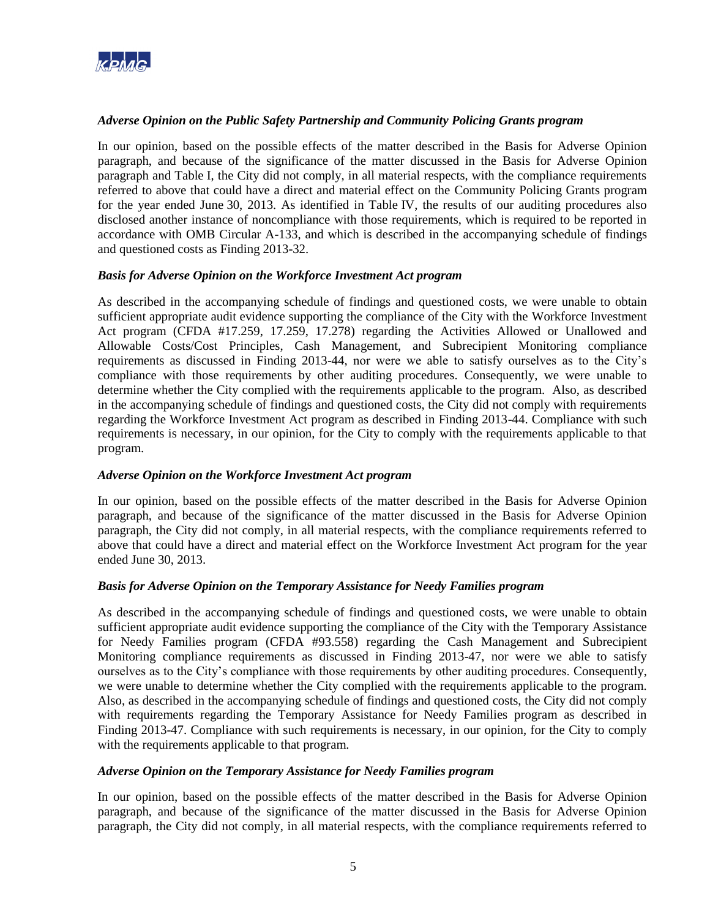### *Adverse Opinion on the Public Safety Partnership and Community Policing Grants program*

In our opinion, based on the possible effects of the matter described in the Basis for Adverse Opinion paragraph, and because of the significance of the matter discussed in the Basis for Adverse Opinion paragraph and Table I, the City did not comply, in all material respects, with the compliance requirements referred to above that could have a direct and material effect on the Community Policing Grants program for the year ended June 30, 2013. As identified in Table IV, the results of our auditing procedures also disclosed another instance of noncompliance with those requirements, which is required to be reported in accordance with OMB Circular A-133, and which is described in the accompanying schedule of findings and questioned costs as Finding 2013-32.

### *Basis for Adverse Opinion on the Workforce Investment Act program*

As described in the accompanying schedule of findings and questioned costs, we were unable to obtain sufficient appropriate audit evidence supporting the compliance of the City with the Workforce Investment Act program (CFDA #17.259, 17.259, 17.278) regarding the Activities Allowed or Unallowed and Allowable Costs/Cost Principles, Cash Management, and Subrecipient Monitoring compliance requirements as discussed in Finding 2013-44, nor were we able to satisfy ourselves as to the City's compliance with those requirements by other auditing procedures. Consequently, we were unable to determine whether the City complied with the requirements applicable to the program. Also, as described in the accompanying schedule of findings and questioned costs, the City did not comply with requirements regarding the Workforce Investment Act program as described in Finding 2013-44. Compliance with such requirements is necessary, in our opinion, for the City to comply with the requirements applicable to that program.

### *Adverse Opinion on the Workforce Investment Act program*

In our opinion, based on the possible effects of the matter described in the Basis for Adverse Opinion paragraph, and because of the significance of the matter discussed in the Basis for Adverse Opinion paragraph, the City did not comply, in all material respects, with the compliance requirements referred to above that could have a direct and material effect on the Workforce Investment Act program for the year ended June 30, 2013.

### *Basis for Adverse Opinion on the Temporary Assistance for Needy Families program*

As described in the accompanying schedule of findings and questioned costs, we were unable to obtain sufficient appropriate audit evidence supporting the compliance of the City with the Temporary Assistance for Needy Families program (CFDA #93.558) regarding the Cash Management and Subrecipient Monitoring compliance requirements as discussed in Finding 2013-47, nor were we able to satisfy ourselves as to the City's compliance with those requirements by other auditing procedures. Consequently, we were unable to determine whether the City complied with the requirements applicable to the program. Also, as described in the accompanying schedule of findings and questioned costs, the City did not comply with requirements regarding the Temporary Assistance for Needy Families program as described in Finding 2013-47. Compliance with such requirements is necessary, in our opinion, for the City to comply with the requirements applicable to that program.

### *Adverse Opinion on the Temporary Assistance for Needy Families program*

In our opinion, based on the possible effects of the matter described in the Basis for Adverse Opinion paragraph, and because of the significance of the matter discussed in the Basis for Adverse Opinion paragraph, the City did not comply, in all material respects, with the compliance requirements referred to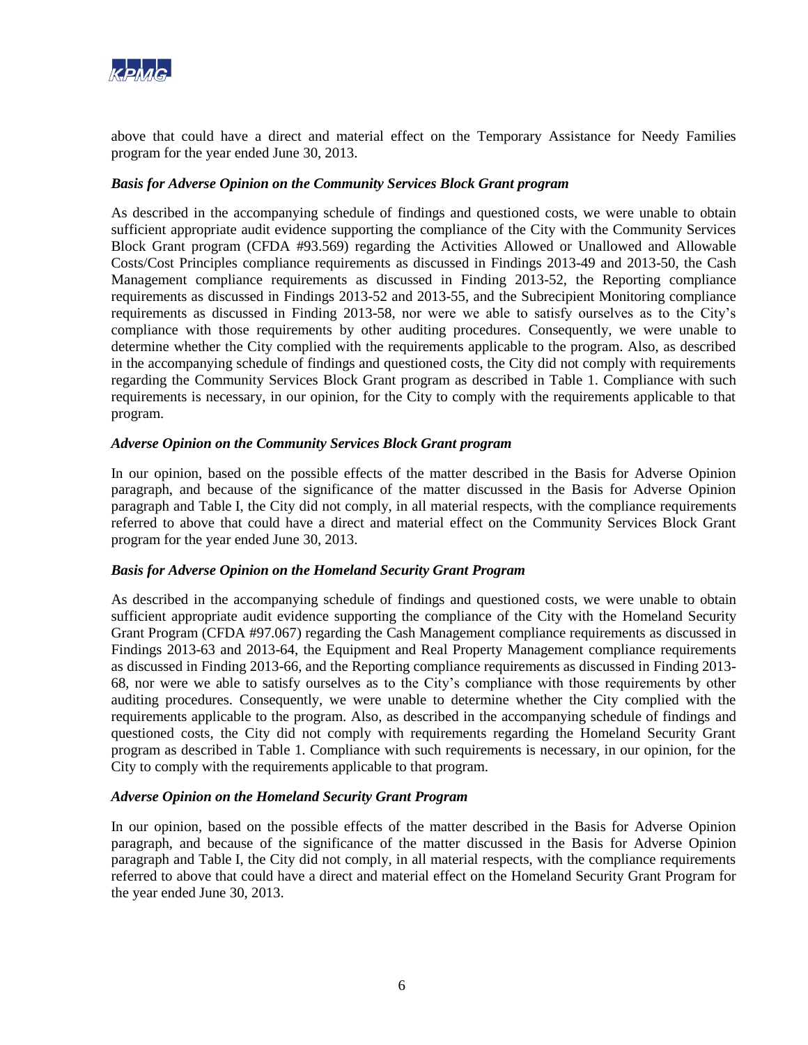above that could have a direct and material effect on the Temporary Assistance for Needy Families program for the year ended June 30, 2013.

***Basis for Adverse Opinion on the Community Services Block Grant program***

As described in the accompanying schedule of findings and questioned costs, we were unable to obtain sufficient appropriate audit evidence supporting the compliance of the City with the Community Services Block Grant program (CFDA #93.569) regarding the Activities Allowed or Unallowed and Allowable Costs/Cost Principles compliance requirements as discussed in Findings 2013-49 and 2013-50, the Cash Management compliance requirements as discussed in Finding 2013-52, the Reporting compliance requirements as discussed in Findings 2013-52 and 2013-55, and the Subrecipient Monitoring compliance requirements as discussed in Finding 2013-58, nor were we able to satisfy ourselves as to the City's compliance with those requirements by other auditing procedures. Consequently, we were unable to determine whether the City complied with the requirements applicable to the program. Also, as described in the accompanying schedule of findings and questioned costs, the City did not comply with requirements regarding the Community Services Block Grant program as described in Table 1. Compliance with such requirements is necessary, in our opinion, for the City to comply with the requirements applicable to that program.

***Adverse Opinion on the Community Services Block Grant program***

In our opinion, based on the possible effects of the matter described in the Basis for Adverse Opinion paragraph, and because of the significance of the matter discussed in the Basis for Adverse Opinion paragraph and Table I, the City did not comply, in all material respects, with the compliance requirements referred to above that could have a direct and material effect on the Community Services Block Grant program for the year ended June 30, 2013.

***Basis for Adverse Opinion on the Homeland Security Grant Program***

As described in the accompanying schedule of findings and questioned costs, we were unable to obtain sufficient appropriate audit evidence supporting the compliance of the City with the Homeland Security Grant Program (CFDA #97.067) regarding the Cash Management compliance requirements as discussed in Findings 2013-63 and 2013-64, the Equipment and Real Property Management compliance requirements as discussed in Finding 2013-66, and the Reporting compliance requirements as discussed in Finding 2013-68, nor were we able to satisfy ourselves as to the City's compliance with those requirements by other auditing procedures. Consequently, we were unable to determine whether the City complied with the requirements applicable to the program. Also, as described in the accompanying schedule of findings and questioned costs, the City did not comply with requirements regarding the Homeland Security Grant program as described in Table 1. Compliance with such requirements is necessary, in our opinion, for the City to comply with the requirements applicable to that program.

***Adverse Opinion on the Homeland Security Grant Program***

In our opinion, based on the possible effects of the matter described in the Basis for Adverse Opinion paragraph, and because of the significance of the matter discussed in the Basis for Adverse Opinion paragraph and Table I, the City did not comply, in all material respects, with the compliance requirements referred to above that could have a direct and material effect on the Homeland Security Grant Program for the year ended June 30, 2013.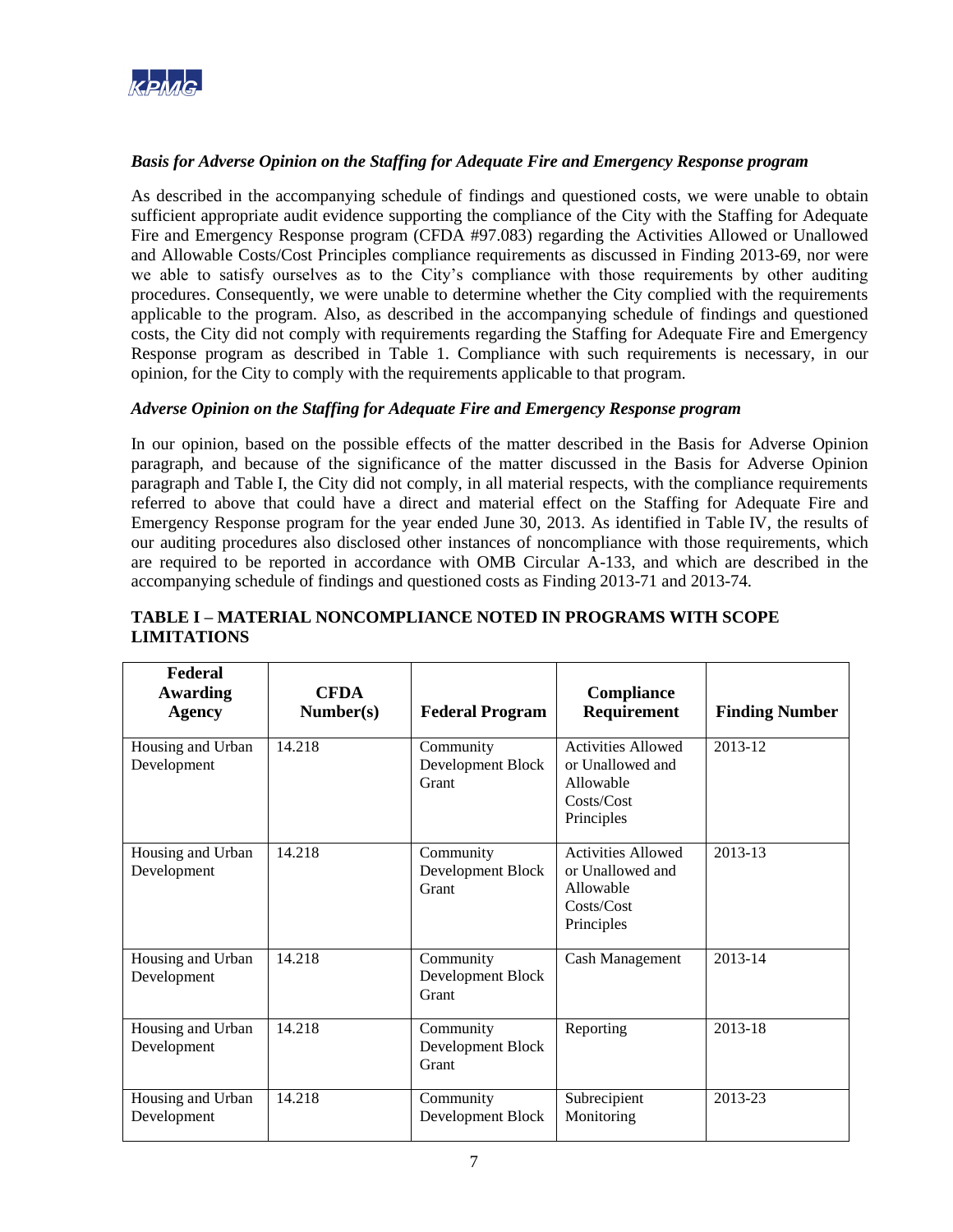### *Basis for Adverse Opinion on the Staffing for Adequate Fire and Emergency Response program*

As described in the accompanying schedule of findings and questioned costs, we were unable to obtain sufficient appropriate audit evidence supporting the compliance of the City with the Staffing for Adequate Fire and Emergency Response program (CFDA #97.083) regarding the Activities Allowed or Unallowed and Allowable Costs/Cost Principles compliance requirements as discussed in Finding 2013-69, nor were we able to satisfy ourselves as to the City's compliance with those requirements by other auditing procedures. Consequently, we were unable to determine whether the City complied with the requirements applicable to the program. Also, as described in the accompanying schedule of findings and questioned costs, the City did not comply with requirements regarding the Staffing for Adequate Fire and Emergency Response program as described in Table 1. Compliance with such requirements is necessary, in our opinion, for the City to comply with the requirements applicable to that program.

### *Adverse Opinion on the Staffing for Adequate Fire and Emergency Response program*

In our opinion, based on the possible effects of the matter described in the Basis for Adverse Opinion paragraph, and because of the significance of the matter discussed in the Basis for Adverse Opinion paragraph and Table I, the City did not comply, in all material respects, with the compliance requirements referred to above that could have a direct and material effect on the Staffing for Adequate Fire and Emergency Response program for the year ended June 30, 2013. As identified in Table IV, the results of our auditing procedures also disclosed other instances of noncompliance with those requirements, which are required to be reported in accordance with OMB Circular A-133, and which are described in the accompanying schedule of findings and questioned costs as Finding 2013-71 and 2013-74.

**TABLE I – MATERIAL NONCOMPLIANCE NOTED IN PROGRAMS WITH SCOPE LIMITATIONS**

| Federal Awarding Agency | CFDA Number(s) | Federal Program | Compliance Requirement | Finding Number |
|---|---|---|---|---|
| Housing and Urban Development | 14.218 | Community Development Block Grant | Activities Allowed or Unallowed and Allowable Costs/Cost Principles | 2013-12 |
| Housing and Urban Development | 14.218 | Community Development Block Grant | Activities Allowed or Unallowed and Allowable Costs/Cost Principles | 2013-13 |
| Housing and Urban Development | 14.218 | Community Development Block Grant | Cash Management | 2013-14 |
| Housing and Urban Development | 14.218 | Community Development Block Grant | Reporting | 2013-18 |
| Housing and Urban Development | 14.218 | Community Development Block | Subrecipient Monitoring | 2013-23 |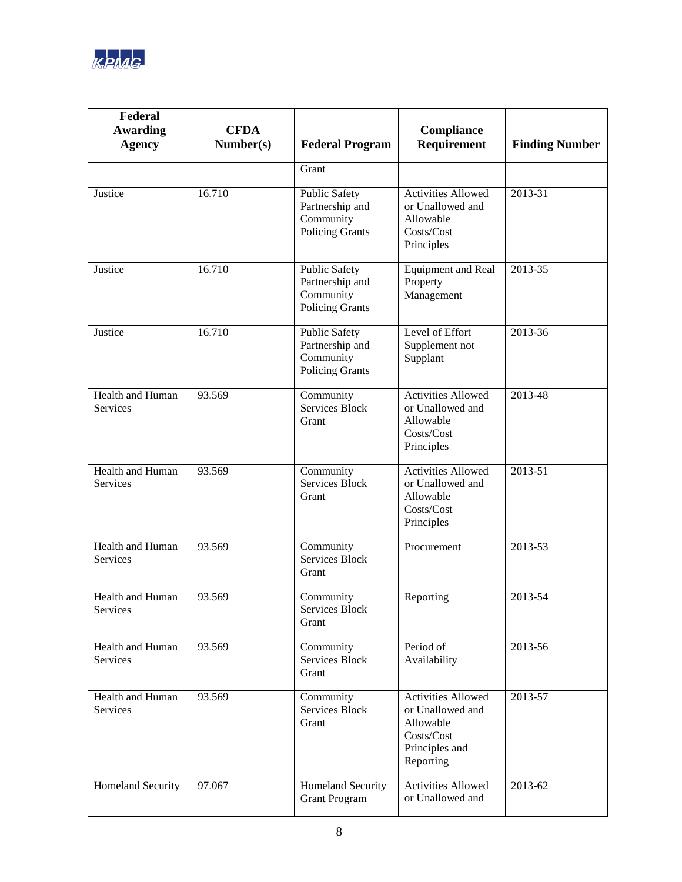| Federal Awarding Agency | CFDA Number(s) | Federal Program | Compliance Requirement | Finding Number |
|---|---|---|---|---|
| | | Grant | | |
| Justice | 16.710 | Public Safety Partnership and Community Policing Grants | Activities Allowed or Unallowed and Allowable Costs/Cost Principles | 2013-31 |
| Justice | 16.710 | Public Safety Partnership and Community Policing Grants | Equipment and Real Property Management | 2013-35 |
| Justice | 16.710 | Public Safety Partnership and Community Policing Grants | Level of Effort – Supplement not Supplant | 2013-36 |
| Health and Human Services | 93.569 | Community Services Block Grant | Activities Allowed or Unallowed and Allowable Costs/Cost Principles | 2013-48 |
| Health and Human Services | 93.569 | Community Services Block Grant | Activities Allowed or Unallowed and Allowable Costs/Cost Principles | 2013-51 |
| Health and Human Services | 93.569 | Community Services Block Grant | Procurement | 2013-53 |
| Health and Human Services | 93.569 | Community Services Block Grant | Reporting | 2013-54 |
| Health and Human Services | 93.569 | Community Services Block Grant | Period of Availability | 2013-56 |
| Health and Human Services | 93.569 | Community Services Block Grant | Activities Allowed or Unallowed and Allowable Costs/Cost Principles and Reporting | 2013-57 |
| Homeland Security | 97.067 | Homeland Security Grant Program | Activities Allowed or Unallowed and | 2013-62 |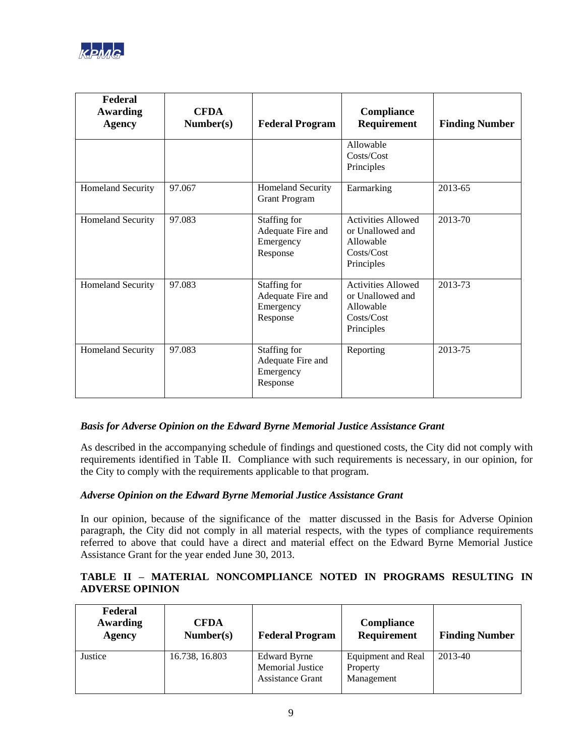| Federal Awarding Agency | CFDA Number(s) | Federal Program | Compliance Requirement | Finding Number |
|---|---|---|---|---|
| | | | Allowable Costs/Cost Principles | |
| Homeland Security | 97.067 | Homeland Security Grant Program | Earmarking | 2013-65 |
| Homeland Security | 97.083 | Staffing for Adequate Fire and Emergency Response | Activities Allowed or Unallowed and Allowable Costs/Cost Principles | 2013-70 |
| Homeland Security | 97.083 | Staffing for Adequate Fire and Emergency Response | Activities Allowed or Unallowed and Allowable Costs/Cost Principles | 2013-73 |
| Homeland Security | 97.083 | Staffing for Adequate Fire and Emergency Response | Reporting | 2013-75 |

### *Basis for Adverse Opinion on the Edward Byrne Memorial Justice Assistance Grant*

As described in the accompanying schedule of findings and questioned costs, the City did not comply with requirements identified in Table II. Compliance with such requirements is necessary, in our opinion, for the City to comply with the requirements applicable to that program.

### *Adverse Opinion on the Edward Byrne Memorial Justice Assistance Grant*

In our opinion, because of the significance of the matter discussed in the Basis for Adverse Opinion paragraph, the City did not comply in all material respects, with the types of compliance requirements referred to above that could have a direct and material effect on the Edward Byrne Memorial Justice Assistance Grant for the year ended June 30, 2013.

### TABLE II – MATERIAL NONCOMPLIANCE NOTED IN PROGRAMS RESULTING IN ADVERSE OPINION

| Federal Awarding Agency | CFDA Number(s) | Federal Program | Compliance Requirement | Finding Number |
|---|---|---|---|---|
| Justice | 16.738, 16.803 | Edward Byrne Memorial Justice Assistance Grant | Equipment and Real Property Management | 2013-40 |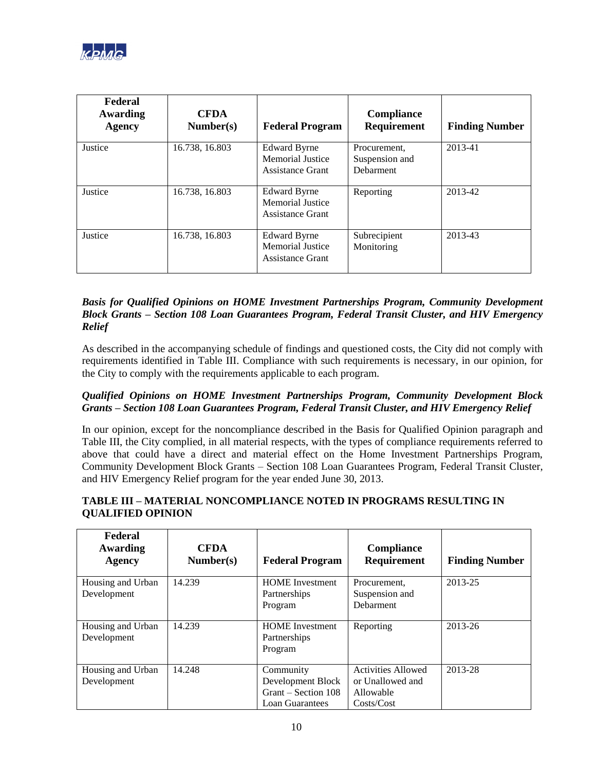| Federal Awarding Agency | CFDA Number(s) | Federal Program | Compliance Requirement | Finding Number |
|---|---|---|---|---|
| Justice | 16.738, 16.803 | Edward Byrne Memorial Justice Assistance Grant | Procurement, Suspension and Debarment | 2013-41 |
| Justice | 16.738, 16.803 | Edward Byrne Memorial Justice Assistance Grant | Reporting | 2013-42 |
| Justice | 16.738, 16.803 | Edward Byrne Memorial Justice Assistance Grant | Subrecipient Monitoring | 2013-43 |

***Basis for Qualified Opinions on HOME Investment Partnerships Program, Community Development Block Grants – Section 108 Loan Guarantees Program, Federal Transit Cluster, and HIV Emergency Relief***

As described in the accompanying schedule of findings and questioned costs, the City did not comply with requirements identified in Table III. Compliance with such requirements is necessary, in our opinion, for the City to comply with the requirements applicable to each program.

***Qualified Opinions on HOME Investment Partnerships Program, Community Development Block Grants – Section 108 Loan Guarantees Program, Federal Transit Cluster, and HIV Emergency Relief***

In our opinion, except for the noncompliance described in the Basis for Qualified Opinion paragraph and Table III, the City complied, in all material respects, with the types of compliance requirements referred to above that could have a direct and material effect on the Home Investment Partnerships Program, Community Development Block Grants – Section 108 Loan Guarantees Program, Federal Transit Cluster, and HIV Emergency Relief program for the year ended June 30, 2013.

**TABLE III – MATERIAL NONCOMPLIANCE NOTED IN PROGRAMS RESULTING IN QUALIFIED OPINION**

| Federal Awarding Agency | CFDA Number(s) | Federal Program | Compliance Requirement | Finding Number |
|---|---|---|---|---|
| Housing and Urban Development | 14.239 | HOME Investment Partnerships Program | Procurement, Suspension and Debarment | 2013-25 |
| Housing and Urban Development | 14.239 | HOME Investment Partnerships Program | Reporting | 2013-26 |
| Housing and Urban Development | 14.248 | Community Development Block Grant – Section 108 Loan Guarantees | Activities Allowed or Unallowed and Allowable Costs/Cost | 2013-28 |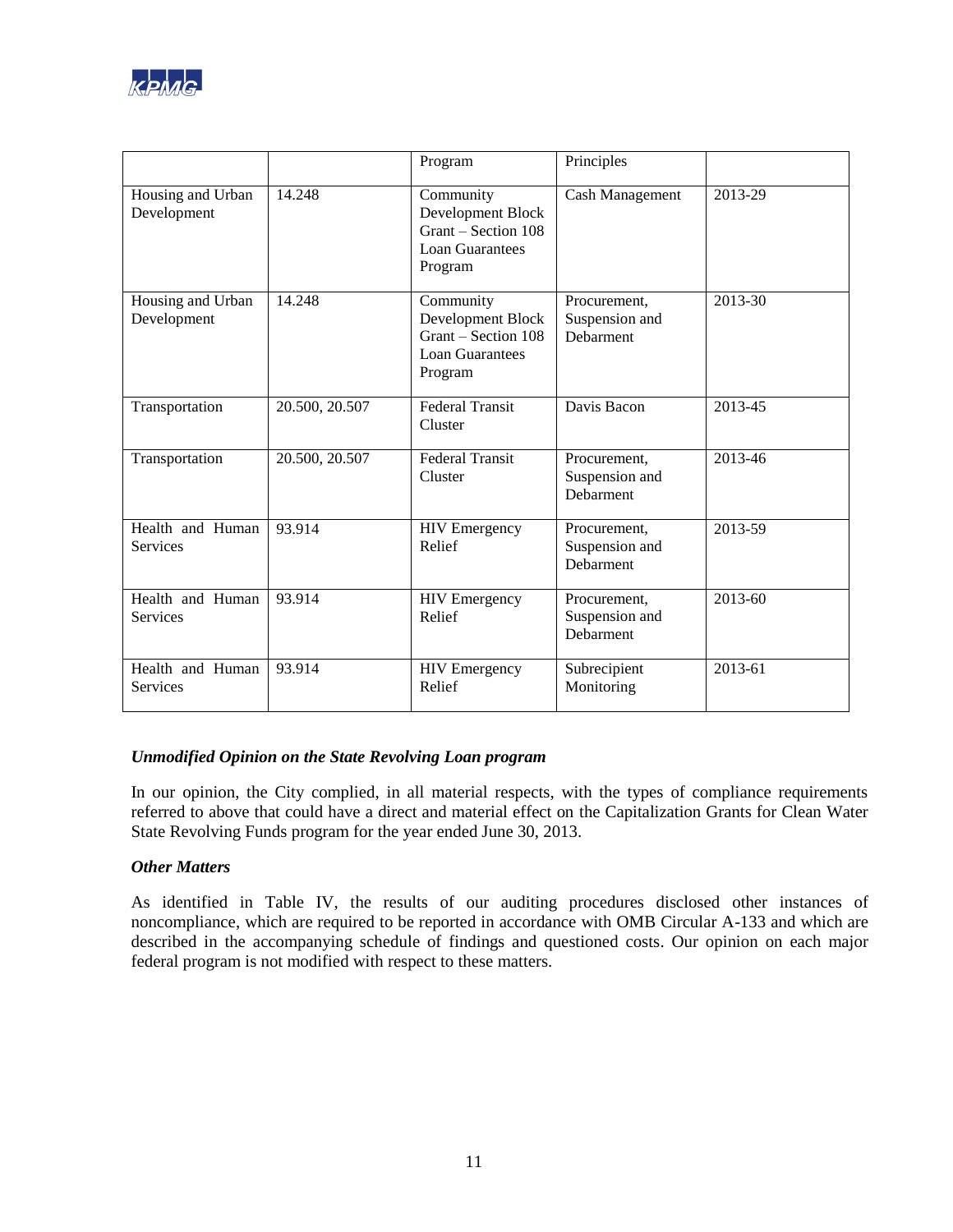| | | Program | Principles | |
|---|---|---|---|---|
| Housing and Urban Development | 14.248 | Community Development Block Grant – Section 108 Loan Guarantees Program | Cash Management | 2013-29 |
| Housing and Urban Development | 14.248 | Community Development Block Grant – Section 108 Loan Guarantees Program | Procurement, Suspension and Debarment | 2013-30 |
| Transportation | 20.500, 20.507 | Federal Transit Cluster | Davis Bacon | 2013-45 |
| Transportation | 20.500, 20.507 | Federal Transit Cluster | Procurement, Suspension and Debarment | 2013-46 |
| Health and Human Services | 93.914 | HIV Emergency Relief | Procurement, Suspension and Debarment | 2013-59 |
| Health and Human Services | 93.914 | HIV Emergency Relief | Procurement, Suspension and Debarment | 2013-60 |
| Health and Human Services | 93.914 | HIV Emergency Relief | Subrecipient Monitoring | 2013-61 |

***Unmodified Opinion on the State Revolving Loan program***

In our opinion, the City complied, in all material respects, with the types of compliance requirements referred to above that could have a direct and material effect on the Capitalization Grants for Clean Water State Revolving Funds program for the year ended June 30, 2013.

***Other Matters***

As identified in Table IV, the results of our auditing procedures disclosed other instances of noncompliance, which are required to be reported in accordance with OMB Circular A-133 and which are described in the accompanying schedule of findings and questioned costs. Our opinion on each major federal program is not modified with respect to these matters.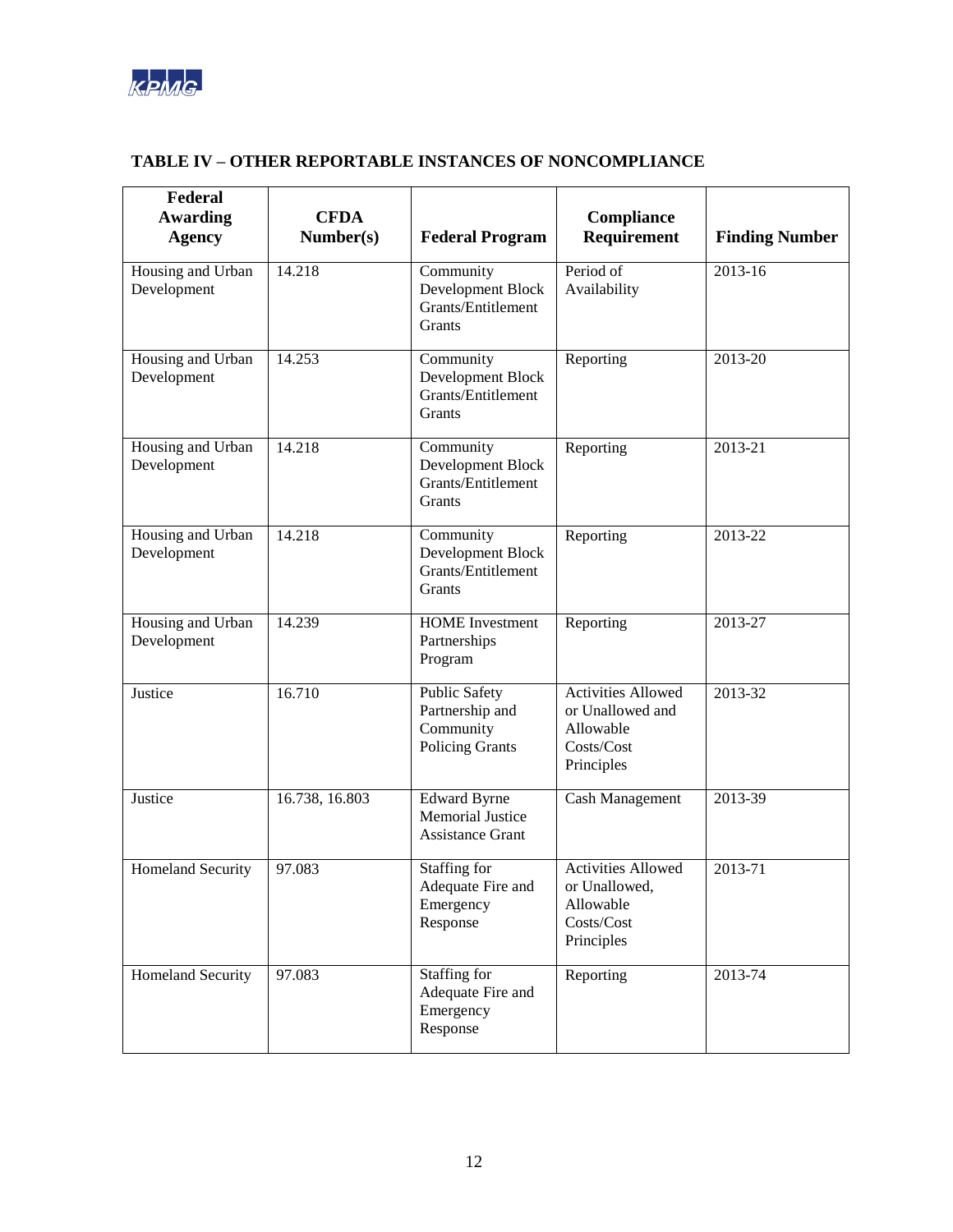## TABLE IV – OTHER REPORTABLE INSTANCES OF NONCOMPLIANCE

| Federal Awarding Agency | CFDA Number(s) | Federal Program | Compliance Requirement | Finding Number |
|---|---|---|---|---|
| Housing and Urban Development | 14.218 | Community Development Block Grants/Entitlement Grants | Period of Availability | 2013-16 |
| Housing and Urban Development | 14.253 | Community Development Block Grants/Entitlement Grants | Reporting | 2013-20 |
| Housing and Urban Development | 14.218 | Community Development Block Grants/Entitlement Grants | Reporting | 2013-21 |
| Housing and Urban Development | 14.218 | Community Development Block Grants/Entitlement Grants | Reporting | 2013-22 |
| Housing and Urban Development | 14.239 | HOME Investment Partnerships Program | Reporting | 2013-27 |
| Justice | 16.710 | Public Safety Partnership and Community Policing Grants | Activities Allowed or Unallowed and Allowable Costs/Cost Principles | 2013-32 |
| Justice | 16.738, 16.803 | Edward Byrne Memorial Justice Assistance Grant | Cash Management | 2013-39 |
| Homeland Security | 97.083 | Staffing for Adequate Fire and Emergency Response | Activities Allowed or Unallowed, Allowable Costs/Cost Principles | 2013-71 |
| Homeland Security | 97.083 | Staffing for Adequate Fire and Emergency Response | Reporting | 2013-74 |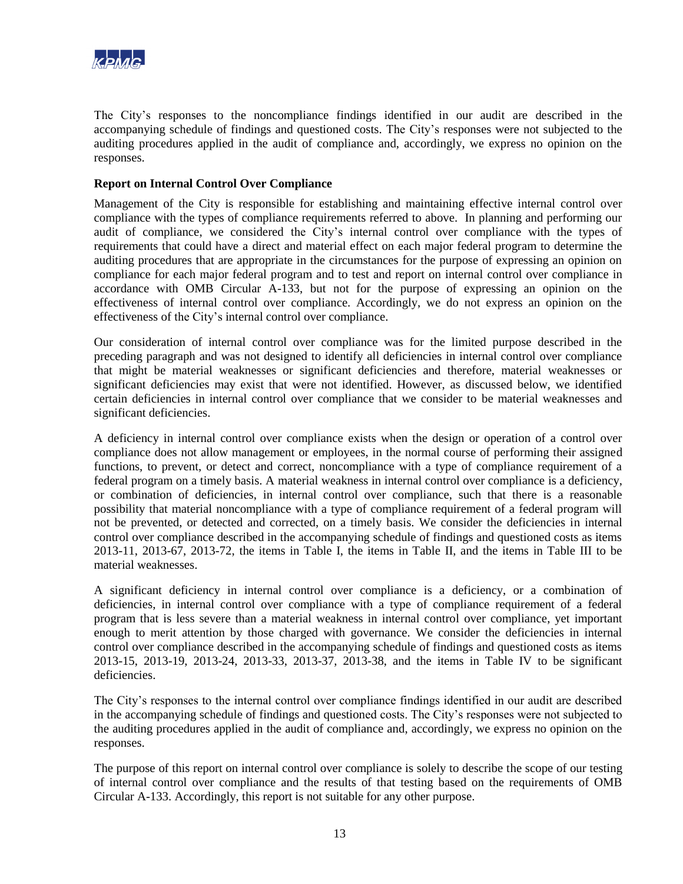The City's responses to the noncompliance findings identified in our audit are described in the accompanying schedule of findings and questioned costs. The City's responses were not subjected to the auditing procedures applied in the audit of compliance and, accordingly, we express no opinion on the responses.

**Report on Internal Control Over Compliance**

Management of the City is responsible for establishing and maintaining effective internal control over compliance with the types of compliance requirements referred to above. In planning and performing our audit of compliance, we considered the City's internal control over compliance with the types of requirements that could have a direct and material effect on each major federal program to determine the auditing procedures that are appropriate in the circumstances for the purpose of expressing an opinion on compliance for each major federal program and to test and report on internal control over compliance in accordance with OMB Circular A-133, but not for the purpose of expressing an opinion on the effectiveness of internal control over compliance. Accordingly, we do not express an opinion on the effectiveness of the City's internal control over compliance.

Our consideration of internal control over compliance was for the limited purpose described in the preceding paragraph and was not designed to identify all deficiencies in internal control over compliance that might be material weaknesses or significant deficiencies and therefore, material weaknesses or significant deficiencies may exist that were not identified. However, as discussed below, we identified certain deficiencies in internal control over compliance that we consider to be material weaknesses and significant deficiencies.

A deficiency in internal control over compliance exists when the design or operation of a control over compliance does not allow management or employees, in the normal course of performing their assigned functions, to prevent, or detect and correct, noncompliance with a type of compliance requirement of a federal program on a timely basis. A material weakness in internal control over compliance is a deficiency, or combination of deficiencies, in internal control over compliance, such that there is a reasonable possibility that material noncompliance with a type of compliance requirement of a federal program will not be prevented, or detected and corrected, on a timely basis. We consider the deficiencies in internal control over compliance described in the accompanying schedule of findings and questioned costs as items 2013-11, 2013-67, 2013-72, the items in Table I, the items in Table II, and the items in Table III to be material weaknesses.

A significant deficiency in internal control over compliance is a deficiency, or a combination of deficiencies, in internal control over compliance with a type of compliance requirement of a federal program that is less severe than a material weakness in internal control over compliance, yet important enough to merit attention by those charged with governance. We consider the deficiencies in internal control over compliance described in the accompanying schedule of findings and questioned costs as items 2013-15, 2013-19, 2013-24, 2013-33, 2013-37, 2013-38, and the items in Table IV to be significant deficiencies.

The City's responses to the internal control over compliance findings identified in our audit are described in the accompanying schedule of findings and questioned costs. The City's responses were not subjected to the auditing procedures applied in the audit of compliance and, accordingly, we express no opinion on the responses.

The purpose of this report on internal control over compliance is solely to describe the scope of our testing of internal control over compliance and the results of that testing based on the requirements of OMB Circular A-133. Accordingly, this report is not suitable for any other purpose.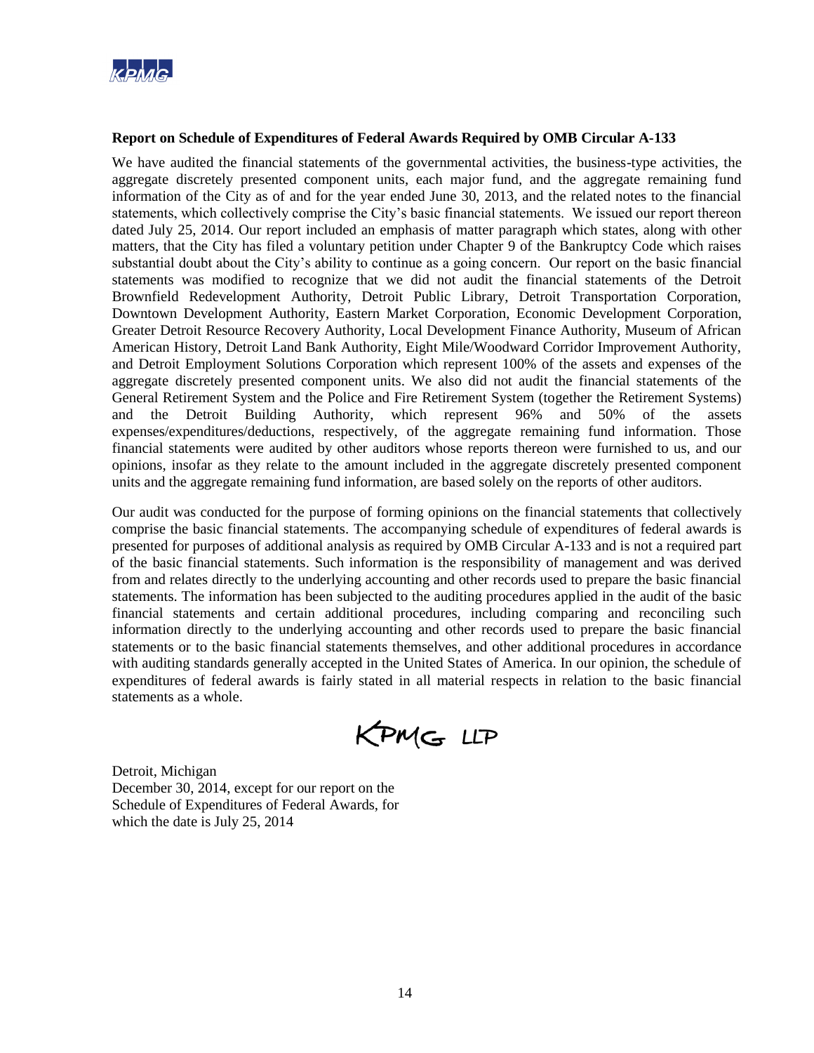**Report on Schedule of Expenditures of Federal Awards Required by OMB Circular A-133**

We have audited the financial statements of the governmental activities, the business-type activities, the aggregate discretely presented component units, each major fund, and the aggregate remaining fund information of the City as of and for the year ended June 30, 2013, and the related notes to the financial statements, which collectively comprise the City's basic financial statements. We issued our report thereon dated July 25, 2014. Our report included an emphasis of matter paragraph which states, along with other matters, that the City has filed a voluntary petition under Chapter 9 of the Bankruptcy Code which raises substantial doubt about the City's ability to continue as a going concern. Our report on the basic financial statements was modified to recognize that we did not audit the financial statements of the Detroit Brownfield Redevelopment Authority, Detroit Public Library, Detroit Transportation Corporation, Downtown Development Authority, Eastern Market Corporation, Economic Development Corporation, Greater Detroit Resource Recovery Authority, Local Development Finance Authority, Museum of African American History, Detroit Land Bank Authority, Eight Mile/Woodward Corridor Improvement Authority, and Detroit Employment Solutions Corporation which represent 100% of the assets and expenses of the aggregate discretely presented component units. We also did not audit the financial statements of the General Retirement System and the Police and Fire Retirement System (together the Retirement Systems) and the Detroit Building Authority, which represent 96% and 50% of the assets expenses/expenditures/deductions, respectively, of the aggregate remaining fund information. Those financial statements were audited by other auditors whose reports thereon were furnished to us, and our opinions, insofar as they relate to the amount included in the aggregate discretely presented component units and the aggregate remaining fund information, are based solely on the reports of other auditors.

Our audit was conducted for the purpose of forming opinions on the financial statements that collectively comprise the basic financial statements. The accompanying schedule of expenditures of federal awards is presented for purposes of additional analysis as required by OMB Circular A-133 and is not a required part of the basic financial statements. Such information is the responsibility of management and was derived from and relates directly to the underlying accounting and other records used to prepare the basic financial statements. The information has been subjected to the auditing procedures applied in the audit of the basic financial statements and certain additional procedures, including comparing and reconciling such information directly to the underlying accounting and other records used to prepare the basic financial statements or to the basic financial statements themselves, and other additional procedures in accordance with auditing standards generally accepted in the United States of America. In our opinion, the schedule of expenditures of federal awards is fairly stated in all material respects in relation to the basic financial statements as a whole.

KPMG LLP

Detroit, Michigan
December 30, 2014, except for our report on the Schedule of Expenditures of Federal Awards, for which the date is July 25, 2014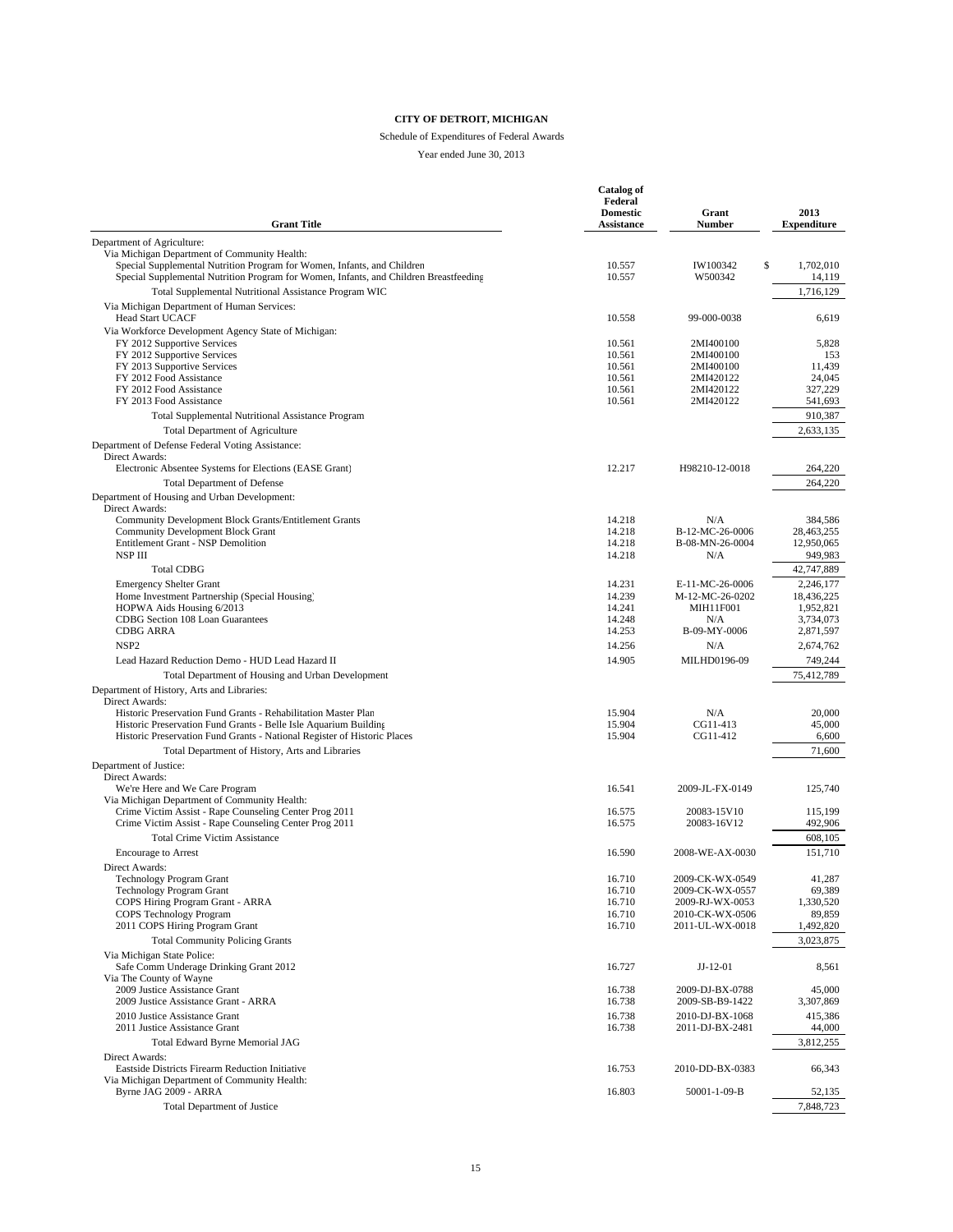# CITY OF DETROIT, MICHIGAN

Schedule of Expenditures of Federal Awards

Year ended June 30, 2013

| Grant Title | Catalog of Federal Domestic Assistance | Grant Number | 2013 Expenditure |
|---|---|---|---|
| Department of Agriculture: | | | |
| Via Michigan Department of Community Health: | | | |
| Special Supplemental Nutrition Program for Women, Infants, and Children | 10.557 | IW100342 | $ 1,702,010 |
| Special Supplemental Nutrition Program for Women, Infants, and Children Breastfeeding | 10.557 | W500342 | 14,119 |
| Total Supplemental Nutritional Assistance Program WIC | | | 1,716,129 |
| Via Michigan Department of Human Services: | | | |
| Head Start UCACF | 10.558 | 99-000-0038 | 6,619 |
| Via Workforce Development Agency State of Michigan: | | | |
| FY 2012 Supportive Services | 10.561 | 2MI400100 | 5,828 |
| FY 2012 Supportive Services | 10.561 | 2MI400100 | 153 |
| FY 2013 Supportive Services | 10.561 | 2MI400100 | 11,439 |
| FY 2012 Food Assistance | 10.561 | 2MI420122 | 24,045 |
| FY 2012 Food Assistance | 10.561 | 2MI420122 | 327,229 |
| FY 2013 Food Assistance | 10.561 | 2MI420122 | 541,693 |
| Total Supplemental Nutritional Assistance Program | | | 910,387 |
| Total Department of Agriculture | | | 2,633,135 |
| Department of Defense Federal Voting Assistance: | | | |
| Direct Awards: | | | |
| Electronic Absentee Systems for Elections (EASE Grant) | 12.217 | H98210-12-0018 | 264,220 |
| Total Department of Defense | | | 264,220 |
| Department of Housing and Urban Development: | | | |
| Direct Awards: | | | |
| Community Development Block Grants/Entitlement Grants | 14.218 | N/A | 384,586 |
| Community Development Block Grant | 14.218 | B-12-MC-26-0006 | 28,463,255 |
| Entitlement Grant - NSP Demolition | 14.218 | B-08-MN-26-0004 | 12,950,065 |
| NSP III | 14.218 | N/A | 949,983 |
| Total CDBG | | | 42,747,889 |
| Emergency Shelter Grant | 14.231 | E-11-MC-26-0006 | 2,246,177 |
| Home Investment Partnership (Special Housing) | 14.239 | M-12-MC-26-0202 | 18,436,225 |
| HOPWA Aids Housing 6/2013 | 14.241 | MIH11F001 | 1,952,821 |
| CDBG Section 108 Loan Guarantees | 14.248 | N/A | 3,734,073 |
| CDBG ARRA | 14.253 | B-09-MY-0006 | 2,871,597 |
| NSP2 | 14.256 | N/A | 2,674,762 |
| Lead Hazard Reduction Demo - HUD Lead Hazard II | 14.905 | MILHD0196-09 | 749,244 |
| Total Department of Housing and Urban Development | | | 75,412,789 |
| Department of History, Arts and Libraries: | | | |
| Direct Awards: | | | |
| Historic Preservation Fund Grants - Rehabilitation Master Plan | 15.904 | N/A | 20,000 |
| Historic Preservation Fund Grants - Belle Isle Aquarium Building | 15.904 | CG11-413 | 45,000 |
| Historic Preservation Fund Grants - National Register of Historic Places | 15.904 | CG11-412 | 6,600 |
| Total Department of History, Arts and Libraries | | | 71,600 |
| Department of Justice: | | | |
| Direct Awards: | | | |
| We're Here and We Care Program | 16.541 | 2009-JL-FX-0149 | 125,740 |
| Via Michigan Department of Community Health: | | | |
| Crime Victim Assist - Rape Counseling Center Prog 2011 | 16.575 | 20083-15V10 | 115,199 |
| Crime Victim Assist - Rape Counseling Center Prog 2011 | 16.575 | 20083-16V12 | 492,906 |
| Total Crime Victim Assistance | | | 608,105 |
| Encourage to Arrest | 16.590 | 2008-WE-AX-0030 | 151,710 |
| Direct Awards: | | | |
| Technology Program Grant | 16.710 | 2009-CK-WX-0549 | 41,287 |
| Technology Program Grant | 16.710 | 2009-CK-WX-0557 | 69,389 |
| COPS Hiring Program Grant - ARRA | 16.710 | 2009-RJ-WX-0053 | 1,330,520 |
| COPS Technology Program | 16.710 | 2010-CK-WX-0506 | 89,859 |
| 2011 COPS Hiring Program Grant | 16.710 | 2011-UL-WX-0018 | 1,492,820 |
| Total Community Policing Grants | | | 3,023,875 |
| Via Michigan State Police: | | | |
| Safe Comm Underage Drinking Grant 2012 | 16.727 | JJ-12-01 | 8,561 |
| Via The County of Wayne | | | |
| 2009 Justice Assistance Grant | 16.738 | 2009-DJ-BX-0788 | 45,000 |
| 2009 Justice Assistance Grant - ARRA | 16.738 | 2009-SB-B9-1422 | 3,307,869 |
| 2010 Justice Assistance Grant | 16.738 | 2010-DJ-BX-1068 | 415,386 |
| 2011 Justice Assistance Grant | 16.738 | 2011-DJ-BX-2481 | 44,000 |
| Total Edward Byrne Memorial JAG | | | 3,812,255 |
| Direct Awards: | | | |
| Eastside Districts Firearm Reduction Initiative | 16.753 | 2010-DD-BX-0383 | 66,343 |
| Via Michigan Department of Community Health: | | | |
| Byrne JAG 2009 - ARRA | 16.803 | 50001-1-09-B | 52,135 |
| Total Department of Justice | | | 7,848,723 |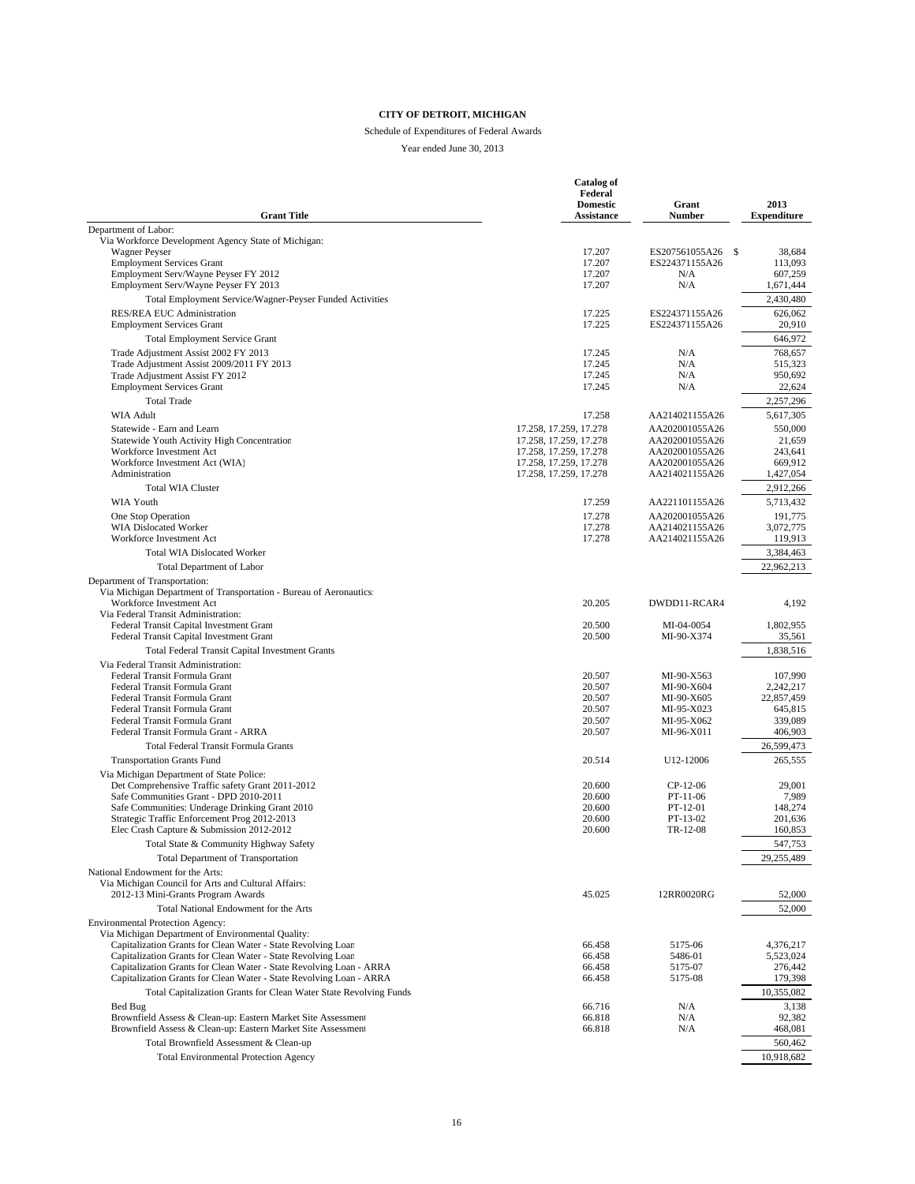# CITY OF DETROIT, MICHIGAN

Schedule of Expenditures of Federal Awards

Year ended June 30, 2013

| Grant Title | Catalog of Federal Domestic Assistance | Grant Number | 2013 Expenditure |
|---|---|---|---|
| Department of Labor: | | | |
| Via Workforce Development Agency State of Michigan: | | | |
| Wagner Peyser | 17.207 | ES207561055A26 | $ 38,684 |
| Employment Services Grant | 17.207 | ES224371155A26 | 113,093 |
| Employment Serv/Wayne Peyser FY 2012 | 17.207 | N/A | 607,259 |
| Employment Serv/Wayne Peyser FY 2013 | 17.207 | N/A | 1,671,444 |
| Total Employment Service/Wagner-Peyser Funded Activities | | | 2,430,480 |
| RES/REA EUC Administration | 17.225 | ES224371155A26 | 626,062 |
| Employment Services Grant | 17.225 | ES224371155A26 | 20,910 |
| Total Employment Service Grant | | | 646,972 |
| Trade Adjustment Assist 2002 FY 2013 | 17.245 | N/A | 768,657 |
| Trade Adjustment Assist 2009/2011 FY 2013 | 17.245 | N/A | 515,323 |
| Trade Adjustment Assist FY 2012 | 17.245 | N/A | 950,692 |
| Employment Services Grant | 17.245 | N/A | 22,624 |
| Total Trade | | | 2,257,296 |
| WIA Adult | 17.258 | AA214021155A26 | 5,617,305 |
| Statewide - Earn and Learn | 17.258, 17.259, 17.278 | AA202001055A26 | 550,000 |
| Statewide Youth Activity High Concentration | 17.258, 17.259, 17.278 | AA202001055A26 | 21,659 |
| Workforce Investment Act | 17.258, 17.259, 17.278 | AA202001055A26 | 243,641 |
| Workforce Investment Act (WIA) | 17.258, 17.259, 17.278 | AA202001055A26 | 669,912 |
| Administration | 17.258, 17.259, 17.278 | AA214021155A26 | 1,427,054 |
| Total WIA Cluster | | | 2,912,266 |
| WIA Youth | 17.259 | AA221101155A26 | 5,713,432 |
| One Stop Operation | 17.278 | AA202001055A26 | 191,775 |
| WIA Dislocated Worker | 17.278 | AA214021155A26 | 3,072,775 |
| Workforce Investment Act | 17.278 | AA214021155A26 | 119,913 |
| Total WIA Dislocated Worker | | | 3,384,463 |
| Total Department of Labor | | | 22,962,213 |
| Department of Transportation: | | | |
| Via Michigan Department of Transportation - Bureau of Aeronautics: | | | |
| Workforce Investment Act | 20.205 | DWDD11-RCAR4 | 4,192 |
| Via Federal Transit Administration: | | | |
| Federal Transit Capital Investment Grant | 20.500 | MI-04-0054 | 1,802,955 |
| Federal Transit Capital Investment Grant | 20.500 | MI-90-X374 | 35,561 |
| Total Federal Transit Capital Investment Grants | | | 1,838,516 |
| Via Federal Transit Administration: | | | |
| Federal Transit Formula Grant | 20.507 | MI-90-X563 | 107,990 |
| Federal Transit Formula Grant | 20.507 | MI-90-X604 | 2,242,217 |
| Federal Transit Formula Grant | 20.507 | MI-90-X605 | 22,857,459 |
| Federal Transit Formula Grant | 20.507 | MI-95-X023 | 645,815 |
| Federal Transit Formula Grant | 20.507 | MI-95-X062 | 339,089 |
| Federal Transit Formula Grant - ARRA | 20.507 | MI-96-X011 | 406,903 |
| Total Federal Transit Formula Grants | | | 26,599,473 |
| Transportation Grants Fund | 20.514 | U12-12006 | 265,555 |
| Via Michigan Department of State Police: | | | |
| Det Comprehensive Traffic safety Grant 2011-2012 | 20.600 | CP-12-06 | 29,001 |
| Safe Communities Grant - DPD 2010-2011 | 20.600 | PT-11-06 | 7,989 |
| Safe Communities: Underage Drinking Grant 2010 | 20.600 | PT-12-01 | 148,274 |
| Strategic Traffic Enforcement Prog 2012-2013 | 20.600 | PT-13-02 | 201,636 |
| Elec Crash Capture & Submission 2012-2012 | 20.600 | TR-12-08 | 160,853 |
| Total State & Community Highway Safety | | | 547,753 |
| Total Department of Transportation | | | 29,255,489 |
| National Endowment for the Arts: | | | |
| Via Michigan Council for Arts and Cultural Affairs: | | | |
| 2012-13 Mini-Grants Program Awards | 45.025 | 12RR0020RG | 52,000 |
| Total National Endowment for the Arts | | | 52,000 |
| Environmental Protection Agency: | | | |
| Via Michigan Department of Environmental Quality: | | | |
| Capitalization Grants for Clean Water - State Revolving Loan | 66.458 | 5175-06 | 4,376,217 |
| Capitalization Grants for Clean Water - State Revolving Loan | 66.458 | 5486-01 | 5,523,024 |
| Capitalization Grants for Clean Water - State Revolving Loan - ARRA | 66.458 | 5175-07 | 276,442 |
| Capitalization Grants for Clean Water - State Revolving Loan - ARRA | 66.458 | 5175-08 | 179,398 |
| Total Capitalization Grants for Clean Water State Revolving Funds | | | 10,355,082 |
| Bed Bug | 66.716 | N/A | 3,138 |
| Brownfield Assess & Clean-up: Eastern Market Site Assessment | 66.818 | N/A | 92,382 |
| Brownfield Assess & Clean-up: Eastern Market Site Assessment | 66.818 | N/A | 468,081 |
| Total Brownfield Assessment & Clean-up | | | 560,462 |
| Total Environmental Protection Agency | | | 10,918,682 |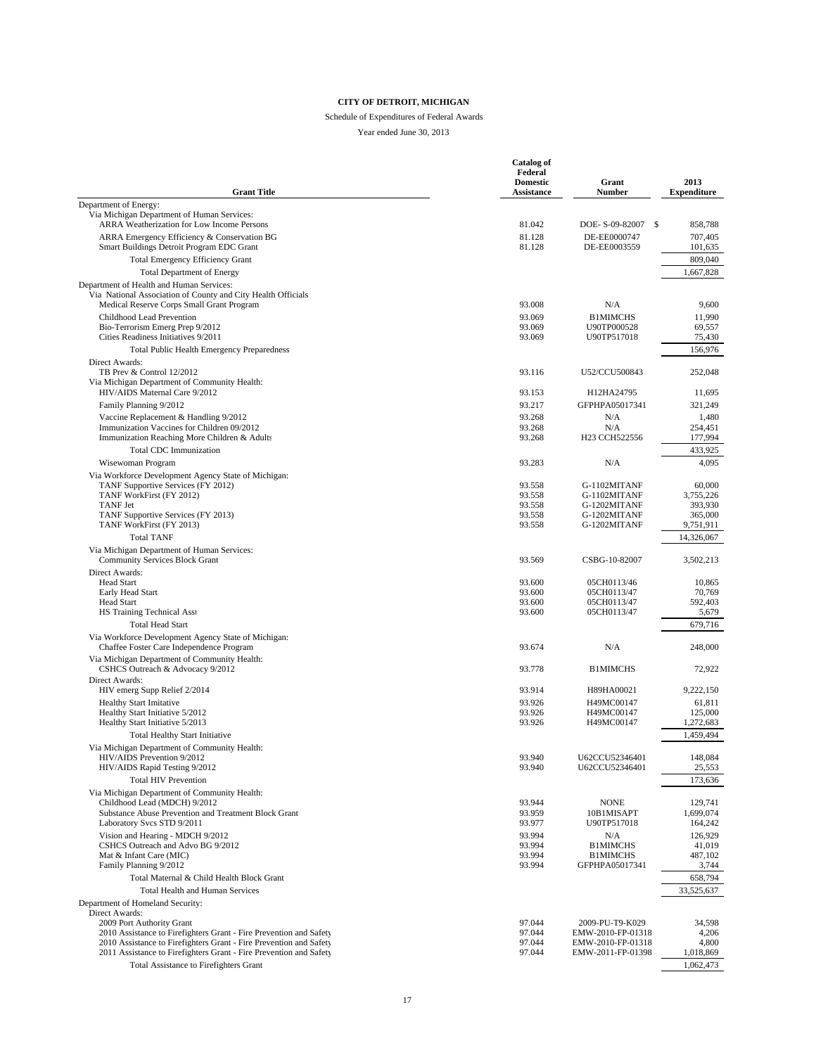**CITY OF DETROIT, MICHIGAN**

Schedule of Expenditures of Federal Awards

Year ended June 30, 2013

| Grant Title | Catalog of Federal Domestic Assistance | Grant Number | 2013 Expenditure |
|---|---|---|---|
| Department of Energy: | | | |
| Via Michigan Department of Human Services: | | | |
| ARRA Weatherization for Low Income Persons | 81.042 | DOE- S-09-82007 | $ 858,788 |
| ARRA Emergency Efficiency & Conservation BG | 81.128 | DE-EE0000747 | 707,405 |
| Smart Buildings Detroit Program EDC Grant | 81.128 | DE-EE0003559 | 101,635 |
| Total Emergency Efficiency Grant | | | 809,040 |
| Total Department of Energy | | | 1,667,828 |
| Department of Health and Human Services: | | | |
| Via National Association of County and City Health Officials | | | |
| Medical Reserve Corps Small Grant Program | 93.008 | N/A | 9,600 |
| Childhood Lead Prevention | 93.069 | B1MIMCHS | 11,990 |
| Bio-Terrorism Emerg Prep 9/2012 | 93.069 | U90TP000528 | 69,557 |
| Cities Readiness Initiatives 9/2011 | 93.069 | U90TP517018 | 75,430 |
| Total Public Health Emergency Preparedness | | | 156,976 |
| Direct Awards: | | | |
| TB Prev & Control 12/2012 | 93.116 | U52/CCU500843 | 252,048 |
| Via Michigan Department of Community Health: | | | |
| HIV/AIDS Maternal Care 9/2012 | 93.153 | H12HA24795 | 11,695 |
| Family Planning 9/2012 | 93.217 | GFPHPA05017341 | 321,249 |
| Vaccine Replacement & Handling 9/2012 | 93.268 | N/A | 1,480 |
| Immunization Vaccines for Children 09/2012 | 93.268 | N/A | 254,451 |
| Immunization Reaching More Children & Adults | 93.268 | H23 CCH522556 | 177,994 |
| Total CDC Immunization | | | 433,925 |
| Wisewoman Program | 93.283 | N/A | 4,095 |
| Via Workforce Development Agency State of Michigan: | | | |
| TANF Supportive Services (FY 2012) | 93.558 | G-1102MITANF | 60,000 |
| TANF WorkFirst (FY 2012) | 93.558 | G-1102MITANF | 3,755,226 |
| TANF Jet | 93.558 | G-1202MITANF | 393,930 |
| TANF Supportive Services (FY 2013) | 93.558 | G-1202MITANF | 365,000 |
| TANF WorkFirst (FY 2013) | 93.558 | G-1202MITANF | 9,751,911 |
| Total TANF | | | 14,326,067 |
| Via Michigan Department of Human Services: | | | |
| Community Services Block Grant | 93.569 | CSBG-10-82007 | 3,502,213 |
| Direct Awards: | | | |
| Head Start | 93.600 | 05CH0113/46 | 10,865 |
| Early Head Start | 93.600 | 05CH0113/47 | 70,769 |
| Head Start | 93.600 | 05CH0113/47 | 592,403 |
| HS Training Technical Assi | 93.600 | 05CH0113/47 | 5,679 |
| Total Head Start | | | 679,716 |
| Via Workforce Development Agency State of Michigan: | | | |
| Chaffee Foster Care Independence Program | 93.674 | N/A | 248,000 |
| Via Michigan Department of Community Health: | | | |
| CSHCS Outreach & Advocacy 9/2012 | 93.778 | B1MIMCHS | 72,922 |
| Direct Awards: | | | |
| HIV emerg Supp Relief 2/2014 | 93.914 | H89HA00021 | 9,222,150 |
| Healthy Start Imitative | 93.926 | H49MC00147 | 61,811 |
| Healthy Start Initiative 5/2012 | 93.926 | H49MC00147 | 125,000 |
| Healthy Start Initiative 5/2013 | 93.926 | H49MC00147 | 1,272,683 |
| Total Healthy Start Initiative | | | 1,459,494 |
| Via Michigan Department of Community Health: | | | |
| HIV/AIDS Prevention 9/2012 | 93.940 | U62CCU52346401 | 148,084 |
| HIV/AIDS Rapid Testing 9/2012 | 93.940 | U62CCU52346401 | 25,553 |
| Total HIV Prevention | | | 173,636 |
| Via Michigan Department of Community Health: | | | |
| Childhood Lead (MDCH) 9/2012 | 93.944 | NONE | 129,741 |
| Substance Abuse Prevention and Treatment Block Grant | 93.959 | 10B1MISAPT | 1,699,074 |
| Laboratory Svcs STD 9/2011 | 93.977 | U90TP517018 | 164,242 |
| Vision and Hearing - MDCH 9/2012 | 93.994 | N/A | 126,929 |
| CSHCS Outreach and Advo BG 9/2012 | 93.994 | B1MIMCHS | 41,019 |
| Mat & Infant Care (MIC) | 93.994 | B1MIMCHS | 487,102 |
| Family Planning 9/2012 | 93.994 | GFPHPA05017341 | 3,744 |
| Total Maternal & Child Health Block Grant | | | 658,794 |
| Total Health and Human Services | | | 33,525,637 |
| Department of Homeland Security: | | | |
| Direct Awards: | | | |
| 2009 Port Authority Grant | 97.044 | 2009-PU-T9-K029 | 34,598 |
| 2010 Assistance to Firefighters Grant - Fire Prevention and Safety | 97.044 | EMW-2010-FP-01318 | 4,206 |
| 2010 Assistance to Firefighters Grant - Fire Prevention and Safety | 97.044 | EMW-2010-FP-01318 | 4,800 |
| 2011 Assistance to Firefighters Grant - Fire Prevention and Safety | 97.044 | EMW-2011-FP-01398 | 1,018,869 |
| Total Assistance to Firefighters Grant | | | 1,062,473 |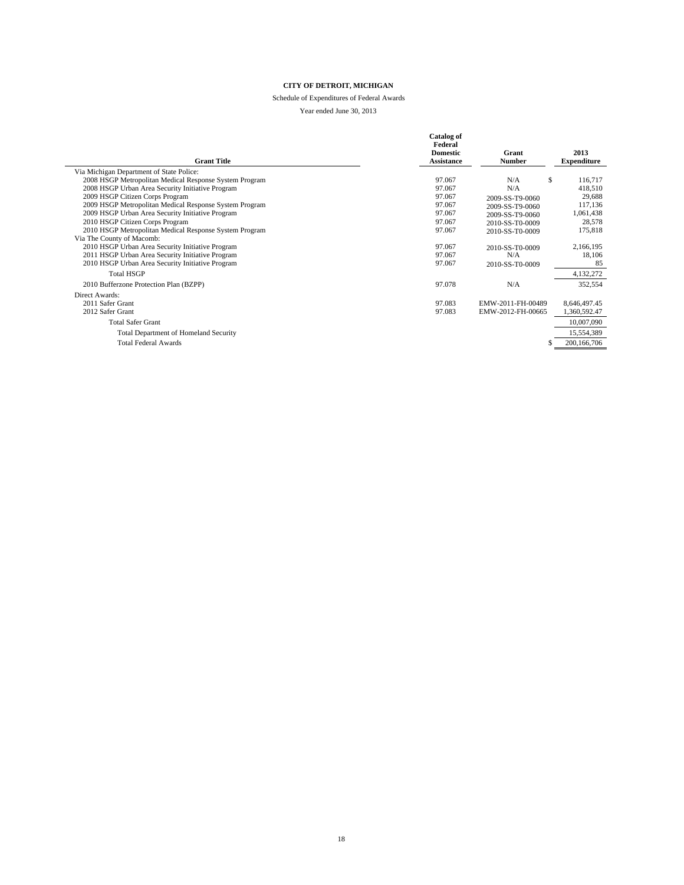**CITY OF DETROIT, MICHIGAN**

Schedule of Expenditures of Federal Awards

Year ended June 30, 2013

| Grant Title | Catalog of Federal Domestic Assistance | Grant Number | 2013 Expenditure |
|---|---|---|---|
| Via Michigan Department of State Police: | | | |
| 2008 HSGP Metropolitan Medical Response System Program | 97.067 | N/A | $ 116,717 |
| 2008 HSGP Urban Area Security Initiative Program | 97.067 | N/A | 418,510 |
| 2009 HSGP Citizen Corps Program | 97.067 | 2009-SS-T9-0060 | 29,688 |
| 2009 HSGP Metropolitan Medical Response System Program | 97.067 | 2009-SS-T9-0060 | 117,136 |
| 2009 HSGP Urban Area Security Initiative Program | 97.067 | 2009-SS-T9-0060 | 1,061,438 |
| 2010 HSGP Citizen Corps Program | 97.067 | 2010-SS-T0-0009 | 28,578 |
| 2010 HSGP Metropolitan Medical Response System Program | 97.067 | 2010-SS-T0-0009 | 175,818 |
| Via The County of Macomb: | | | |
| 2010 HSGP Urban Area Security Initiative Program | 97.067 | 2010-SS-T0-0009 | 2,166,195 |
| 2011 HSGP Urban Area Security Initiative Program | 97.067 | N/A | 18,106 |
| 2010 HSGP Urban Area Security Initiative Program | 97.067 | 2010-SS-T0-0009 | 85 |
| Total HSGP | | | 4,132,272 |
| 2010 Bufferzone Protection Plan (BZPP) | 97.078 | N/A | 352,554 |
| Direct Awards: | | | |
| 2011 Safer Grant | 97.083 | EMW-2011-FH-00489 | 8,646,497.45 |
| 2012 Safer Grant | 97.083 | EMW-2012-FH-00665 | 1,360,592.47 |
| Total Safer Grant | | | 10,007,090 |
| Total Department of Homeland Security | | | 15,554,389 |
| Total Federal Awards | | | $ 200,166,706 |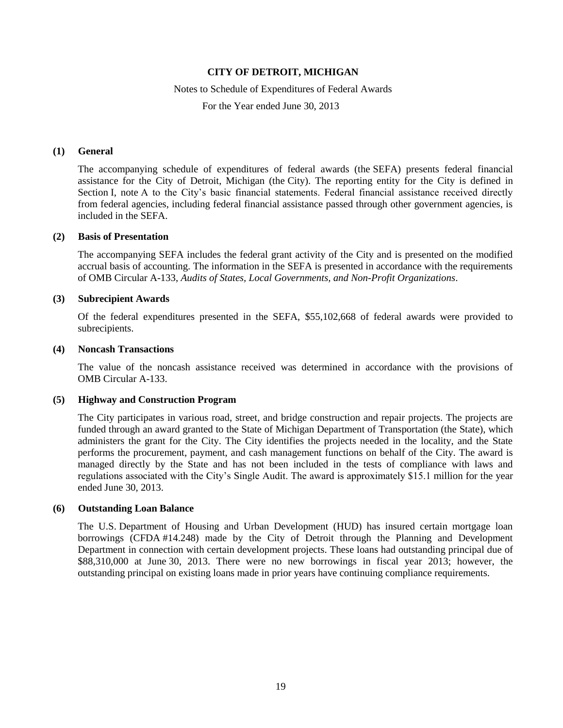# CITY OF DETROIT, MICHIGAN

Notes to Schedule of Expenditures of Federal Awards

For the Year ended June 30, 2013

## (1) General

The accompanying schedule of expenditures of federal awards (the SEFA) presents federal financial assistance for the City of Detroit, Michigan (the City). The reporting entity for the City is defined in Section I, note A to the City's basic financial statements. Federal financial assistance received directly from federal agencies, including federal financial assistance passed through other government agencies, is included in the SEFA.

## (2) Basis of Presentation

The accompanying SEFA includes the federal grant activity of the City and is presented on the modified accrual basis of accounting. The information in the SEFA is presented in accordance with the requirements of OMB Circular A-133, *Audits of States, Local Governments, and Non-Profit Organizations*.

## (3) Subrecipient Awards

Of the federal expenditures presented in the SEFA, $55,102,668 of federal awards were provided to subrecipients.

## (4) Noncash Transactions

The value of the noncash assistance received was determined in accordance with the provisions of OMB Circular A-133.

## (5) Highway and Construction Program

The City participates in various road, street, and bridge construction and repair projects. The projects are funded through an award granted to the State of Michigan Department of Transportation (the State), which administers the grant for the City. The City identifies the projects needed in the locality, and the State performs the procurement, payment, and cash management functions on behalf of the City. The award is managed directly by the State and has not been included in the tests of compliance with laws and regulations associated with the City's Single Audit. The award is approximately $15.1 million for the year ended June 30, 2013.

## (6) Outstanding Loan Balance

The U.S. Department of Housing and Urban Development (HUD) has insured certain mortgage loan borrowings (CFDA #14.248) made by the City of Detroit through the Planning and Development Department in connection with certain development projects. These loans had outstanding principal due of $88,310,000 at June 30, 2013. There were no new borrowings in fiscal year 2013; however, the outstanding principal on existing loans made in prior years have continuing compliance requirements.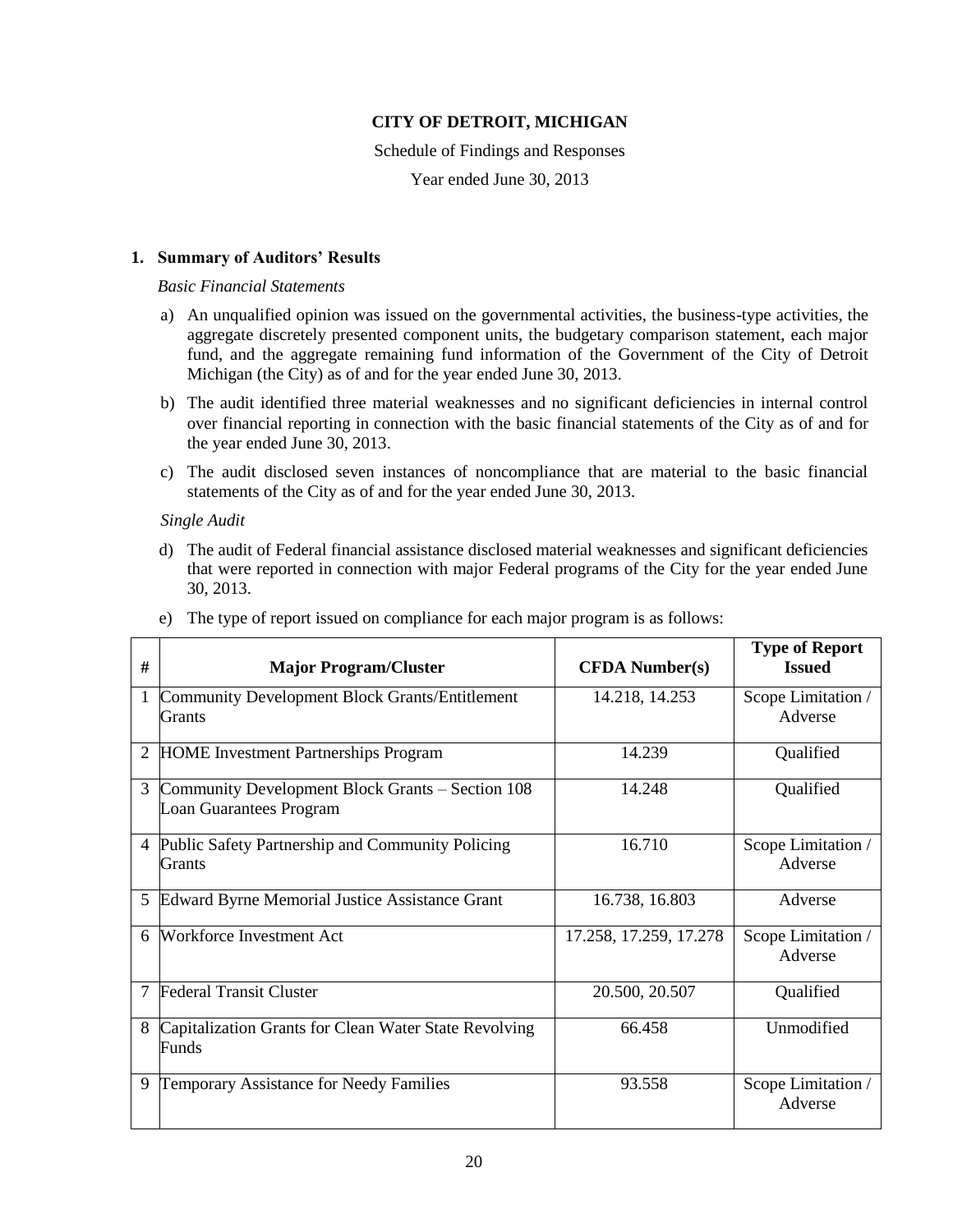**CITY OF DETROIT, MICHIGAN**

Schedule of Findings and Responses

Year ended June 30, 2013

**1. Summary of Auditors' Results**

*Basic Financial Statements*

a) An unqualified opinion was issued on the governmental activities, the business-type activities, the aggregate discretely presented component units, the budgetary comparison statement, each major fund, and the aggregate remaining fund information of the Government of the City of Detroit Michigan (the City) as of and for the year ended June 30, 2013.

b) The audit identified three material weaknesses and no significant deficiencies in internal control over financial reporting in connection with the basic financial statements of the City as of and for the year ended June 30, 2013.

c) The audit disclosed seven instances of noncompliance that are material to the basic financial statements of the City as of and for the year ended June 30, 2013.

*Single Audit*

d) The audit of Federal financial assistance disclosed material weaknesses and significant deficiencies that were reported in connection with major Federal programs of the City for the year ended June 30, 2013.

e) The type of report issued on compliance for each major program is as follows:

| # | Major Program/Cluster | CFDA Number(s) | Type of Report Issued |
|---|---|---|---|
| 1 | Community Development Block Grants/Entitlement Grants | 14.218, 14.253 | Scope Limitation / Adverse |
| 2 | HOME Investment Partnerships Program | 14.239 | Qualified |
| 3 | Community Development Block Grants – Section 108 Loan Guarantees Program | 14.248 | Qualified |
| 4 | Public Safety Partnership and Community Policing Grants | 16.710 | Scope Limitation / Adverse |
| 5 | Edward Byrne Memorial Justice Assistance Grant | 16.738, 16.803 | Adverse |
| 6 | Workforce Investment Act | 17.258, 17.259, 17.278 | Scope Limitation / Adverse |
| 7 | Federal Transit Cluster | 20.500, 20.507 | Qualified |
| 8 | Capitalization Grants for Clean Water State Revolving Funds | 66.458 | Unmodified |
| 9 | Temporary Assistance for Needy Families | 93.558 | Scope Limitation / Adverse |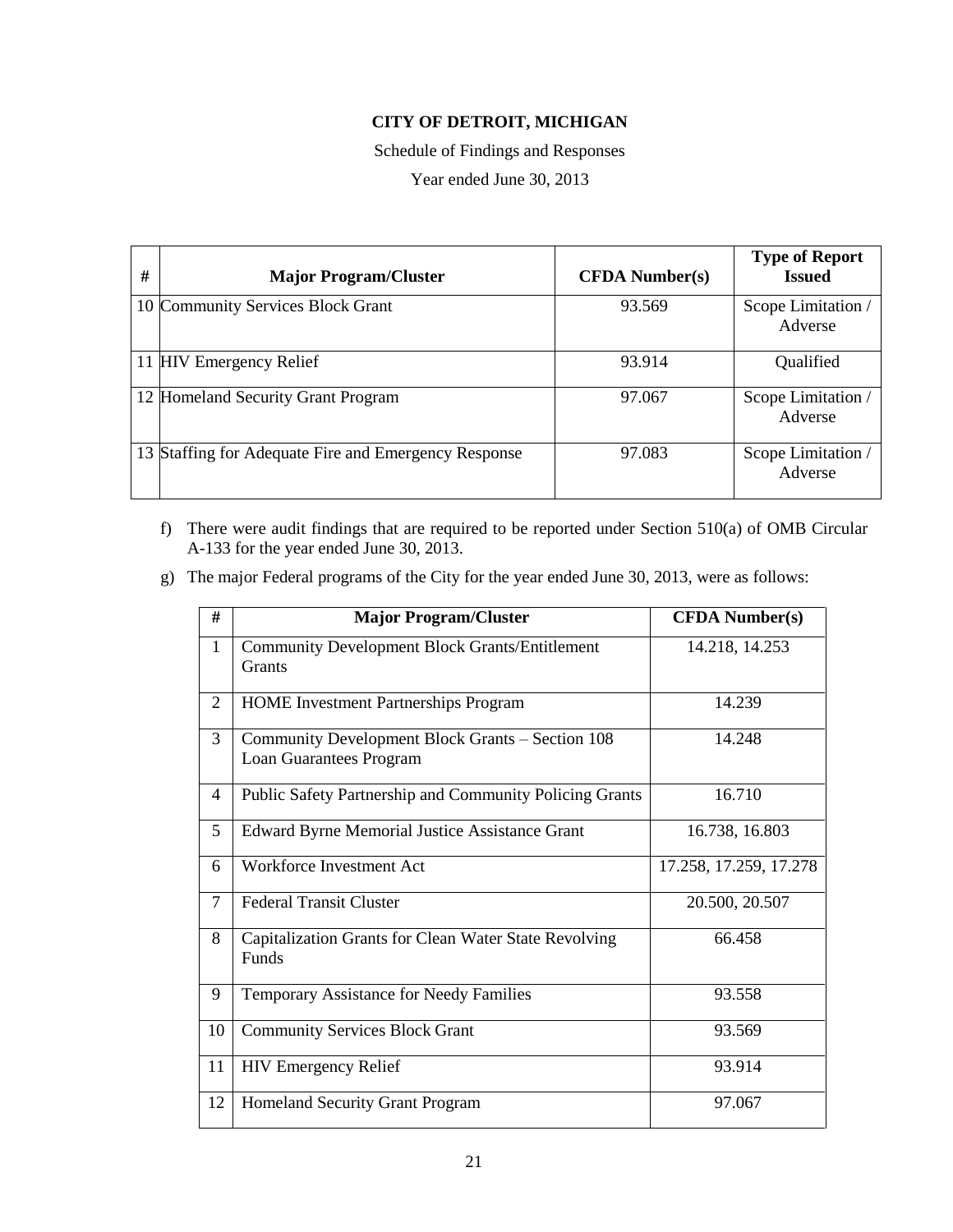**CITY OF DETROIT, MICHIGAN**

Schedule of Findings and Responses

Year ended June 30, 2013

| # | Major Program/Cluster | CFDA Number(s) | Type of Report Issued |
|---|---|---|---|
| 10 | Community Services Block Grant | 93.569 | Scope Limitation / Adverse |
| 11 | HIV Emergency Relief | 93.914 | Qualified |
| 12 | Homeland Security Grant Program | 97.067 | Scope Limitation / Adverse |
| 13 | Staffing for Adequate Fire and Emergency Response | 97.083 | Scope Limitation / Adverse |

f) There were audit findings that are required to be reported under Section 510(a) of OMB Circular A-133 for the year ended June 30, 2013.

g) The major Federal programs of the City for the year ended June 30, 2013, were as follows:

| # | Major Program/Cluster | CFDA Number(s) |
|---|---|---|
| 1 | Community Development Block Grants/Entitlement Grants | 14.218, 14.253 |
| 2 | HOME Investment Partnerships Program | 14.239 |
| 3 | Community Development Block Grants – Section 108 Loan Guarantees Program | 14.248 |
| 4 | Public Safety Partnership and Community Policing Grants | 16.710 |
| 5 | Edward Byrne Memorial Justice Assistance Grant | 16.738, 16.803 |
| 6 | Workforce Investment Act | 17.258, 17.259, 17.278 |
| 7 | Federal Transit Cluster | 20.500, 20.507 |
| 8 | Capitalization Grants for Clean Water State Revolving Funds | 66.458 |
| 9 | Temporary Assistance for Needy Families | 93.558 |
| 10 | Community Services Block Grant | 93.569 |
| 11 | HIV Emergency Relief | 93.914 |
| 12 | Homeland Security Grant Program | 97.067 |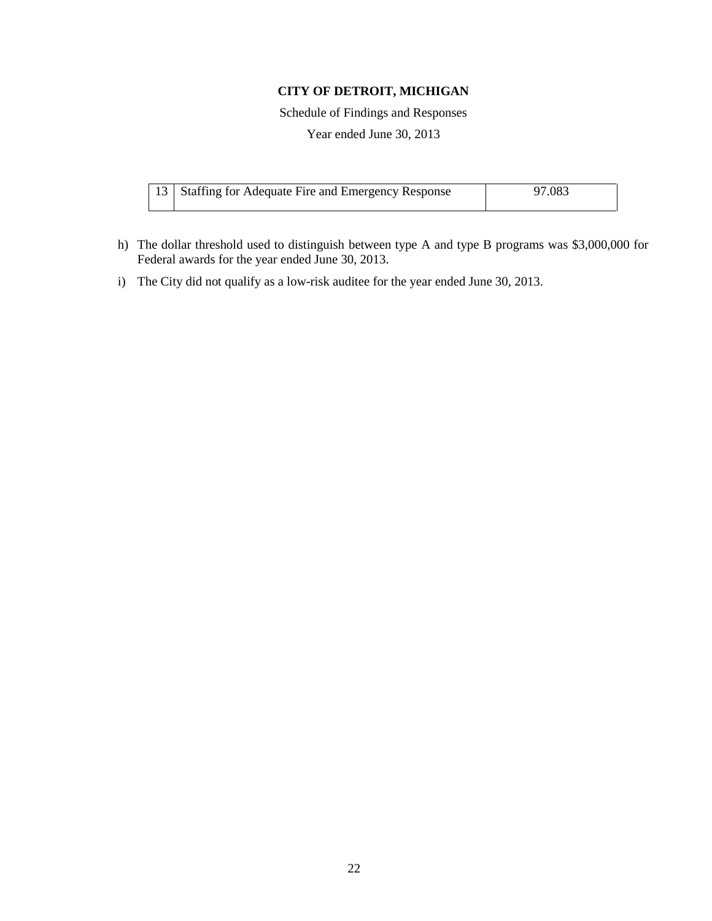**CITY OF DETROIT, MICHIGAN**

Schedule of Findings and Responses

Year ended June 30, 2013

| | | |
|---|---|---|
| 13 | Staffing for Adequate Fire and Emergency Response | 97.083 |

h) The dollar threshold used to distinguish between type A and type B programs was $3,000,000 for Federal awards for the year ended June 30, 2013.

i) The City did not qualify as a low-risk auditee for the year ended June 30, 2013.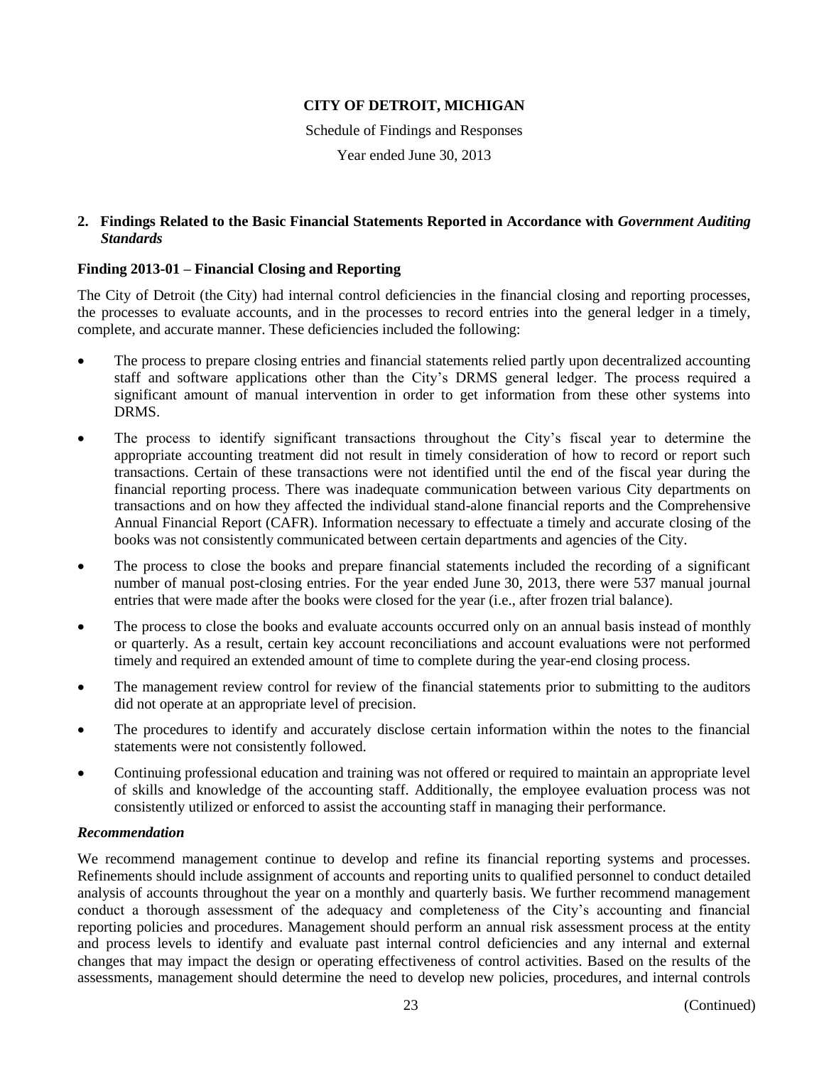## CITY OF DETROIT, MICHIGAN

Schedule of Findings and Responses

Year ended June 30, 2013

### 2. Findings Related to the Basic Financial Statements Reported in Accordance with *Government Auditing Standards*

#### Finding 2013-01 – Financial Closing and Reporting

The City of Detroit (the City) had internal control deficiencies in the financial closing and reporting processes, the processes to evaluate accounts, and in the processes to record entries into the general ledger in a timely, complete, and accurate manner. These deficiencies included the following:

- The process to prepare closing entries and financial statements relied partly upon decentralized accounting staff and software applications other than the City's DRMS general ledger. The process required a significant amount of manual intervention in order to get information from these other systems into DRMS.
- The process to identify significant transactions throughout the City's fiscal year to determine the appropriate accounting treatment did not result in timely consideration of how to record or report such transactions. Certain of these transactions were not identified until the end of the fiscal year during the financial reporting process. There was inadequate communication between various City departments on transactions and on how they affected the individual stand-alone financial reports and the Comprehensive Annual Financial Report (CAFR). Information necessary to effectuate a timely and accurate closing of the books was not consistently communicated between certain departments and agencies of the City.
- The process to close the books and prepare financial statements included the recording of a significant number of manual post-closing entries. For the year ended June 30, 2013, there were 537 manual journal entries that were made after the books were closed for the year (i.e., after frozen trial balance).
- The process to close the books and evaluate accounts occurred only on an annual basis instead of monthly or quarterly. As a result, certain key account reconciliations and account evaluations were not performed timely and required an extended amount of time to complete during the year-end closing process.
- The management review control for review of the financial statements prior to submitting to the auditors did not operate at an appropriate level of precision.
- The procedures to identify and accurately disclose certain information within the notes to the financial statements were not consistently followed.
- Continuing professional education and training was not offered or required to maintain an appropriate level of skills and knowledge of the accounting staff. Additionally, the employee evaluation process was not consistently utilized or enforced to assist the accounting staff in managing their performance.

#### *Recommendation*

We recommend management continue to develop and refine its financial reporting systems and processes. Refinements should include assignment of accounts and reporting units to qualified personnel to conduct detailed analysis of accounts throughout the year on a monthly and quarterly basis. We further recommend management conduct a thorough assessment of the adequacy and completeness of the City's accounting and financial reporting policies and procedures. Management should perform an annual risk assessment process at the entity and process levels to identify and evaluate past internal control deficiencies and any internal and external changes that may impact the design or operating effectiveness of control activities. Based on the results of the assessments, management should determine the need to develop new policies, procedures, and internal controls

(Continued)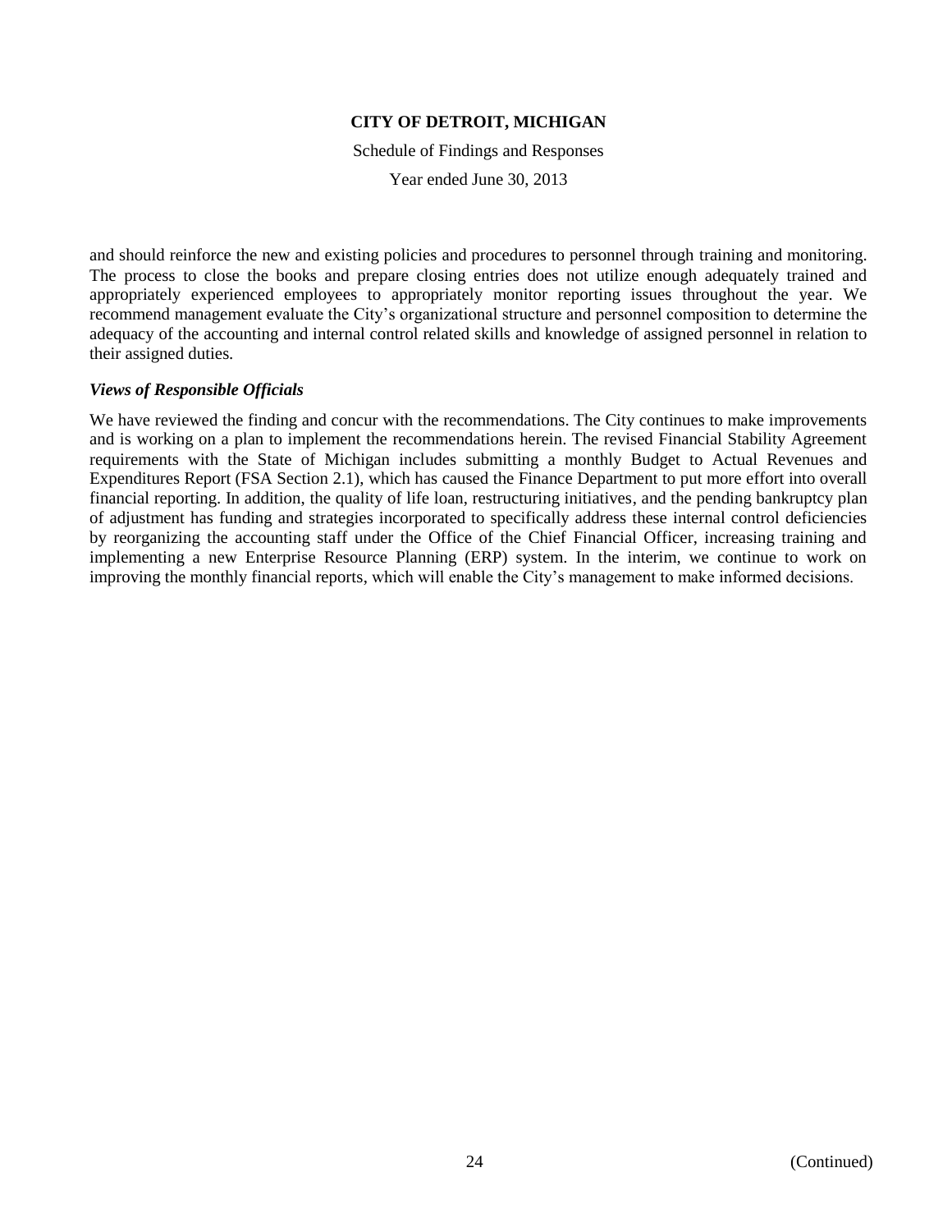and should reinforce the new and existing policies and procedures to personnel through training and monitoring. The process to close the books and prepare closing entries does not utilize enough adequately trained and appropriately experienced employees to appropriately monitor reporting issues throughout the year. We recommend management evaluate the City's organizational structure and personnel composition to determine the adequacy of the accounting and internal control related skills and knowledge of assigned personnel in relation to their assigned duties.

***Views of Responsible Officials***

We have reviewed the finding and concur with the recommendations. The City continues to make improvements and is working on a plan to implement the recommendations herein. The revised Financial Stability Agreement requirements with the State of Michigan includes submitting a monthly Budget to Actual Revenues and Expenditures Report (FSA Section 2.1), which has caused the Finance Department to put more effort into overall financial reporting. In addition, the quality of life loan, restructuring initiatives, and the pending bankruptcy plan of adjustment has funding and strategies incorporated to specifically address these internal control deficiencies by reorganizing the accounting staff under the Office of the Chief Financial Officer, increasing training and implementing a new Enterprise Resource Planning (ERP) system. In the interim, we continue to work on improving the monthly financial reports, which will enable the City's management to make informed decisions.

(Continued)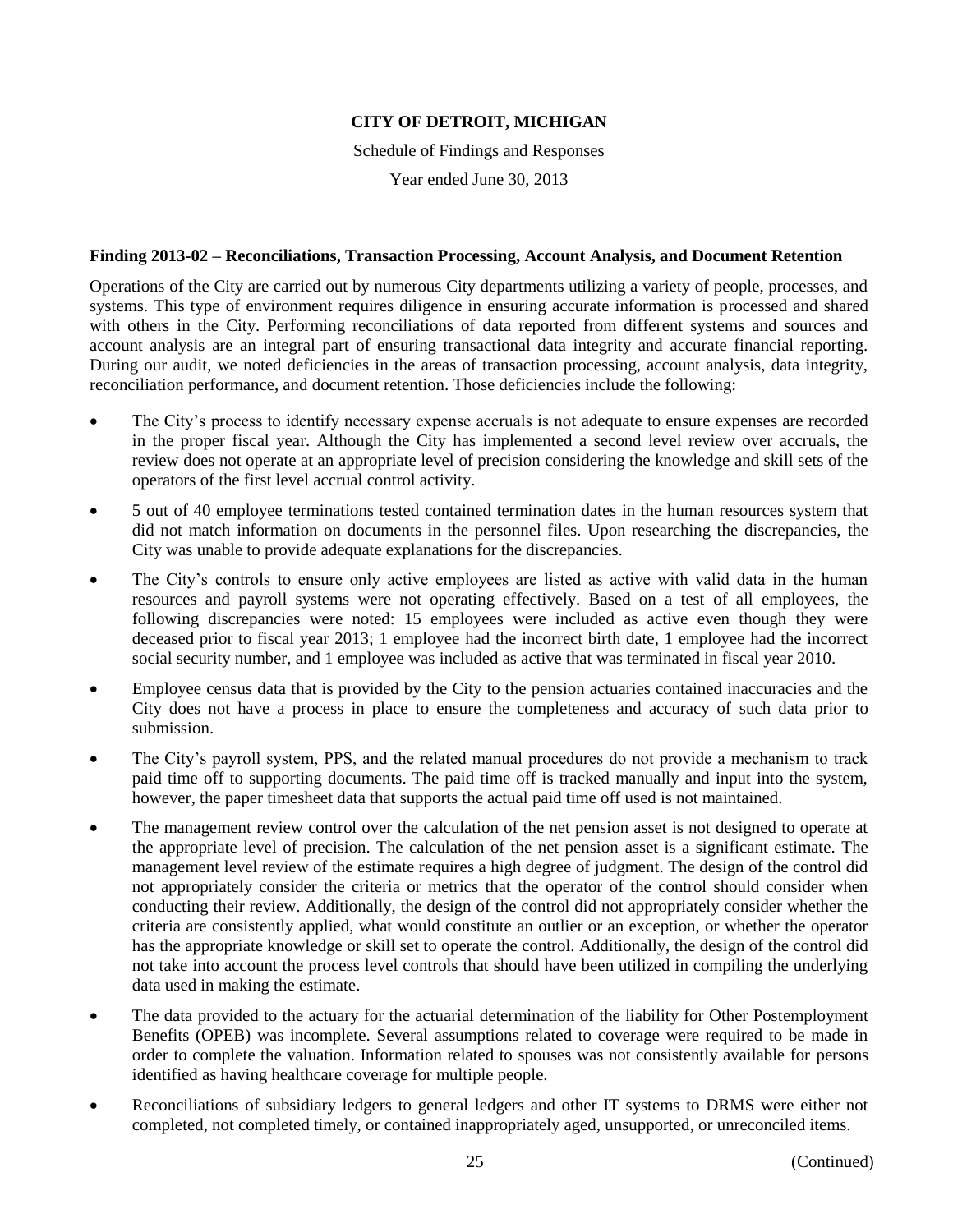**CITY OF DETROIT, MICHIGAN**

Schedule of Findings and Responses

Year ended June 30, 2013

**Finding 2013-02 – Reconciliations, Transaction Processing, Account Analysis, and Document Retention**

Operations of the City are carried out by numerous City departments utilizing a variety of people, processes, and systems. This type of environment requires diligence in ensuring accurate information is processed and shared with others in the City. Performing reconciliations of data reported from different systems and sources and account analysis are an integral part of ensuring transactional data integrity and accurate financial reporting. During our audit, we noted deficiencies in the areas of transaction processing, account analysis, data integrity, reconciliation performance, and document retention. Those deficiencies include the following:

- The City's process to identify necessary expense accruals is not adequate to ensure expenses are recorded in the proper fiscal year. Although the City has implemented a second level review over accruals, the review does not operate at an appropriate level of precision considering the knowledge and skill sets of the operators of the first level accrual control activity.
- 5 out of 40 employee terminations tested contained termination dates in the human resources system that did not match information on documents in the personnel files. Upon researching the discrepancies, the City was unable to provide adequate explanations for the discrepancies.
- The City's controls to ensure only active employees are listed as active with valid data in the human resources and payroll systems were not operating effectively. Based on a test of all employees, the following discrepancies were noted: 15 employees were included as active even though they were deceased prior to fiscal year 2013; 1 employee had the incorrect birth date, 1 employee had the incorrect social security number, and 1 employee was included as active that was terminated in fiscal year 2010.
- Employee census data that is provided by the City to the pension actuaries contained inaccuracies and the City does not have a process in place to ensure the completeness and accuracy of such data prior to submission.
- The City's payroll system, PPS, and the related manual procedures do not provide a mechanism to track paid time off to supporting documents. The paid time off is tracked manually and input into the system, however, the paper timesheet data that supports the actual paid time off used is not maintained.
- The management review control over the calculation of the net pension asset is not designed to operate at the appropriate level of precision. The calculation of the net pension asset is a significant estimate. The management level review of the estimate requires a high degree of judgment. The design of the control did not appropriately consider the criteria or metrics that the operator of the control should consider when conducting their review. Additionally, the design of the control did not appropriately consider whether the criteria are consistently applied, what would constitute an outlier or an exception, or whether the operator has the appropriate knowledge or skill set to operate the control. Additionally, the design of the control did not take into account the process level controls that should have been utilized in compiling the underlying data used in making the estimate.
- The data provided to the actuary for the actuarial determination of the liability for Other Postemployment Benefits (OPEB) was incomplete. Several assumptions related to coverage were required to be made in order to complete the valuation. Information related to spouses was not consistently available for persons identified as having healthcare coverage for multiple people.
- Reconciliations of subsidiary ledgers to general ledgers and other IT systems to DRMS were either not completed, not completed timely, or contained inappropriately aged, unsupported, or unreconciled items.

(Continued)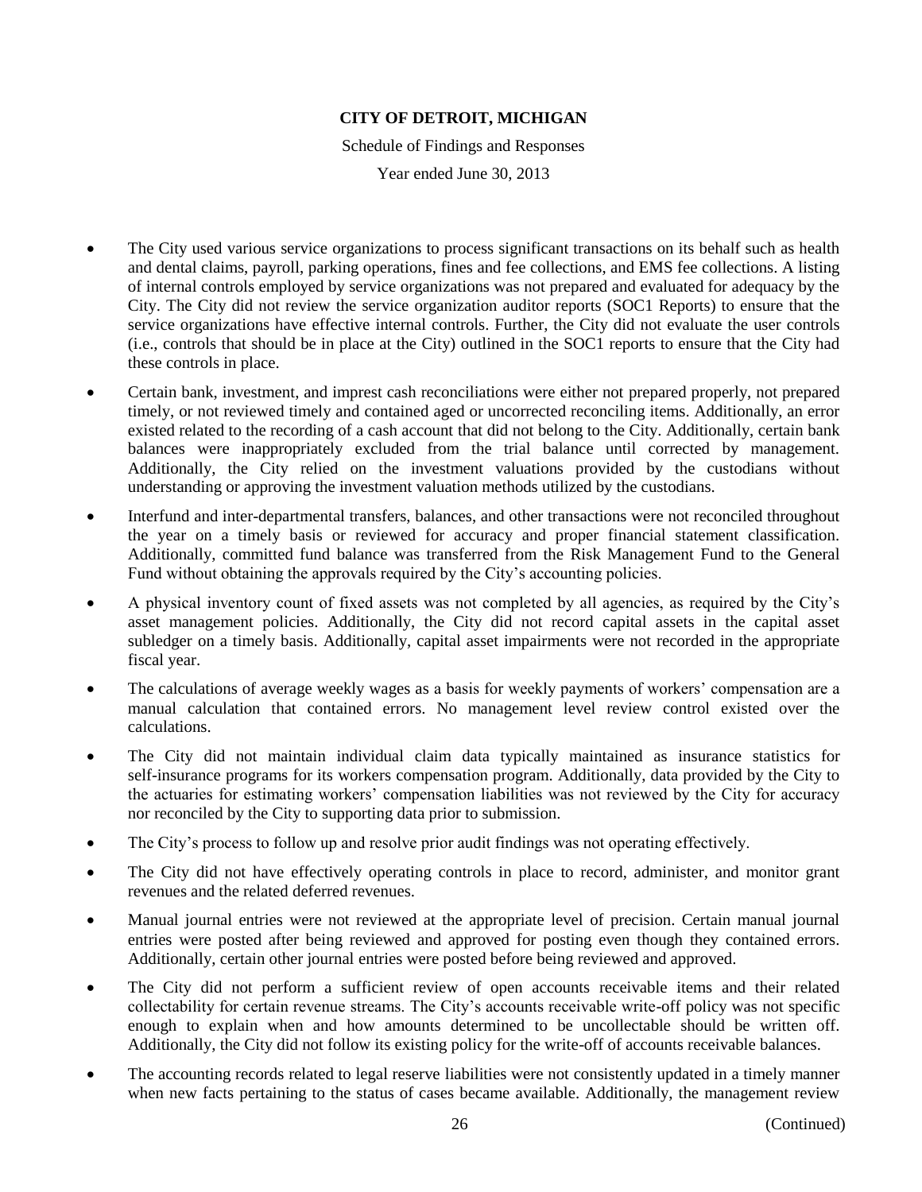**CITY OF DETROIT, MICHIGAN**

Schedule of Findings and Responses

Year ended June 30, 2013

- The City used various service organizations to process significant transactions on its behalf such as health and dental claims, payroll, parking operations, fines and fee collections, and EMS fee collections. A listing of internal controls employed by service organizations was not prepared and evaluated for adequacy by the City. The City did not review the service organization auditor reports (SOC1 Reports) to ensure that the service organizations have effective internal controls. Further, the City did not evaluate the user controls (i.e., controls that should be in place at the City) outlined in the SOC1 reports to ensure that the City had these controls in place.
- Certain bank, investment, and imprest cash reconciliations were either not prepared properly, not prepared timely, or not reviewed timely and contained aged or uncorrected reconciling items. Additionally, an error existed related to the recording of a cash account that did not belong to the City. Additionally, certain bank balances were inappropriately excluded from the trial balance until corrected by management. Additionally, the City relied on the investment valuations provided by the custodians without understanding or approving the investment valuation methods utilized by the custodians.
- Interfund and inter-departmental transfers, balances, and other transactions were not reconciled throughout the year on a timely basis or reviewed for accuracy and proper financial statement classification. Additionally, committed fund balance was transferred from the Risk Management Fund to the General Fund without obtaining the approvals required by the City's accounting policies.
- A physical inventory count of fixed assets was not completed by all agencies, as required by the City's asset management policies. Additionally, the City did not record capital assets in the capital asset subledger on a timely basis. Additionally, capital asset impairments were not recorded in the appropriate fiscal year.
- The calculations of average weekly wages as a basis for weekly payments of workers' compensation are a manual calculation that contained errors. No management level review control existed over the calculations.
- The City did not maintain individual claim data typically maintained as insurance statistics for self-insurance programs for its workers compensation program. Additionally, data provided by the City to the actuaries for estimating workers' compensation liabilities was not reviewed by the City for accuracy nor reconciled by the City to supporting data prior to submission.
- The City's process to follow up and resolve prior audit findings was not operating effectively.
- The City did not have effectively operating controls in place to record, administer, and monitor grant revenues and the related deferred revenues.
- Manual journal entries were not reviewed at the appropriate level of precision. Certain manual journal entries were posted after being reviewed and approved for posting even though they contained errors. Additionally, certain other journal entries were posted before being reviewed and approved.
- The City did not perform a sufficient review of open accounts receivable items and their related collectability for certain revenue streams. The City's accounts receivable write-off policy was not specific enough to explain when and how amounts determined to be uncollectable should be written off. Additionally, the City did not follow its existing policy for the write-off of accounts receivable balances.
- The accounting records related to legal reserve liabilities were not consistently updated in a timely manner when new facts pertaining to the status of cases became available. Additionally, the management review

(Continued)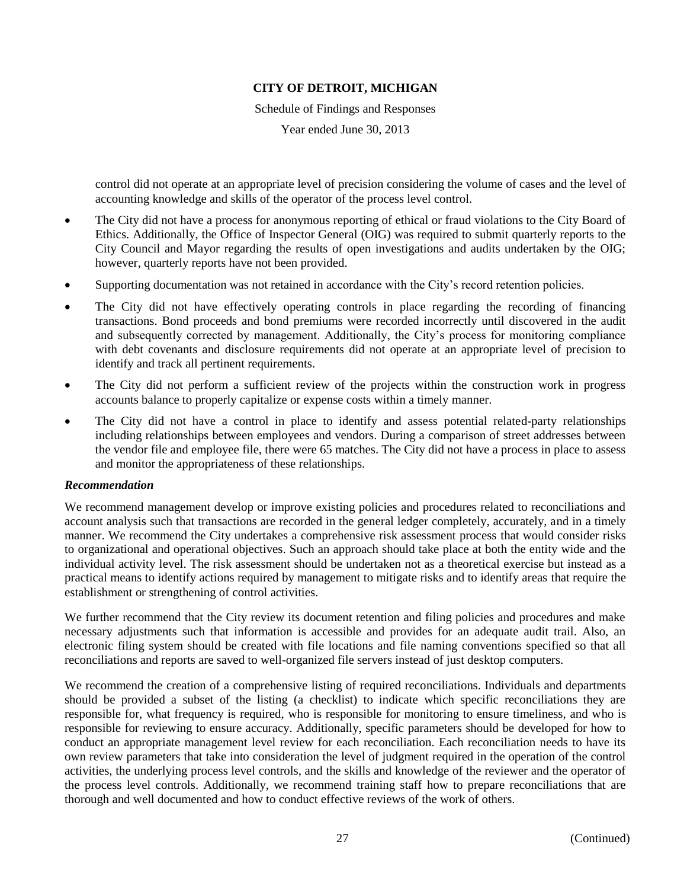control did not operate at an appropriate level of precision considering the volume of cases and the level of accounting knowledge and skills of the operator of the process level control.

- The City did not have a process for anonymous reporting of ethical or fraud violations to the City Board of Ethics. Additionally, the Office of Inspector General (OIG) was required to submit quarterly reports to the City Council and Mayor regarding the results of open investigations and audits undertaken by the OIG; however, quarterly reports have not been provided.
- Supporting documentation was not retained in accordance with the City's record retention policies.
- The City did not have effectively operating controls in place regarding the recording of financing transactions. Bond proceeds and bond premiums were recorded incorrectly until discovered in the audit and subsequently corrected by management. Additionally, the City's process for monitoring compliance with debt covenants and disclosure requirements did not operate at an appropriate level of precision to identify and track all pertinent requirements.
- The City did not perform a sufficient review of the projects within the construction work in progress accounts balance to properly capitalize or expense costs within a timely manner.
- The City did not have a control in place to identify and assess potential related-party relationships including relationships between employees and vendors. During a comparison of street addresses between the vendor file and employee file, there were 65 matches. The City did not have a process in place to assess and monitor the appropriateness of these relationships.

***Recommendation***

We recommend management develop or improve existing policies and procedures related to reconciliations and account analysis such that transactions are recorded in the general ledger completely, accurately, and in a timely manner. We recommend the City undertakes a comprehensive risk assessment process that would consider risks to organizational and operational objectives. Such an approach should take place at both the entity wide and the individual activity level. The risk assessment should be undertaken not as a theoretical exercise but instead as a practical means to identify actions required by management to mitigate risks and to identify areas that require the establishment or strengthening of control activities.

We further recommend that the City review its document retention and filing policies and procedures and make necessary adjustments such that information is accessible and provides for an adequate audit trail. Also, an electronic filing system should be created with file locations and file naming conventions specified so that all reconciliations and reports are saved to well-organized file servers instead of just desktop computers.

We recommend the creation of a comprehensive listing of required reconciliations. Individuals and departments should be provided a subset of the listing (a checklist) to indicate which specific reconciliations they are responsible for, what frequency is required, who is responsible for monitoring to ensure timeliness, and who is responsible for reviewing to ensure accuracy. Additionally, specific parameters should be developed for how to conduct an appropriate management level review for each reconciliation. Each reconciliation needs to have its own review parameters that take into consideration the level of judgment required in the operation of the control activities, the underlying process level controls, and the skills and knowledge of the reviewer and the operator of the process level controls. Additionally, we recommend training staff how to prepare reconciliations that are thorough and well documented and how to conduct effective reviews of the work of others.

(Continued)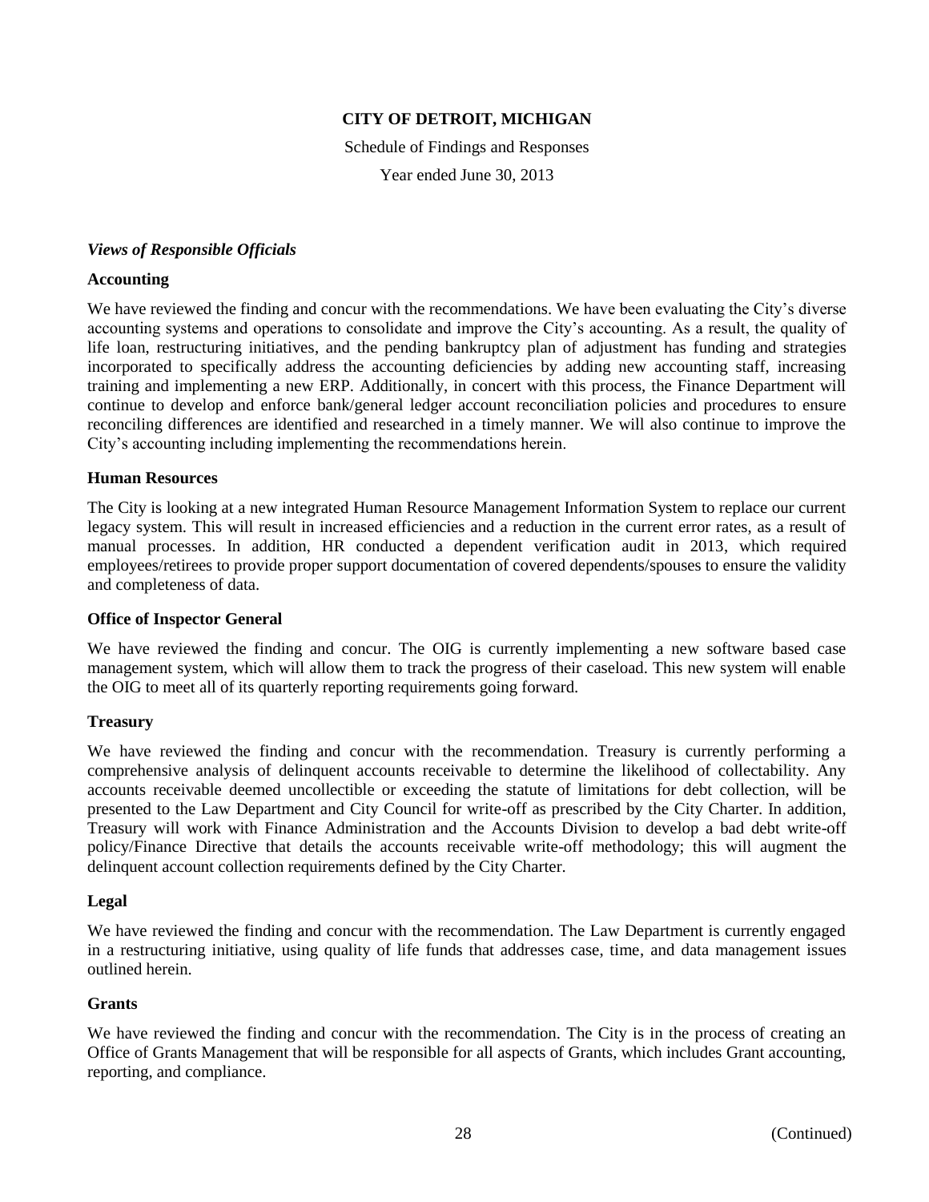**CITY OF DETROIT, MICHIGAN**

Schedule of Findings and Responses

Year ended June 30, 2013

***Views of Responsible Officials***

**Accounting**

We have reviewed the finding and concur with the recommendations. We have been evaluating the City's diverse accounting systems and operations to consolidate and improve the City's accounting. As a result, the quality of life loan, restructuring initiatives, and the pending bankruptcy plan of adjustment has funding and strategies incorporated to specifically address the accounting deficiencies by adding new accounting staff, increasing training and implementing a new ERP. Additionally, in concert with this process, the Finance Department will continue to develop and enforce bank/general ledger account reconciliation policies and procedures to ensure reconciling differences are identified and researched in a timely manner. We will also continue to improve the City's accounting including implementing the recommendations herein.

**Human Resources**

The City is looking at a new integrated Human Resource Management Information System to replace our current legacy system. This will result in increased efficiencies and a reduction in the current error rates, as a result of manual processes. In addition, HR conducted a dependent verification audit in 2013, which required employees/retirees to provide proper support documentation of covered dependents/spouses to ensure the validity and completeness of data.

**Office of Inspector General**

We have reviewed the finding and concur. The OIG is currently implementing a new software based case management system, which will allow them to track the progress of their caseload. This new system will enable the OIG to meet all of its quarterly reporting requirements going forward.

**Treasury**

We have reviewed the finding and concur with the recommendation. Treasury is currently performing a comprehensive analysis of delinquent accounts receivable to determine the likelihood of collectability. Any accounts receivable deemed uncollectible or exceeding the statute of limitations for debt collection, will be presented to the Law Department and City Council for write-off as prescribed by the City Charter. In addition, Treasury will work with Finance Administration and the Accounts Division to develop a bad debt write-off policy/Finance Directive that details the accounts receivable write-off methodology; this will augment the delinquent account collection requirements defined by the City Charter.

**Legal**

We have reviewed the finding and concur with the recommendation. The Law Department is currently engaged in a restructuring initiative, using quality of life funds that addresses case, time, and data management issues outlined herein.

**Grants**

We have reviewed the finding and concur with the recommendation. The City is in the process of creating an Office of Grants Management that will be responsible for all aspects of Grants, which includes Grant accounting, reporting, and compliance.

(Continued)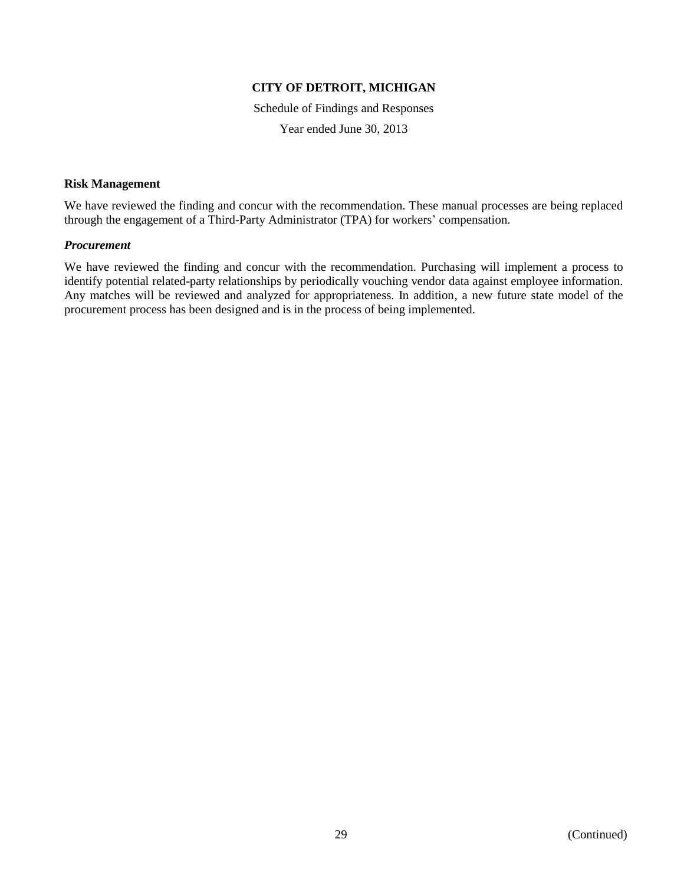**Risk Management**

We have reviewed the finding and concur with the recommendation. These manual processes are being replaced through the engagement of a Third-Party Administrator (TPA) for workers' compensation.

***Procurement***

We have reviewed the finding and concur with the recommendation. Purchasing will implement a process to identify potential related-party relationships by periodically vouching vendor data against employee information. Any matches will be reviewed and analyzed for appropriateness. In addition, a new future state model of the procurement process has been designed and is in the process of being implemented.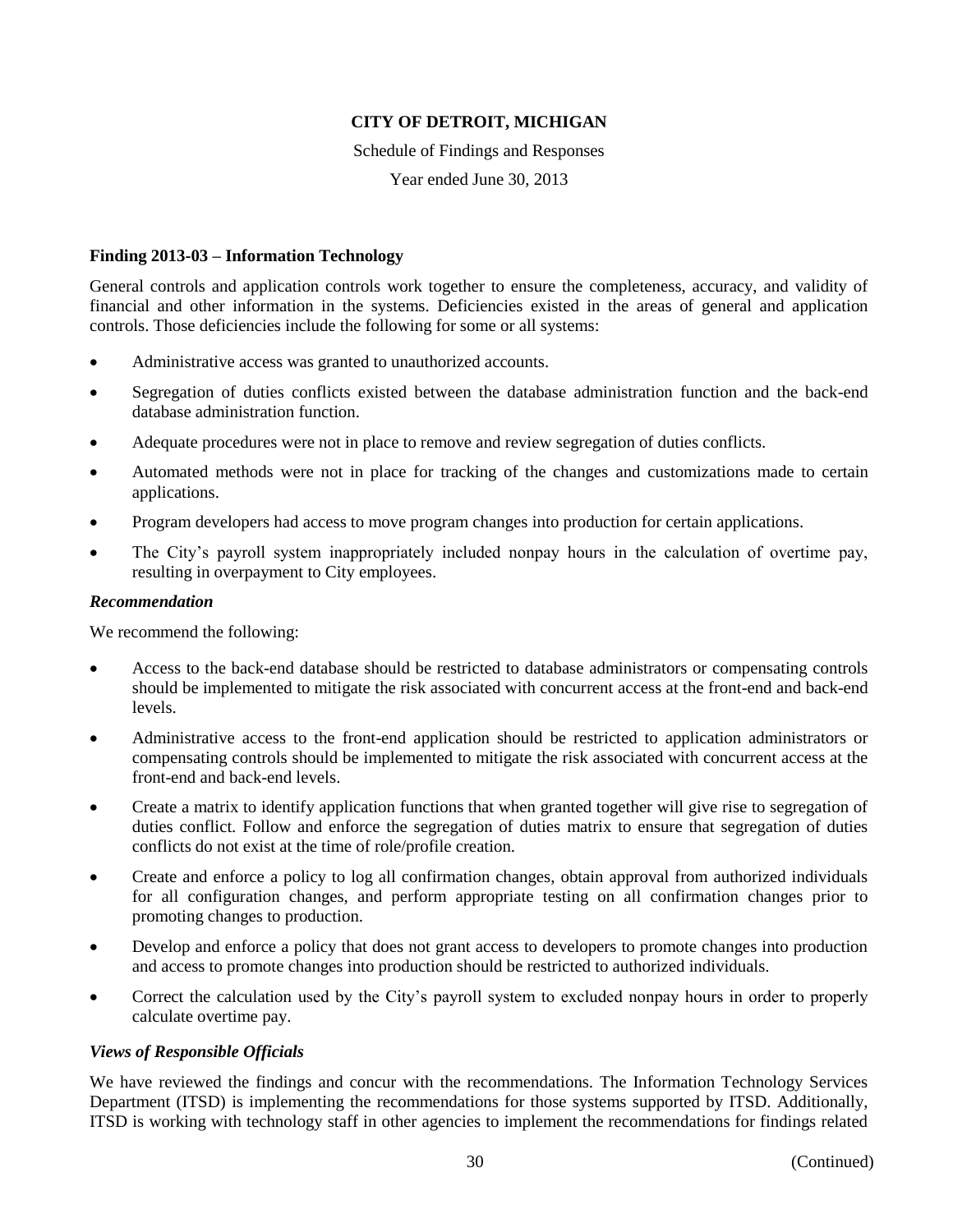**CITY OF DETROIT, MICHIGAN**

Schedule of Findings and Responses

Year ended June 30, 2013

**Finding 2013-03 – Information Technology**

General controls and application controls work together to ensure the completeness, accuracy, and validity of financial and other information in the systems. Deficiencies existed in the areas of general and application controls. Those deficiencies include the following for some or all systems:

- Administrative access was granted to unauthorized accounts.
- Segregation of duties conflicts existed between the database administration function and the back-end database administration function.
- Adequate procedures were not in place to remove and review segregation of duties conflicts.
- Automated methods were not in place for tracking of the changes and customizations made to certain applications.
- Program developers had access to move program changes into production for certain applications.
- The City's payroll system inappropriately included nonpay hours in the calculation of overtime pay, resulting in overpayment to City employees.

***Recommendation***

We recommend the following:

- Access to the back-end database should be restricted to database administrators or compensating controls should be implemented to mitigate the risk associated with concurrent access at the front-end and back-end levels.
- Administrative access to the front-end application should be restricted to application administrators or compensating controls should be implemented to mitigate the risk associated with concurrent access at the front-end and back-end levels.
- Create a matrix to identify application functions that when granted together will give rise to segregation of duties conflict. Follow and enforce the segregation of duties matrix to ensure that segregation of duties conflicts do not exist at the time of role/profile creation.
- Create and enforce a policy to log all confirmation changes, obtain approval from authorized individuals for all configuration changes, and perform appropriate testing on all confirmation changes prior to promoting changes to production.
- Develop and enforce a policy that does not grant access to developers to promote changes into production and access to promote changes into production should be restricted to authorized individuals.
- Correct the calculation used by the City's payroll system to excluded nonpay hours in order to properly calculate overtime pay.

***Views of Responsible Officials***

We have reviewed the findings and concur with the recommendations. The Information Technology Services Department (ITSD) is implementing the recommendations for those systems supported by ITSD. Additionally, ITSD is working with technology staff in other agencies to implement the recommendations for findings related

(Continued)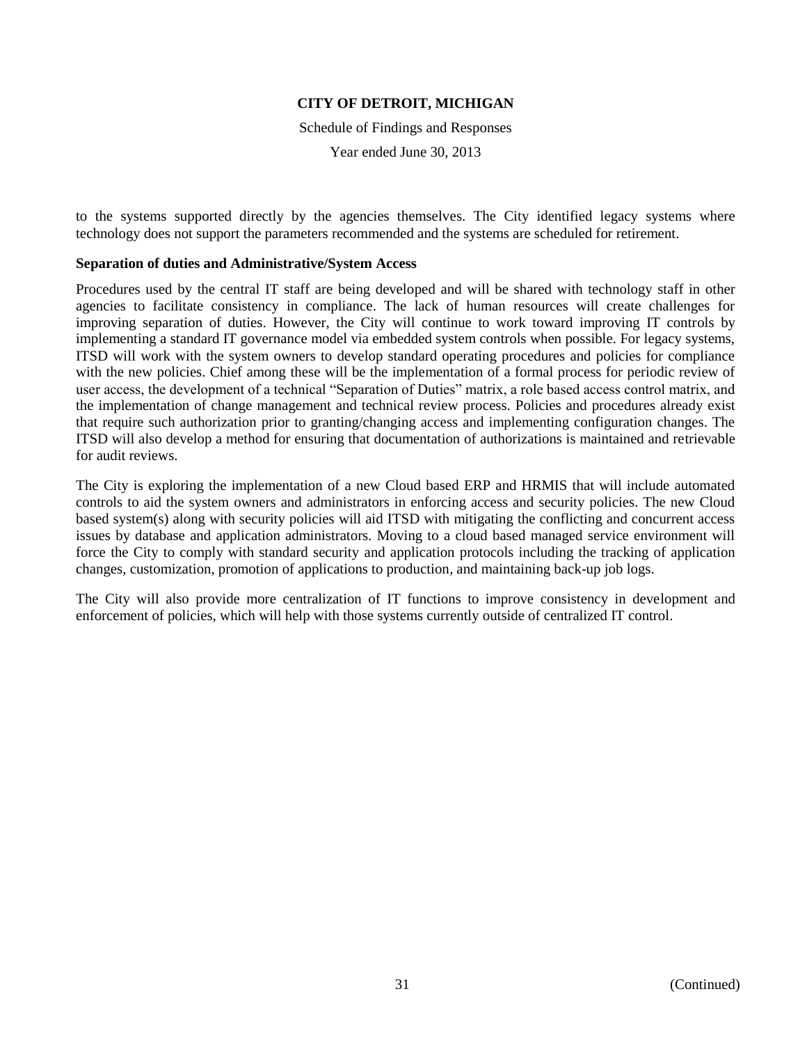to the systems supported directly by the agencies themselves. The City identified legacy systems where technology does not support the parameters recommended and the systems are scheduled for retirement.

**Separation of duties and Administrative/System Access**

Procedures used by the central IT staff are being developed and will be shared with technology staff in other agencies to facilitate consistency in compliance. The lack of human resources will create challenges for improving separation of duties. However, the City will continue to work toward improving IT controls by implementing a standard IT governance model via embedded system controls when possible. For legacy systems, ITSD will work with the system owners to develop standard operating procedures and policies for compliance with the new policies. Chief among these will be the implementation of a formal process for periodic review of user access, the development of a technical "Separation of Duties" matrix, a role based access control matrix, and the implementation of change management and technical review process. Policies and procedures already exist that require such authorization prior to granting/changing access and implementing configuration changes. The ITSD will also develop a method for ensuring that documentation of authorizations is maintained and retrievable for audit reviews.

The City is exploring the implementation of a new Cloud based ERP and HRMIS that will include automated controls to aid the system owners and administrators in enforcing access and security policies. The new Cloud based system(s) along with security policies will aid ITSD with mitigating the conflicting and concurrent access issues by database and application administrators. Moving to a cloud based managed service environment will force the City to comply with standard security and application protocols including the tracking of application changes, customization, promotion of applications to production, and maintaining back-up job logs.

The City will also provide more centralization of IT functions to improve consistency in development and enforcement of policies, which will help with those systems currently outside of centralized IT control.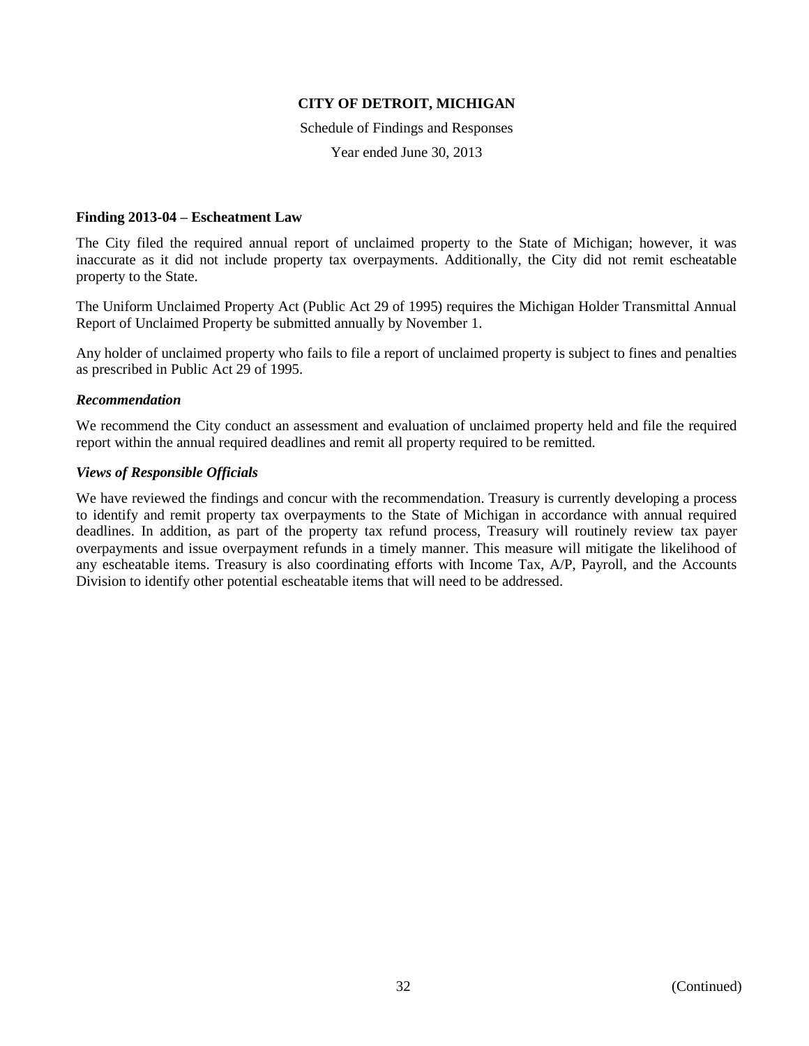# CITY OF DETROIT, MICHIGAN

Schedule of Findings and Responses

Year ended June 30, 2013

### Finding 2013-04 – Escheatment Law

The City filed the required annual report of unclaimed property to the State of Michigan; however, it was inaccurate as it did not include property tax overpayments. Additionally, the City did not remit escheatable property to the State.

The Uniform Unclaimed Property Act (Public Act 29 of 1995) requires the Michigan Holder Transmittal Annual Report of Unclaimed Property be submitted annually by November 1.

Any holder of unclaimed property who fails to file a report of unclaimed property is subject to fines and penalties as prescribed in Public Act 29 of 1995.

#### *Recommendation*

We recommend the City conduct an assessment and evaluation of unclaimed property held and file the required report within the annual required deadlines and remit all property required to be remitted.

#### *Views of Responsible Officials*

We have reviewed the findings and concur with the recommendation. Treasury is currently developing a process to identify and remit property tax overpayments to the State of Michigan in accordance with annual required deadlines. In addition, as part of the property tax refund process, Treasury will routinely review tax payer overpayments and issue overpayment refunds in a timely manner. This measure will mitigate the likelihood of any escheatable items. Treasury is also coordinating efforts with Income Tax, A/P, Payroll, and the Accounts Division to identify other potential escheatable items that will need to be addressed.

(Continued)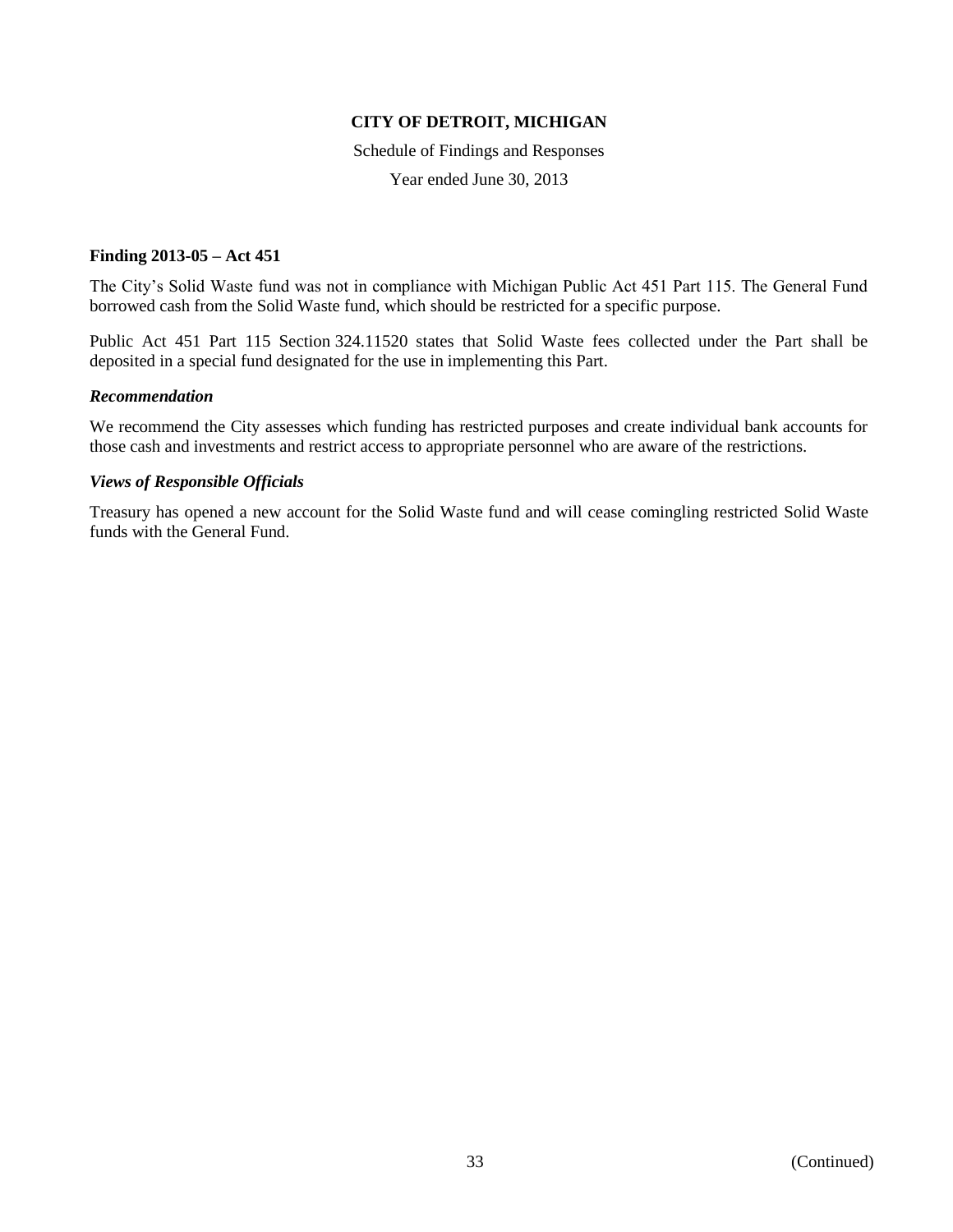**CITY OF DETROIT, MICHIGAN**

Schedule of Findings and Responses

Year ended June 30, 2013

**Finding 2013-05 – Act 451**

The City's Solid Waste fund was not in compliance with Michigan Public Act 451 Part 115. The General Fund borrowed cash from the Solid Waste fund, which should be restricted for a specific purpose.

Public Act 451 Part 115 Section 324.11520 states that Solid Waste fees collected under the Part shall be deposited in a special fund designated for the use in implementing this Part.

***Recommendation***

We recommend the City assesses which funding has restricted purposes and create individual bank accounts for those cash and investments and restrict access to appropriate personnel who are aware of the restrictions.

***Views of Responsible Officials***

Treasury has opened a new account for the Solid Waste fund and will cease comingling restricted Solid Waste funds with the General Fund.

(Continued)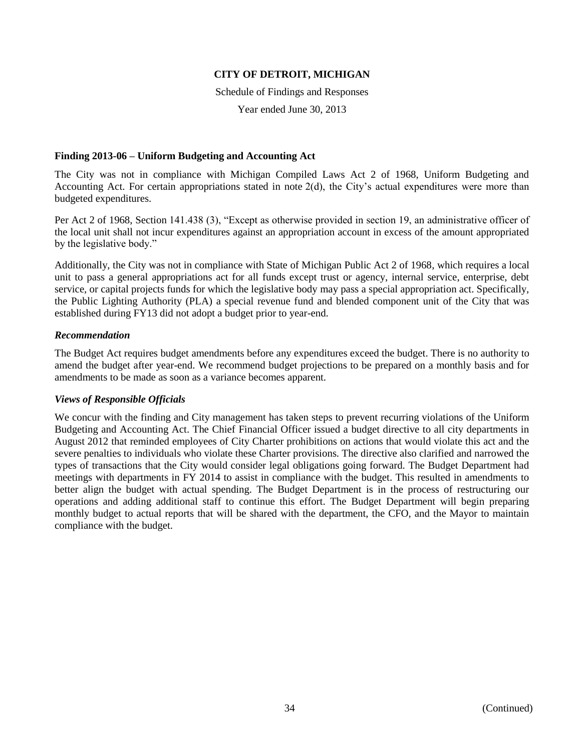**CITY OF DETROIT, MICHIGAN**

Schedule of Findings and Responses

Year ended June 30, 2013

### Finding 2013-06 – Uniform Budgeting and Accounting Act

The City was not in compliance with Michigan Compiled Laws Act 2 of 1968, Uniform Budgeting and Accounting Act. For certain appropriations stated in note 2(d), the City's actual expenditures were more than budgeted expenditures.

Per Act 2 of 1968, Section 141.438 (3), "Except as otherwise provided in section 19, an administrative officer of the local unit shall not incur expenditures against an appropriation account in excess of the amount appropriated by the legislative body."

Additionally, the City was not in compliance with State of Michigan Public Act 2 of 1968, which requires a local unit to pass a general appropriations act for all funds except trust or agency, internal service, enterprise, debt service, or capital projects funds for which the legislative body may pass a special appropriation act. Specifically, the Public Lighting Authority (PLA) a special revenue fund and blended component unit of the City that was established during FY13 did not adopt a budget prior to year-end.

#### *Recommendation*

The Budget Act requires budget amendments before any expenditures exceed the budget. There is no authority to amend the budget after year-end. We recommend budget projections to be prepared on a monthly basis and for amendments to be made as soon as a variance becomes apparent.

#### *Views of Responsible Officials*

We concur with the finding and City management has taken steps to prevent recurring violations of the Uniform Budgeting and Accounting Act. The Chief Financial Officer issued a budget directive to all city departments in August 2012 that reminded employees of City Charter prohibitions on actions that would violate this act and the severe penalties to individuals who violate these Charter provisions. The directive also clarified and narrowed the types of transactions that the City would consider legal obligations going forward. The Budget Department had meetings with departments in FY 2014 to assist in compliance with the budget. This resulted in amendments to better align the budget with actual spending. The Budget Department is in the process of restructuring our operations and adding additional staff to continue this effort. The Budget Department will begin preparing monthly budget to actual reports that will be shared with the department, the CFO, and the Mayor to maintain compliance with the budget.

(Continued)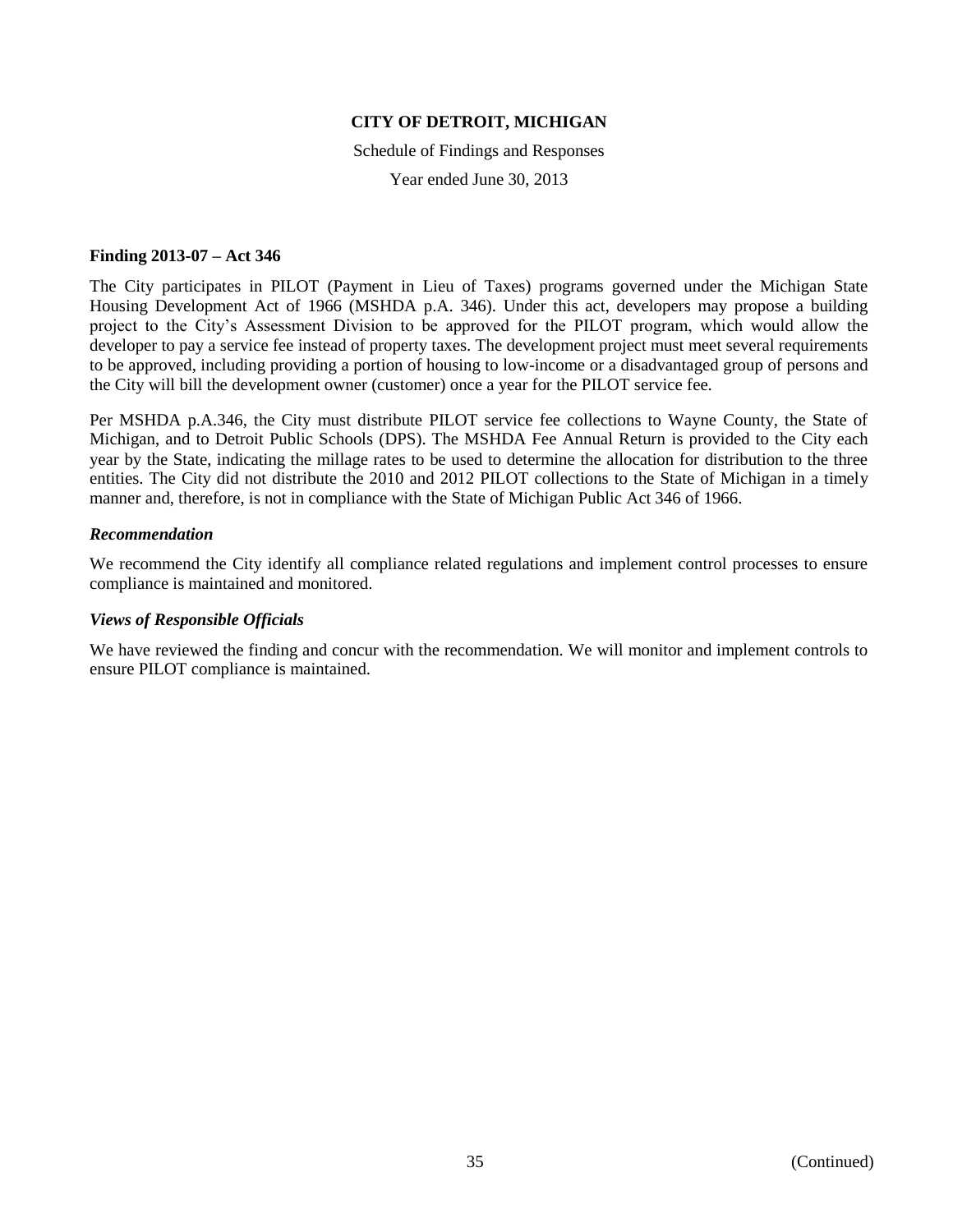**CITY OF DETROIT, MICHIGAN**

Schedule of Findings and Responses

Year ended June 30, 2013

**Finding 2013-07 – Act 346**

The City participates in PILOT (Payment in Lieu of Taxes) programs governed under the Michigan State Housing Development Act of 1966 (MSHDA p.A. 346). Under this act, developers may propose a building project to the City's Assessment Division to be approved for the PILOT program, which would allow the developer to pay a service fee instead of property taxes. The development project must meet several requirements to be approved, including providing a portion of housing to low-income or a disadvantaged group of persons and the City will bill the development owner (customer) once a year for the PILOT service fee.

Per MSHDA p.A.346, the City must distribute PILOT service fee collections to Wayne County, the State of Michigan, and to Detroit Public Schools (DPS). The MSHDA Fee Annual Return is provided to the City each year by the State, indicating the millage rates to be used to determine the allocation for distribution to the three entities. The City did not distribute the 2010 and 2012 PILOT collections to the State of Michigan in a timely manner and, therefore, is not in compliance with the State of Michigan Public Act 346 of 1966.

***Recommendation***

We recommend the City identify all compliance related regulations and implement control processes to ensure compliance is maintained and monitored.

***Views of Responsible Officials***

We have reviewed the finding and concur with the recommendation. We will monitor and implement controls to ensure PILOT compliance is maintained.

(Continued)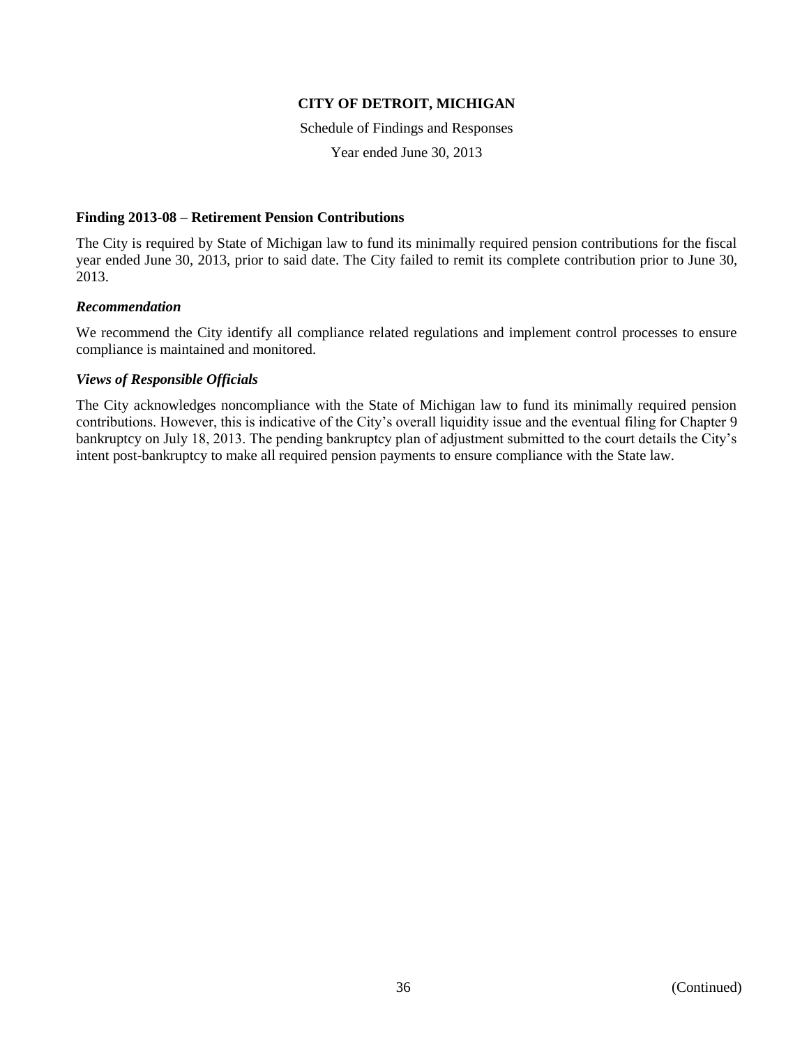**CITY OF DETROIT, MICHIGAN**

Schedule of Findings and Responses

Year ended June 30, 2013

**Finding 2013-08 – Retirement Pension Contributions**

The City is required by State of Michigan law to fund its minimally required pension contributions for the fiscal year ended June 30, 2013, prior to said date. The City failed to remit its complete contribution prior to June 30, 2013.

***Recommendation***

We recommend the City identify all compliance related regulations and implement control processes to ensure compliance is maintained and monitored.

***Views of Responsible Officials***

The City acknowledges noncompliance with the State of Michigan law to fund its minimally required pension contributions. However, this is indicative of the City's overall liquidity issue and the eventual filing for Chapter 9 bankruptcy on July 18, 2013. The pending bankruptcy plan of adjustment submitted to the court details the City's intent post-bankruptcy to make all required pension payments to ensure compliance with the State law.

(Continued)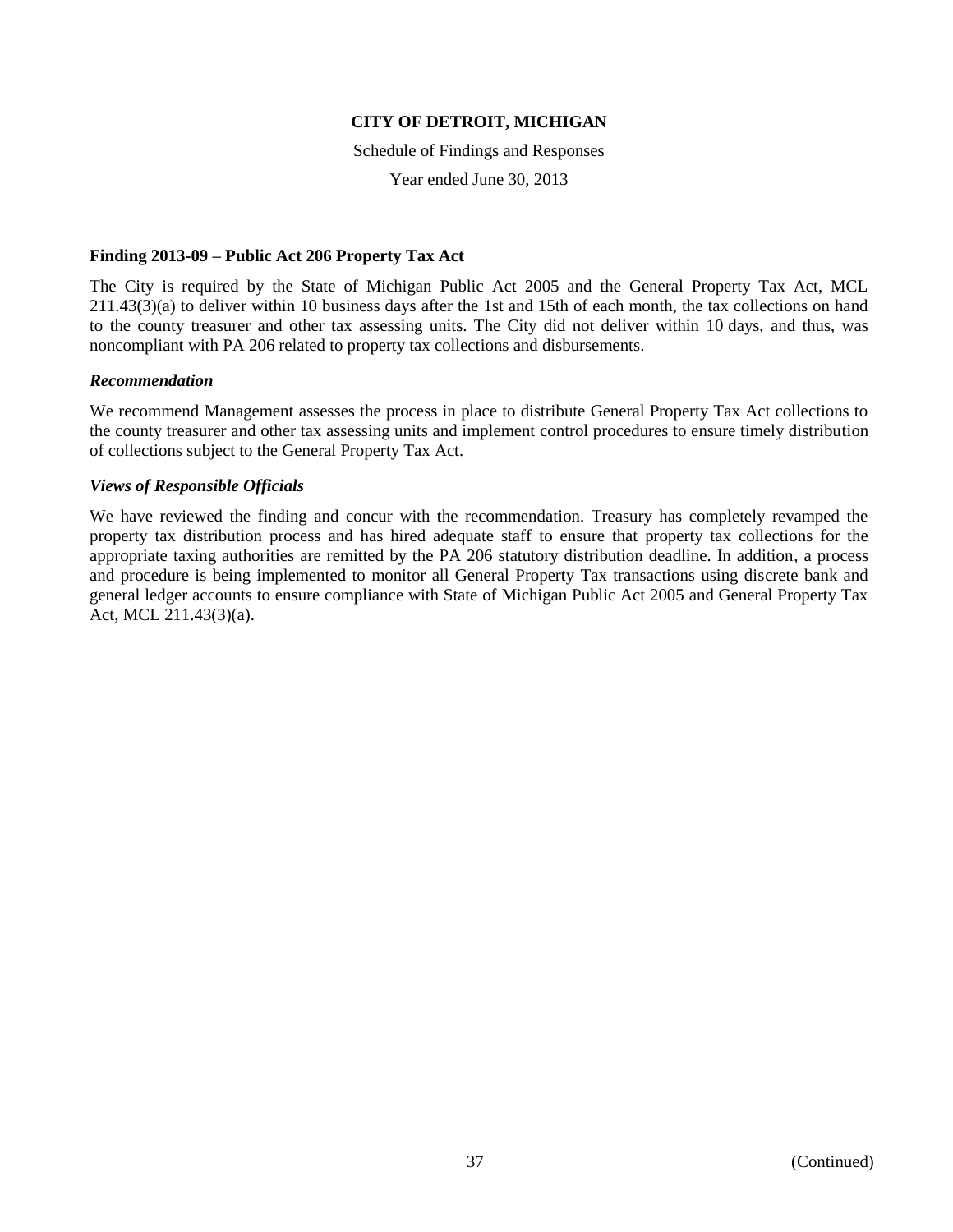**CITY OF DETROIT, MICHIGAN**

Schedule of Findings and Responses

Year ended June 30, 2013

**Finding 2013-09 – Public Act 206 Property Tax Act**

The City is required by the State of Michigan Public Act 2005 and the General Property Tax Act, MCL 211.43(3)(a) to deliver within 10 business days after the 1st and 15th of each month, the tax collections on hand to the county treasurer and other tax assessing units. The City did not deliver within 10 days, and thus, was noncompliant with PA 206 related to property tax collections and disbursements.

***Recommendation***

We recommend Management assesses the process in place to distribute General Property Tax Act collections to the county treasurer and other tax assessing units and implement control procedures to ensure timely distribution of collections subject to the General Property Tax Act.

***Views of Responsible Officials***

We have reviewed the finding and concur with the recommendation. Treasury has completely revamped the property tax distribution process and has hired adequate staff to ensure that property tax collections for the appropriate taxing authorities are remitted by the PA 206 statutory distribution deadline. In addition, a process and procedure is being implemented to monitor all General Property Tax transactions using discrete bank and general ledger accounts to ensure compliance with State of Michigan Public Act 2005 and General Property Tax Act, MCL 211.43(3)(a).

(Continued)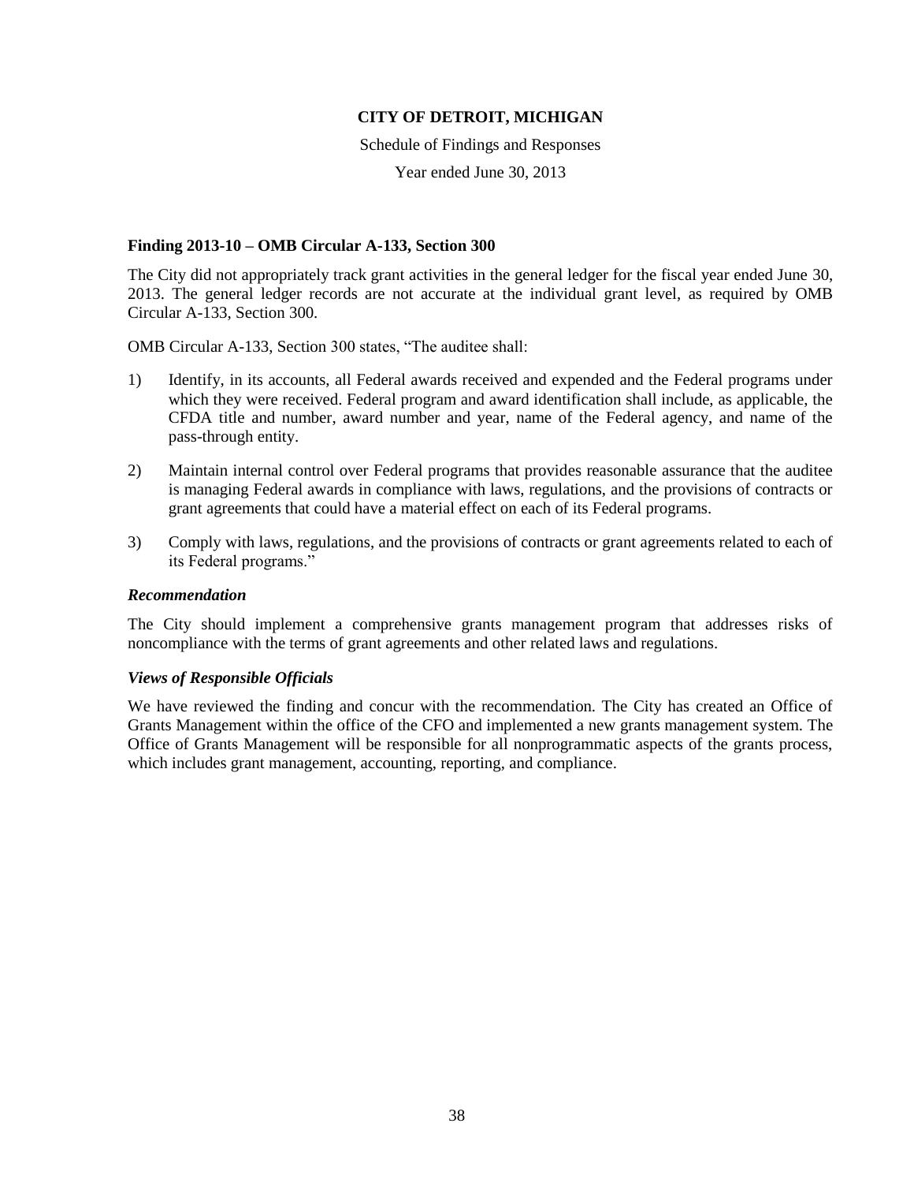**CITY OF DETROIT, MICHIGAN**

Schedule of Findings and Responses

Year ended June 30, 2013

**Finding 2013-10 – OMB Circular A-133, Section 300**

The City did not appropriately track grant activities in the general ledger for the fiscal year ended June 30, 2013. The general ledger records are not accurate at the individual grant level, as required by OMB Circular A-133, Section 300.

OMB Circular A-133, Section 300 states, "The auditee shall:

1) Identify, in its accounts, all Federal awards received and expended and the Federal programs under which they were received. Federal program and award identification shall include, as applicable, the CFDA title and number, award number and year, name of the Federal agency, and name of the pass-through entity.

2) Maintain internal control over Federal programs that provides reasonable assurance that the auditee is managing Federal awards in compliance with laws, regulations, and the provisions of contracts or grant agreements that could have a material effect on each of its Federal programs.

3) Comply with laws, regulations, and the provisions of contracts or grant agreements related to each of its Federal programs."

***Recommendation***

The City should implement a comprehensive grants management program that addresses risks of noncompliance with the terms of grant agreements and other related laws and regulations.

***Views of Responsible Officials***

We have reviewed the finding and concur with the recommendation. The City has created an Office of Grants Management within the office of the CFO and implemented a new grants management system. The Office of Grants Management will be responsible for all nonprogrammatic aspects of the grants process, which includes grant management, accounting, reporting, and compliance.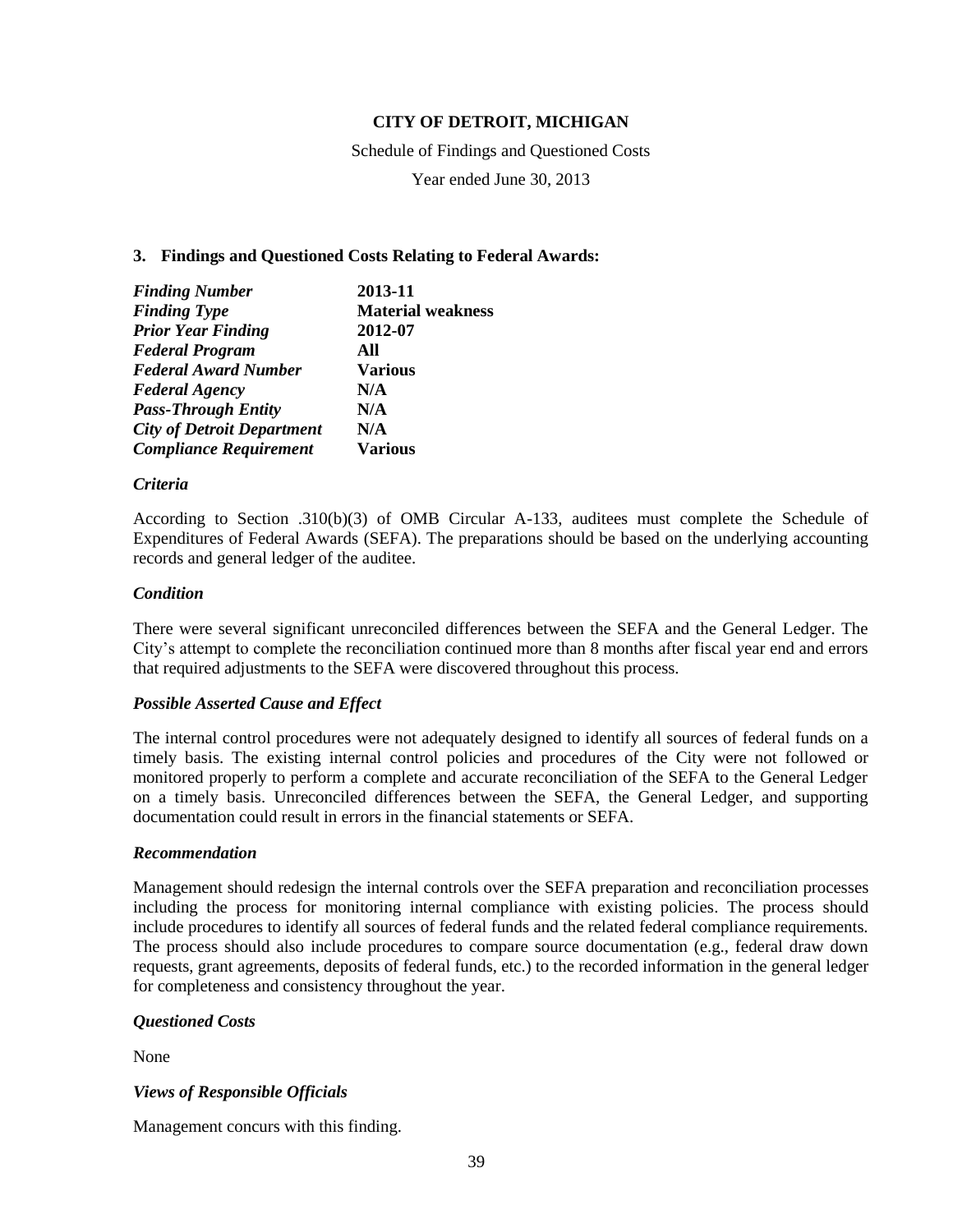**CITY OF DETROIT, MICHIGAN**

Schedule of Findings and Questioned Costs

Year ended June 30, 2013

### 3. Findings and Questioned Costs Relating to Federal Awards:

| | |
|---|---|
| ***Finding Number*** | **2013-11** |
| ***Finding Type*** | **Material weakness** |
| ***Prior Year Finding*** | **2012-07** |
| ***Federal Program*** | **All** |
| ***Federal Award Number*** | **Various** |
| ***Federal Agency*** | **N/A** |
| ***Pass-Through Entity*** | **N/A** |
| ***City of Detroit Department*** | **N/A** |
| ***Compliance Requirement*** | **Various** |

***Criteria***

According to Section .310(b)(3) of OMB Circular A-133, auditees must complete the Schedule of Expenditures of Federal Awards (SEFA). The preparations should be based on the underlying accounting records and general ledger of the auditee.

***Condition***

There were several significant unreconciled differences between the SEFA and the General Ledger. The City's attempt to complete the reconciliation continued more than 8 months after fiscal year end and errors that required adjustments to the SEFA were discovered throughout this process.

***Possible Asserted Cause and Effect***

The internal control procedures were not adequately designed to identify all sources of federal funds on a timely basis. The existing internal control policies and procedures of the City were not followed or monitored properly to perform a complete and accurate reconciliation of the SEFA to the General Ledger on a timely basis. Unreconciled differences between the SEFA, the General Ledger, and supporting documentation could result in errors in the financial statements or SEFA.

***Recommendation***

Management should redesign the internal controls over the SEFA preparation and reconciliation processes including the process for monitoring internal compliance with existing policies. The process should include procedures to identify all sources of federal funds and the related federal compliance requirements. The process should also include procedures to compare source documentation (e.g., federal draw down requests, grant agreements, deposits of federal funds, etc.) to the recorded information in the general ledger for completeness and consistency throughout the year.

***Questioned Costs***

None

***Views of Responsible Officials***

Management concurs with this finding.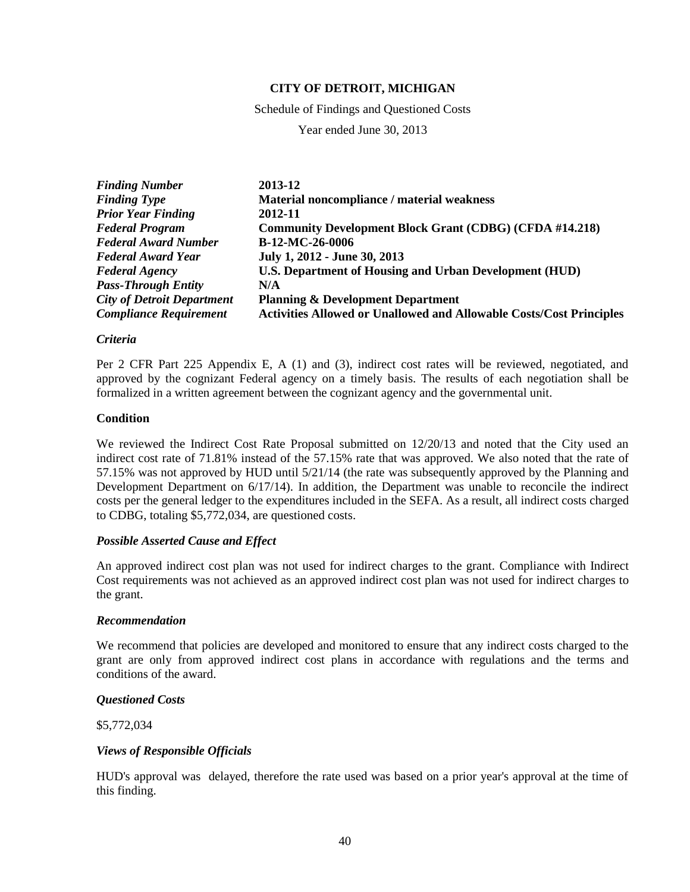**CITY OF DETROIT, MICHIGAN**

Schedule of Findings and Questioned Costs

Year ended June 30, 2013

| | |
|---|---|
| ***Finding Number*** | **2013-12** |
| ***Finding Type*** | **Material noncompliance / material weakness** |
| ***Prior Year Finding*** | **2012-11** |
| ***Federal Program*** | **Community Development Block Grant (CDBG) (CFDA #14.218)** |
| ***Federal Award Number*** | **B-12-MC-26-0006** |
| ***Federal Award Year*** | **July 1, 2012 - June 30, 2013** |
| ***Federal Agency*** | **U.S. Department of Housing and Urban Development (HUD)** |
| ***Pass-Through Entity*** | **N/A** |
| ***City of Detroit Department*** | **Planning & Development Department** |
| ***Compliance Requirement*** | **Activities Allowed or Unallowed and Allowable Costs/Cost Principles** |

***Criteria***

Per 2 CFR Part 225 Appendix E, A (1) and (3), indirect cost rates will be reviewed, negotiated, and approved by the cognizant Federal agency on a timely basis. The results of each negotiation shall be formalized in a written agreement between the cognizant agency and the governmental unit.

**Condition**

We reviewed the Indirect Cost Rate Proposal submitted on 12/20/13 and noted that the City used an indirect cost rate of 71.81% instead of the 57.15% rate that was approved. We also noted that the rate of 57.15% was not approved by HUD until 5/21/14 (the rate was subsequently approved by the Planning and Development Department on 6/17/14). In addition, the Department was unable to reconcile the indirect costs per the general ledger to the expenditures included in the SEFA. As a result, all indirect costs charged to CDBG, totaling $5,772,034, are questioned costs.

***Possible Asserted Cause and Effect***

An approved indirect cost plan was not used for indirect charges to the grant. Compliance with Indirect Cost requirements was not achieved as an approved indirect cost plan was not used for indirect charges to the grant.

***Recommendation***

We recommend that policies are developed and monitored to ensure that any indirect costs charged to the grant are only from approved indirect cost plans in accordance with regulations and the terms and conditions of the award.

***Questioned Costs***

$5,772,034

***Views of Responsible Officials***

HUD's approval was delayed, therefore the rate used was based on a prior year's approval at the time of this finding.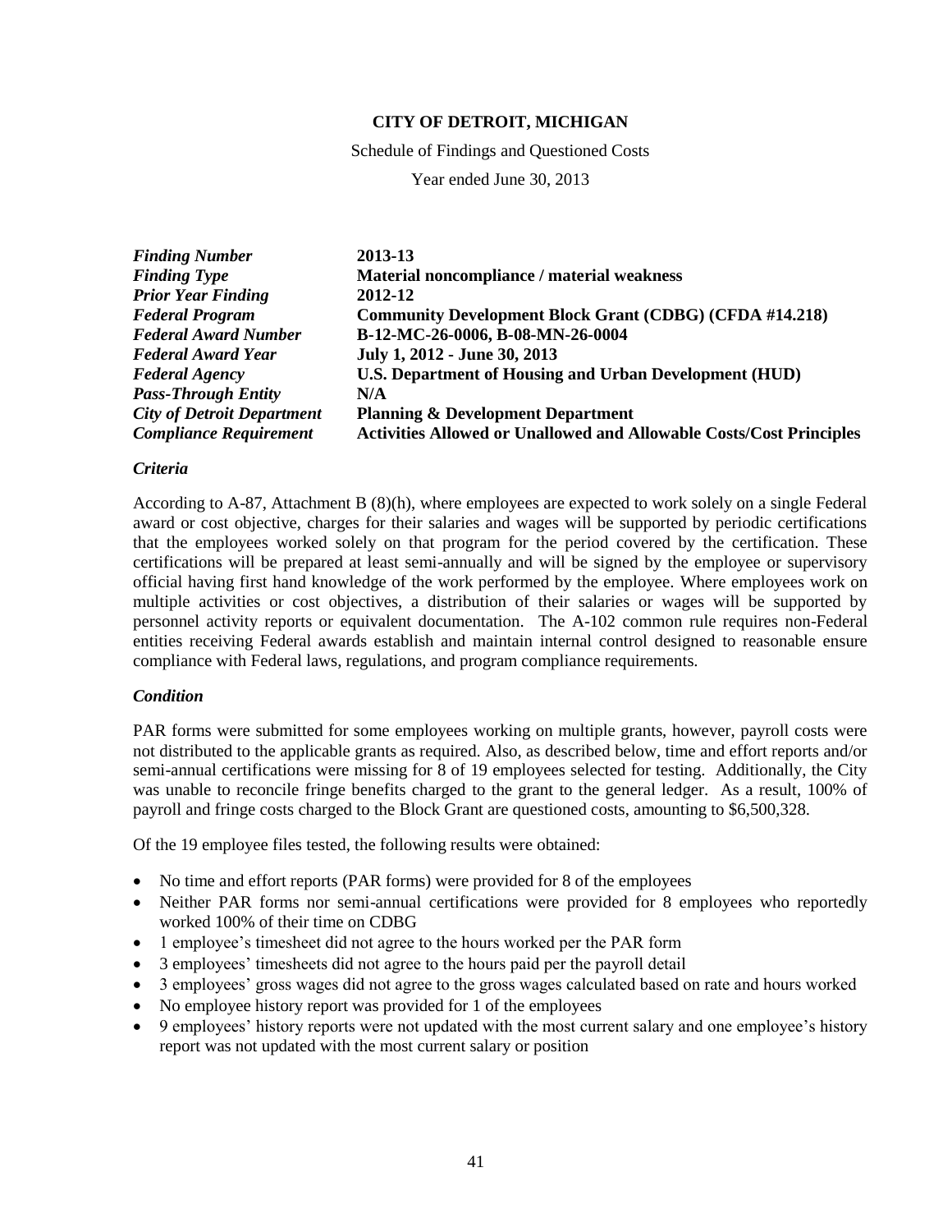**CITY OF DETROIT, MICHIGAN**

Schedule of Findings and Questioned Costs

Year ended June 30, 2013

| | |
|---|---|
| ***Finding Number*** | **2013-13** |
| ***Finding Type*** | **Material noncompliance / material weakness** |
| ***Prior Year Finding*** | **2012-12** |
| ***Federal Program*** | **Community Development Block Grant (CDBG) (CFDA #14.218)** |
| ***Federal Award Number*** | **B-12-MC-26-0006, B-08-MN-26-0004** |
| ***Federal Award Year*** | **July 1, 2012 - June 30, 2013** |
| ***Federal Agency*** | **U.S. Department of Housing and Urban Development (HUD)** |
| ***Pass-Through Entity*** | **N/A** |
| ***City of Detroit Department*** | **Planning & Development Department** |
| ***Compliance Requirement*** | **Activities Allowed or Unallowed and Allowable Costs/Cost Principles** |

### *Criteria*

According to A-87, Attachment B (8)(h), where employees are expected to work solely on a single Federal award or cost objective, charges for their salaries and wages will be supported by periodic certifications that the employees worked solely on that program for the period covered by the certification. These certifications will be prepared at least semi-annually and will be signed by the employee or supervisory official having first hand knowledge of the work performed by the employee. Where employees work on multiple activities or cost objectives, a distribution of their salaries or wages will be supported by personnel activity reports or equivalent documentation. The A-102 common rule requires non-Federal entities receiving Federal awards establish and maintain internal control designed to reasonable ensure compliance with Federal laws, regulations, and program compliance requirements.

### *Condition*

PAR forms were submitted for some employees working on multiple grants, however, payroll costs were not distributed to the applicable grants as required. Also, as described below, time and effort reports and/or semi-annual certifications were missing for 8 of 19 employees selected for testing. Additionally, the City was unable to reconcile fringe benefits charged to the grant to the general ledger. As a result, 100% of payroll and fringe costs charged to the Block Grant are questioned costs, amounting to $6,500,328.

Of the 19 employee files tested, the following results were obtained:

- No time and effort reports (PAR forms) were provided for 8 of the employees
- Neither PAR forms nor semi-annual certifications were provided for 8 employees who reportedly worked 100% of their time on CDBG
- 1 employee's timesheet did not agree to the hours worked per the PAR form
- 3 employees' timesheets did not agree to the hours paid per the payroll detail
- 3 employees' gross wages did not agree to the gross wages calculated based on rate and hours worked
- No employee history report was provided for 1 of the employees
- 9 employees' history reports were not updated with the most current salary and one employee's history report was not updated with the most current salary or position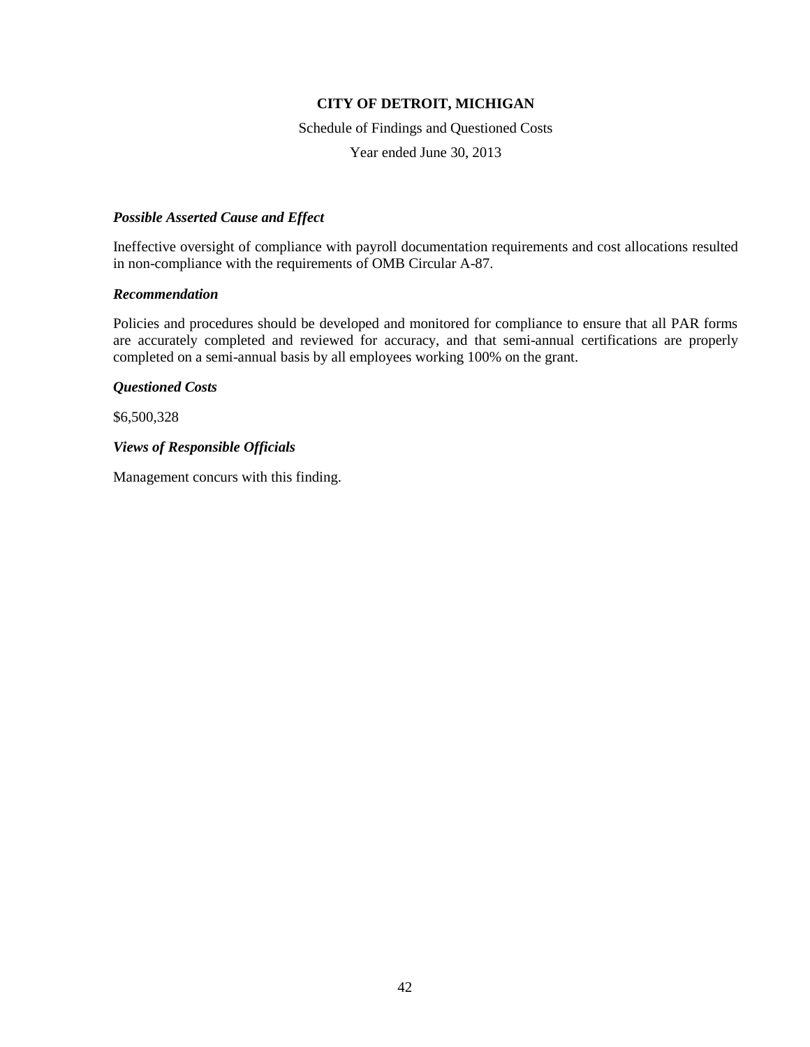**CITY OF DETROIT, MICHIGAN**

Schedule of Findings and Questioned Costs

Year ended June 30, 2013

***Possible Asserted Cause and Effect***

Ineffective oversight of compliance with payroll documentation requirements and cost allocations resulted in non-compliance with the requirements of OMB Circular A-87.

***Recommendation***

Policies and procedures should be developed and monitored for compliance to ensure that all PAR forms are accurately completed and reviewed for accuracy, and that semi-annual certifications are properly completed on a semi-annual basis by all employees working 100% on the grant.

***Questioned Costs***

$6,500,328

***Views of Responsible Officials***

Management concurs with this finding.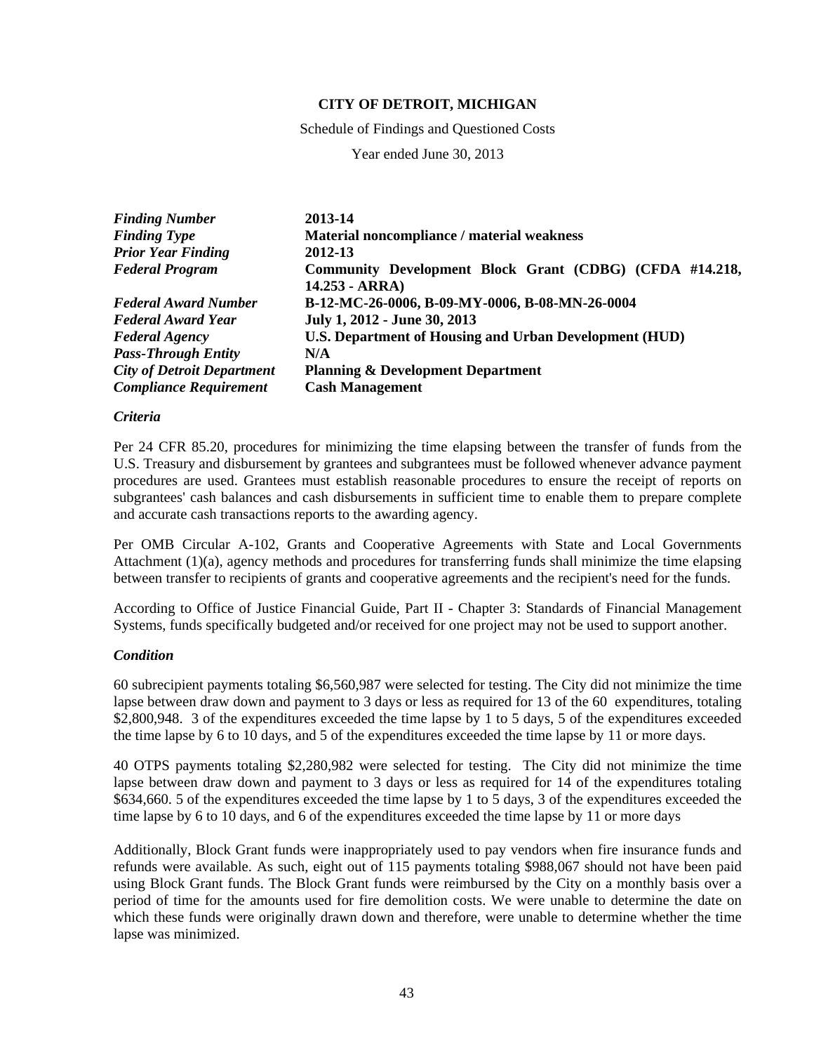**CITY OF DETROIT, MICHIGAN**

Schedule of Findings and Questioned Costs

Year ended June 30, 2013

| | |
|---|---|
| ***Finding Number*** | **2013-14** |
| ***Finding Type*** | **Material noncompliance / material weakness** |
| ***Prior Year Finding*** | **2012-13** |
| ***Federal Program*** | **Community Development Block Grant (CDBG) (CFDA #14.218, 14.253 - ARRA)** |
| ***Federal Award Number*** | **B-12-MC-26-0006, B-09-MY-0006, B-08-MN-26-0004** |
| ***Federal Award Year*** | **July 1, 2012 - June 30, 2013** |
| ***Federal Agency*** | **U.S. Department of Housing and Urban Development (HUD)** |
| ***Pass-Through Entity*** | **N/A** |
| ***City of Detroit Department*** | **Planning & Development Department** |
| ***Compliance Requirement*** | **Cash Management** |

***Criteria***

Per 24 CFR 85.20, procedures for minimizing the time elapsing between the transfer of funds from the U.S. Treasury and disbursement by grantees and subgrantees must be followed whenever advance payment procedures are used. Grantees must establish reasonable procedures to ensure the receipt of reports on subgrantees' cash balances and cash disbursements in sufficient time to enable them to prepare complete and accurate cash transactions reports to the awarding agency.

Per OMB Circular A-102, Grants and Cooperative Agreements with State and Local Governments Attachment (1)(a), agency methods and procedures for transferring funds shall minimize the time elapsing between transfer to recipients of grants and cooperative agreements and the recipient's need for the funds.

According to Office of Justice Financial Guide, Part II - Chapter 3: Standards of Financial Management Systems, funds specifically budgeted and/or received for one project may not be used to support another.

***Condition***

60 subrecipient payments totaling $6,560,987 were selected for testing. The City did not minimize the time lapse between draw down and payment to 3 days or less as required for 13 of the 60 expenditures, totaling $2,800,948. 3 of the expenditures exceeded the time lapse by 1 to 5 days, 5 of the expenditures exceeded the time lapse by 6 to 10 days, and 5 of the expenditures exceeded the time lapse by 11 or more days.

40 OTPS payments totaling $2,280,982 were selected for testing. The City did not minimize the time lapse between draw down and payment to 3 days or less as required for 14 of the expenditures totaling $634,660. 5 of the expenditures exceeded the time lapse by 1 to 5 days, 3 of the expenditures exceeded the time lapse by 6 to 10 days, and 6 of the expenditures exceeded the time lapse by 11 or more days

Additionally, Block Grant funds were inappropriately used to pay vendors when fire insurance funds and refunds were available. As such, eight out of 115 payments totaling $988,067 should not have been paid using Block Grant funds. The Block Grant funds were reimbursed by the City on a monthly basis over a period of time for the amounts used for fire demolition costs. We were unable to determine the date on which these funds were originally drawn down and therefore, were unable to determine whether the time lapse was minimized.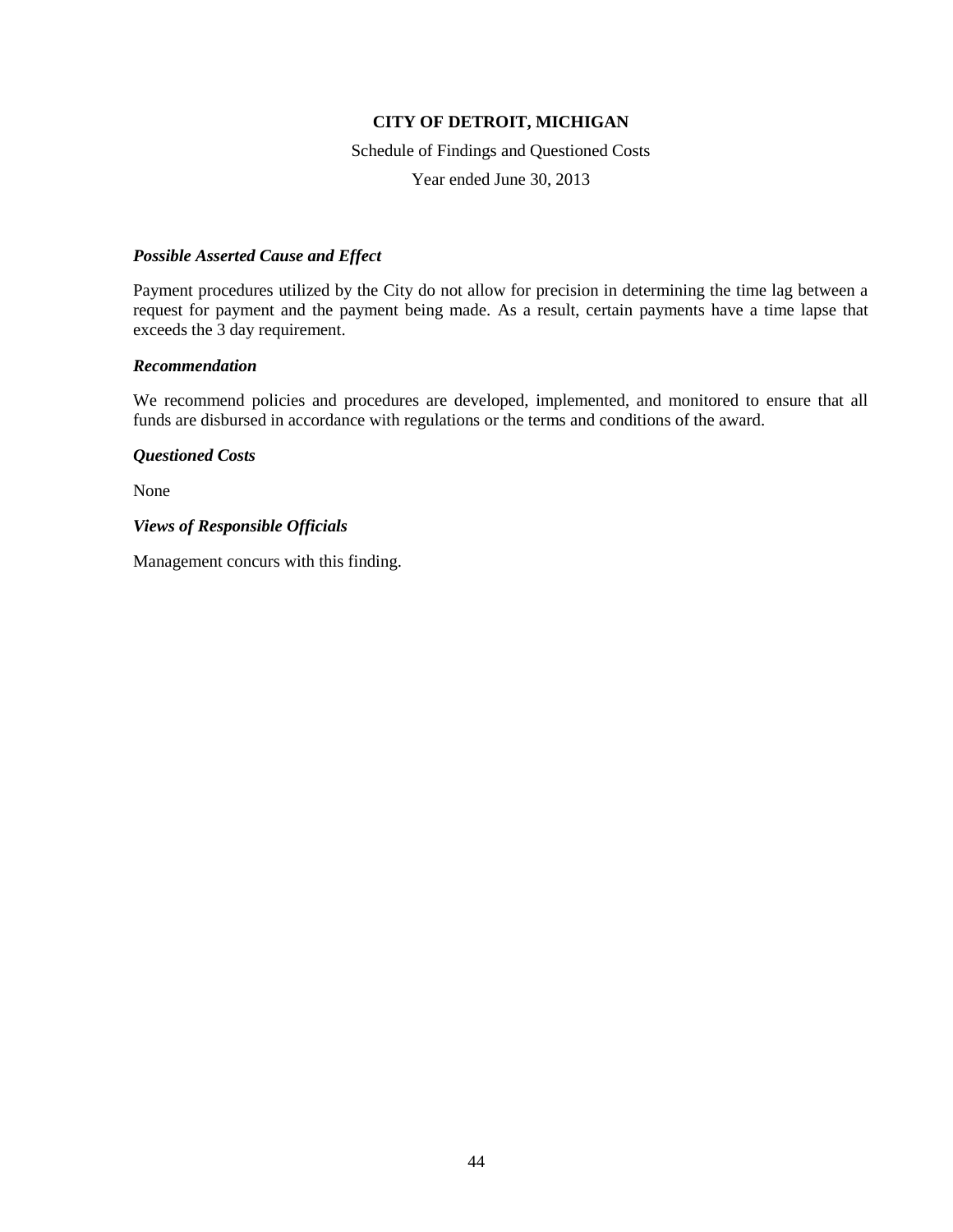**CITY OF DETROIT, MICHIGAN**

Schedule of Findings and Questioned Costs

Year ended June 30, 2013

***Possible Asserted Cause and Effect***

Payment procedures utilized by the City do not allow for precision in determining the time lag between a request for payment and the payment being made. As a result, certain payments have a time lapse that exceeds the 3 day requirement.

***Recommendation***

We recommend policies and procedures are developed, implemented, and monitored to ensure that all funds are disbursed in accordance with regulations or the terms and conditions of the award.

***Questioned Costs***

None

***Views of Responsible Officials***

Management concurs with this finding.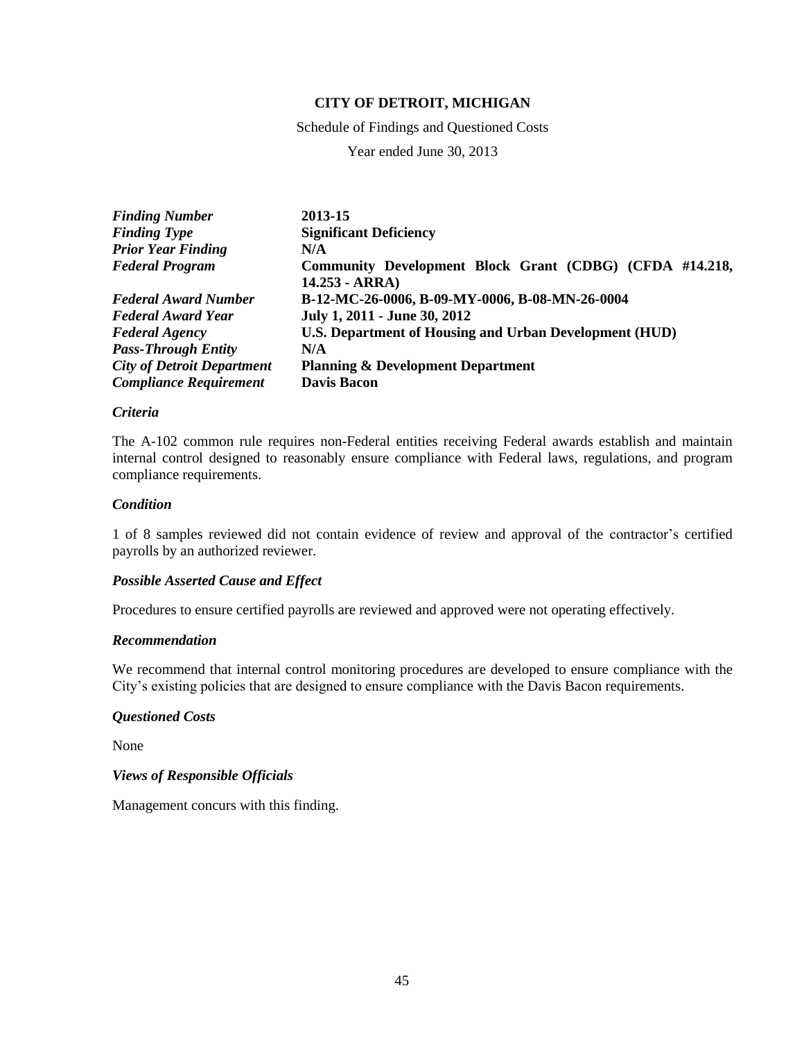**CITY OF DETROIT, MICHIGAN**

Schedule of Findings and Questioned Costs

Year ended June 30, 2013

| | |
|---|---|
| ***Finding Number*** | **2013-15** |
| ***Finding Type*** | **Significant Deficiency** |
| ***Prior Year Finding*** | **N/A** |
| ***Federal Program*** | **Community Development Block Grant (CDBG) (CFDA #14.218, 14.253 - ARRA)** |
| ***Federal Award Number*** | **B-12-MC-26-0006, B-09-MY-0006, B-08-MN-26-0004** |
| ***Federal Award Year*** | **July 1, 2011 - June 30, 2012** |
| ***Federal Agency*** | **U.S. Department of Housing and Urban Development (HUD)** |
| ***Pass-Through Entity*** | **N/A** |
| ***City of Detroit Department*** | **Planning & Development Department** |
| ***Compliance Requirement*** | **Davis Bacon** |

***Criteria***

The A-102 common rule requires non-Federal entities receiving Federal awards establish and maintain internal control designed to reasonably ensure compliance with Federal laws, regulations, and program compliance requirements.

***Condition***

1 of 8 samples reviewed did not contain evidence of review and approval of the contractor's certified payrolls by an authorized reviewer.

***Possible Asserted Cause and Effect***

Procedures to ensure certified payrolls are reviewed and approved were not operating effectively.

***Recommendation***

We recommend that internal control monitoring procedures are developed to ensure compliance with the City's existing policies that are designed to ensure compliance with the Davis Bacon requirements.

***Questioned Costs***

None

***Views of Responsible Officials***

Management concurs with this finding.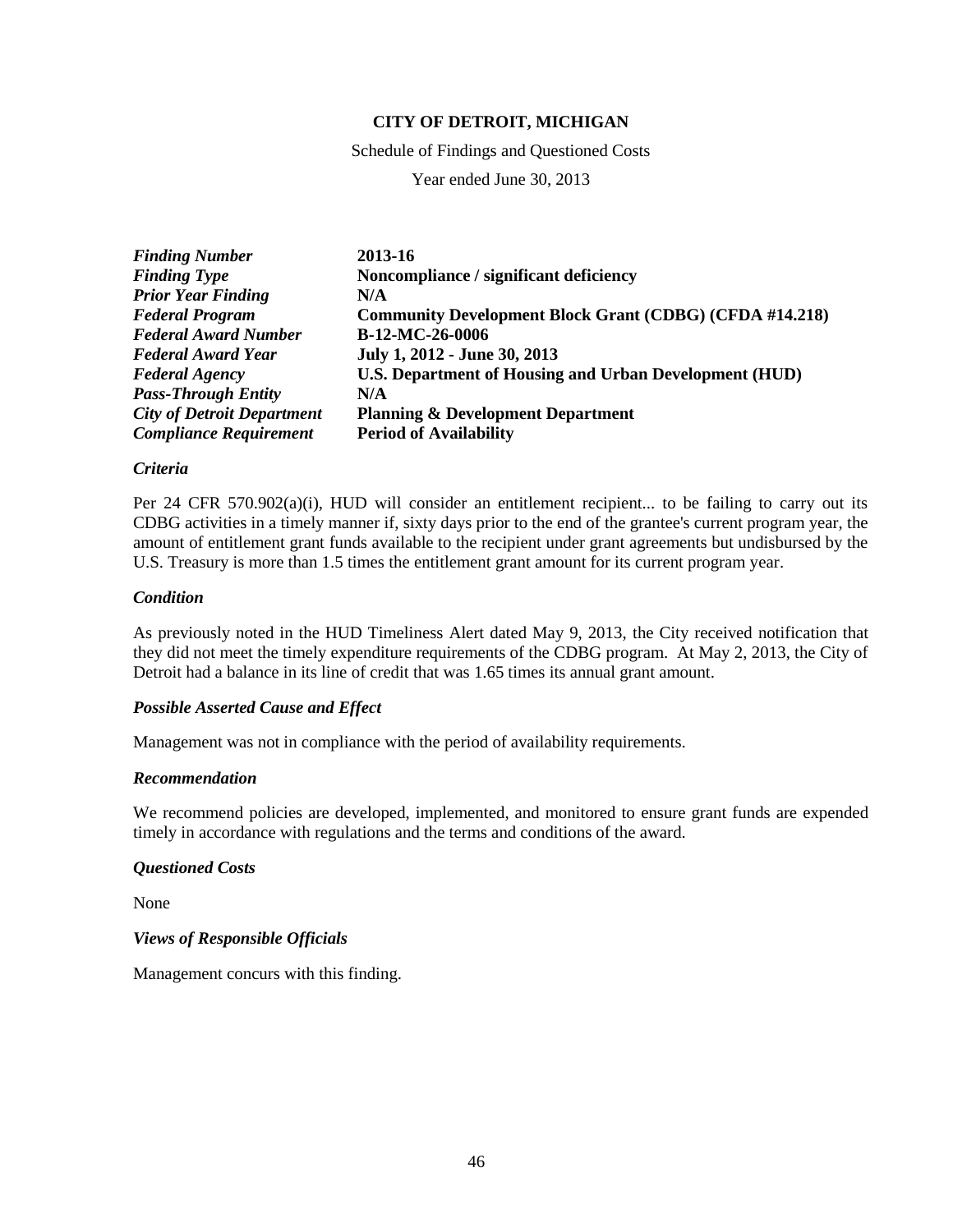**CITY OF DETROIT, MICHIGAN**

Schedule of Findings and Questioned Costs

Year ended June 30, 2013

| | |
|---|---|
| ***Finding Number*** | **2013-16** |
| ***Finding Type*** | **Noncompliance / significant deficiency** |
| ***Prior Year Finding*** | **N/A** |
| ***Federal Program*** | **Community Development Block Grant (CDBG) (CFDA #14.218)** |
| ***Federal Award Number*** | **B-12-MC-26-0006** |
| ***Federal Award Year*** | **July 1, 2012 - June 30, 2013** |
| ***Federal Agency*** | **U.S. Department of Housing and Urban Development (HUD)** |
| ***Pass-Through Entity*** | **N/A** |
| ***City of Detroit Department*** | **Planning & Development Department** |
| ***Compliance Requirement*** | **Period of Availability** |

***Criteria***

Per 24 CFR 570.902(a)(i), HUD will consider an entitlement recipient... to be failing to carry out its CDBG activities in a timely manner if, sixty days prior to the end of the grantee's current program year, the amount of entitlement grant funds available to the recipient under grant agreements but undisbursed by the U.S. Treasury is more than 1.5 times the entitlement grant amount for its current program year.

***Condition***

As previously noted in the HUD Timeliness Alert dated May 9, 2013, the City received notification that they did not meet the timely expenditure requirements of the CDBG program. At May 2, 2013, the City of Detroit had a balance in its line of credit that was 1.65 times its annual grant amount.

***Possible Asserted Cause and Effect***

Management was not in compliance with the period of availability requirements.

***Recommendation***

We recommend policies are developed, implemented, and monitored to ensure grant funds are expended timely in accordance with regulations and the terms and conditions of the award.

***Questioned Costs***

None

***Views of Responsible Officials***

Management concurs with this finding.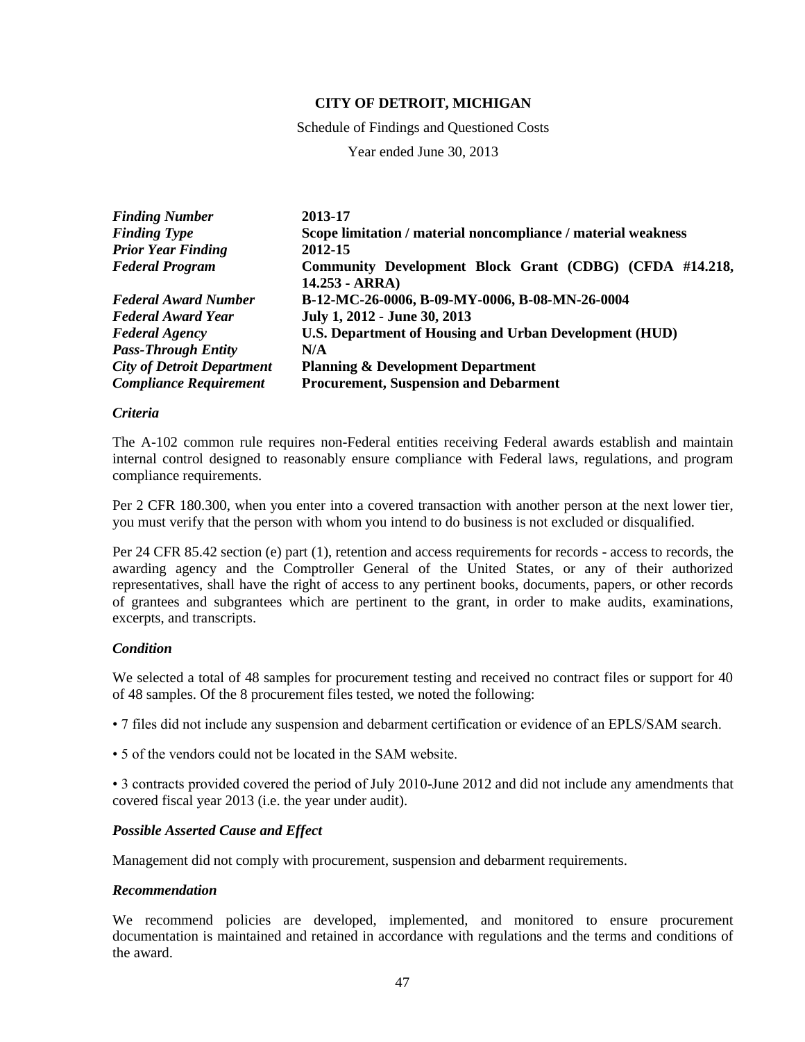**CITY OF DETROIT, MICHIGAN**

Schedule of Findings and Questioned Costs

Year ended June 30, 2013

| | |
|---|---|
| ***Finding Number*** | **2013-17** |
| ***Finding Type*** | **Scope limitation / material noncompliance / material weakness** |
| ***Prior Year Finding*** | **2012-15** |
| ***Federal Program*** | **Community Development Block Grant (CDBG) (CFDA #14.218, 14.253 - ARRA)** |
| ***Federal Award Number*** | **B-12-MC-26-0006, B-09-MY-0006, B-08-MN-26-0004** |
| ***Federal Award Year*** | **July 1, 2012 - June 30, 2013** |
| ***Federal Agency*** | **U.S. Department of Housing and Urban Development (HUD)** |
| ***Pass-Through Entity*** | **N/A** |
| ***City of Detroit Department*** | **Planning & Development Department** |
| ***Compliance Requirement*** | **Procurement, Suspension and Debarment** |

***Criteria***

The A-102 common rule requires non-Federal entities receiving Federal awards establish and maintain internal control designed to reasonably ensure compliance with Federal laws, regulations, and program compliance requirements.

Per 2 CFR 180.300, when you enter into a covered transaction with another person at the next lower tier, you must verify that the person with whom you intend to do business is not excluded or disqualified.

Per 24 CFR 85.42 section (e) part (1), retention and access requirements for records - access to records, the awarding agency and the Comptroller General of the United States, or any of their authorized representatives, shall have the right of access to any pertinent books, documents, papers, or other records of grantees and subgrantees which are pertinent to the grant, in order to make audits, examinations, excerpts, and transcripts.

***Condition***

We selected a total of 48 samples for procurement testing and received no contract files or support for 40 of 48 samples. Of the 8 procurement files tested, we noted the following:

- 7 files did not include any suspension and debarment certification or evidence of an EPLS/SAM search.
- 5 of the vendors could not be located in the SAM website.
- 3 contracts provided covered the period of July 2010-June 2012 and did not include any amendments that covered fiscal year 2013 (i.e. the year under audit).

***Possible Asserted Cause and Effect***

Management did not comply with procurement, suspension and debarment requirements.

***Recommendation***

We recommend policies are developed, implemented, and monitored to ensure procurement documentation is maintained and retained in accordance with regulations and the terms and conditions of the award.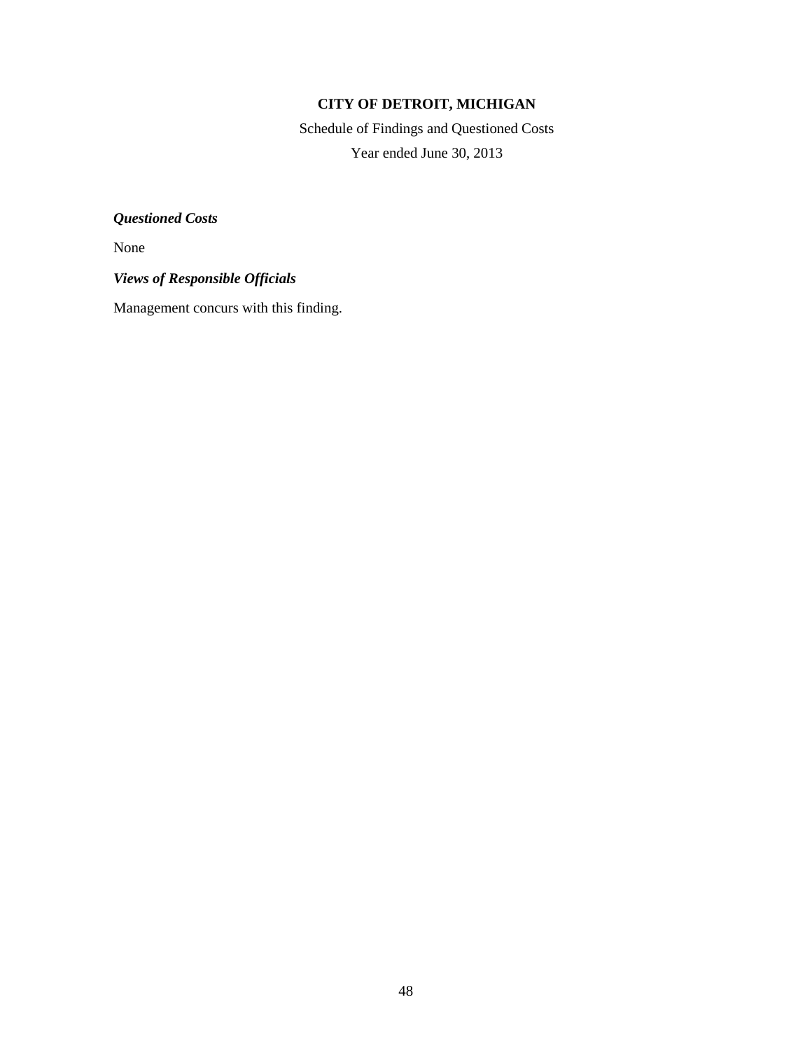**CITY OF DETROIT, MICHIGAN**

Schedule of Findings and Questioned Costs

Year ended June 30, 2013

***Questioned Costs***

None

***Views of Responsible Officials***

Management concurs with this finding.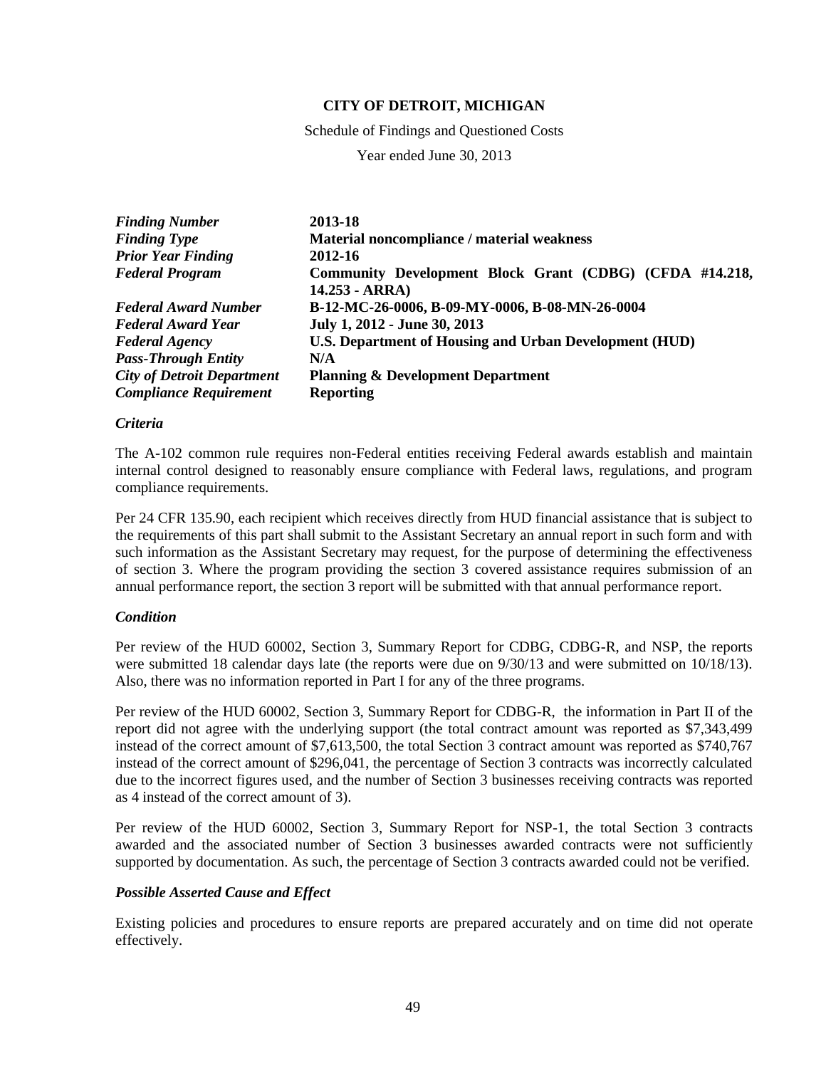**CITY OF DETROIT, MICHIGAN**

Schedule of Findings and Questioned Costs

Year ended June 30, 2013

| | |
|---|---|
| ***Finding Number*** | **2013-18** |
| ***Finding Type*** | **Material noncompliance / material weakness** |
| ***Prior Year Finding*** | **2012-16** |
| ***Federal Program*** | **Community Development Block Grant (CDBG) (CFDA #14.218, 14.253 - ARRA)** |
| ***Federal Award Number*** | **B-12-MC-26-0006, B-09-MY-0006, B-08-MN-26-0004** |
| ***Federal Award Year*** | **July 1, 2012 - June 30, 2013** |
| ***Federal Agency*** | **U.S. Department of Housing and Urban Development (HUD)** |
| ***Pass-Through Entity*** | **N/A** |
| ***City of Detroit Department*** | **Planning & Development Department** |
| ***Compliance Requirement*** | **Reporting** |

***Criteria***

The A-102 common rule requires non-Federal entities receiving Federal awards establish and maintain internal control designed to reasonably ensure compliance with Federal laws, regulations, and program compliance requirements.

Per 24 CFR 135.90, each recipient which receives directly from HUD financial assistance that is subject to the requirements of this part shall submit to the Assistant Secretary an annual report in such form and with such information as the Assistant Secretary may request, for the purpose of determining the effectiveness of section 3. Where the program providing the section 3 covered assistance requires submission of an annual performance report, the section 3 report will be submitted with that annual performance report.

***Condition***

Per review of the HUD 60002, Section 3, Summary Report for CDBG, CDBG-R, and NSP, the reports were submitted 18 calendar days late (the reports were due on 9/30/13 and were submitted on 10/18/13). Also, there was no information reported in Part I for any of the three programs.

Per review of the HUD 60002, Section 3, Summary Report for CDBG-R, the information in Part II of the report did not agree with the underlying support (the total contract amount was reported as $7,343,499 instead of the correct amount of $7,613,500, the total Section 3 contract amount was reported as $740,767 instead of the correct amount of $296,041, the percentage of Section 3 contracts was incorrectly calculated due to the incorrect figures used, and the number of Section 3 businesses receiving contracts was reported as 4 instead of the correct amount of 3).

Per review of the HUD 60002, Section 3, Summary Report for NSP-1, the total Section 3 contracts awarded and the associated number of Section 3 businesses awarded contracts were not sufficiently supported by documentation. As such, the percentage of Section 3 contracts awarded could not be verified.

***Possible Asserted Cause and Effect***

Existing policies and procedures to ensure reports are prepared accurately and on time did not operate effectively.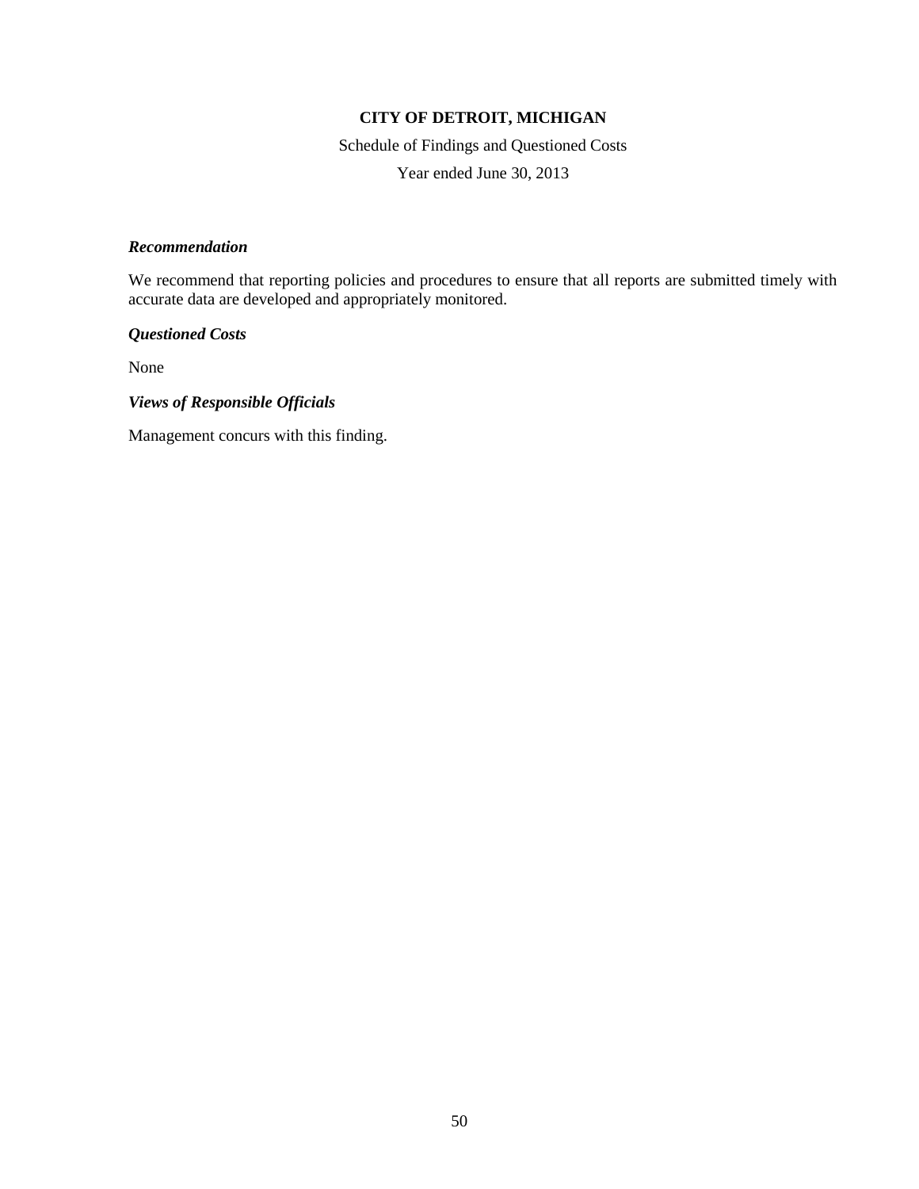**CITY OF DETROIT, MICHIGAN**

Schedule of Findings and Questioned Costs

Year ended June 30, 2013

***Recommendation***

We recommend that reporting policies and procedures to ensure that all reports are submitted timely with accurate data are developed and appropriately monitored.

***Questioned Costs***

None

***Views of Responsible Officials***

Management concurs with this finding.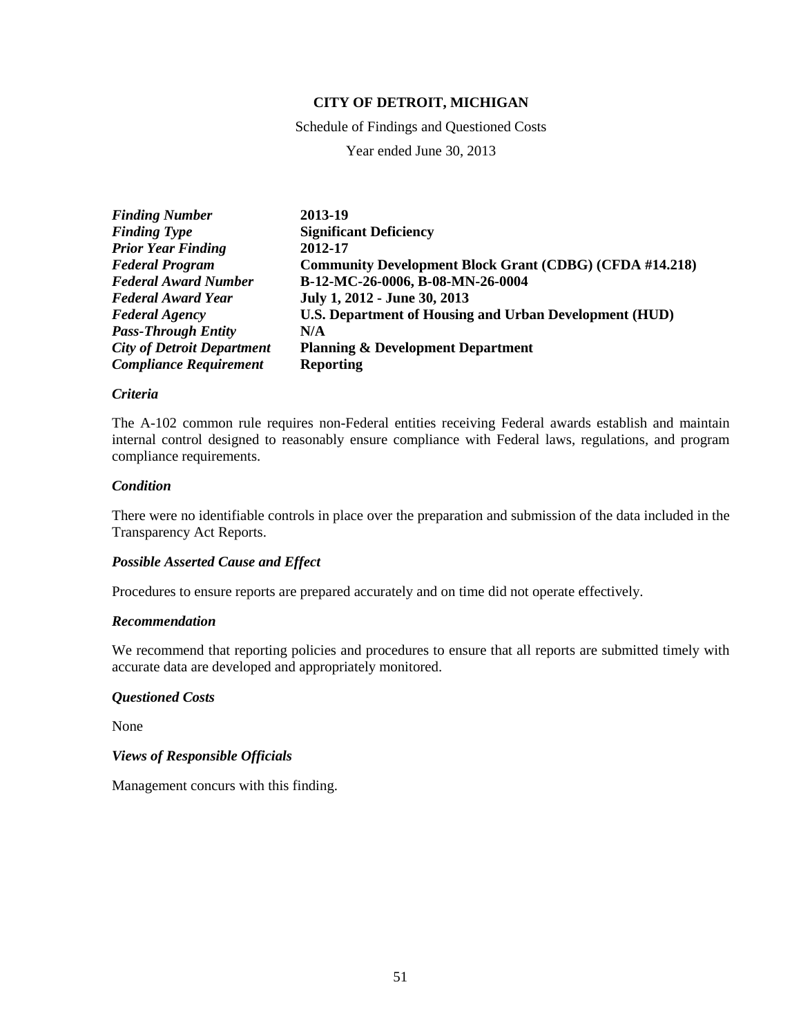**CITY OF DETROIT, MICHIGAN**

Schedule of Findings and Questioned Costs

Year ended June 30, 2013

| | |
|---|---|
| ***Finding Number*** | **2013-19** |
| ***Finding Type*** | **Significant Deficiency** |
| ***Prior Year Finding*** | **2012-17** |
| ***Federal Program*** | **Community Development Block Grant (CDBG) (CFDA #14.218)** |
| ***Federal Award Number*** | **B-12-MC-26-0006, B-08-MN-26-0004** |
| ***Federal Award Year*** | **July 1, 2012 - June 30, 2013** |
| ***Federal Agency*** | **U.S. Department of Housing and Urban Development (HUD)** |
| ***Pass-Through Entity*** | **N/A** |
| ***City of Detroit Department*** | **Planning & Development Department** |
| ***Compliance Requirement*** | **Reporting** |

***Criteria***

The A-102 common rule requires non-Federal entities receiving Federal awards establish and maintain internal control designed to reasonably ensure compliance with Federal laws, regulations, and program compliance requirements.

***Condition***

There were no identifiable controls in place over the preparation and submission of the data included in the Transparency Act Reports.

***Possible Asserted Cause and Effect***

Procedures to ensure reports are prepared accurately and on time did not operate effectively.

***Recommendation***

We recommend that reporting policies and procedures to ensure that all reports are submitted timely with accurate data are developed and appropriately monitored.

***Questioned Costs***

None

***Views of Responsible Officials***

Management concurs with this finding.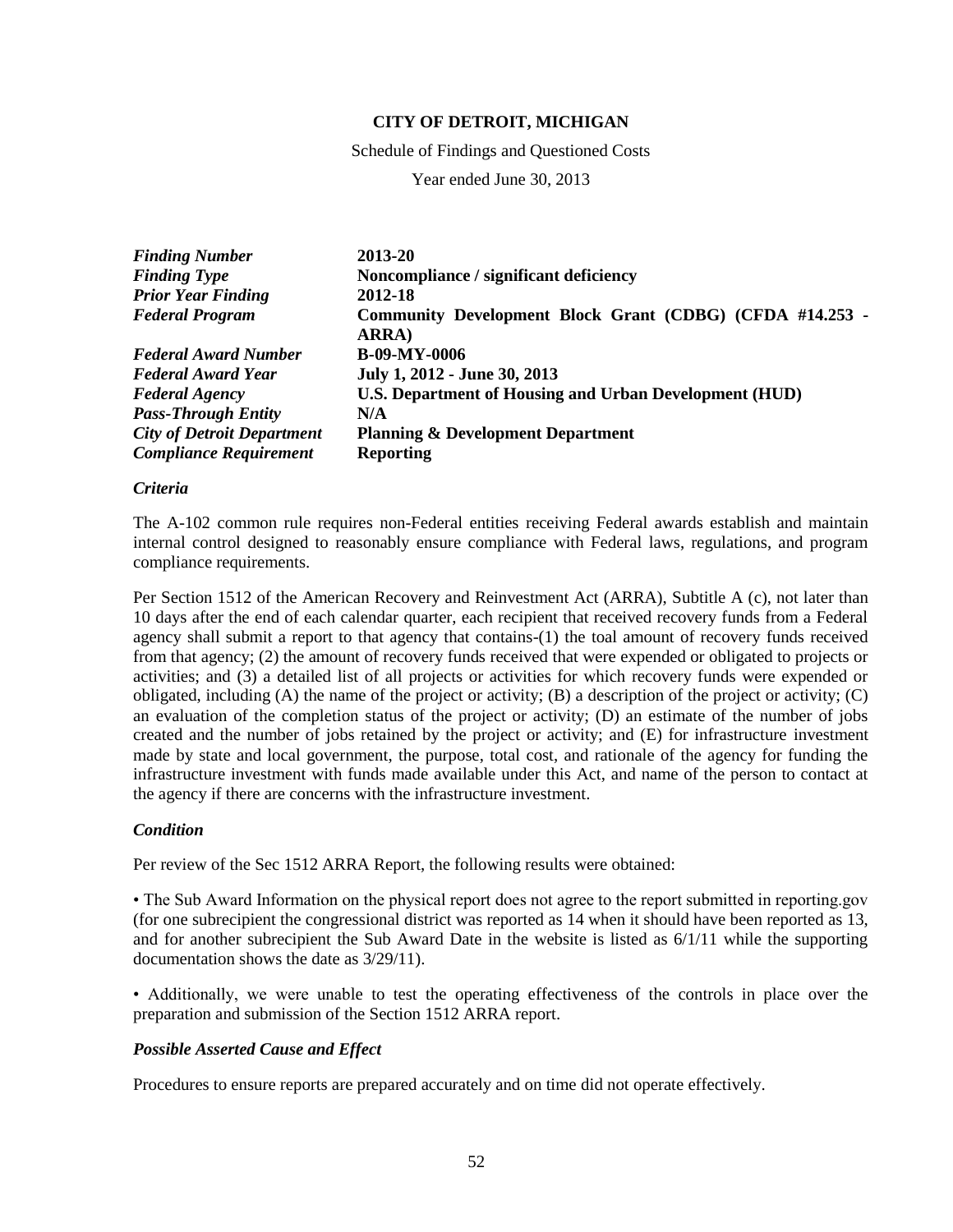**CITY OF DETROIT, MICHIGAN**

Schedule of Findings and Questioned Costs

Year ended June 30, 2013

| | |
|---|---|
| ***Finding Number*** | **2013-20** |
| ***Finding Type*** | **Noncompliance / significant deficiency** |
| ***Prior Year Finding*** | **2012-18** |
| ***Federal Program*** | **Community Development Block Grant (CDBG) (CFDA #14.253 - ARRA)** |
| ***Federal Award Number*** | **B-09-MY-0006** |
| ***Federal Award Year*** | **July 1, 2012 - June 30, 2013** |
| ***Federal Agency*** | **U.S. Department of Housing and Urban Development (HUD)** |
| ***Pass-Through Entity*** | **N/A** |
| ***City of Detroit Department*** | **Planning & Development Department** |
| ***Compliance Requirement*** | **Reporting** |

***Criteria***

The A-102 common rule requires non-Federal entities receiving Federal awards establish and maintain internal control designed to reasonably ensure compliance with Federal laws, regulations, and program compliance requirements.

Per Section 1512 of the American Recovery and Reinvestment Act (ARRA), Subtitle A (c), not later than 10 days after the end of each calendar quarter, each recipient that received recovery funds from a Federal agency shall submit a report to that agency that contains-(1) the toal amount of recovery funds received from that agency; (2) the amount of recovery funds received that were expended or obligated to projects or activities; and (3) a detailed list of all projects or activities for which recovery funds were expended or obligated, including (A) the name of the project or activity; (B) a description of the project or activity; (C) an evaluation of the completion status of the project or activity; (D) an estimate of the number of jobs created and the number of jobs retained by the project or activity; and (E) for infrastructure investment made by state and local government, the purpose, total cost, and rationale of the agency for funding the infrastructure investment with funds made available under this Act, and name of the person to contact at the agency if there are concerns with the infrastructure investment.

***Condition***

Per review of the Sec 1512 ARRA Report, the following results were obtained:

• The Sub Award Information on the physical report does not agree to the report submitted in reporting.gov (for one subrecipient the congressional district was reported as 14 when it should have been reported as 13, and for another subrecipient the Sub Award Date in the website is listed as 6/1/11 while the supporting documentation shows the date as 3/29/11).

• Additionally, we were unable to test the operating effectiveness of the controls in place over the preparation and submission of the Section 1512 ARRA report.

***Possible Asserted Cause and Effect***

Procedures to ensure reports are prepared accurately and on time did not operate effectively.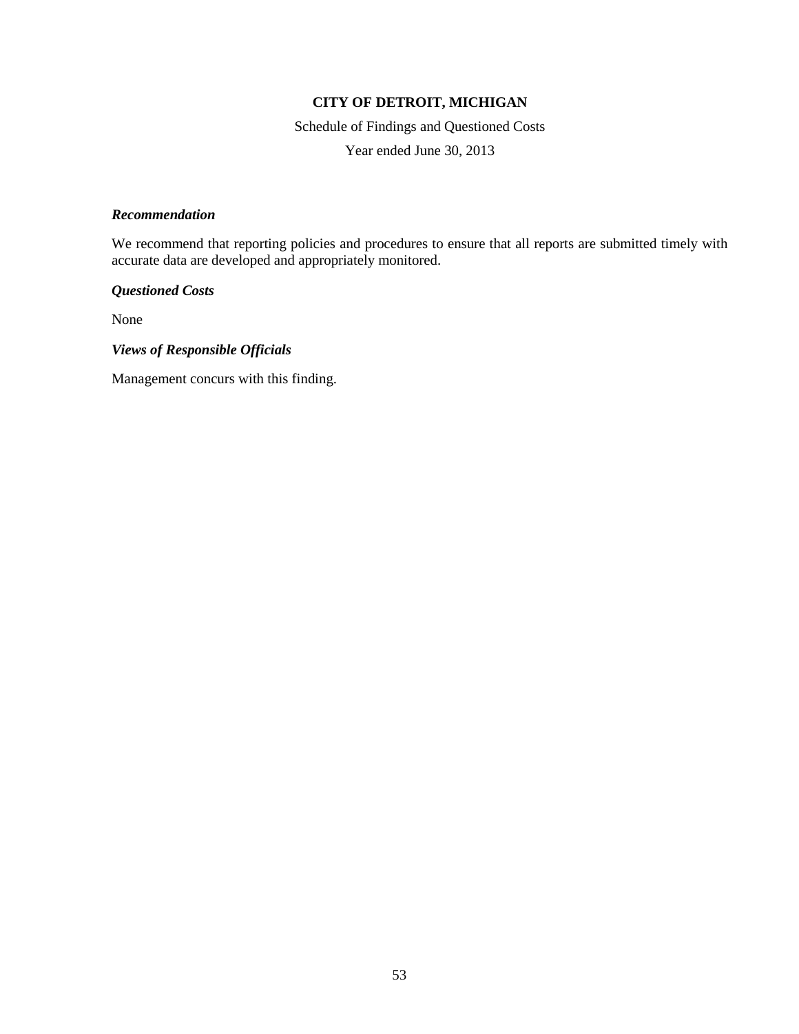**CITY OF DETROIT, MICHIGAN**

Schedule of Findings and Questioned Costs

Year ended June 30, 2013

***Recommendation***

We recommend that reporting policies and procedures to ensure that all reports are submitted timely with accurate data are developed and appropriately monitored.

***Questioned Costs***

None

***Views of Responsible Officials***

Management concurs with this finding.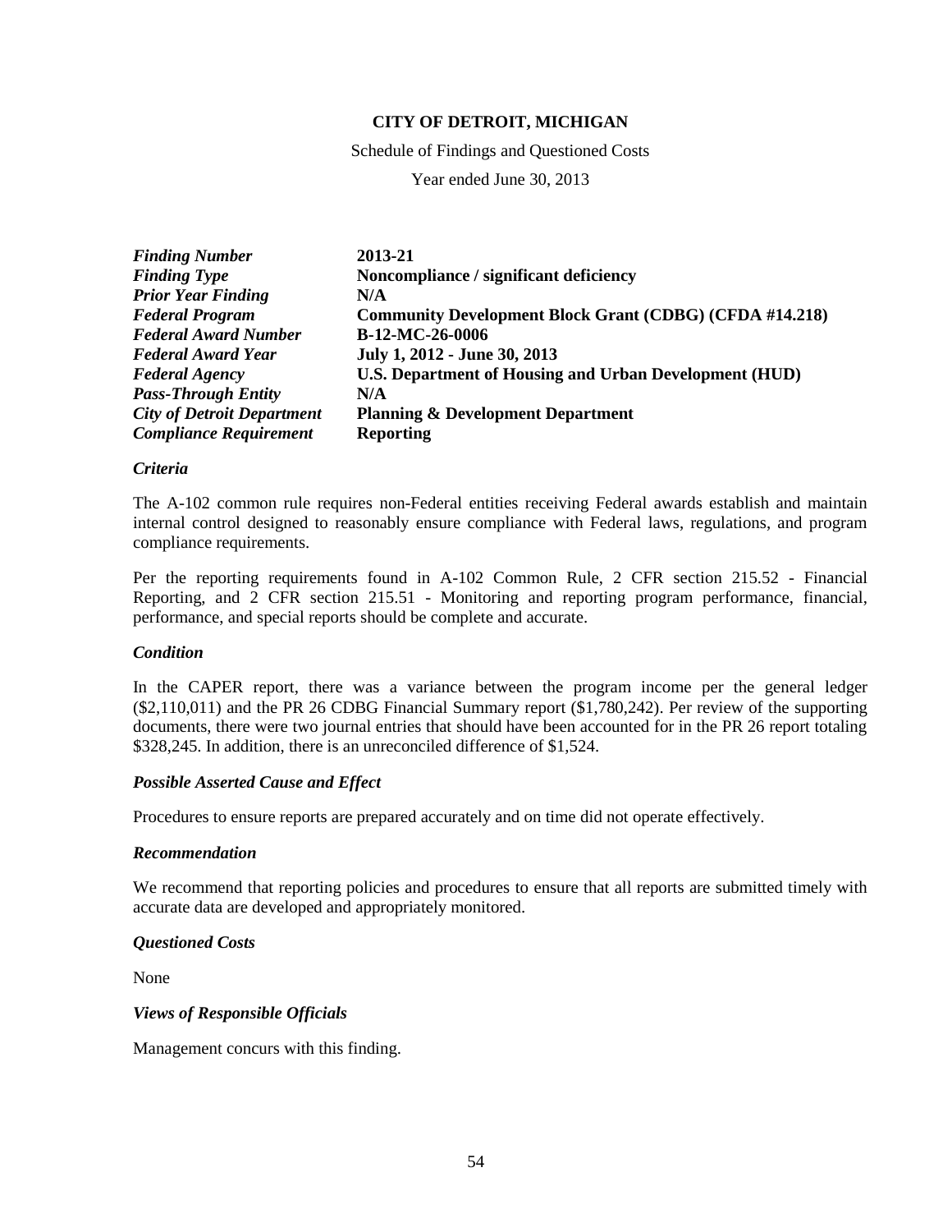**CITY OF DETROIT, MICHIGAN**

Schedule of Findings and Questioned Costs

Year ended June 30, 2013

| | |
|---|---|
| ***Finding Number*** | **2013-21** |
| ***Finding Type*** | **Noncompliance / significant deficiency** |
| ***Prior Year Finding*** | **N/A** |
| ***Federal Program*** | **Community Development Block Grant (CDBG) (CFDA #14.218)** |
| ***Federal Award Number*** | **B-12-MC-26-0006** |
| ***Federal Award Year*** | **July 1, 2012 - June 30, 2013** |
| ***Federal Agency*** | **U.S. Department of Housing and Urban Development (HUD)** |
| ***Pass-Through Entity*** | **N/A** |
| ***City of Detroit Department*** | **Planning & Development Department** |
| ***Compliance Requirement*** | **Reporting** |

***Criteria***

The A-102 common rule requires non-Federal entities receiving Federal awards establish and maintain internal control designed to reasonably ensure compliance with Federal laws, regulations, and program compliance requirements.

Per the reporting requirements found in A-102 Common Rule, 2 CFR section 215.52 - Financial Reporting, and 2 CFR section 215.51 - Monitoring and reporting program performance, financial, performance, and special reports should be complete and accurate.

***Condition***

In the CAPER report, there was a variance between the program income per the general ledger ($2,110,011) and the PR 26 CDBG Financial Summary report ($1,780,242). Per review of the supporting documents, there were two journal entries that should have been accounted for in the PR 26 report totaling $328,245. In addition, there is an unreconciled difference of $1,524.

***Possible Asserted Cause and Effect***

Procedures to ensure reports are prepared accurately and on time did not operate effectively.

***Recommendation***

We recommend that reporting policies and procedures to ensure that all reports are submitted timely with accurate data are developed and appropriately monitored.

***Questioned Costs***

None

***Views of Responsible Officials***

Management concurs with this finding.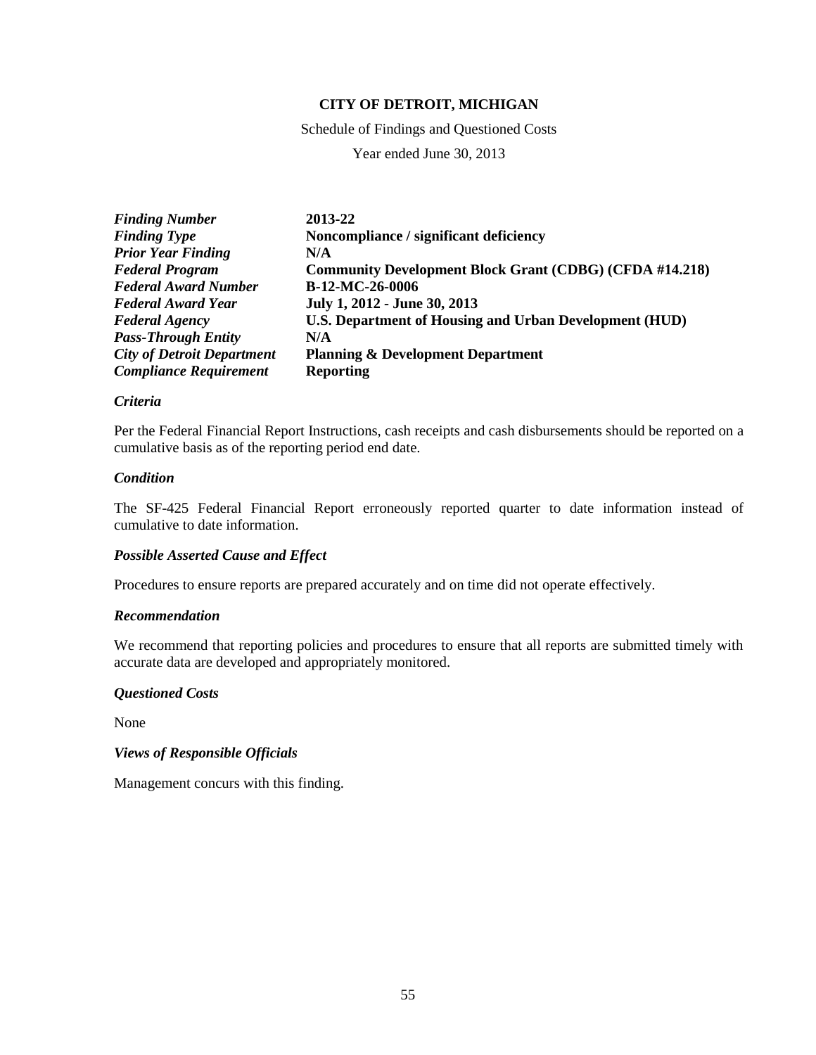# CITY OF DETROIT, MICHIGAN

Schedule of Findings and Questioned Costs

Year ended June 30, 2013

| | |
|---|---|
| ***Finding Number*** | **2013-22** |
| ***Finding Type*** | **Noncompliance / significant deficiency** |
| ***Prior Year Finding*** | **N/A** |
| ***Federal Program*** | **Community Development Block Grant (CDBG) (CFDA #14.218)** |
| ***Federal Award Number*** | **B-12-MC-26-0006** |
| ***Federal Award Year*** | **July 1, 2012 - June 30, 2013** |
| ***Federal Agency*** | **U.S. Department of Housing and Urban Development (HUD)** |
| ***Pass-Through Entity*** | **N/A** |
| ***City of Detroit Department*** | **Planning & Development Department** |
| ***Compliance Requirement*** | **Reporting** |

***Criteria***

Per the Federal Financial Report Instructions, cash receipts and cash disbursements should be reported on a cumulative basis as of the reporting period end date.

***Condition***

The SF-425 Federal Financial Report erroneously reported quarter to date information instead of cumulative to date information.

***Possible Asserted Cause and Effect***

Procedures to ensure reports are prepared accurately and on time did not operate effectively.

***Recommendation***

We recommend that reporting policies and procedures to ensure that all reports are submitted timely with accurate data are developed and appropriately monitored.

***Questioned Costs***

None

***Views of Responsible Officials***

Management concurs with this finding.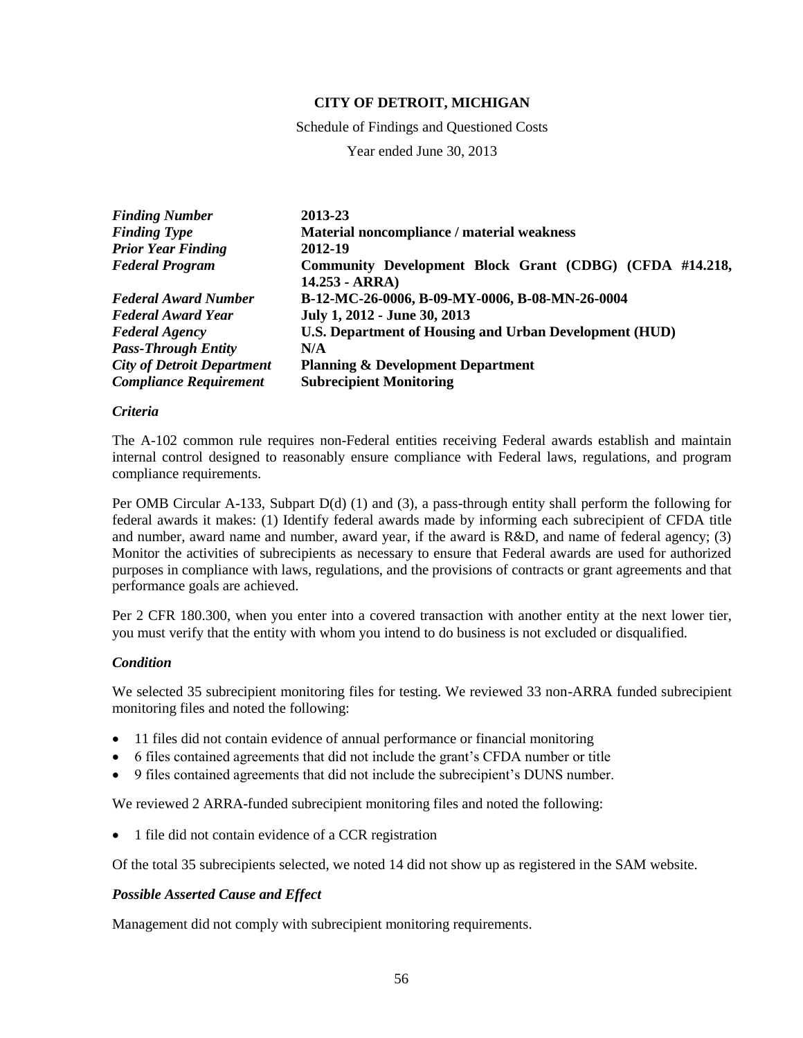**CITY OF DETROIT, MICHIGAN**

Schedule of Findings and Questioned Costs

Year ended June 30, 2013

| | |
|---|---|
| ***Finding Number*** | **2013-23** |
| ***Finding Type*** | **Material noncompliance / material weakness** |
| ***Prior Year Finding*** | **2012-19** |
| ***Federal Program*** | **Community Development Block Grant (CDBG) (CFDA #14.218, 14.253 - ARRA)** |
| ***Federal Award Number*** | **B-12-MC-26-0006, B-09-MY-0006, B-08-MN-26-0004** |
| ***Federal Award Year*** | **July 1, 2012 - June 30, 2013** |
| ***Federal Agency*** | **U.S. Department of Housing and Urban Development (HUD)** |
| ***Pass-Through Entity*** | **N/A** |
| ***City of Detroit Department*** | **Planning & Development Department** |
| ***Compliance Requirement*** | **Subrecipient Monitoring** |

### *Criteria*

The A-102 common rule requires non-Federal entities receiving Federal awards establish and maintain internal control designed to reasonably ensure compliance with Federal laws, regulations, and program compliance requirements.

Per OMB Circular A-133, Subpart D(d) (1) and (3), a pass-through entity shall perform the following for federal awards it makes: (1) Identify federal awards made by informing each subrecipient of CFDA title and number, award name and number, award year, if the award is R&D, and name of federal agency; (3) Monitor the activities of subrecipients as necessary to ensure that Federal awards are used for authorized purposes in compliance with laws, regulations, and the provisions of contracts or grant agreements and that performance goals are achieved.

Per 2 CFR 180.300, when you enter into a covered transaction with another entity at the next lower tier, you must verify that the entity with whom you intend to do business is not excluded or disqualified.

### *Condition*

We selected 35 subrecipient monitoring files for testing. We reviewed 33 non-ARRA funded subrecipient monitoring files and noted the following:

- 11 files did not contain evidence of annual performance or financial monitoring
- 6 files contained agreements that did not include the grant's CFDA number or title
- 9 files contained agreements that did not include the subrecipient's DUNS number.

We reviewed 2 ARRA-funded subrecipient monitoring files and noted the following:

- 1 file did not contain evidence of a CCR registration

Of the total 35 subrecipients selected, we noted 14 did not show up as registered in the SAM website.

### *Possible Asserted Cause and Effect*

Management did not comply with subrecipient monitoring requirements.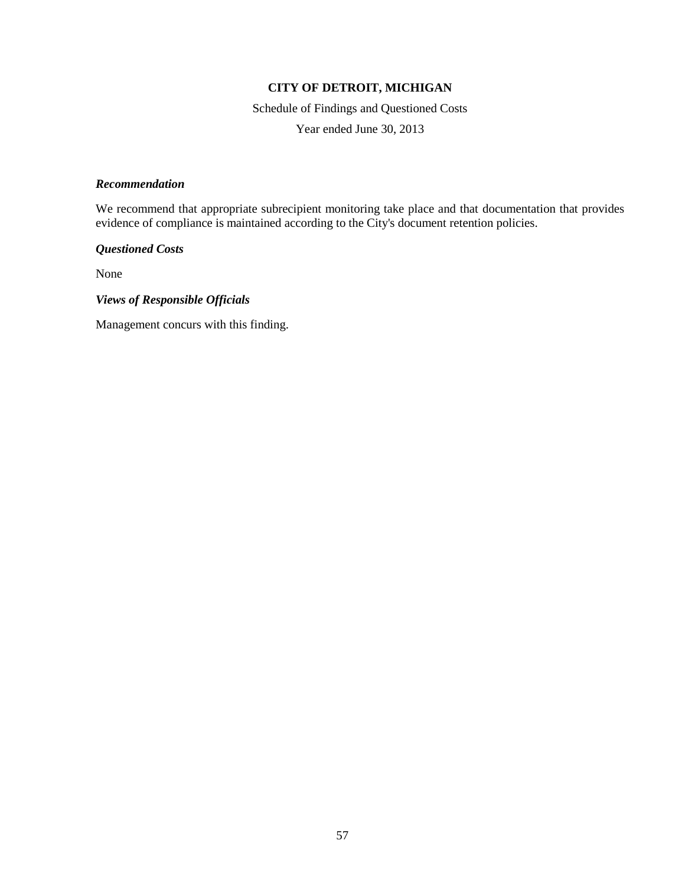**CITY OF DETROIT, MICHIGAN**

Schedule of Findings and Questioned Costs

Year ended June 30, 2013

***Recommendation***

We recommend that appropriate subrecipient monitoring take place and that documentation that provides evidence of compliance is maintained according to the City's document retention policies.

***Questioned Costs***

None

***Views of Responsible Officials***

Management concurs with this finding.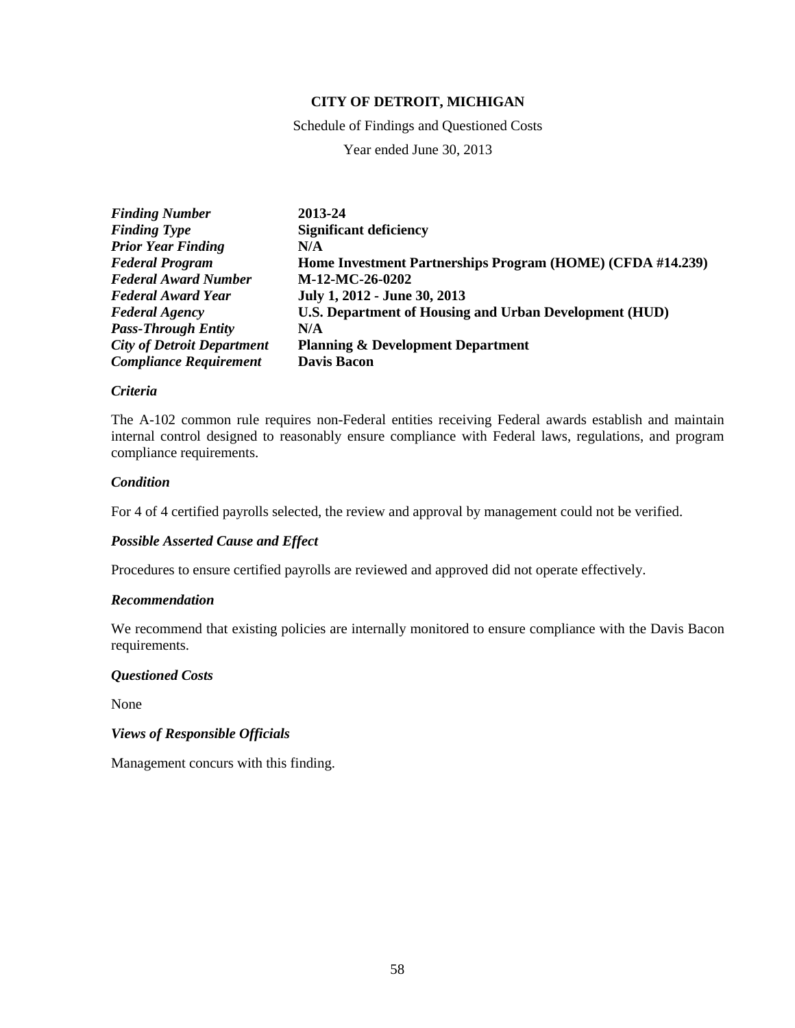**CITY OF DETROIT, MICHIGAN**

Schedule of Findings and Questioned Costs

Year ended June 30, 2013

| | |
|---|---|
| ***Finding Number*** | **2013-24** |
| ***Finding Type*** | **Significant deficiency** |
| ***Prior Year Finding*** | **N/A** |
| ***Federal Program*** | **Home Investment Partnerships Program (HOME) (CFDA #14.239)** |
| ***Federal Award Number*** | **M-12-MC-26-0202** |
| ***Federal Award Year*** | **July 1, 2012 - June 30, 2013** |
| ***Federal Agency*** | **U.S. Department of Housing and Urban Development (HUD)** |
| ***Pass-Through Entity*** | **N/A** |
| ***City of Detroit Department*** | **Planning & Development Department** |
| ***Compliance Requirement*** | **Davis Bacon** |

### *Criteria*

The A-102 common rule requires non-Federal entities receiving Federal awards establish and maintain internal control designed to reasonably ensure compliance with Federal laws, regulations, and program compliance requirements.

### *Condition*

For 4 of 4 certified payrolls selected, the review and approval by management could not be verified.

### *Possible Asserted Cause and Effect*

Procedures to ensure certified payrolls are reviewed and approved did not operate effectively.

### *Recommendation*

We recommend that existing policies are internally monitored to ensure compliance with the Davis Bacon requirements.

### *Questioned Costs*

None

### *Views of Responsible Officials*

Management concurs with this finding.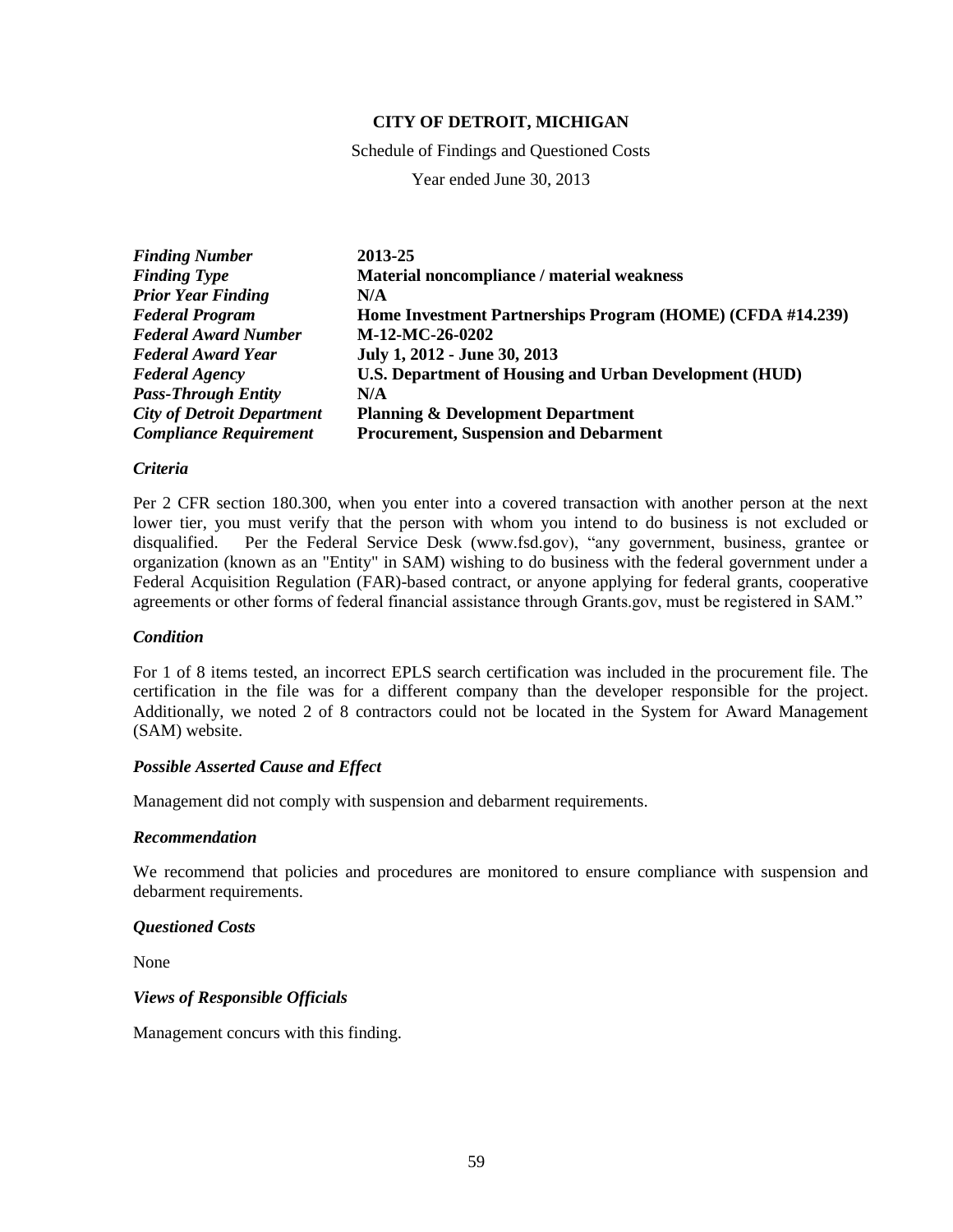**CITY OF DETROIT, MICHIGAN**

Schedule of Findings and Questioned Costs

Year ended June 30, 2013

| | |
|---|---|
| ***Finding Number*** | **2013-25** |
| ***Finding Type*** | **Material noncompliance / material weakness** |
| ***Prior Year Finding*** | **N/A** |
| ***Federal Program*** | **Home Investment Partnerships Program (HOME) (CFDA #14.239)** |
| ***Federal Award Number*** | **M-12-MC-26-0202** |
| ***Federal Award Year*** | **July 1, 2012 - June 30, 2013** |
| ***Federal Agency*** | **U.S. Department of Housing and Urban Development (HUD)** |
| ***Pass-Through Entity*** | **N/A** |
| ***City of Detroit Department*** | **Planning & Development Department** |
| ***Compliance Requirement*** | **Procurement, Suspension and Debarment** |

***Criteria***

Per 2 CFR section 180.300, when you enter into a covered transaction with another person at the next lower tier, you must verify that the person with whom you intend to do business is not excluded or disqualified. Per the Federal Service Desk (www.fsd.gov), "any government, business, grantee or organization (known as an "Entity" in SAM) wishing to do business with the federal government under a Federal Acquisition Regulation (FAR)-based contract, or anyone applying for federal grants, cooperative agreements or other forms of federal financial assistance through Grants.gov, must be registered in SAM."

***Condition***

For 1 of 8 items tested, an incorrect EPLS search certification was included in the procurement file. The certification in the file was for a different company than the developer responsible for the project. Additionally, we noted 2 of 8 contractors could not be located in the System for Award Management (SAM) website.

***Possible Asserted Cause and Effect***

Management did not comply with suspension and debarment requirements.

***Recommendation***

We recommend that policies and procedures are monitored to ensure compliance with suspension and debarment requirements.

***Questioned Costs***

None

***Views of Responsible Officials***

Management concurs with this finding.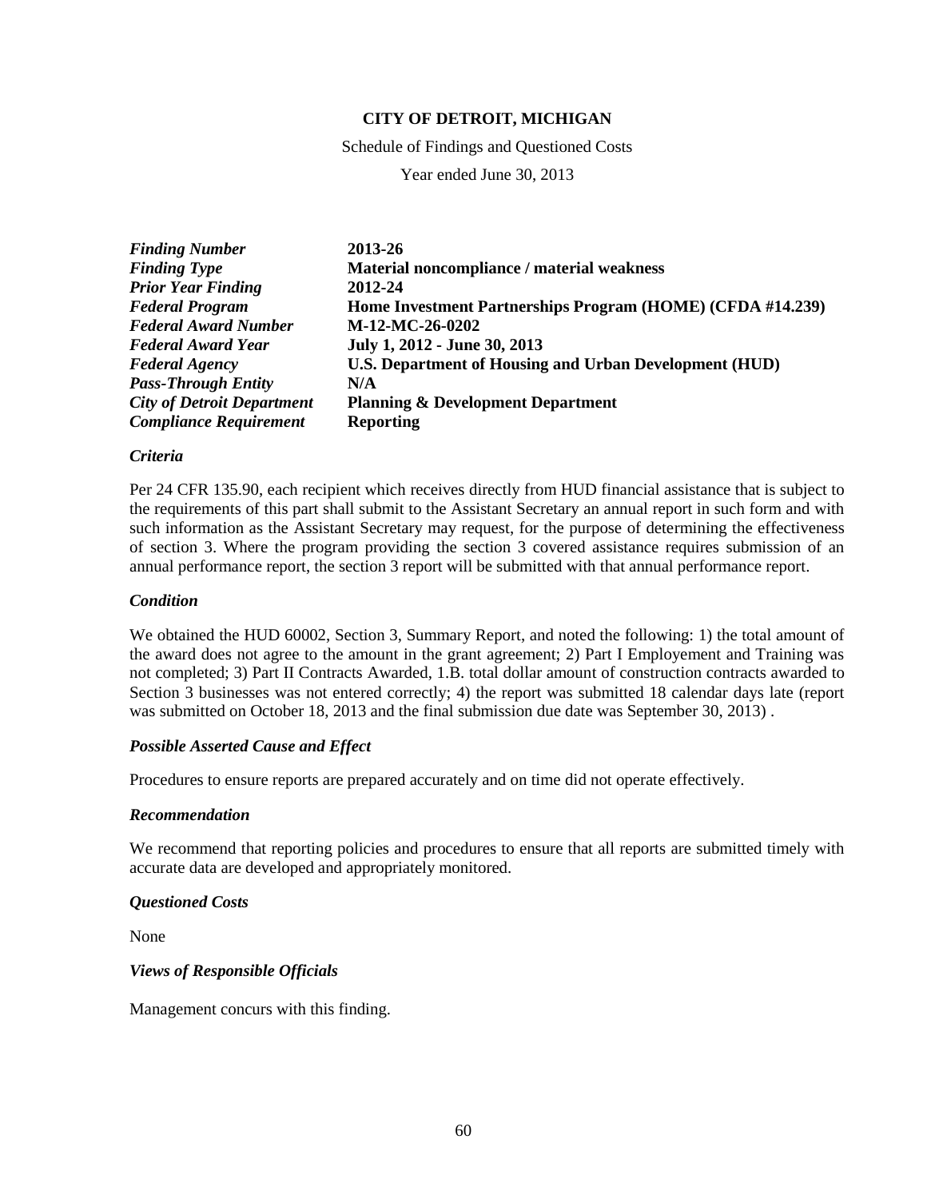**CITY OF DETROIT, MICHIGAN**

Schedule of Findings and Questioned Costs

Year ended June 30, 2013

| | |
|---|---|
| ***Finding Number*** | **2013-26** |
| ***Finding Type*** | **Material noncompliance / material weakness** |
| ***Prior Year Finding*** | **2012-24** |
| ***Federal Program*** | **Home Investment Partnerships Program (HOME) (CFDA #14.239)** |
| ***Federal Award Number*** | **M-12-MC-26-0202** |
| ***Federal Award Year*** | **July 1, 2012 - June 30, 2013** |
| ***Federal Agency*** | **U.S. Department of Housing and Urban Development (HUD)** |
| ***Pass-Through Entity*** | **N/A** |
| ***City of Detroit Department*** | **Planning & Development Department** |
| ***Compliance Requirement*** | **Reporting** |

***Criteria***

Per 24 CFR 135.90, each recipient which receives directly from HUD financial assistance that is subject to the requirements of this part shall submit to the Assistant Secretary an annual report in such form and with such information as the Assistant Secretary may request, for the purpose of determining the effectiveness of section 3. Where the program providing the section 3 covered assistance requires submission of an annual performance report, the section 3 report will be submitted with that annual performance report.

***Condition***

We obtained the HUD 60002, Section 3, Summary Report, and noted the following: 1) the total amount of the award does not agree to the amount in the grant agreement; 2) Part I Employement and Training was not completed; 3) Part II Contracts Awarded, 1.B. total dollar amount of construction contracts awarded to Section 3 businesses was not entered correctly; 4) the report was submitted 18 calendar days late (report was submitted on October 18, 2013 and the final submission due date was September 30, 2013) .

***Possible Asserted Cause and Effect***

Procedures to ensure reports are prepared accurately and on time did not operate effectively.

***Recommendation***

We recommend that reporting policies and procedures to ensure that all reports are submitted timely with accurate data are developed and appropriately monitored.

***Questioned Costs***

None

***Views of Responsible Officials***

Management concurs with this finding.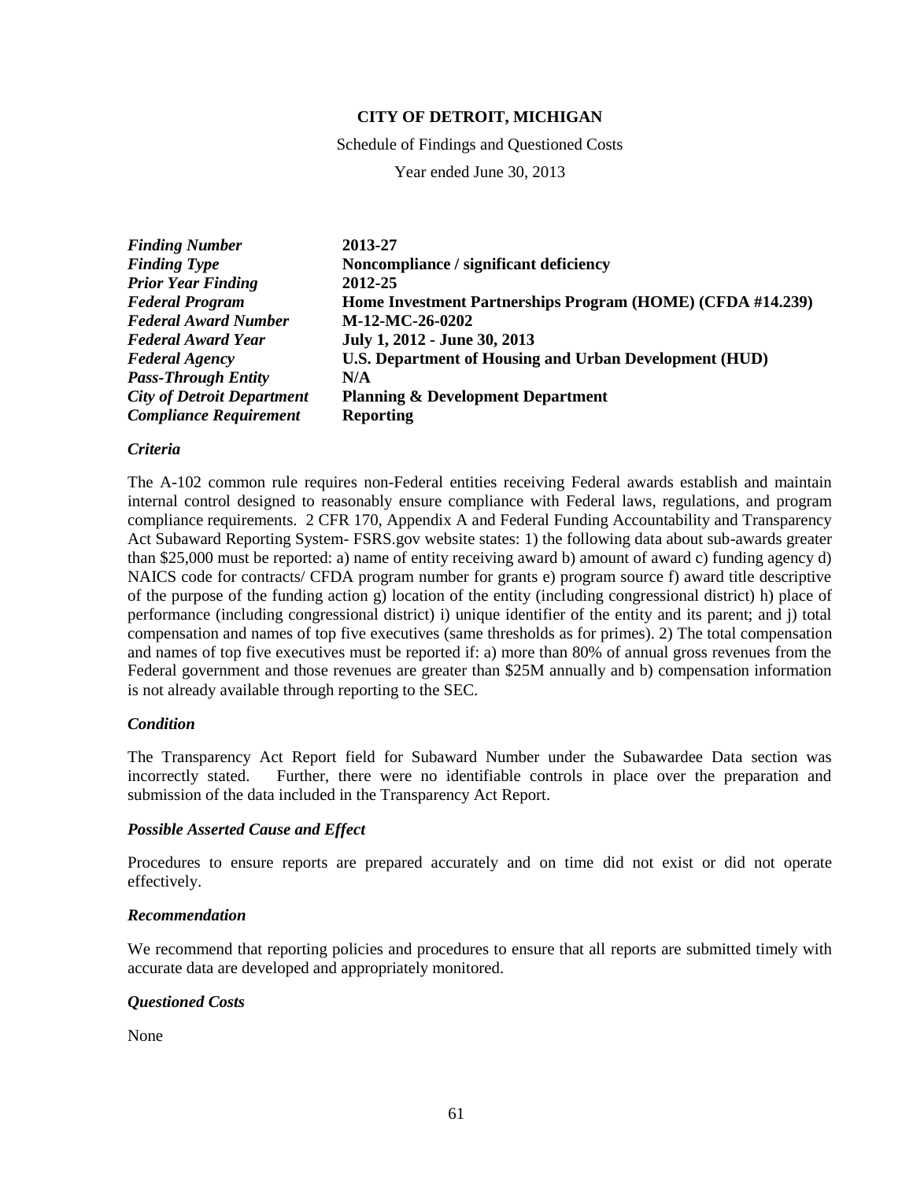**CITY OF DETROIT, MICHIGAN**

Schedule of Findings and Questioned Costs

Year ended June 30, 2013

| | |
|---|---|
| ***Finding Number*** | **2013-27** |
| ***Finding Type*** | **Noncompliance / significant deficiency** |
| ***Prior Year Finding*** | **2012-25** |
| ***Federal Program*** | **Home Investment Partnerships Program (HOME) (CFDA #14.239)** |
| ***Federal Award Number*** | **M-12-MC-26-0202** |
| ***Federal Award Year*** | **July 1, 2012 - June 30, 2013** |
| ***Federal Agency*** | **U.S. Department of Housing and Urban Development (HUD)** |
| ***Pass-Through Entity*** | **N/A** |
| ***City of Detroit Department*** | **Planning & Development Department** |
| ***Compliance Requirement*** | **Reporting** |

***Criteria***

The A-102 common rule requires non-Federal entities receiving Federal awards establish and maintain internal control designed to reasonably ensure compliance with Federal laws, regulations, and program compliance requirements. 2 CFR 170, Appendix A and Federal Funding Accountability and Transparency Act Subaward Reporting System- FSRS.gov website states: 1) the following data about sub-awards greater than $25,000 must be reported: a) name of entity receiving award b) amount of award c) funding agency d) NAICS code for contracts/ CFDA program number for grants e) program source f) award title descriptive of the purpose of the funding action g) location of the entity (including congressional district) h) place of performance (including congressional district) i) unique identifier of the entity and its parent; and j) total compensation and names of top five executives (same thresholds as for primes). 2) The total compensation and names of top five executives must be reported if: a) more than 80% of annual gross revenues from the Federal government and those revenues are greater than $25M annually and b) compensation information is not already available through reporting to the SEC.

***Condition***

The Transparency Act Report field for Subaward Number under the Subawardee Data section was incorrectly stated. Further, there were no identifiable controls in place over the preparation and submission of the data included in the Transparency Act Report.

***Possible Asserted Cause and Effect***

Procedures to ensure reports are prepared accurately and on time did not exist or did not operate effectively.

***Recommendation***

We recommend that reporting policies and procedures to ensure that all reports are submitted timely with accurate data are developed and appropriately monitored.

***Questioned Costs***

None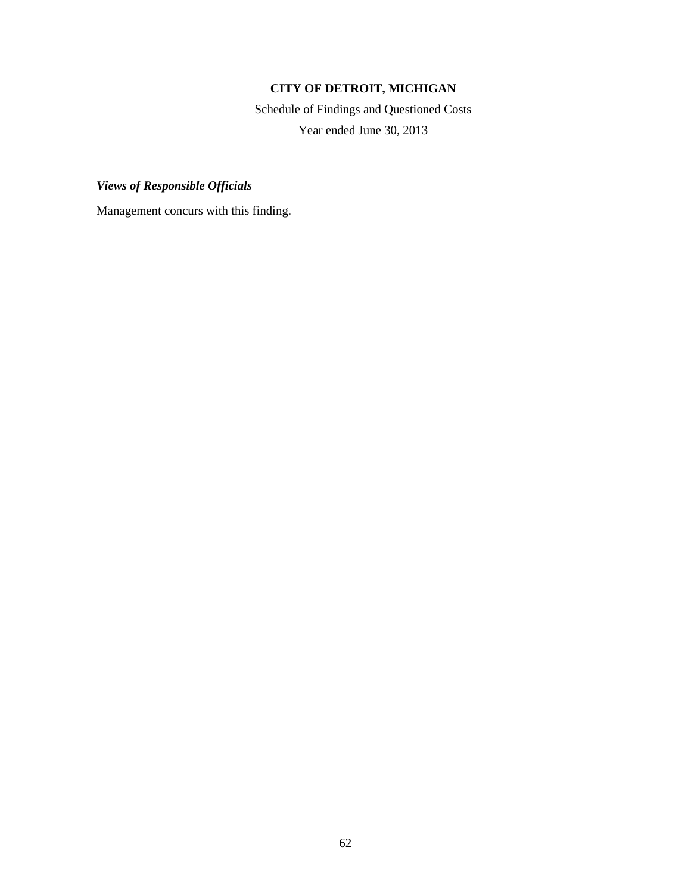# CITY OF DETROIT, MICHIGAN

Schedule of Findings and Questioned Costs

Year ended June 30, 2013

***Views of Responsible Officials***

Management concurs with this finding.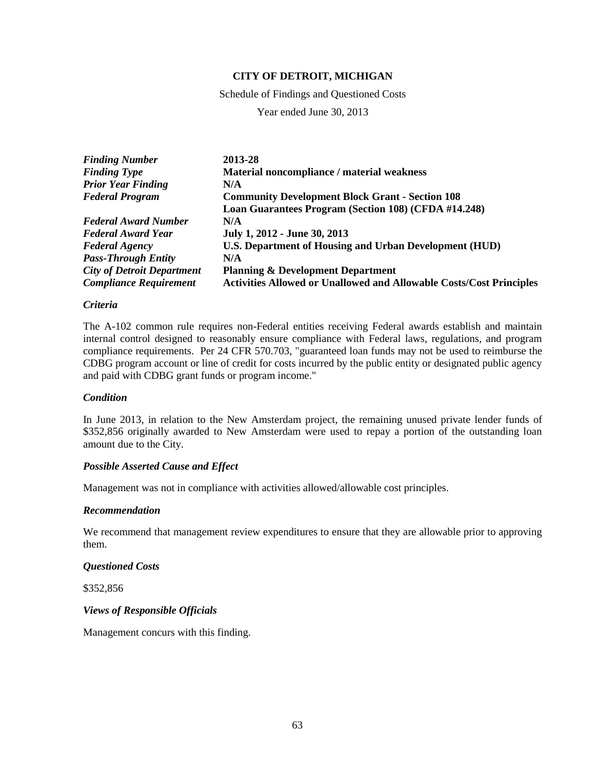**CITY OF DETROIT, MICHIGAN**

Schedule of Findings and Questioned Costs

Year ended June 30, 2013

| | |
|---|---|
| ***Finding Number*** | **2013-28** |
| ***Finding Type*** | **Material noncompliance / material weakness** |
| ***Prior Year Finding*** | **N/A** |
| ***Federal Program*** | **Community Development Block Grant - Section 108 Loan Guarantees Program (Section 108) (CFDA #14.248)** |
| ***Federal Award Number*** | **N/A** |
| ***Federal Award Year*** | **July 1, 2012 - June 30, 2013** |
| ***Federal Agency*** | **U.S. Department of Housing and Urban Development (HUD)** |
| ***Pass-Through Entity*** | **N/A** |
| ***City of Detroit Department*** | **Planning & Development Department** |
| ***Compliance Requirement*** | **Activities Allowed or Unallowed and Allowable Costs/Cost Principles** |

***Criteria***

The A-102 common rule requires non-Federal entities receiving Federal awards establish and maintain internal control designed to reasonably ensure compliance with Federal laws, regulations, and program compliance requirements. Per 24 CFR 570.703, "guaranteed loan funds may not be used to reimburse the CDBG program account or line of credit for costs incurred by the public entity or designated public agency and paid with CDBG grant funds or program income."

***Condition***

In June 2013, in relation to the New Amsterdam project, the remaining unused private lender funds of $352,856 originally awarded to New Amsterdam were used to repay a portion of the outstanding loan amount due to the City.

***Possible Asserted Cause and Effect***

Management was not in compliance with activities allowed/allowable cost principles.

***Recommendation***

We recommend that management review expenditures to ensure that they are allowable prior to approving them.

***Questioned Costs***

$352,856

***Views of Responsible Officials***

Management concurs with this finding.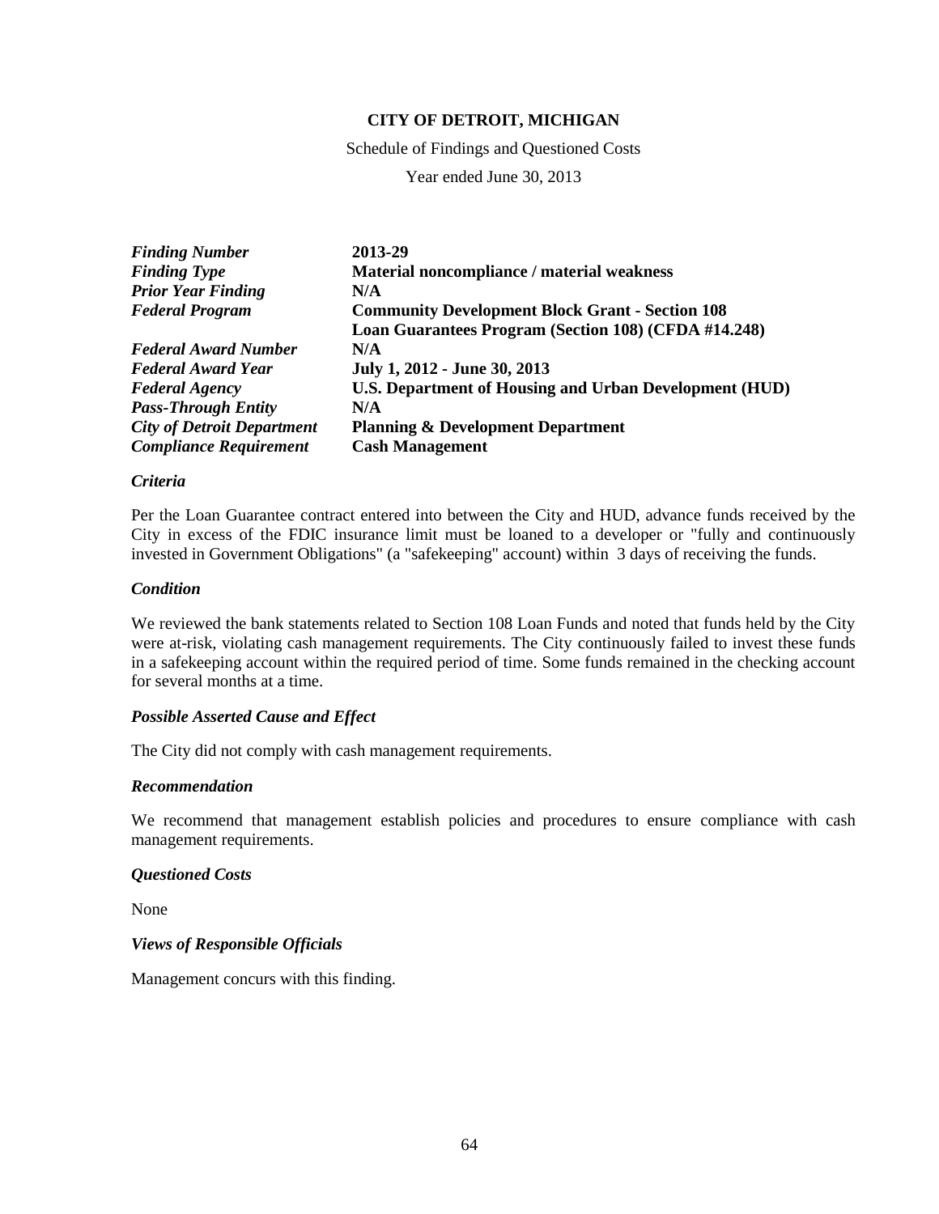**CITY OF DETROIT, MICHIGAN**

Schedule of Findings and Questioned Costs

Year ended June 30, 2013

| | |
|---|---|
| ***Finding Number*** | **2013-29** |
| ***Finding Type*** | **Material noncompliance / material weakness** |
| ***Prior Year Finding*** | **N/A** |
| ***Federal Program*** | **Community Development Block Grant - Section 108 Loan Guarantees Program (Section 108) (CFDA #14.248)** |
| ***Federal Award Number*** | **N/A** |
| ***Federal Award Year*** | **July 1, 2012 - June 30, 2013** |
| ***Federal Agency*** | **U.S. Department of Housing and Urban Development (HUD)** |
| ***Pass-Through Entity*** | **N/A** |
| ***City of Detroit Department*** | **Planning & Development Department** |
| ***Compliance Requirement*** | **Cash Management** |

### *Criteria*

Per the Loan Guarantee contract entered into between the City and HUD, advance funds received by the City in excess of the FDIC insurance limit must be loaned to a developer or "fully and continuously invested in Government Obligations" (a "safekeeping" account) within 3 days of receiving the funds.

### *Condition*

We reviewed the bank statements related to Section 108 Loan Funds and noted that funds held by the City were at-risk, violating cash management requirements. The City continuously failed to invest these funds in a safekeeping account within the required period of time. Some funds remained in the checking account for several months at a time.

### *Possible Asserted Cause and Effect*

The City did not comply with cash management requirements.

### *Recommendation*

We recommend that management establish policies and procedures to ensure compliance with cash management requirements.

### *Questioned Costs*

None

### *Views of Responsible Officials*

Management concurs with this finding.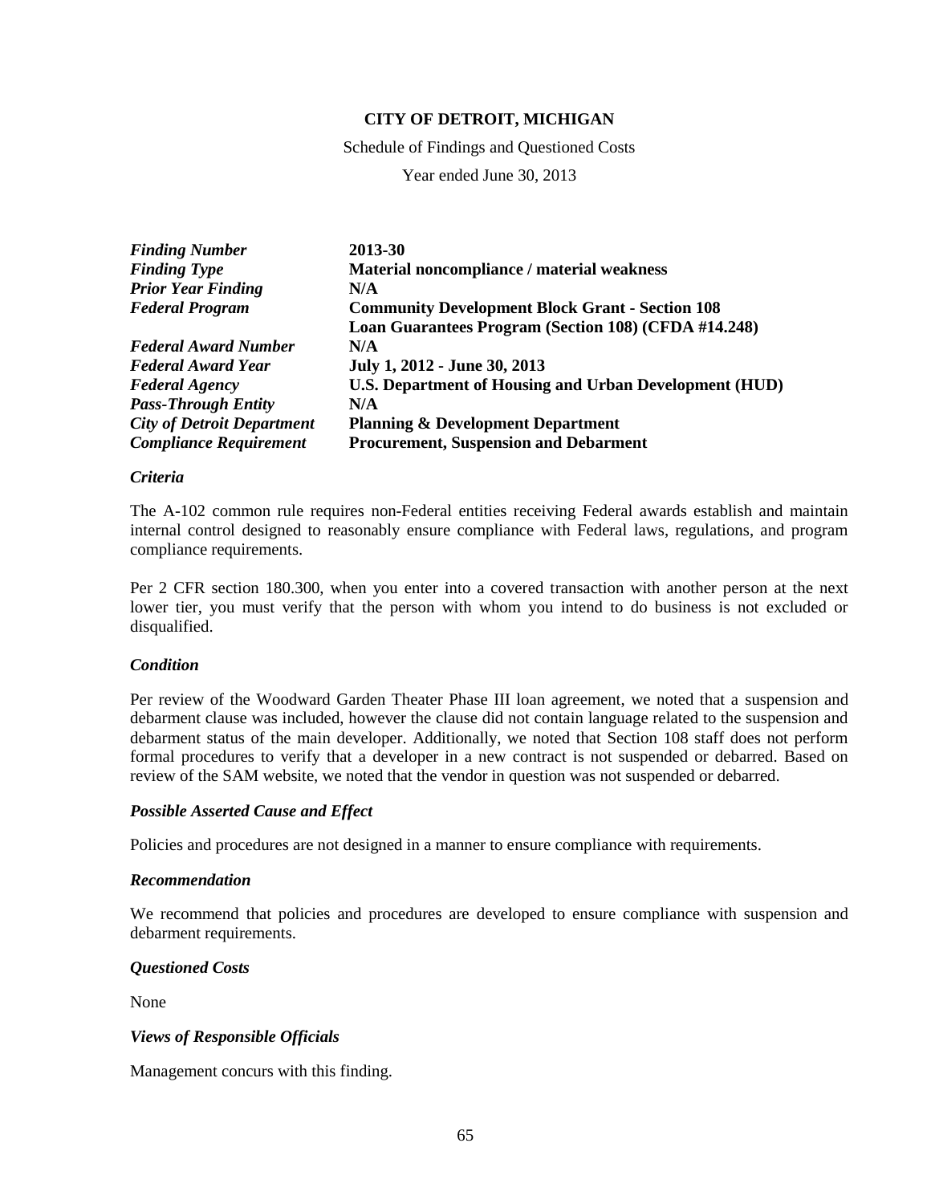**CITY OF DETROIT, MICHIGAN**

Schedule of Findings and Questioned Costs

Year ended June 30, 2013

| | |
|---|---|
| ***Finding Number*** | **2013-30** |
| ***Finding Type*** | **Material noncompliance / material weakness** |
| ***Prior Year Finding*** | **N/A** |
| ***Federal Program*** | **Community Development Block Grant - Section 108 Loan Guarantees Program (Section 108) (CFDA #14.248)** |
| ***Federal Award Number*** | **N/A** |
| ***Federal Award Year*** | **July 1, 2012 - June 30, 2013** |
| ***Federal Agency*** | **U.S. Department of Housing and Urban Development (HUD)** |
| ***Pass-Through Entity*** | **N/A** |
| ***City of Detroit Department*** | **Planning & Development Department** |
| ***Compliance Requirement*** | **Procurement, Suspension and Debarment** |

***Criteria***

The A-102 common rule requires non-Federal entities receiving Federal awards establish and maintain internal control designed to reasonably ensure compliance with Federal laws, regulations, and program compliance requirements.

Per 2 CFR section 180.300, when you enter into a covered transaction with another person at the next lower tier, you must verify that the person with whom you intend to do business is not excluded or disqualified.

***Condition***

Per review of the Woodward Garden Theater Phase III loan agreement, we noted that a suspension and debarment clause was included, however the clause did not contain language related to the suspension and debarment status of the main developer. Additionally, we noted that Section 108 staff does not perform formal procedures to verify that a developer in a new contract is not suspended or debarred. Based on review of the SAM website, we noted that the vendor in question was not suspended or debarred.

***Possible Asserted Cause and Effect***

Policies and procedures are not designed in a manner to ensure compliance with requirements.

***Recommendation***

We recommend that policies and procedures are developed to ensure compliance with suspension and debarment requirements.

***Questioned Costs***

None

***Views of Responsible Officials***

Management concurs with this finding.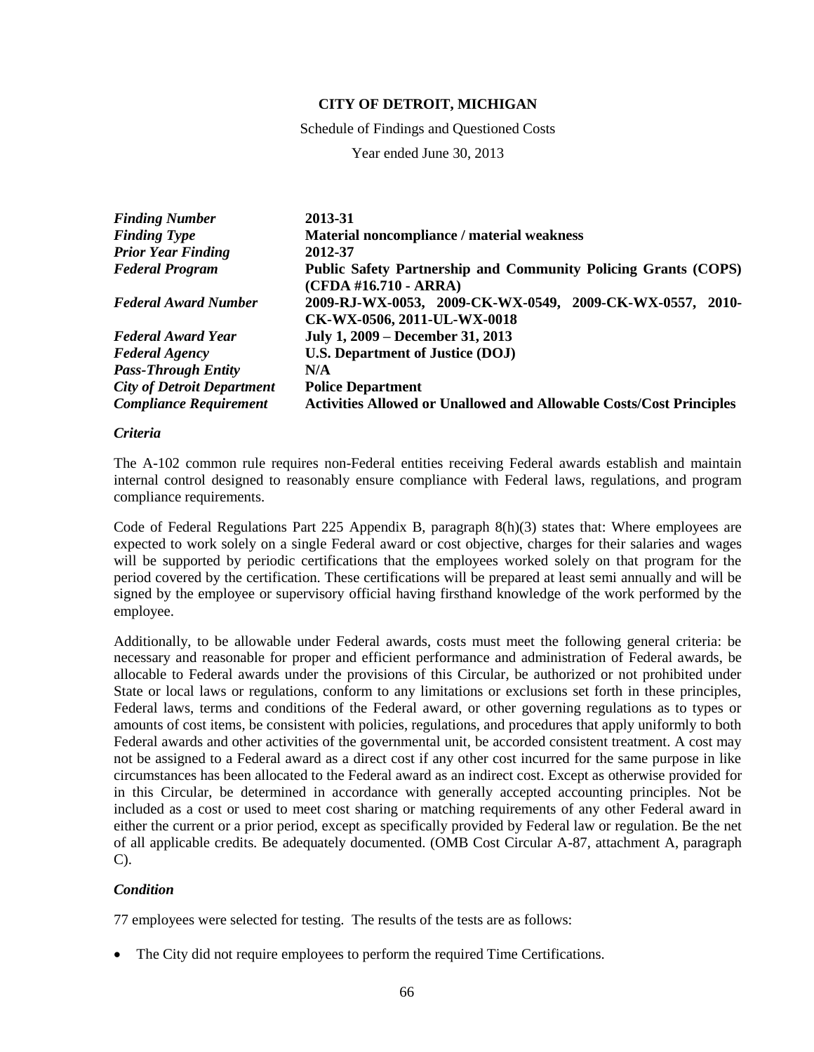**CITY OF DETROIT, MICHIGAN**

Schedule of Findings and Questioned Costs

Year ended June 30, 2013

| | |
|---|---|
| ***Finding Number*** | **2013-31** |
| ***Finding Type*** | **Material noncompliance / material weakness** |
| ***Prior Year Finding*** | **2012-37** |
| ***Federal Program*** | **Public Safety Partnership and Community Policing Grants (COPS) (CFDA #16.710 - ARRA)** |
| ***Federal Award Number*** | **2009-RJ-WX-0053, 2009-CK-WX-0549, 2009-CK-WX-0557, 2010-CK-WX-0506, 2011-UL-WX-0018** |
| ***Federal Award Year*** | **July 1, 2009 – December 31, 2013** |
| ***Federal Agency*** | **U.S. Department of Justice (DOJ)** |
| ***Pass-Through Entity*** | **N/A** |
| ***City of Detroit Department*** | **Police Department** |
| ***Compliance Requirement*** | **Activities Allowed or Unallowed and Allowable Costs/Cost Principles** |

***Criteria***

The A-102 common rule requires non-Federal entities receiving Federal awards establish and maintain internal control designed to reasonably ensure compliance with Federal laws, regulations, and program compliance requirements.

Code of Federal Regulations Part 225 Appendix B, paragraph 8(h)(3) states that: Where employees are expected to work solely on a single Federal award or cost objective, charges for their salaries and wages will be supported by periodic certifications that the employees worked solely on that program for the period covered by the certification. These certifications will be prepared at least semi annually and will be signed by the employee or supervisory official having firsthand knowledge of the work performed by the employee.

Additionally, to be allowable under Federal awards, costs must meet the following general criteria: be necessary and reasonable for proper and efficient performance and administration of Federal awards, be allocable to Federal awards under the provisions of this Circular, be authorized or not prohibited under State or local laws or regulations, conform to any limitations or exclusions set forth in these principles, Federal laws, terms and conditions of the Federal award, or other governing regulations as to types or amounts of cost items, be consistent with policies, regulations, and procedures that apply uniformly to both Federal awards and other activities of the governmental unit, be accorded consistent treatment. A cost may not be assigned to a Federal award as a direct cost if any other cost incurred for the same purpose in like circumstances has been allocated to the Federal award as an indirect cost. Except as otherwise provided for in this Circular, be determined in accordance with generally accepted accounting principles. Not be included as a cost or used to meet cost sharing or matching requirements of any other Federal award in either the current or a prior period, except as specifically provided by Federal law or regulation. Be the net of all applicable credits. Be adequately documented. (OMB Cost Circular A-87, attachment A, paragraph C).

***Condition***

77 employees were selected for testing. The results of the tests are as follows:

- The City did not require employees to perform the required Time Certifications.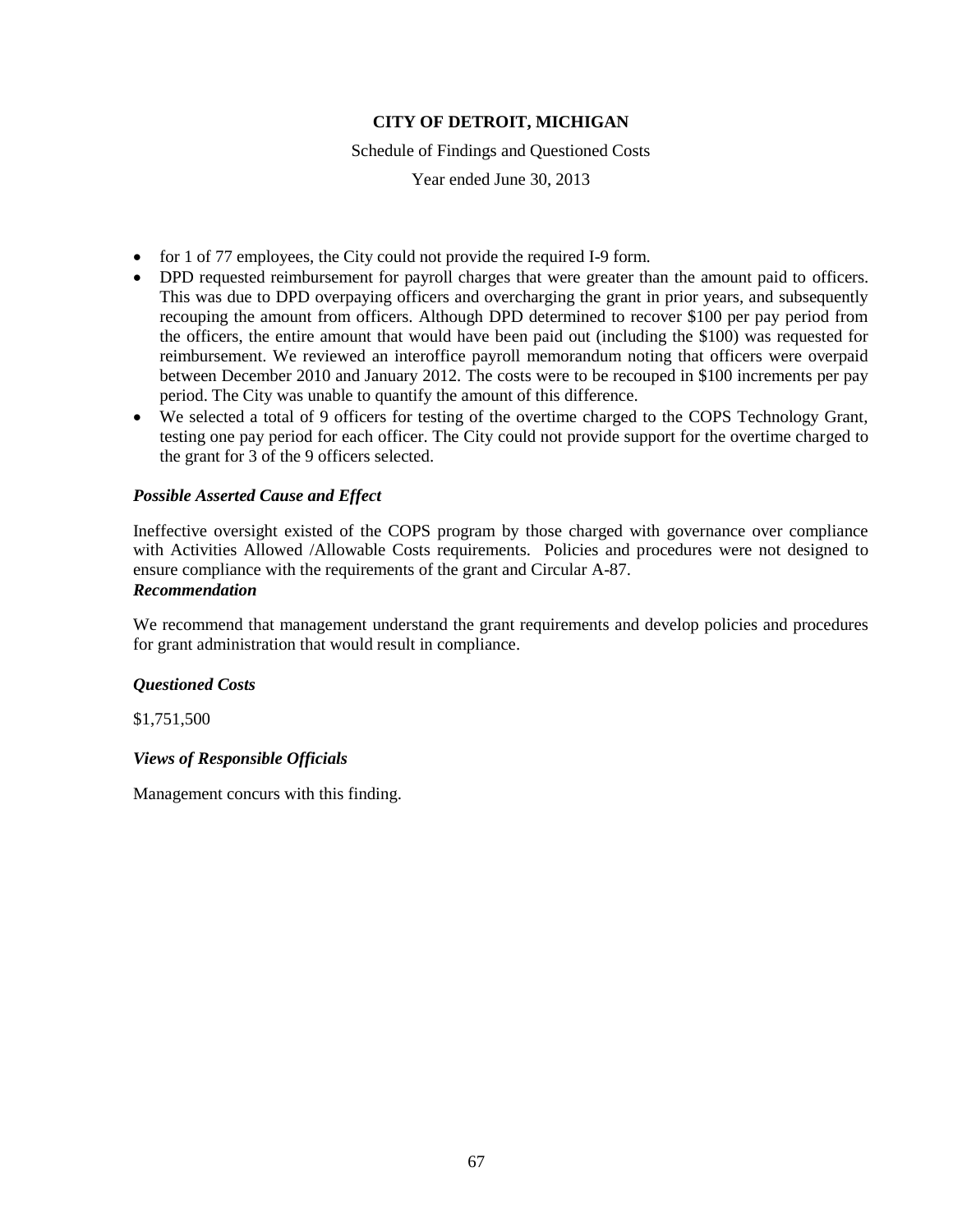**CITY OF DETROIT, MICHIGAN**

Schedule of Findings and Questioned Costs

Year ended June 30, 2013

- for 1 of 77 employees, the City could not provide the required I-9 form.
- DPD requested reimbursement for payroll charges that were greater than the amount paid to officers. This was due to DPD overpaying officers and overcharging the grant in prior years, and subsequently recouping the amount from officers. Although DPD determined to recover $100 per pay period from the officers, the entire amount that would have been paid out (including the $100) was requested for reimbursement. We reviewed an interoffice payroll memorandum noting that officers were overpaid between December 2010 and January 2012. The costs were to be recouped in $100 increments per pay period. The City was unable to quantify the amount of this difference.
- We selected a total of 9 officers for testing of the overtime charged to the COPS Technology Grant, testing one pay period for each officer. The City could not provide support for the overtime charged to the grant for 3 of the 9 officers selected.

***Possible Asserted Cause and Effect***

Ineffective oversight existed of the COPS program by those charged with governance over compliance with Activities Allowed /Allowable Costs requirements. Policies and procedures were not designed to ensure compliance with the requirements of the grant and Circular A-87.

***Recommendation***

We recommend that management understand the grant requirements and develop policies and procedures for grant administration that would result in compliance.

***Questioned Costs***

$1,751,500

***Views of Responsible Officials***

Management concurs with this finding.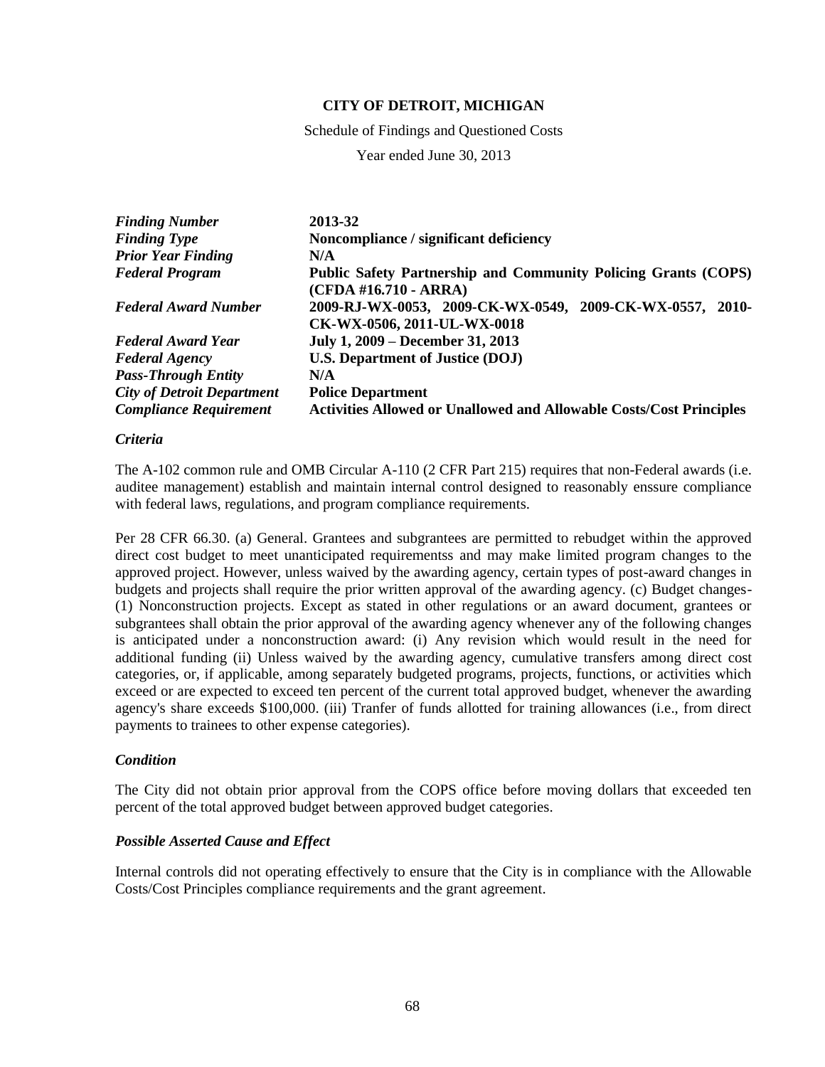**CITY OF DETROIT, MICHIGAN**

Schedule of Findings and Questioned Costs

Year ended June 30, 2013

| | |
|---|---|
| ***Finding Number*** | **2013-32** |
| ***Finding Type*** | **Noncompliance / significant deficiency** |
| ***Prior Year Finding*** | **N/A** |
| ***Federal Program*** | **Public Safety Partnership and Community Policing Grants (COPS) (CFDA #16.710 - ARRA)** |
| ***Federal Award Number*** | **2009-RJ-WX-0053, 2009-CK-WX-0549, 2009-CK-WX-0557, 2010-CK-WX-0506, 2011-UL-WX-0018** |
| ***Federal Award Year*** | **July 1, 2009 – December 31, 2013** |
| ***Federal Agency*** | **U.S. Department of Justice (DOJ)** |
| ***Pass-Through Entity*** | **N/A** |
| ***City of Detroit Department*** | **Police Department** |
| ***Compliance Requirement*** | **Activities Allowed or Unallowed and Allowable Costs/Cost Principles** |

***Criteria***

The A-102 common rule and OMB Circular A-110 (2 CFR Part 215) requires that non-Federal awards (i.e. auditee management) establish and maintain internal control designed to reasonably enssure compliance with federal laws, regulations, and program compliance requirements.

Per 28 CFR 66.30. (a) General. Grantees and subgrantees are permitted to rebudget within the approved direct cost budget to meet unanticipated requirementss and may make limited program changes to the approved project. However, unless waived by the awarding agency, certain types of post-award changes in budgets and projects shall require the prior written approval of the awarding agency. (c) Budget changes- (1) Nonconstruction projects. Except as stated in other regulations or an award document, grantees or subgrantees shall obtain the prior approval of the awarding agency whenever any of the following changes is anticipated under a nonconstruction award: (i) Any revision which would result in the need for additional funding (ii) Unless waived by the awarding agency, cumulative transfers among direct cost categories, or, if applicable, among separately budgeted programs, projects, functions, or activities which exceed or are expected to exceed ten percent of the current total approved budget, whenever the awarding agency's share exceeds $100,000. (iii) Tranfer of funds allotted for training allowances (i.e., from direct payments to trainees to other expense categories).

***Condition***

The City did not obtain prior approval from the COPS office before moving dollars that exceeded ten percent of the total approved budget between approved budget categories.

***Possible Asserted Cause and Effect***

Internal controls did not operating effectively to ensure that the City is in compliance with the Allowable Costs/Cost Principles compliance requirements and the grant agreement.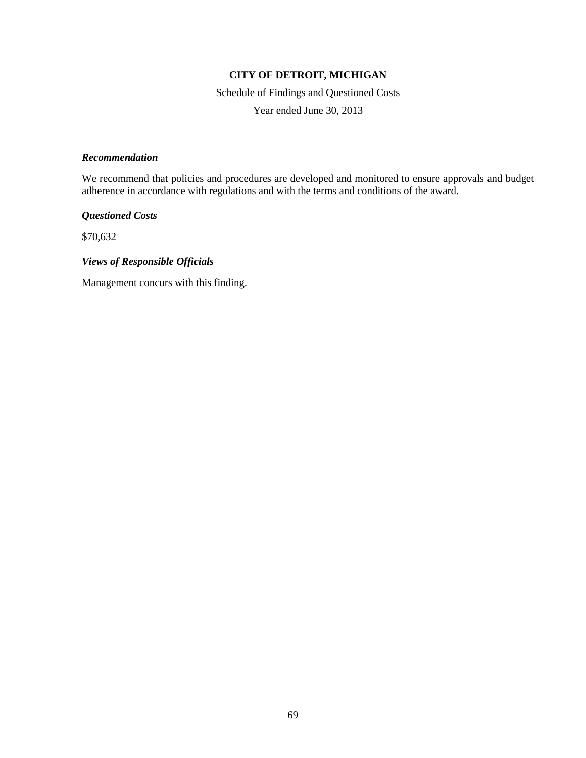# CITY OF DETROIT, MICHIGAN

Schedule of Findings and Questioned Costs

Year ended June 30, 2013

***Recommendation***

We recommend that policies and procedures are developed and monitored to ensure approvals and budget adherence in accordance with regulations and with the terms and conditions of the award.

***Questioned Costs***

$70,632

***Views of Responsible Officials***

Management concurs with this finding.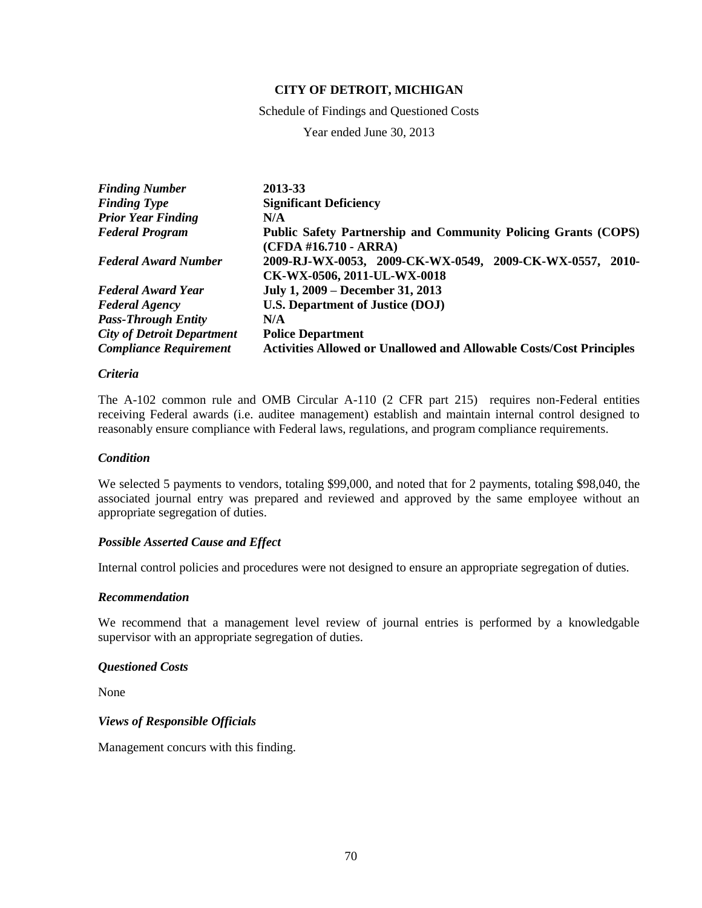**CITY OF DETROIT, MICHIGAN**

Schedule of Findings and Questioned Costs

Year ended June 30, 2013

| | |
|---|---|
| ***Finding Number*** | **2013-33** |
| ***Finding Type*** | **Significant Deficiency** |
| ***Prior Year Finding*** | **N/A** |
| ***Federal Program*** | **Public Safety Partnership and Community Policing Grants (COPS) (CFDA #16.710 - ARRA)** |
| ***Federal Award Number*** | **2009-RJ-WX-0053, 2009-CK-WX-0549, 2009-CK-WX-0557, 2010-CK-WX-0506, 2011-UL-WX-0018** |
| ***Federal Award Year*** | **July 1, 2009 – December 31, 2013** |
| ***Federal Agency*** | **U.S. Department of Justice (DOJ)** |
| ***Pass-Through Entity*** | **N/A** |
| ***City of Detroit Department*** | **Police Department** |
| ***Compliance Requirement*** | **Activities Allowed or Unallowed and Allowable Costs/Cost Principles** |

***Criteria***

The A-102 common rule and OMB Circular A-110 (2 CFR part 215) requires non-Federal entities receiving Federal awards (i.e. auditee management) establish and maintain internal control designed to reasonably ensure compliance with Federal laws, regulations, and program compliance requirements.

***Condition***

We selected 5 payments to vendors, totaling $99,000, and noted that for 2 payments, totaling $98,040, the associated journal entry was prepared and reviewed and approved by the same employee without an appropriate segregation of duties.

***Possible Asserted Cause and Effect***

Internal control policies and procedures were not designed to ensure an appropriate segregation of duties.

***Recommendation***

We recommend that a management level review of journal entries is performed by a knowledgable supervisor with an appropriate segregation of duties.

***Questioned Costs***

None

***Views of Responsible Officials***

Management concurs with this finding.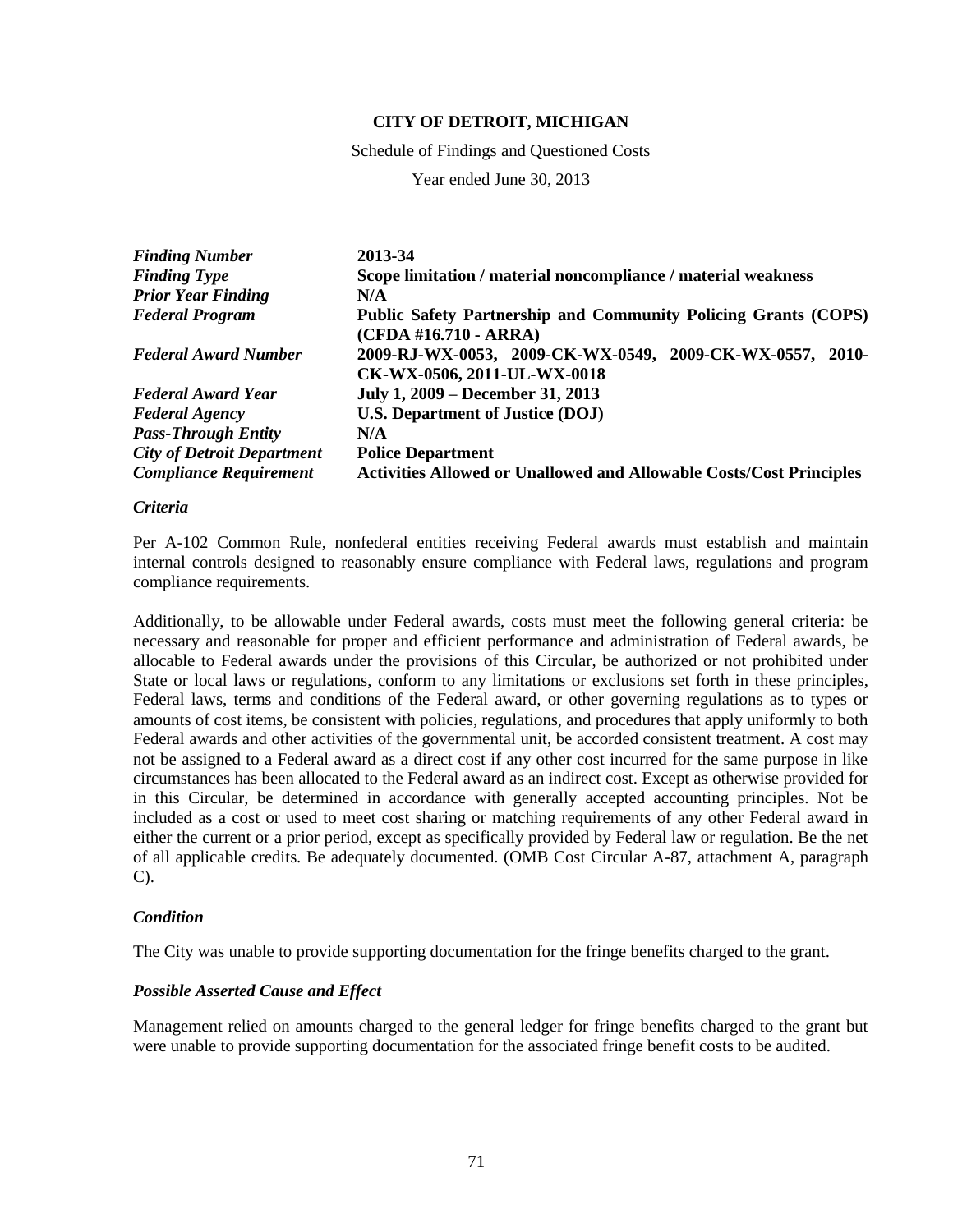**CITY OF DETROIT, MICHIGAN**

Schedule of Findings and Questioned Costs

Year ended June 30, 2013

| | |
|---|---|
| ***Finding Number*** | **2013-34** |
| ***Finding Type*** | **Scope limitation / material noncompliance / material weakness** |
| ***Prior Year Finding*** | **N/A** |
| ***Federal Program*** | **Public Safety Partnership and Community Policing Grants (COPS) (CFDA #16.710 - ARRA)** |
| ***Federal Award Number*** | **2009-RJ-WX-0053, 2009-CK-WX-0549, 2009-CK-WX-0557, 2010-CK-WX-0506, 2011-UL-WX-0018** |
| ***Federal Award Year*** | **July 1, 2009 – December 31, 2013** |
| ***Federal Agency*** | **U.S. Department of Justice (DOJ)** |
| ***Pass-Through Entity*** | **N/A** |
| ***City of Detroit Department*** | **Police Department** |
| ***Compliance Requirement*** | **Activities Allowed or Unallowed and Allowable Costs/Cost Principles** |

***Criteria***

Per A-102 Common Rule, nonfederal entities receiving Federal awards must establish and maintain internal controls designed to reasonably ensure compliance with Federal laws, regulations and program compliance requirements.

Additionally, to be allowable under Federal awards, costs must meet the following general criteria: be necessary and reasonable for proper and efficient performance and administration of Federal awards, be allocable to Federal awards under the provisions of this Circular, be authorized or not prohibited under State or local laws or regulations, conform to any limitations or exclusions set forth in these principles, Federal laws, terms and conditions of the Federal award, or other governing regulations as to types or amounts of cost items, be consistent with policies, regulations, and procedures that apply uniformly to both Federal awards and other activities of the governmental unit, be accorded consistent treatment. A cost may not be assigned to a Federal award as a direct cost if any other cost incurred for the same purpose in like circumstances has been allocated to the Federal award as an indirect cost. Except as otherwise provided for in this Circular, be determined in accordance with generally accepted accounting principles. Not be included as a cost or used to meet cost sharing or matching requirements of any other Federal award in either the current or a prior period, except as specifically provided by Federal law or regulation. Be the net of all applicable credits. Be adequately documented. (OMB Cost Circular A-87, attachment A, paragraph C).

***Condition***

The City was unable to provide supporting documentation for the fringe benefits charged to the grant.

***Possible Asserted Cause and Effect***

Management relied on amounts charged to the general ledger for fringe benefits charged to the grant but were unable to provide supporting documentation for the associated fringe benefit costs to be audited.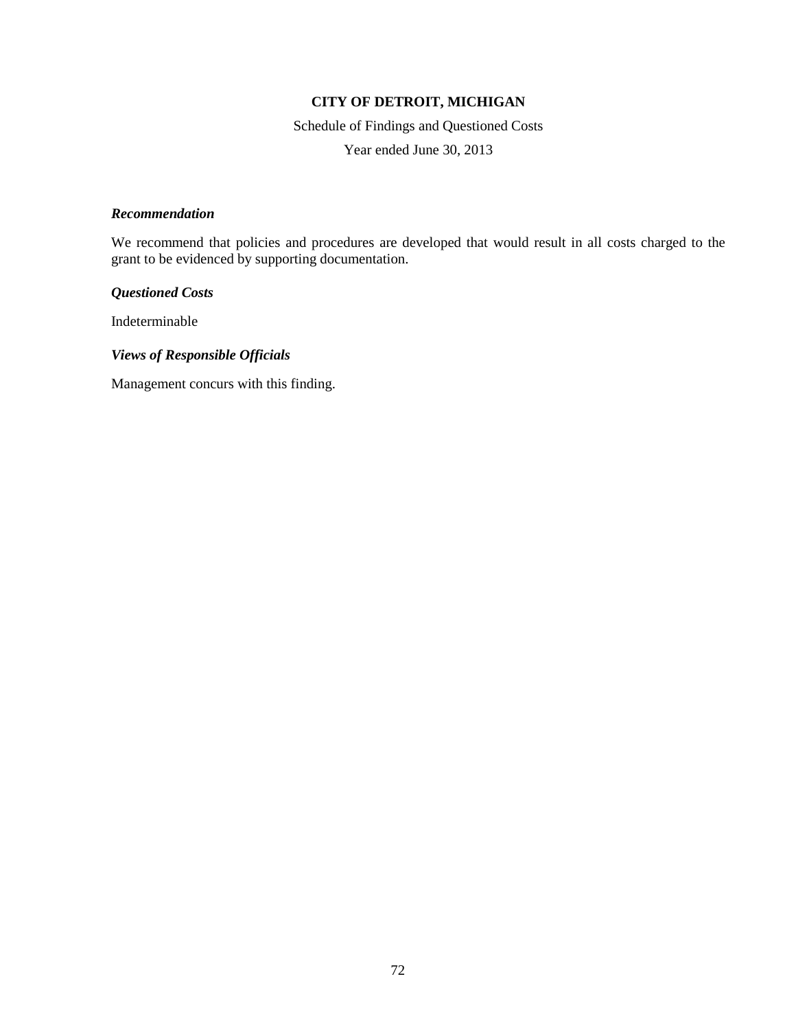**CITY OF DETROIT, MICHIGAN**

Schedule of Findings and Questioned Costs

Year ended June 30, 2013

***Recommendation***

We recommend that policies and procedures are developed that would result in all costs charged to the grant to be evidenced by supporting documentation.

***Questioned Costs***

Indeterminable

***Views of Responsible Officials***

Management concurs with this finding.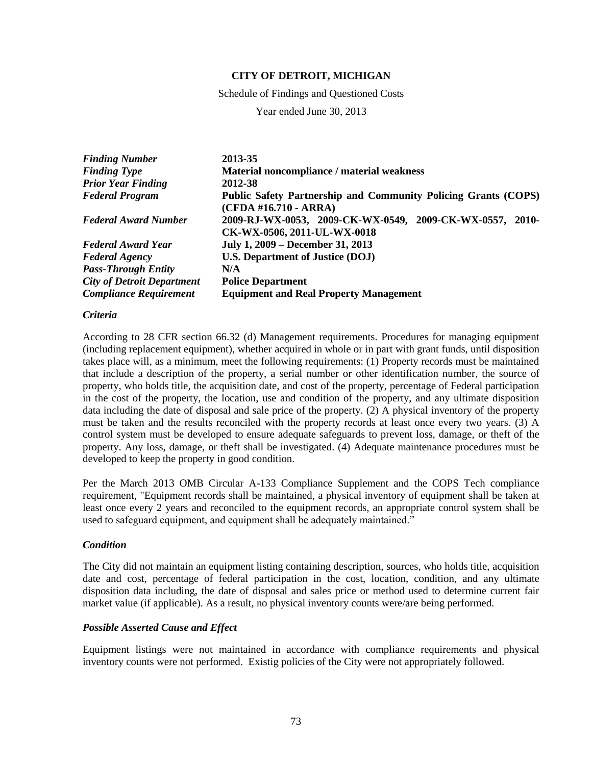**CITY OF DETROIT, MICHIGAN**

Schedule of Findings and Questioned Costs

Year ended June 30, 2013

| | |
|---|---|
| ***Finding Number*** | **2013-35** |
| ***Finding Type*** | **Material noncompliance / material weakness** |
| ***Prior Year Finding*** | **2012-38** |
| ***Federal Program*** | **Public Safety Partnership and Community Policing Grants (COPS) (CFDA #16.710 - ARRA)** |
| ***Federal Award Number*** | **2009-RJ-WX-0053, 2009-CK-WX-0549, 2009-CK-WX-0557, 2010-CK-WX-0506, 2011-UL-WX-0018** |
| ***Federal Award Year*** | **July 1, 2009 – December 31, 2013** |
| ***Federal Agency*** | **U.S. Department of Justice (DOJ)** |
| ***Pass-Through Entity*** | **N/A** |
| ***City of Detroit Department*** | **Police Department** |
| ***Compliance Requirement*** | **Equipment and Real Property Management** |

***Criteria***

According to 28 CFR section 66.32 (d) Management requirements. Procedures for managing equipment (including replacement equipment), whether acquired in whole or in part with grant funds, until disposition takes place will, as a minimum, meet the following requirements: (1) Property records must be maintained that include a description of the property, a serial number or other identification number, the source of property, who holds title, the acquisition date, and cost of the property, percentage of Federal participation in the cost of the property, the location, use and condition of the property, and any ultimate disposition data including the date of disposal and sale price of the property. (2) A physical inventory of the property must be taken and the results reconciled with the property records at least once every two years. (3) A control system must be developed to ensure adequate safeguards to prevent loss, damage, or theft of the property. Any loss, damage, or theft shall be investigated. (4) Adequate maintenance procedures must be developed to keep the property in good condition.

Per the March 2013 OMB Circular A-133 Compliance Supplement and the COPS Tech compliance requirement, "Equipment records shall be maintained, a physical inventory of equipment shall be taken at least once every 2 years and reconciled to the equipment records, an appropriate control system shall be used to safeguard equipment, and equipment shall be adequately maintained."

***Condition***

The City did not maintain an equipment listing containing description, sources, who holds title, acquisition date and cost, percentage of federal participation in the cost, location, condition, and any ultimate disposition data including, the date of disposal and sales price or method used to determine current fair market value (if applicable). As a result, no physical inventory counts were/are being performed.

***Possible Asserted Cause and Effect***

Equipment listings were not maintained in accordance with compliance requirements and physical inventory counts were not performed. Existig policies of the City were not appropriately followed.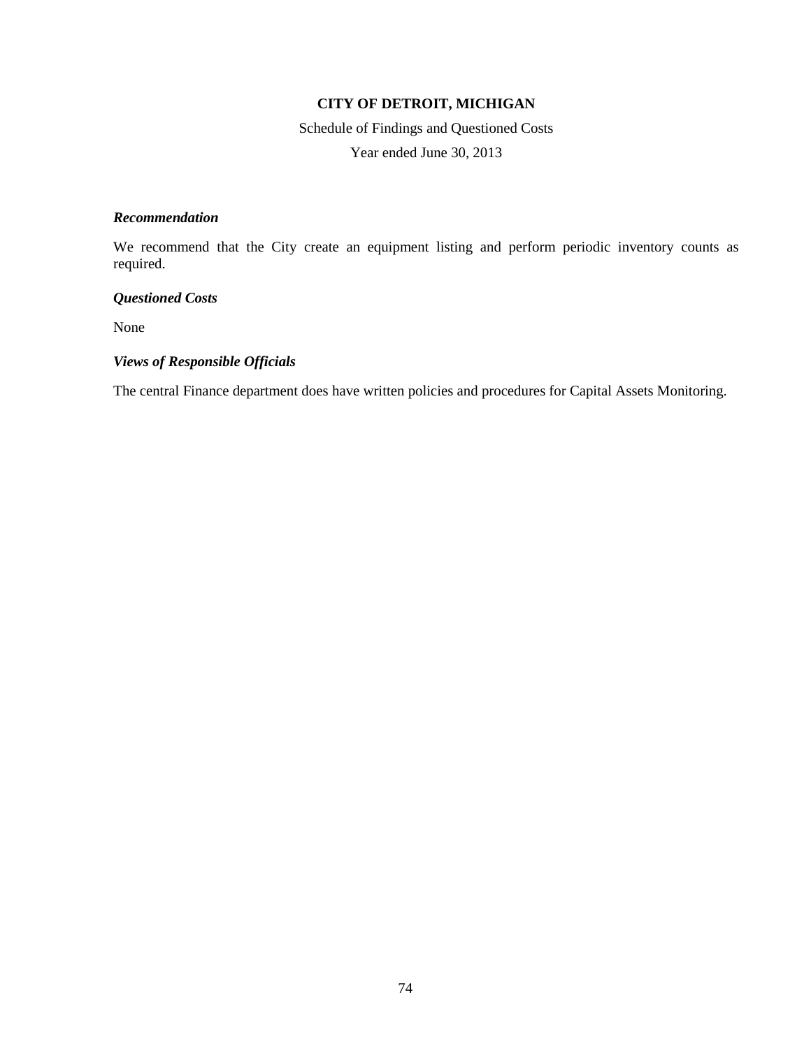**CITY OF DETROIT, MICHIGAN**

Schedule of Findings and Questioned Costs

Year ended June 30, 2013

***Recommendation***

We recommend that the City create an equipment listing and perform periodic inventory counts as required.

***Questioned Costs***

None

***Views of Responsible Officials***

The central Finance department does have written policies and procedures for Capital Assets Monitoring.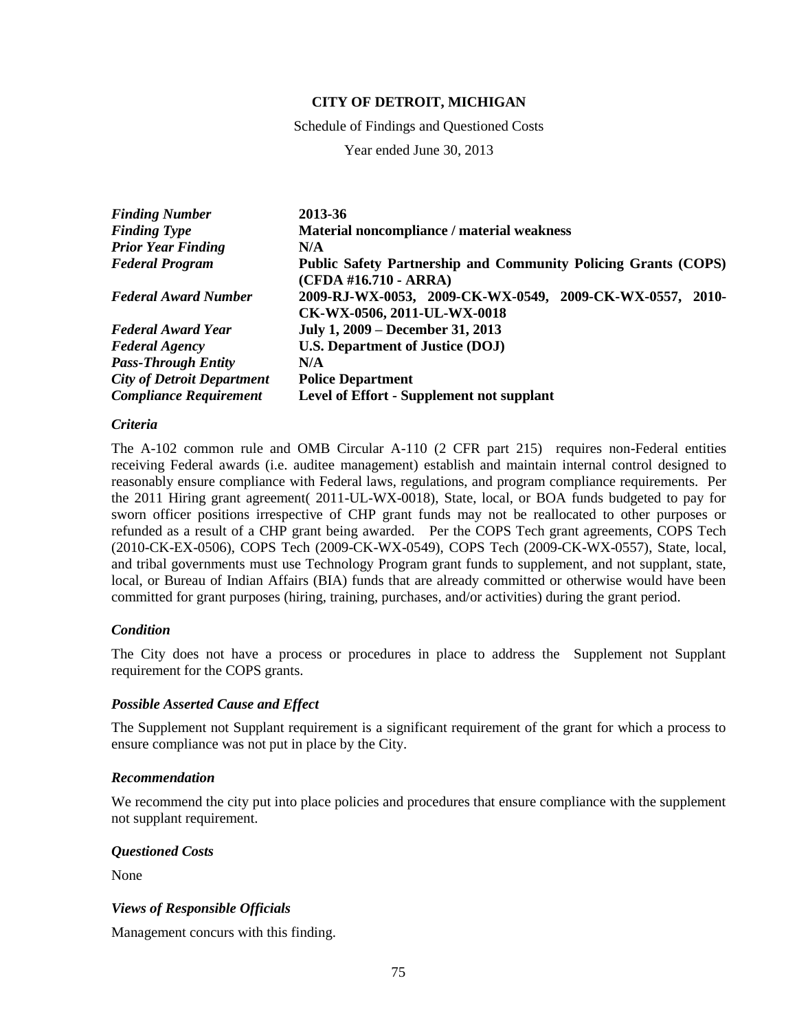**CITY OF DETROIT, MICHIGAN**

Schedule of Findings and Questioned Costs

Year ended June 30, 2013

| | |
|---|---|
| ***Finding Number*** | **2013-36** |
| ***Finding Type*** | **Material noncompliance / material weakness** |
| ***Prior Year Finding*** | **N/A** |
| ***Federal Program*** | **Public Safety Partnership and Community Policing Grants (COPS) (CFDA #16.710 - ARRA)** |
| ***Federal Award Number*** | **2009-RJ-WX-0053, 2009-CK-WX-0549, 2009-CK-WX-0557, 2010-CK-WX-0506, 2011-UL-WX-0018** |
| ***Federal Award Year*** | **July 1, 2009 – December 31, 2013** |
| ***Federal Agency*** | **U.S. Department of Justice (DOJ)** |
| ***Pass-Through Entity*** | **N/A** |
| ***City of Detroit Department*** | **Police Department** |
| ***Compliance Requirement*** | **Level of Effort - Supplement not supplant** |

### *Criteria*

The A-102 common rule and OMB Circular A-110 (2 CFR part 215) requires non-Federal entities receiving Federal awards (i.e. auditee management) establish and maintain internal control designed to reasonably ensure compliance with Federal laws, regulations, and program compliance requirements. Per the 2011 Hiring grant agreement( 2011-UL-WX-0018), State, local, or BOA funds budgeted to pay for sworn officer positions irrespective of CHP grant funds may not be reallocated to other purposes or refunded as a result of a CHP grant being awarded. Per the COPS Tech grant agreements, COPS Tech (2010-CK-EX-0506), COPS Tech (2009-CK-WX-0549), COPS Tech (2009-CK-WX-0557), State, local, and tribal governments must use Technology Program grant funds to supplement, and not supplant, state, local, or Bureau of Indian Affairs (BIA) funds that are already committed or otherwise would have been committed for grant purposes (hiring, training, purchases, and/or activities) during the grant period.

### *Condition*

The City does not have a process or procedures in place to address the Supplement not Supplant requirement for the COPS grants.

### *Possible Asserted Cause and Effect*

The Supplement not Supplant requirement is a significant requirement of the grant for which a process to ensure compliance was not put in place by the City.

### *Recommendation*

We recommend the city put into place policies and procedures that ensure compliance with the supplement not supplant requirement.

### *Questioned Costs*

None

### *Views of Responsible Officials*

Management concurs with this finding.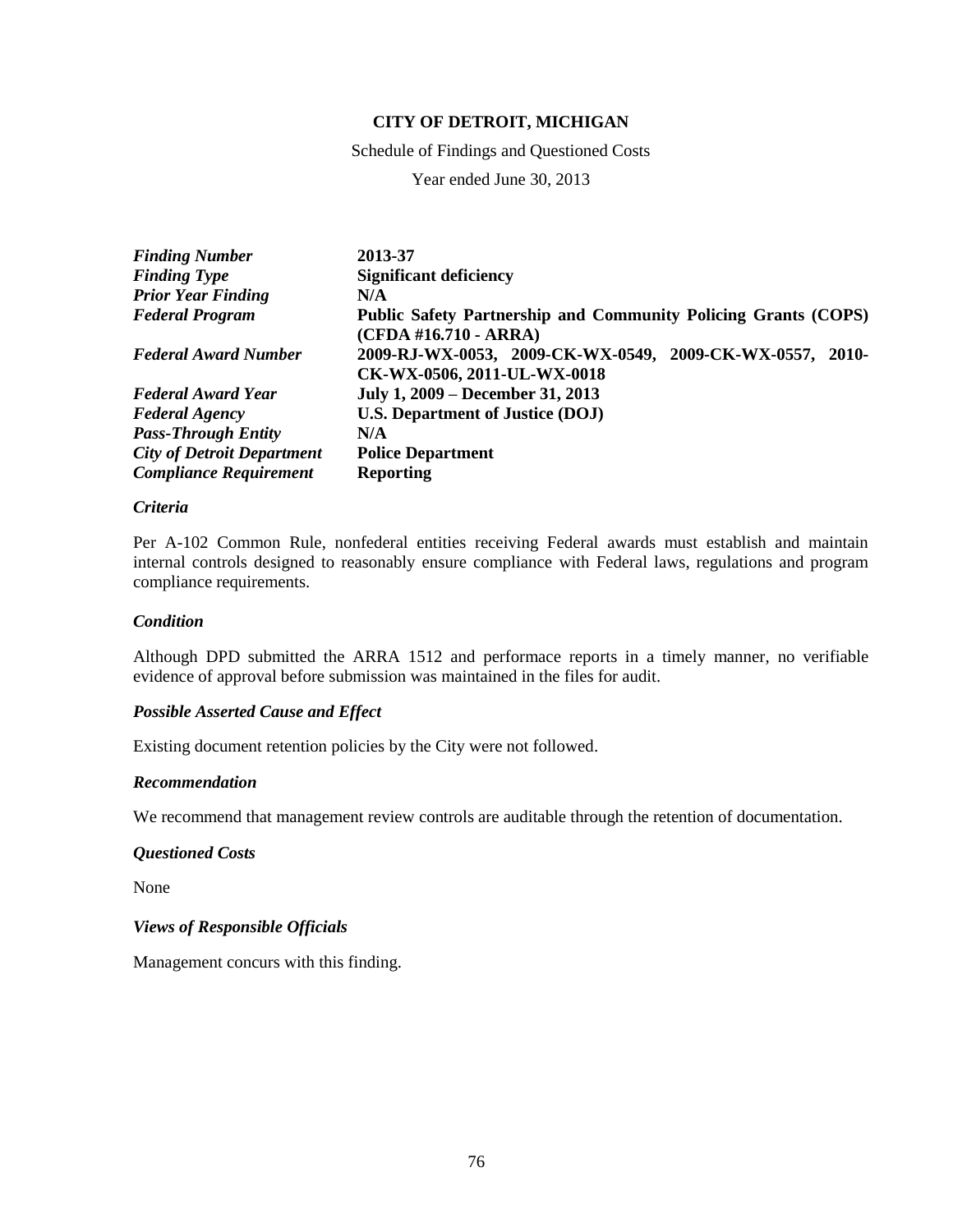**CITY OF DETROIT, MICHIGAN**

Schedule of Findings and Questioned Costs

Year ended June 30, 2013

| | |
|---|---|
| ***Finding Number*** | **2013-37** |
| ***Finding Type*** | **Significant deficiency** |
| ***Prior Year Finding*** | **N/A** |
| ***Federal Program*** | **Public Safety Partnership and Community Policing Grants (COPS) (CFDA #16.710 - ARRA)** |
| ***Federal Award Number*** | **2009-RJ-WX-0053, 2009-CK-WX-0549, 2009-CK-WX-0557, 2010-CK-WX-0506, 2011-UL-WX-0018** |
| ***Federal Award Year*** | **July 1, 2009 – December 31, 2013** |
| ***Federal Agency*** | **U.S. Department of Justice (DOJ)** |
| ***Pass-Through Entity*** | **N/A** |
| ***City of Detroit Department*** | **Police Department** |
| ***Compliance Requirement*** | **Reporting** |

***Criteria***

Per A-102 Common Rule, nonfederal entities receiving Federal awards must establish and maintain internal controls designed to reasonably ensure compliance with Federal laws, regulations and program compliance requirements.

***Condition***

Although DPD submitted the ARRA 1512 and performace reports in a timely manner, no verifiable evidence of approval before submission was maintained in the files for audit.

***Possible Asserted Cause and Effect***

Existing document retention policies by the City were not followed.

***Recommendation***

We recommend that management review controls are auditable through the retention of documentation.

***Questioned Costs***

None

***Views of Responsible Officials***

Management concurs with this finding.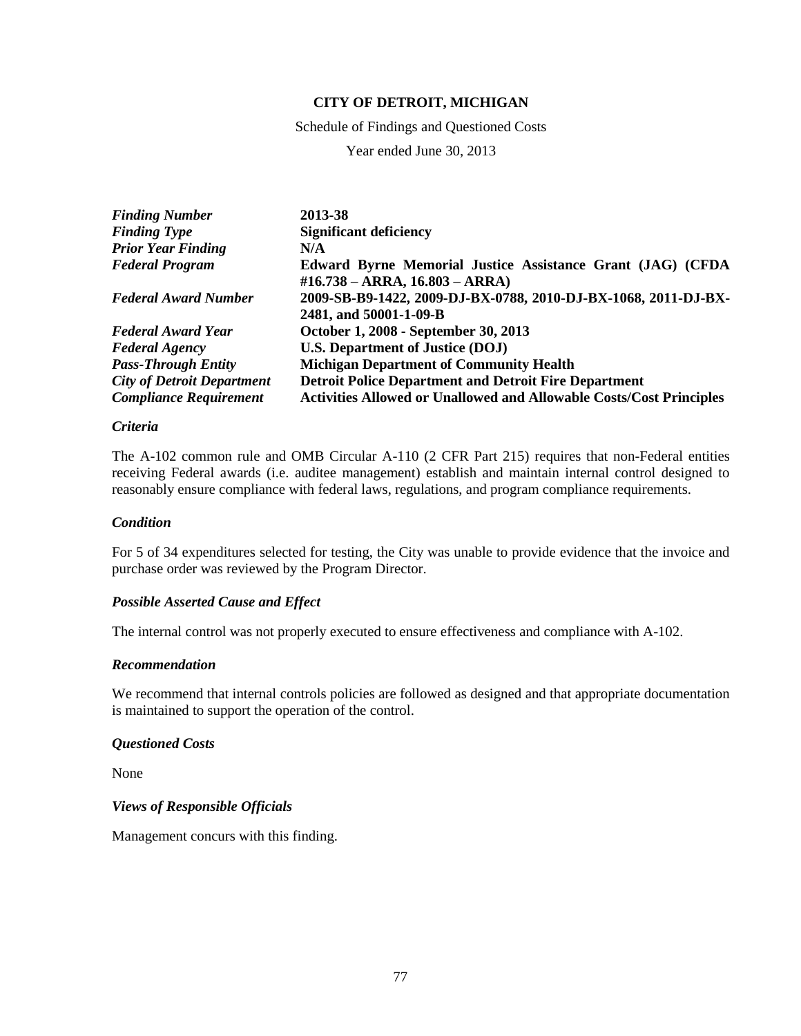**CITY OF DETROIT, MICHIGAN**

Schedule of Findings and Questioned Costs

Year ended June 30, 2013

| | |
|---|---|
| ***Finding Number*** | **2013-38** |
| ***Finding Type*** | **Significant deficiency** |
| ***Prior Year Finding*** | **N/A** |
| ***Federal Program*** | **Edward Byrne Memorial Justice Assistance Grant (JAG) (CFDA #16.738 – ARRA, 16.803 – ARRA)** |
| ***Federal Award Number*** | **2009-SB-B9-1422, 2009-DJ-BX-0788, 2010-DJ-BX-1068, 2011-DJ-BX-2481, and 50001-1-09-B** |
| ***Federal Award Year*** | **October 1, 2008 - September 30, 2013** |
| ***Federal Agency*** | **U.S. Department of Justice (DOJ)** |
| ***Pass-Through Entity*** | **Michigan Department of Community Health** |
| ***City of Detroit Department*** | **Detroit Police Department and Detroit Fire Department** |
| ***Compliance Requirement*** | **Activities Allowed or Unallowed and Allowable Costs/Cost Principles** |

***Criteria***

The A-102 common rule and OMB Circular A-110 (2 CFR Part 215) requires that non-Federal entities receiving Federal awards (i.e. auditee management) establish and maintain internal control designed to reasonably ensure compliance with federal laws, regulations, and program compliance requirements.

***Condition***

For 5 of 34 expenditures selected for testing, the City was unable to provide evidence that the invoice and purchase order was reviewed by the Program Director.

***Possible Asserted Cause and Effect***

The internal control was not properly executed to ensure effectiveness and compliance with A-102.

***Recommendation***

We recommend that internal controls policies are followed as designed and that appropriate documentation is maintained to support the operation of the control.

***Questioned Costs***

None

***Views of Responsible Officials***

Management concurs with this finding.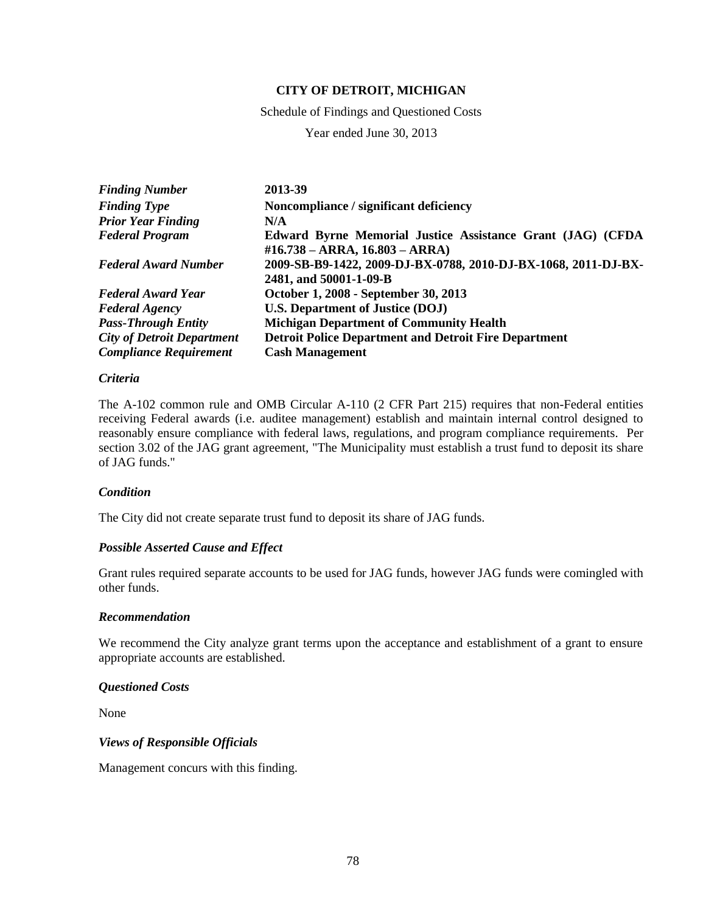**CITY OF DETROIT, MICHIGAN**

Schedule of Findings and Questioned Costs

Year ended June 30, 2013

| | |
|---|---|
| ***Finding Number*** | **2013-39** |
| ***Finding Type*** | **Noncompliance / significant deficiency** |
| ***Prior Year Finding*** | **N/A** |
| ***Federal Program*** | **Edward Byrne Memorial Justice Assistance Grant (JAG) (CFDA #16.738 – ARRA, 16.803 – ARRA)** |
| ***Federal Award Number*** | **2009-SB-B9-1422, 2009-DJ-BX-0788, 2010-DJ-BX-1068, 2011-DJ-BX-2481, and 50001-1-09-B** |
| ***Federal Award Year*** | **October 1, 2008 - September 30, 2013** |
| ***Federal Agency*** | **U.S. Department of Justice (DOJ)** |
| ***Pass-Through Entity*** | **Michigan Department of Community Health** |
| ***City of Detroit Department*** | **Detroit Police Department and Detroit Fire Department** |
| ***Compliance Requirement*** | **Cash Management** |

***Criteria***

The A-102 common rule and OMB Circular A-110 (2 CFR Part 215) requires that non-Federal entities receiving Federal awards (i.e. auditee management) establish and maintain internal control designed to reasonably ensure compliance with federal laws, regulations, and program compliance requirements. Per section 3.02 of the JAG grant agreement, "The Municipality must establish a trust fund to deposit its share of JAG funds."

***Condition***

The City did not create separate trust fund to deposit its share of JAG funds.

***Possible Asserted Cause and Effect***

Grant rules required separate accounts to be used for JAG funds, however JAG funds were comingled with other funds.

***Recommendation***

We recommend the City analyze grant terms upon the acceptance and establishment of a grant to ensure appropriate accounts are established.

***Questioned Costs***

None

***Views of Responsible Officials***

Management concurs with this finding.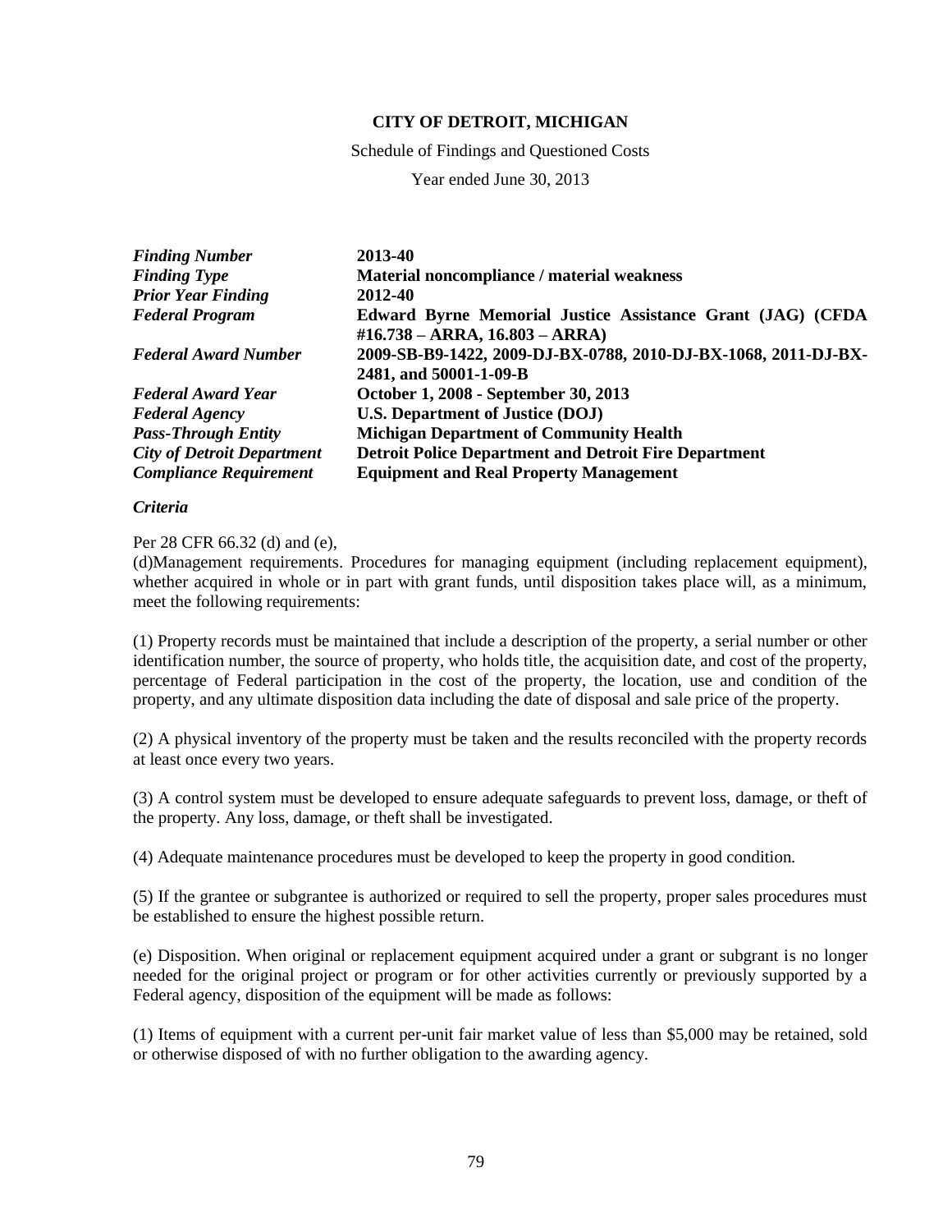**CITY OF DETROIT, MICHIGAN**

Schedule of Findings and Questioned Costs

Year ended June 30, 2013

| | |
|---|---|
| ***Finding Number*** | **2013-40** |
| ***Finding Type*** | **Material noncompliance / material weakness** |
| ***Prior Year Finding*** | **2012-40** |
| ***Federal Program*** | **Edward Byrne Memorial Justice Assistance Grant (JAG) (CFDA #16.738 – ARRA, 16.803 – ARRA)** |
| ***Federal Award Number*** | **2009-SB-B9-1422, 2009-DJ-BX-0788, 2010-DJ-BX-1068, 2011-DJ-BX-2481, and 50001-1-09-B** |
| ***Federal Award Year*** | **October 1, 2008 - September 30, 2013** |
| ***Federal Agency*** | **U.S. Department of Justice (DOJ)** |
| ***Pass-Through Entity*** | **Michigan Department of Community Health** |
| ***City of Detroit Department*** | **Detroit Police Department and Detroit Fire Department** |
| ***Compliance Requirement*** | **Equipment and Real Property Management** |

*Criteria*

Per 28 CFR 66.32 (d) and (e),

(d)Management requirements. Procedures for managing equipment (including replacement equipment), whether acquired in whole or in part with grant funds, until disposition takes place will, as a minimum, meet the following requirements:

(1) Property records must be maintained that include a description of the property, a serial number or other identification number, the source of property, who holds title, the acquisition date, and cost of the property, percentage of Federal participation in the cost of the property, the location, use and condition of the property, and any ultimate disposition data including the date of disposal and sale price of the property.

(2) A physical inventory of the property must be taken and the results reconciled with the property records at least once every two years.

(3) A control system must be developed to ensure adequate safeguards to prevent loss, damage, or theft of the property. Any loss, damage, or theft shall be investigated.

(4) Adequate maintenance procedures must be developed to keep the property in good condition.

(5) If the grantee or subgrantee is authorized or required to sell the property, proper sales procedures must be established to ensure the highest possible return.

(e) Disposition. When original or replacement equipment acquired under a grant or subgrant is no longer needed for the original project or program or for other activities currently or previously supported by a Federal agency, disposition of the equipment will be made as follows:

(1) Items of equipment with a current per-unit fair market value of less than \$5,000 may be retained, sold or otherwise disposed of with no further obligation to the awarding agency.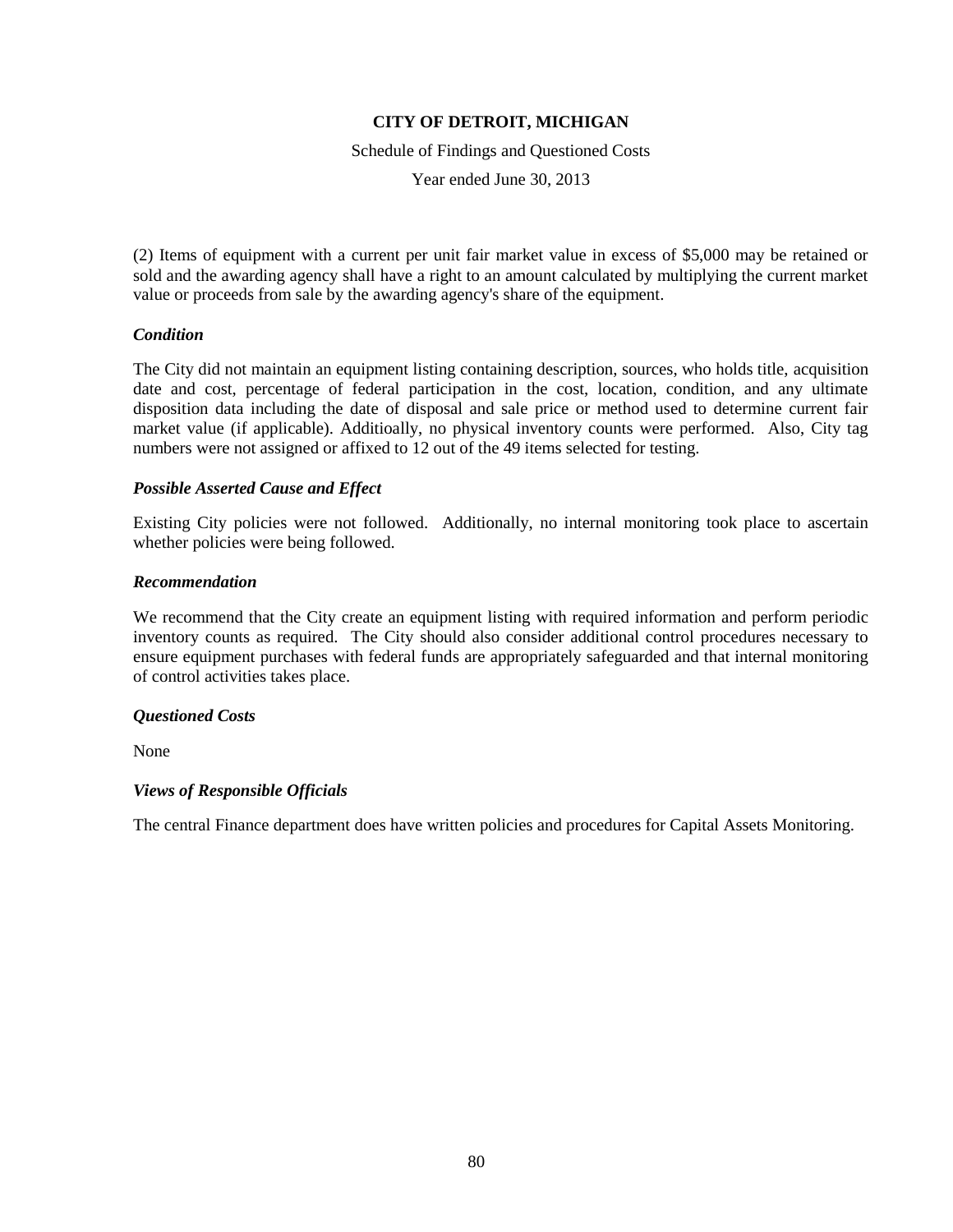(2) Items of equipment with a current per unit fair market value in excess of $5,000 may be retained or sold and the awarding agency shall have a right to an amount calculated by multiplying the current market value or proceeds from sale by the awarding agency's share of the equipment.

***Condition***

The City did not maintain an equipment listing containing description, sources, who holds title, acquisition date and cost, percentage of federal participation in the cost, location, condition, and any ultimate disposition data including the date of disposal and sale price or method used to determine current fair market value (if applicable). Additioally, no physical inventory counts were performed. Also, City tag numbers were not assigned or affixed to 12 out of the 49 items selected for testing.

***Possible Asserted Cause and Effect***

Existing City policies were not followed. Additionally, no internal monitoring took place to ascertain whether policies were being followed.

***Recommendation***

We recommend that the City create an equipment listing with required information and perform periodic inventory counts as required. The City should also consider additional control procedures necessary to ensure equipment purchases with federal funds are appropriately safeguarded and that internal monitoring of control activities takes place.

***Questioned Costs***

None

***Views of Responsible Officials***

The central Finance department does have written policies and procedures for Capital Assets Monitoring.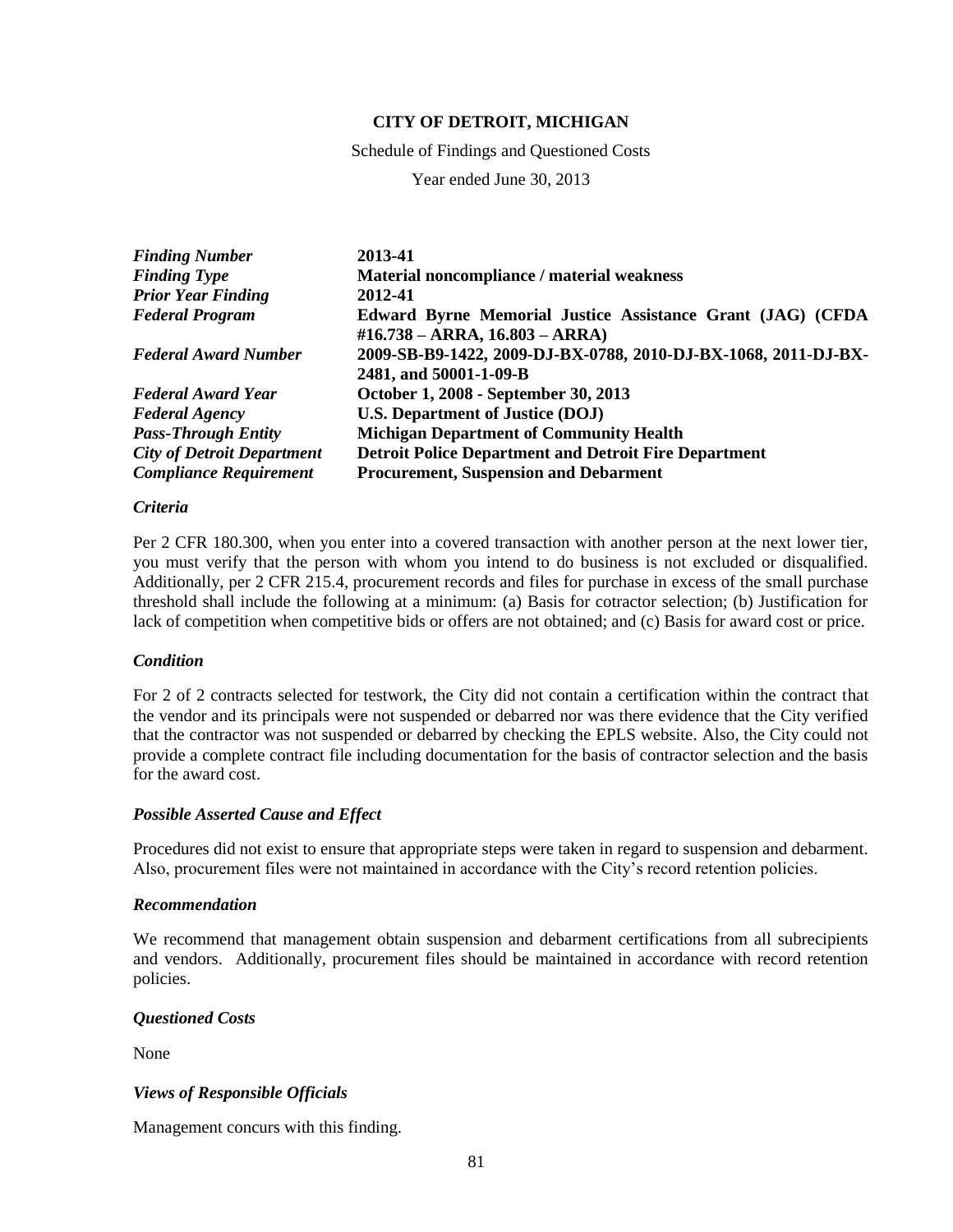**CITY OF DETROIT, MICHIGAN**

Schedule of Findings and Questioned Costs

Year ended June 30, 2013

| | |
|---|---|
| ***Finding Number*** | **2013-41** |
| ***Finding Type*** | **Material noncompliance / material weakness** |
| ***Prior Year Finding*** | **2012-41** |
| ***Federal Program*** | **Edward Byrne Memorial Justice Assistance Grant (JAG) (CFDA #16.738 – ARRA, 16.803 – ARRA)** |
| ***Federal Award Number*** | **2009-SB-B9-1422, 2009-DJ-BX-0788, 2010-DJ-BX-1068, 2011-DJ-BX-2481, and 50001-1-09-B** |
| ***Federal Award Year*** | **October 1, 2008 - September 30, 2013** |
| ***Federal Agency*** | **U.S. Department of Justice (DOJ)** |
| ***Pass-Through Entity*** | **Michigan Department of Community Health** |
| ***City of Detroit Department*** | **Detroit Police Department and Detroit Fire Department** |
| ***Compliance Requirement*** | **Procurement, Suspension and Debarment** |

***Criteria***

Per 2 CFR 180.300, when you enter into a covered transaction with another person at the next lower tier, you must verify that the person with whom you intend to do business is not excluded or disqualified. Additionally, per 2 CFR 215.4, procurement records and files for purchase in excess of the small purchase threshold shall include the following at a minimum: (a) Basis for cotractor selection; (b) Justification for lack of competition when competitive bids or offers are not obtained; and (c) Basis for award cost or price.

***Condition***

For 2 of 2 contracts selected for testwork, the City did not contain a certification within the contract that the vendor and its principals were not suspended or debarred nor was there evidence that the City verified that the contractor was not suspended or debarred by checking the EPLS website. Also, the City could not provide a complete contract file including documentation for the basis of contractor selection and the basis for the award cost.

***Possible Asserted Cause and Effect***

Procedures did not exist to ensure that appropriate steps were taken in regard to suspension and debarment. Also, procurement files were not maintained in accordance with the City's record retention policies.

***Recommendation***

We recommend that management obtain suspension and debarment certifications from all subrecipients and vendors. Additionally, procurement files should be maintained in accordance with record retention policies.

***Questioned Costs***

None

***Views of Responsible Officials***

Management concurs with this finding.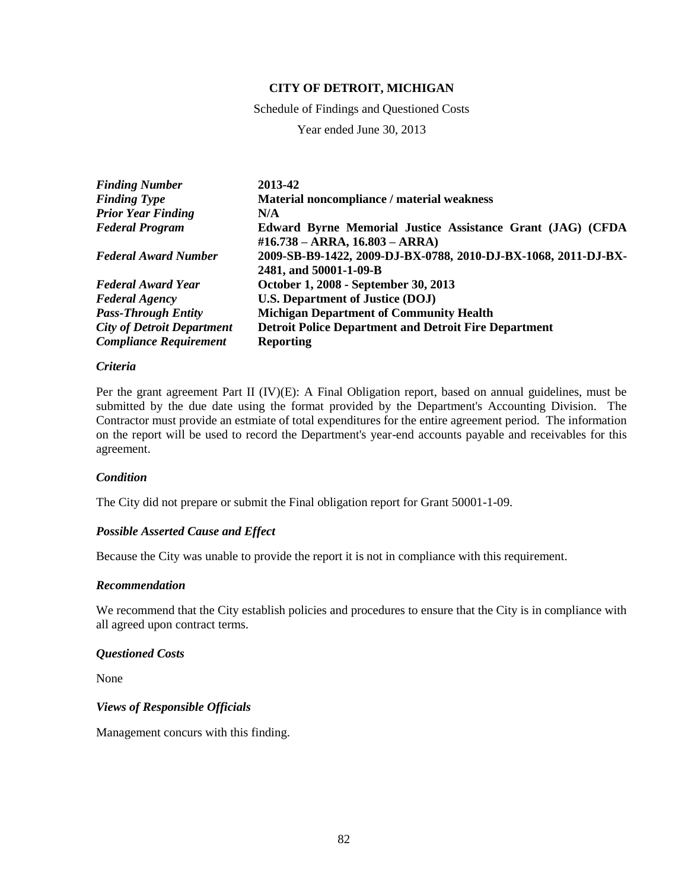**CITY OF DETROIT, MICHIGAN**

Schedule of Findings and Questioned Costs

Year ended June 30, 2013

| | |
|---|---|
| ***Finding Number*** | **2013-42** |
| ***Finding Type*** | **Material noncompliance / material weakness** |
| ***Prior Year Finding*** | **N/A** |
| ***Federal Program*** | **Edward Byrne Memorial Justice Assistance Grant (JAG) (CFDA #16.738 – ARRA, 16.803 – ARRA)** |
| ***Federal Award Number*** | **2009-SB-B9-1422, 2009-DJ-BX-0788, 2010-DJ-BX-1068, 2011-DJ-BX-2481, and 50001-1-09-B** |
| ***Federal Award Year*** | **October 1, 2008 - September 30, 2013** |
| ***Federal Agency*** | **U.S. Department of Justice (DOJ)** |
| ***Pass-Through Entity*** | **Michigan Department of Community Health** |
| ***City of Detroit Department*** | **Detroit Police Department and Detroit Fire Department** |
| ***Compliance Requirement*** | **Reporting** |

***Criteria***

Per the grant agreement Part II (IV)(E): A Final Obligation report, based on annual guidelines, must be submitted by the due date using the format provided by the Department's Accounting Division. The Contractor must provide an estmiate of total expenditures for the entire agreement period. The information on the report will be used to record the Department's year-end accounts payable and receivables for this agreement.

***Condition***

The City did not prepare or submit the Final obligation report for Grant 50001-1-09.

***Possible Asserted Cause and Effect***

Because the City was unable to provide the report it is not in compliance with this requirement.

***Recommendation***

We recommend that the City establish policies and procedures to ensure that the City is in compliance with all agreed upon contract terms.

***Questioned Costs***

None

***Views of Responsible Officials***

Management concurs with this finding.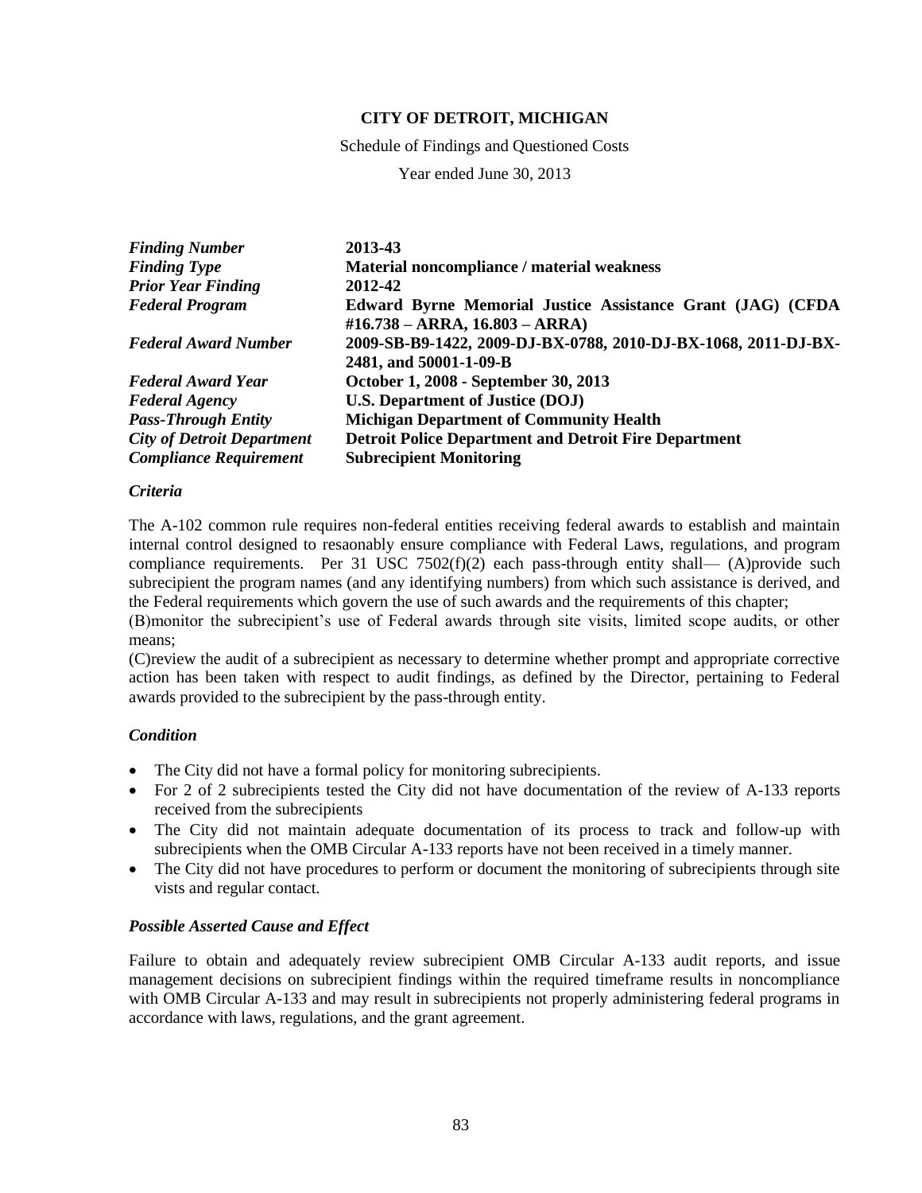# CITY OF DETROIT, MICHIGAN

Schedule of Findings and Questioned Costs

Year ended June 30, 2013

| | |
|---|---|
| ***Finding Number*** | **2013-43** |
| ***Finding Type*** | **Material noncompliance / material weakness** |
| ***Prior Year Finding*** | **2012-42** |
| ***Federal Program*** | **Edward Byrne Memorial Justice Assistance Grant (JAG) (CFDA #16.738 – ARRA, 16.803 – ARRA)** |
| ***Federal Award Number*** | **2009-SB-B9-1422, 2009-DJ-BX-0788, 2010-DJ-BX-1068, 2011-DJ-BX-2481, and 50001-1-09-B** |
| ***Federal Award Year*** | **October 1, 2008 - September 30, 2013** |
| ***Federal Agency*** | **U.S. Department of Justice (DOJ)** |
| ***Pass-Through Entity*** | **Michigan Department of Community Health** |
| ***City of Detroit Department*** | **Detroit Police Department and Detroit Fire Department** |
| ***Compliance Requirement*** | **Subrecipient Monitoring** |

### *Criteria*

The A-102 common rule requires non-federal entities receiving federal awards to establish and maintain internal control designed to resaonably ensure compliance with Federal Laws, regulations, and program compliance requirements. Per 31 USC 7502(f)(2) each pass-through entity shall— (A)provide such subrecipient the program names (and any identifying numbers) from which such assistance is derived, and the Federal requirements which govern the use of such awards and the requirements of this chapter;

(B)monitor the subrecipient's use of Federal awards through site visits, limited scope audits, or other means;

(C)review the audit of a subrecipient as necessary to determine whether prompt and appropriate corrective action has been taken with respect to audit findings, as defined by the Director, pertaining to Federal awards provided to the subrecipient by the pass-through entity.

### *Condition*

- The City did not have a formal policy for monitoring subrecipients.
- For 2 of 2 subrecipients tested the City did not have documentation of the review of A-133 reports received from the subrecipients
- The City did not maintain adequate documentation of its process to track and follow-up with subrecipients when the OMB Circular A-133 reports have not been received in a timely manner.
- The City did not have procedures to perform or document the monitoring of subrecipients through site vists and regular contact.

### *Possible Asserted Cause and Effect*

Failure to obtain and adequately review subrecipient OMB Circular A-133 audit reports, and issue management decisions on subrecipient findings within the required timeframe results in noncompliance with OMB Circular A-133 and may result in subrecipients not properly administering federal programs in accordance with laws, regulations, and the grant agreement.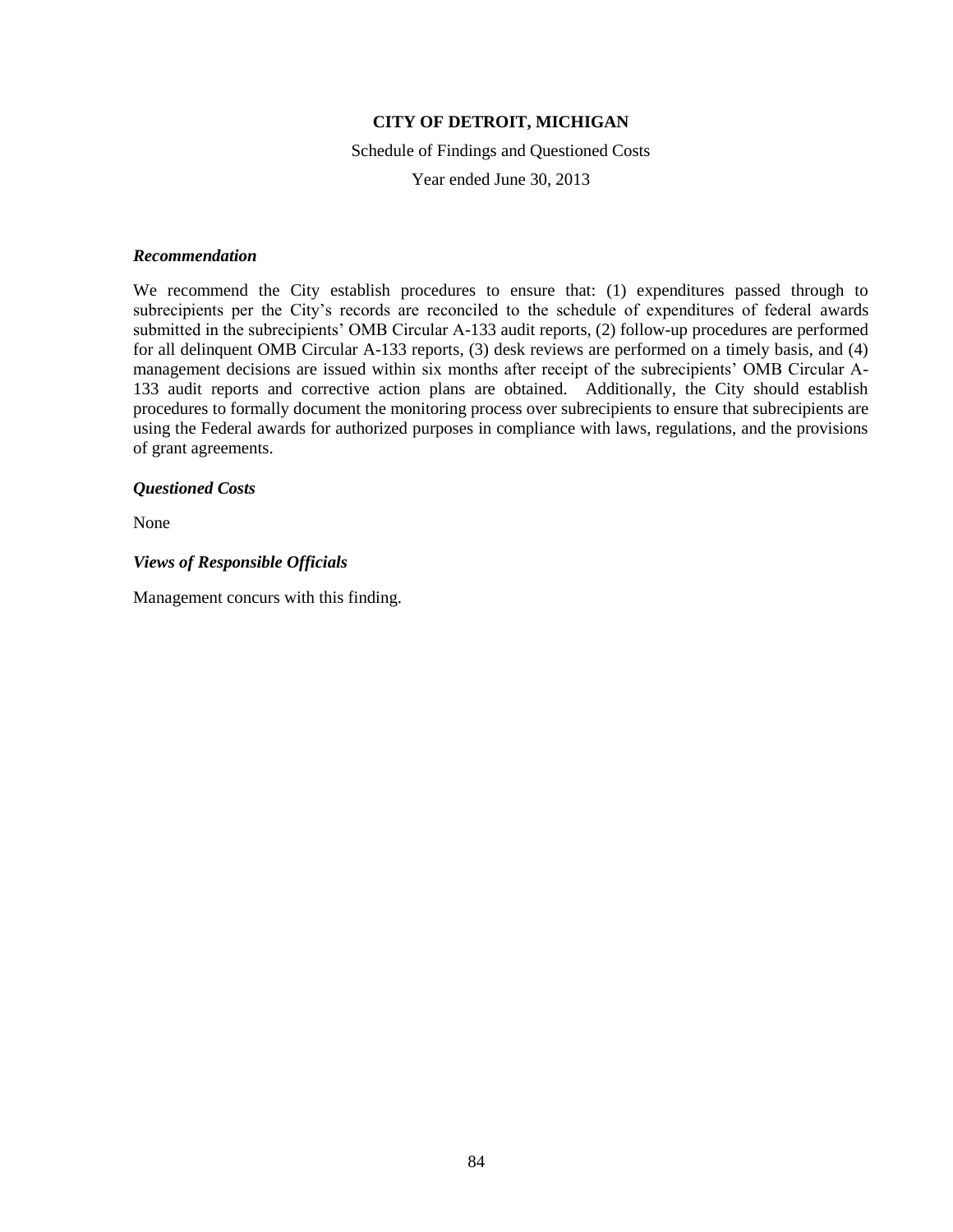**CITY OF DETROIT, MICHIGAN**

Schedule of Findings and Questioned Costs

Year ended June 30, 2013

***Recommendation***

We recommend the City establish procedures to ensure that: (1) expenditures passed through to subrecipients per the City's records are reconciled to the schedule of expenditures of federal awards submitted in the subrecipients' OMB Circular A-133 audit reports, (2) follow-up procedures are performed for all delinquent OMB Circular A-133 reports, (3) desk reviews are performed on a timely basis, and (4) management decisions are issued within six months after receipt of the subrecipients' OMB Circular A-133 audit reports and corrective action plans are obtained. Additionally, the City should establish procedures to formally document the monitoring process over subrecipients to ensure that subrecipients are using the Federal awards for authorized purposes in compliance with laws, regulations, and the provisions of grant agreements.

***Questioned Costs***

None

***Views of Responsible Officials***

Management concurs with this finding.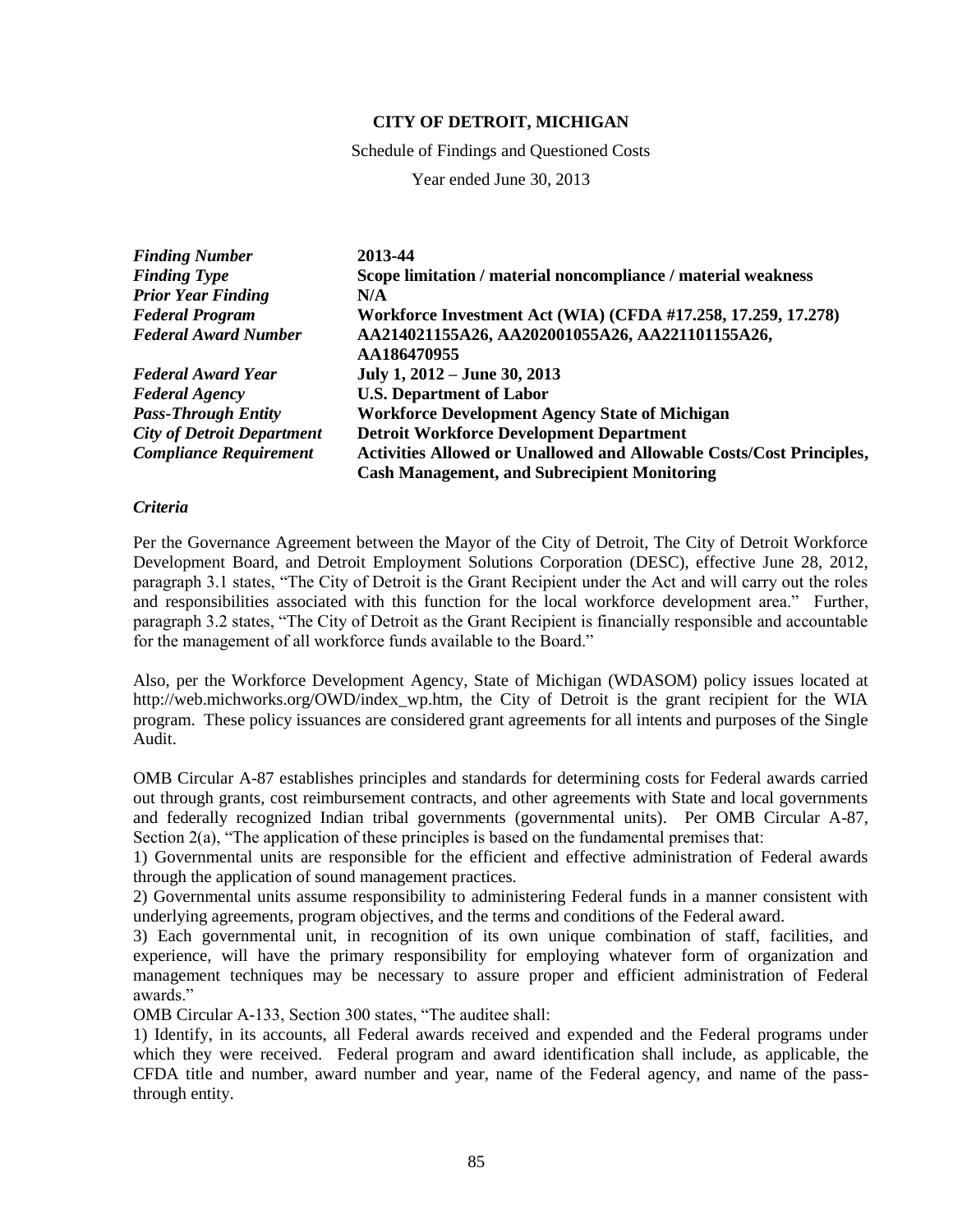**CITY OF DETROIT, MICHIGAN**

Schedule of Findings and Questioned Costs

Year ended June 30, 2013

| | |
|---|---|
| ***Finding Number*** | **2013-44** |
| ***Finding Type*** | **Scope limitation / material noncompliance / material weakness** |
| ***Prior Year Finding*** | **N/A** |
| ***Federal Program*** | **Workforce Investment Act (WIA) (CFDA #17.258, 17.259, 17.278)** |
| ***Federal Award Number*** | **AA214021155A26, AA202001055A26, AA221101155A26, AA186470955** |
| ***Federal Award Year*** | **July 1, 2012 – June 30, 2013** |
| ***Federal Agency*** | **U.S. Department of Labor** |
| ***Pass-Through Entity*** | **Workforce Development Agency State of Michigan** |
| ***City of Detroit Department*** | **Detroit Workforce Development Department** |
| ***Compliance Requirement*** | **Activities Allowed or Unallowed and Allowable Costs/Cost Principles, Cash Management, and Subrecipient Monitoring** |

***Criteria***

Per the Governance Agreement between the Mayor of the City of Detroit, The City of Detroit Workforce Development Board, and Detroit Employment Solutions Corporation (DESC), effective June 28, 2012, paragraph 3.1 states, "The City of Detroit is the Grant Recipient under the Act and will carry out the roles and responsibilities associated with this function for the local workforce development area." Further, paragraph 3.2 states, "The City of Detroit as the Grant Recipient is financially responsible and accountable for the management of all workforce funds available to the Board."

Also, per the Workforce Development Agency, State of Michigan (WDASOM) policy issues located at http://web.michworks.org/OWD/index_wp.htm, the City of Detroit is the grant recipient for the WIA program. These policy issuances are considered grant agreements for all intents and purposes of the Single Audit.

OMB Circular A-87 establishes principles and standards for determining costs for Federal awards carried out through grants, cost reimbursement contracts, and other agreements with State and local governments and federally recognized Indian tribal governments (governmental units). Per OMB Circular A-87, Section 2(a), "The application of these principles is based on the fundamental premises that:

1) Governmental units are responsible for the efficient and effective administration of Federal awards through the application of sound management practices.

2) Governmental units assume responsibility to administering Federal funds in a manner consistent with underlying agreements, program objectives, and the terms and conditions of the Federal award.

3) Each governmental unit, in recognition of its own unique combination of staff, facilities, and experience, will have the primary responsibility for employing whatever form of organization and management techniques may be necessary to assure proper and efficient administration of Federal awards."

OMB Circular A-133, Section 300 states, "The auditee shall:

1) Identify, in its accounts, all Federal awards received and expended and the Federal programs under which they were received. Federal program and award identification shall include, as applicable, the CFDA title and number, award number and year, name of the Federal agency, and name of the pass-through entity.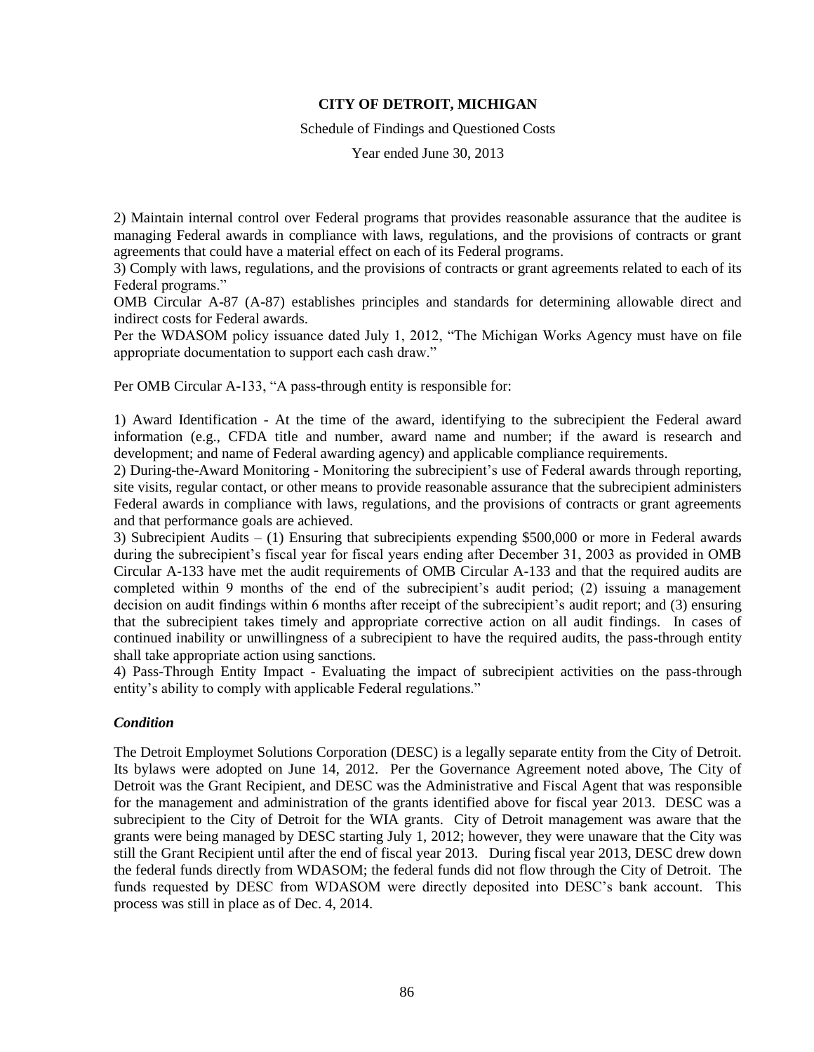2) Maintain internal control over Federal programs that provides reasonable assurance that the auditee is managing Federal awards in compliance with laws, regulations, and the provisions of contracts or grant agreements that could have a material effect on each of its Federal programs.
3) Comply with laws, regulations, and the provisions of contracts or grant agreements related to each of its Federal programs."
OMB Circular A-87 (A-87) establishes principles and standards for determining allowable direct and indirect costs for Federal awards.
Per the WDASOM policy issuance dated July 1, 2012, "The Michigan Works Agency must have on file appropriate documentation to support each cash draw."

Per OMB Circular A-133, "A pass-through entity is responsible for:

1) Award Identification - At the time of the award, identifying to the subrecipient the Federal award information (e.g., CFDA title and number, award name and number; if the award is research and development; and name of Federal awarding agency) and applicable compliance requirements.
2) During-the-Award Monitoring - Monitoring the subrecipient's use of Federal awards through reporting, site visits, regular contact, or other means to provide reasonable assurance that the subrecipient administers Federal awards in compliance with laws, regulations, and the provisions of contracts or grant agreements and that performance goals are achieved.
3) Subrecipient Audits – (1) Ensuring that subrecipients expending $500,000 or more in Federal awards during the subrecipient's fiscal year for fiscal years ending after December 31, 2003 as provided in OMB Circular A-133 have met the audit requirements of OMB Circular A-133 and that the required audits are completed within 9 months of the end of the subrecipient's audit period; (2) issuing a management decision on audit findings within 6 months after receipt of the subrecipient's audit report; and (3) ensuring that the subrecipient takes timely and appropriate corrective action on all audit findings. In cases of continued inability or unwillingness of a subrecipient to have the required audits, the pass-through entity shall take appropriate action using sanctions.
4) Pass-Through Entity Impact - Evaluating the impact of subrecipient activities on the pass-through entity's ability to comply with applicable Federal regulations."

***Condition***

The Detroit Employmet Solutions Corporation (DESC) is a legally separate entity from the City of Detroit. Its bylaws were adopted on June 14, 2012. Per the Governance Agreement noted above, The City of Detroit was the Grant Recipient, and DESC was the Administrative and Fiscal Agent that was responsible for the management and administration of the grants identified above for fiscal year 2013. DESC was a subrecipient to the City of Detroit for the WIA grants. City of Detroit management was aware that the grants were being managed by DESC starting July 1, 2012; however, they were unaware that the City was still the Grant Recipient until after the end of fiscal year 2013. During fiscal year 2013, DESC drew down the federal funds directly from WDASOM; the federal funds did not flow through the City of Detroit. The funds requested by DESC from WDASOM were directly deposited into DESC's bank account. This process was still in place as of Dec. 4, 2014.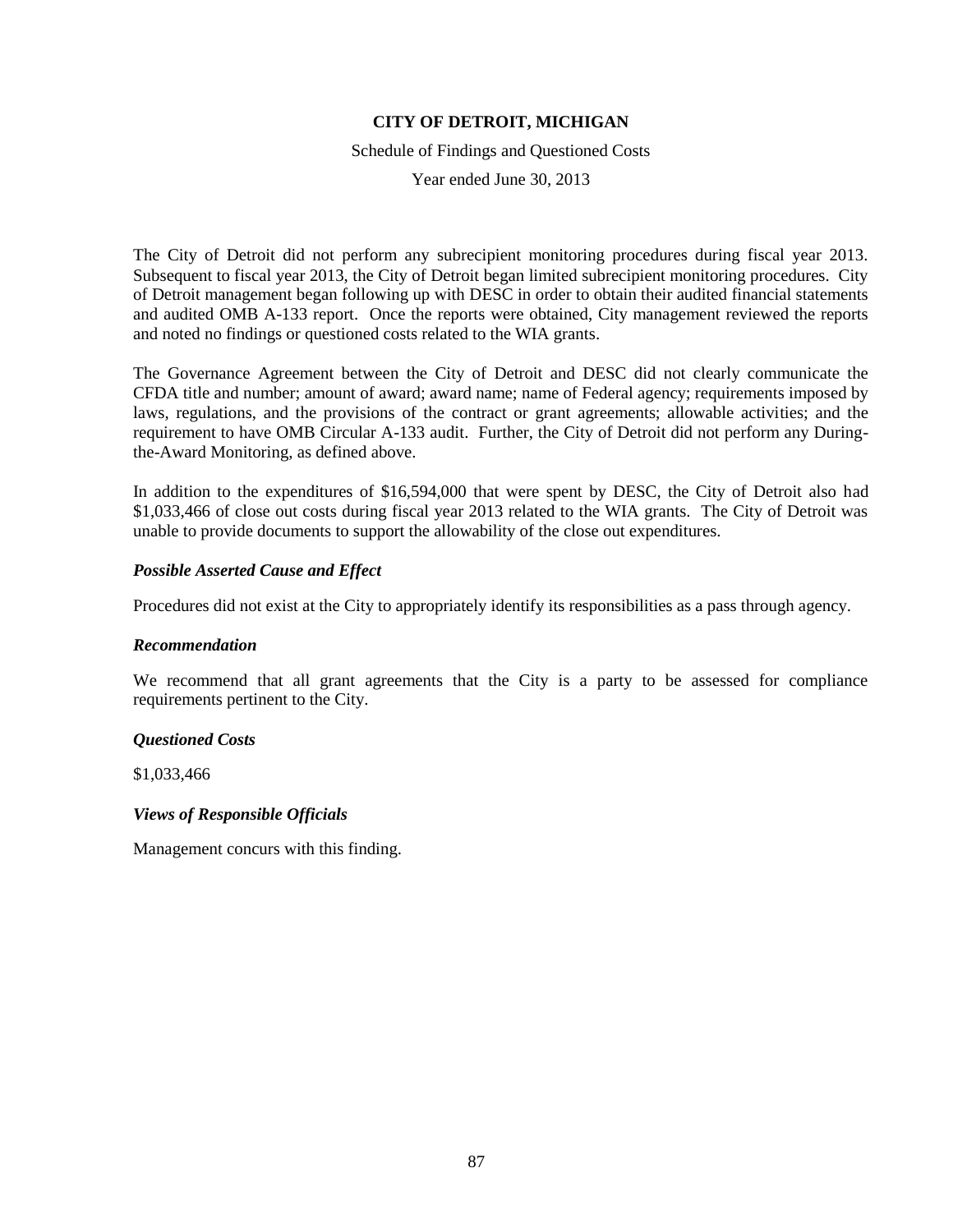The City of Detroit did not perform any subrecipient monitoring procedures during fiscal year 2013. Subsequent to fiscal year 2013, the City of Detroit began limited subrecipient monitoring procedures. City of Detroit management began following up with DESC in order to obtain their audited financial statements and audited OMB A-133 report. Once the reports were obtained, City management reviewed the reports and noted no findings or questioned costs related to the WIA grants.

The Governance Agreement between the City of Detroit and DESC did not clearly communicate the CFDA title and number; amount of award; award name; name of Federal agency; requirements imposed by laws, regulations, and the provisions of the contract or grant agreements; allowable activities; and the requirement to have OMB Circular A-133 audit. Further, the City of Detroit did not perform any During-the-Award Monitoring, as defined above.

In addition to the expenditures of $16,594,000 that were spent by DESC, the City of Detroit also had $1,033,466 of close out costs during fiscal year 2013 related to the WIA grants. The City of Detroit was unable to provide documents to support the allowability of the close out expenditures.

### *Possible Asserted Cause and Effect*

Procedures did not exist at the City to appropriately identify its responsibilities as a pass through agency.

### *Recommendation*

We recommend that all grant agreements that the City is a party to be assessed for compliance requirements pertinent to the City.

### *Questioned Costs*

$1,033,466

### *Views of Responsible Officials*

Management concurs with this finding.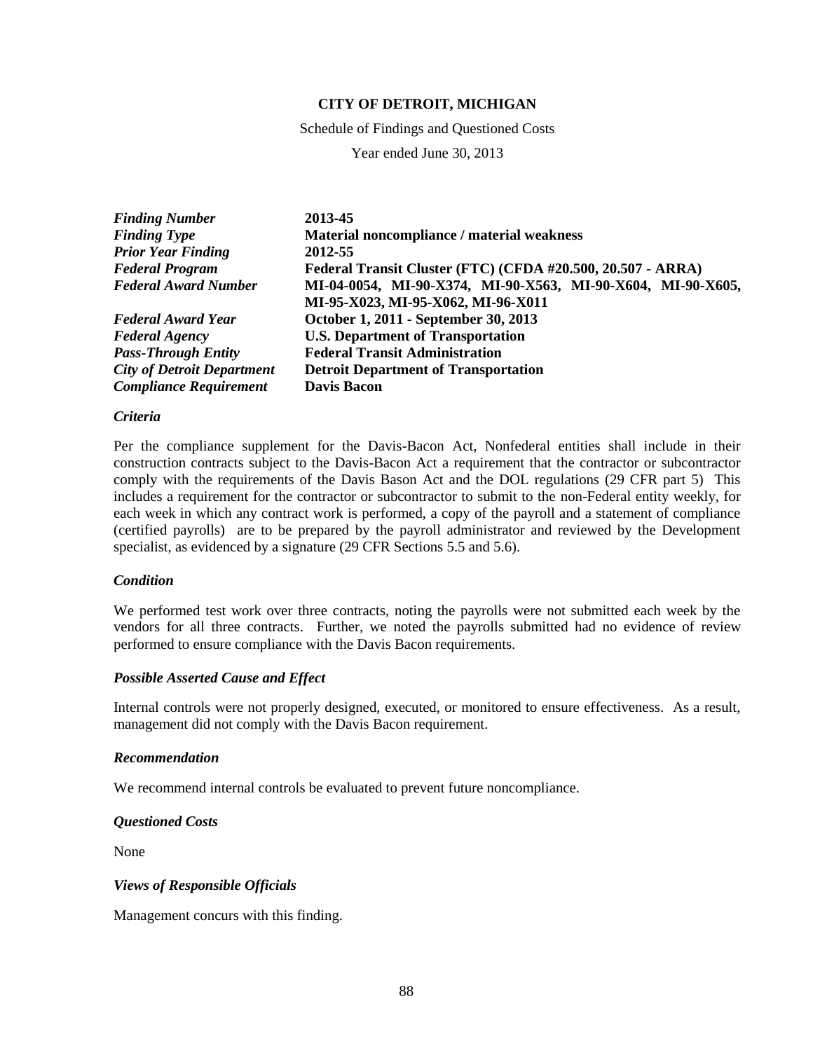**CITY OF DETROIT, MICHIGAN**

Schedule of Findings and Questioned Costs

Year ended June 30, 2013

| | |
|---|---|
| ***Finding Number*** | **2013-45** |
| ***Finding Type*** | **Material noncompliance / material weakness** |
| ***Prior Year Finding*** | **2012-55** |
| ***Federal Program*** | **Federal Transit Cluster (FTC) (CFDA #20.500, 20.507 - ARRA)** |
| ***Federal Award Number*** | **MI-04-0054, MI-90-X374, MI-90-X563, MI-90-X604, MI-90-X605, MI-95-X023, MI-95-X062, MI-96-X011** |
| ***Federal Award Year*** | **October 1, 2011 - September 30, 2013** |
| ***Federal Agency*** | **U.S. Department of Transportation** |
| ***Pass-Through Entity*** | **Federal Transit Administration** |
| ***City of Detroit Department*** | **Detroit Department of Transportation** |
| ***Compliance Requirement*** | **Davis Bacon** |

### *Criteria*

Per the compliance supplement for the Davis-Bacon Act, Nonfederal entities shall include in their construction contracts subject to the Davis-Bacon Act a requirement that the contractor or subcontractor comply with the requirements of the Davis Bason Act and the DOL regulations (29 CFR part 5) This includes a requirement for the contractor or subcontractor to submit to the non-Federal entity weekly, for each week in which any contract work is performed, a copy of the payroll and a statement of compliance (certified payrolls) are to be prepared by the payroll administrator and reviewed by the Development specialist, as evidenced by a signature (29 CFR Sections 5.5 and 5.6).

### *Condition*

We performed test work over three contracts, noting the payrolls were not submitted each week by the vendors for all three contracts. Further, we noted the payrolls submitted had no evidence of review performed to ensure compliance with the Davis Bacon requirements.

### *Possible Asserted Cause and Effect*

Internal controls were not properly designed, executed, or monitored to ensure effectiveness. As a result, management did not comply with the Davis Bacon requirement.

### *Recommendation*

We recommend internal controls be evaluated to prevent future noncompliance.

### *Questioned Costs*

None

### *Views of Responsible Officials*

Management concurs with this finding.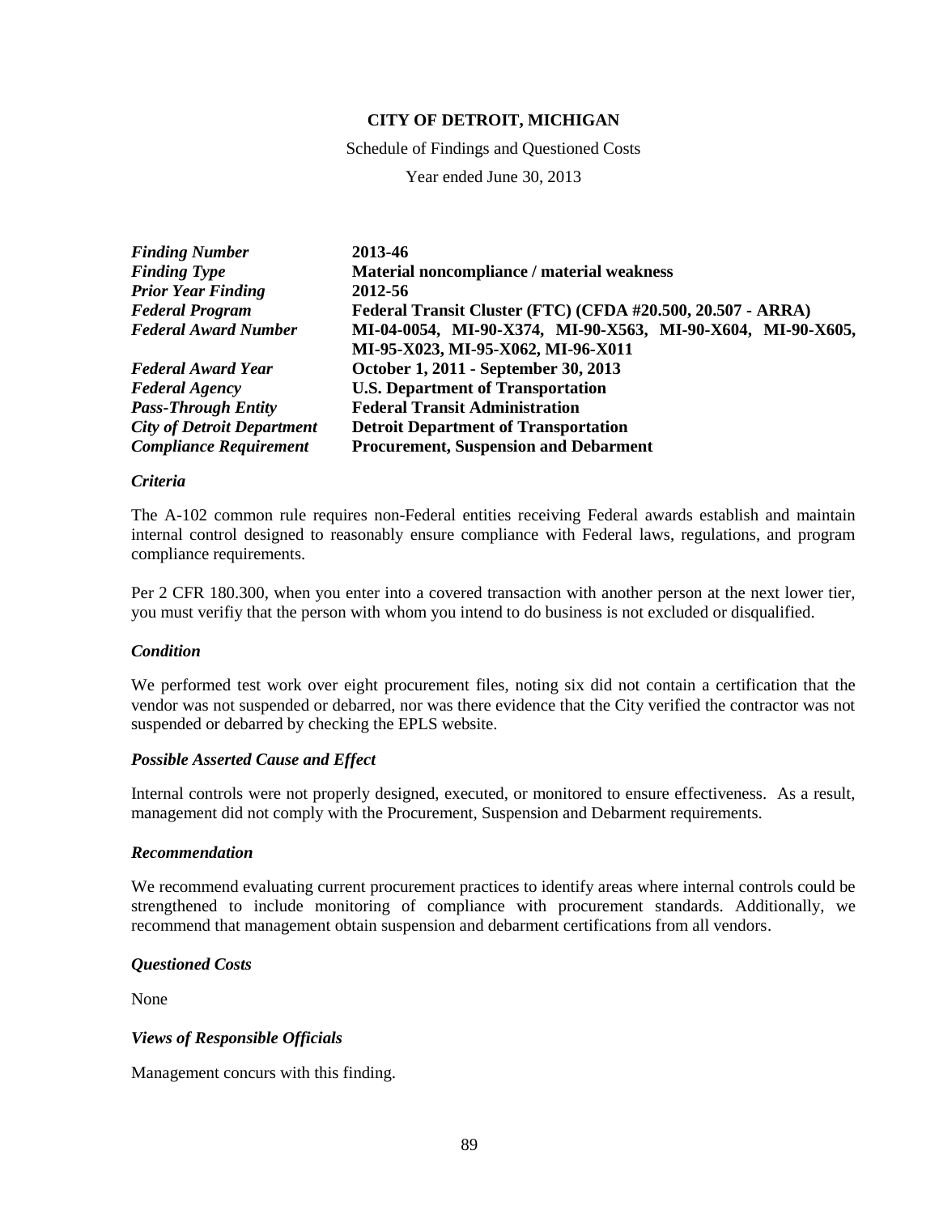# CITY OF DETROIT, MICHIGAN

Schedule of Findings and Questioned Costs

Year ended June 30, 2013

| | |
|---|---|
| ***Finding Number*** | **2013-46** |
| ***Finding Type*** | **Material noncompliance / material weakness** |
| ***Prior Year Finding*** | **2012-56** |
| ***Federal Program*** | **Federal Transit Cluster (FTC) (CFDA #20.500, 20.507 - ARRA)** |
| ***Federal Award Number*** | **MI-04-0054, MI-90-X374, MI-90-X563, MI-90-X604, MI-90-X605, MI-95-X023, MI-95-X062, MI-96-X011** |
| ***Federal Award Year*** | **October 1, 2011 - September 30, 2013** |
| ***Federal Agency*** | **U.S. Department of Transportation** |
| ***Pass-Through Entity*** | **Federal Transit Administration** |
| ***City of Detroit Department*** | **Detroit Department of Transportation** |
| ***Compliance Requirement*** | **Procurement, Suspension and Debarment** |

### *Criteria*

The A-102 common rule requires non-Federal entities receiving Federal awards establish and maintain internal control designed to reasonably ensure compliance with Federal laws, regulations, and program compliance requirements.

Per 2 CFR 180.300, when you enter into a covered transaction with another person at the next lower tier, you must verifiy that the person with whom you intend to do business is not excluded or disqualified.

### *Condition*

We performed test work over eight procurement files, noting six did not contain a certification that the vendor was not suspended or debarred, nor was there evidence that the City verified the contractor was not suspended or debarred by checking the EPLS website.

### *Possible Asserted Cause and Effect*

Internal controls were not properly designed, executed, or monitored to ensure effectiveness. As a result, management did not comply with the Procurement, Suspension and Debarment requirements.

### *Recommendation*

We recommend evaluating current procurement practices to identify areas where internal controls could be strengthened to include monitoring of compliance with procurement standards. Additionally, we recommend that management obtain suspension and debarment certifications from all vendors.

### *Questioned Costs*

None

### *Views of Responsible Officials*

Management concurs with this finding.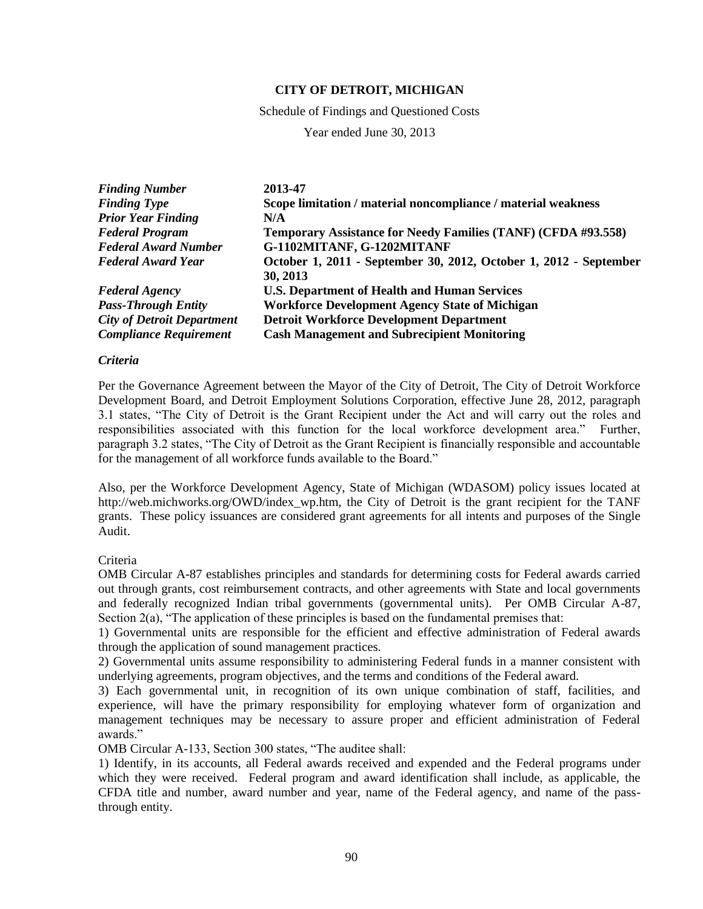**CITY OF DETROIT, MICHIGAN**

Schedule of Findings and Questioned Costs

Year ended June 30, 2013

| | |
|---|---|
| ***Finding Number*** | **2013-47** |
| ***Finding Type*** | **Scope limitation / material noncompliance / material weakness** |
| ***Prior Year Finding*** | **N/A** |
| ***Federal Program*** | **Temporary Assistance for Needy Families (TANF) (CFDA #93.558)** |
| ***Federal Award Number*** | **G-1102MITANF, G-1202MITANF** |
| ***Federal Award Year*** | **October 1, 2011 - September 30, 2012, October 1, 2012 - September 30, 2013** |
| ***Federal Agency*** | **U.S. Department of Health and Human Services** |
| ***Pass-Through Entity*** | **Workforce Development Agency State of Michigan** |
| ***City of Detroit Department*** | **Detroit Workforce Development Department** |
| ***Compliance Requirement*** | **Cash Management and Subrecipient Monitoring** |

***Criteria***

Per the Governance Agreement between the Mayor of the City of Detroit, The City of Detroit Workforce Development Board, and Detroit Employment Solutions Corporation, effective June 28, 2012, paragraph 3.1 states, "The City of Detroit is the Grant Recipient under the Act and will carry out the roles and responsibilities associated with this function for the local workforce development area." Further, paragraph 3.2 states, "The City of Detroit as the Grant Recipient is financially responsible and accountable for the management of all workforce funds available to the Board."

Also, per the Workforce Development Agency, State of Michigan (WDASOM) policy issues located at http://web.michworks.org/OWD/index_wp.htm, the City of Detroit is the grant recipient for the TANF grants. These policy issuances are considered grant agreements for all intents and purposes of the Single Audit.

Criteria

OMB Circular A-87 establishes principles and standards for determining costs for Federal awards carried out through grants, cost reimbursement contracts, and other agreements with State and local governments and federally recognized Indian tribal governments (governmental units). Per OMB Circular A-87, Section 2(a), "The application of these principles is based on the fundamental premises that:

1) Governmental units are responsible for the efficient and effective administration of Federal awards through the application of sound management practices.

2) Governmental units assume responsibility to administering Federal funds in a manner consistent with underlying agreements, program objectives, and the terms and conditions of the Federal award.

3) Each governmental unit, in recognition of its own unique combination of staff, facilities, and experience, will have the primary responsibility for employing whatever form of organization and management techniques may be necessary to assure proper and efficient administration of Federal awards."

OMB Circular A-133, Section 300 states, "The auditee shall:

1) Identify, in its accounts, all Federal awards received and expended and the Federal programs under which they were received. Federal program and award identification shall include, as applicable, the CFDA title and number, award number and year, name of the Federal agency, and name of the pass-through entity.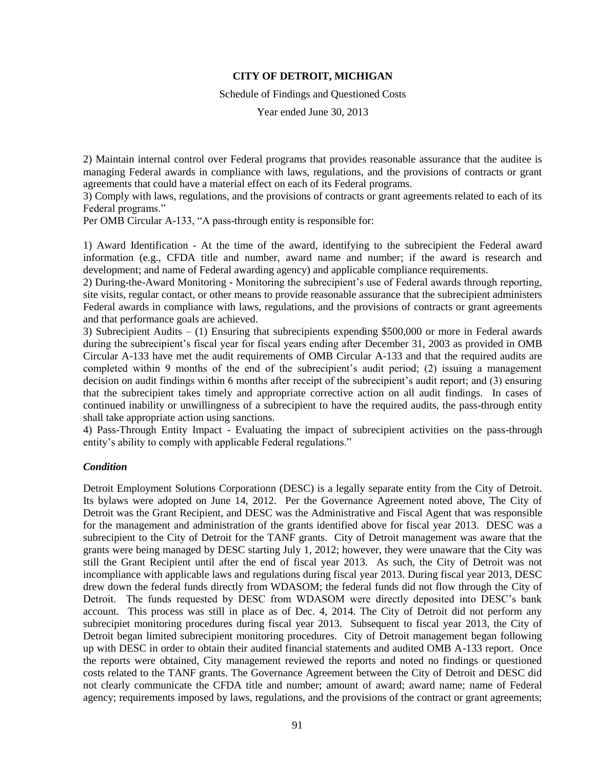2) Maintain internal control over Federal programs that provides reasonable assurance that the auditee is managing Federal awards in compliance with laws, regulations, and the provisions of contracts or grant agreements that could have a material effect on each of its Federal programs.
3) Comply with laws, regulations, and the provisions of contracts or grant agreements related to each of its Federal programs."
Per OMB Circular A-133, "A pass-through entity is responsible for:

1) Award Identification - At the time of the award, identifying to the subrecipient the Federal award information (e.g., CFDA title and number, award name and number; if the award is research and development; and name of Federal awarding agency) and applicable compliance requirements.
2) During-the-Award Monitoring - Monitoring the subrecipient's use of Federal awards through reporting, site visits, regular contact, or other means to provide reasonable assurance that the subrecipient administers Federal awards in compliance with laws, regulations, and the provisions of contracts or grant agreements and that performance goals are achieved.
3) Subrecipient Audits – (1) Ensuring that subrecipients expending $500,000 or more in Federal awards during the subrecipient's fiscal year for fiscal years ending after December 31, 2003 as provided in OMB Circular A-133 have met the audit requirements of OMB Circular A-133 and that the required audits are completed within 9 months of the end of the subrecipient's audit period; (2) issuing a management decision on audit findings within 6 months after receipt of the subrecipient's audit report; and (3) ensuring that the subrecipient takes timely and appropriate corrective action on all audit findings. In cases of continued inability or unwillingness of a subrecipient to have the required audits, the pass-through entity shall take appropriate action using sanctions.
4) Pass-Through Entity Impact - Evaluating the impact of subrecipient activities on the pass-through entity's ability to comply with applicable Federal regulations."

***Condition***

Detroit Employment Solutions Corporationn (DESC) is a legally separate entity from the City of Detroit. Its bylaws were adopted on June 14, 2012. Per the Governance Agreement noted above, The City of Detroit was the Grant Recipient, and DESC was the Administrative and Fiscal Agent that was responsible for the management and administration of the grants identified above for fiscal year 2013. DESC was a subrecipient to the City of Detroit for the TANF grants. City of Detroit management was aware that the grants were being managed by DESC starting July 1, 2012; however, they were unaware that the City was still the Grant Recipient until after the end of fiscal year 2013. As such, the City of Detroit was not incompliance with applicable laws and regulations during fiscal year 2013. During fiscal year 2013, DESC drew down the federal funds directly from WDASOM; the federal funds did not flow through the City of Detroit. The funds requested by DESC from WDASOM were directly deposited into DESC's bank account. This process was still in place as of Dec. 4, 2014. The City of Detroit did not perform any subrecipiet monitoring procedures during fiscal year 2013. Subsequent to fiscal year 2013, the City of Detroit began limited subrecipient monitoring procedures. City of Detroit management began following up with DESC in order to obtain their audited financial statements and audited OMB A-133 report. Once the reports were obtained, City management reviewed the reports and noted no findings or questioned costs related to the TANF grants. The Governance Agreement between the City of Detroit and DESC did not clearly communicate the CFDA title and number; amount of award; award name; name of Federal agency; requirements imposed by laws, regulations, and the provisions of the contract or grant agreements;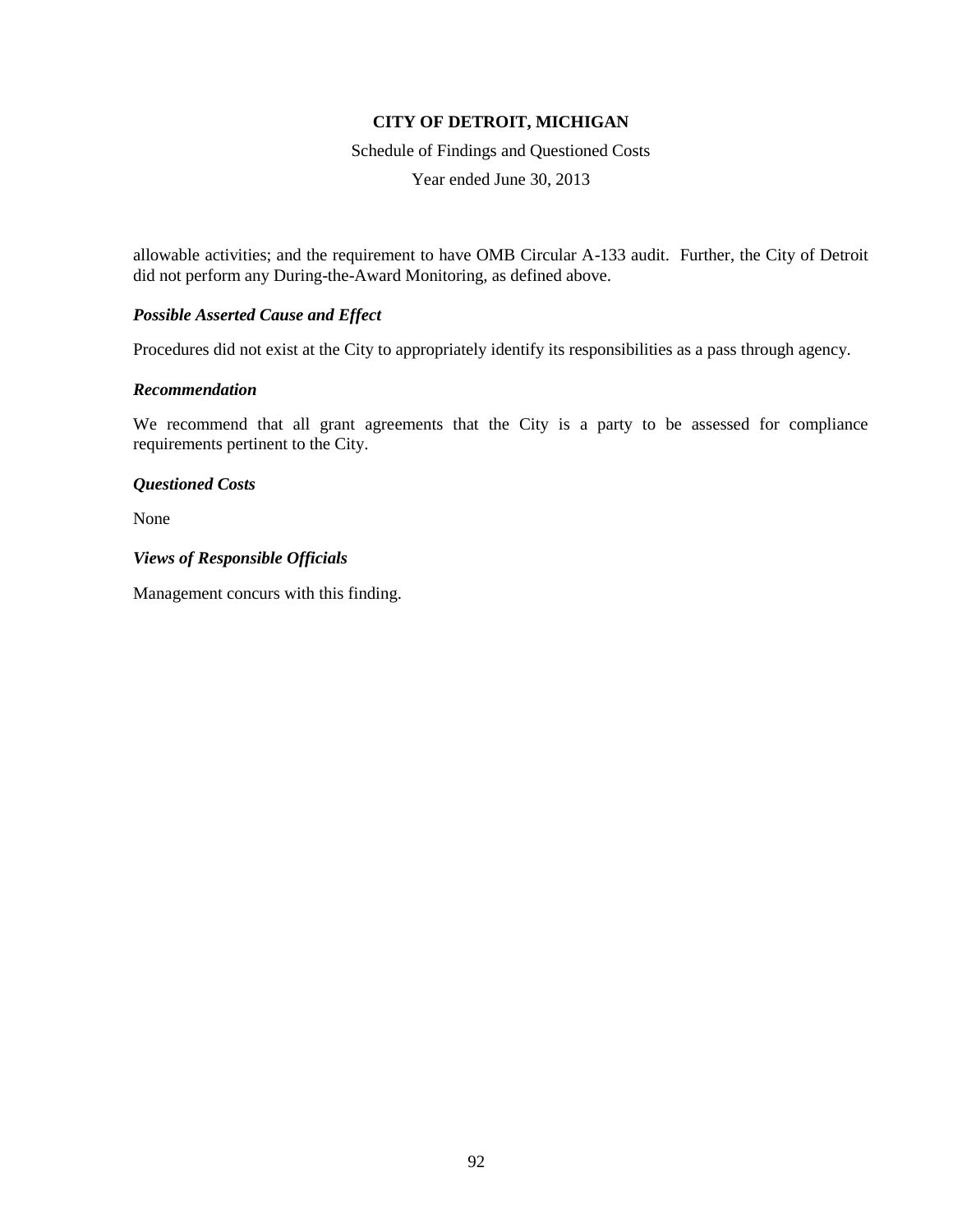allowable activities; and the requirement to have OMB Circular A-133 audit. Further, the City of Detroit did not perform any During-the-Award Monitoring, as defined above.

### *Possible Asserted Cause and Effect*

Procedures did not exist at the City to appropriately identify its responsibilities as a pass through agency.

### *Recommendation*

We recommend that all grant agreements that the City is a party to be assessed for compliance requirements pertinent to the City.

### *Questioned Costs*

None

### *Views of Responsible Officials*

Management concurs with this finding.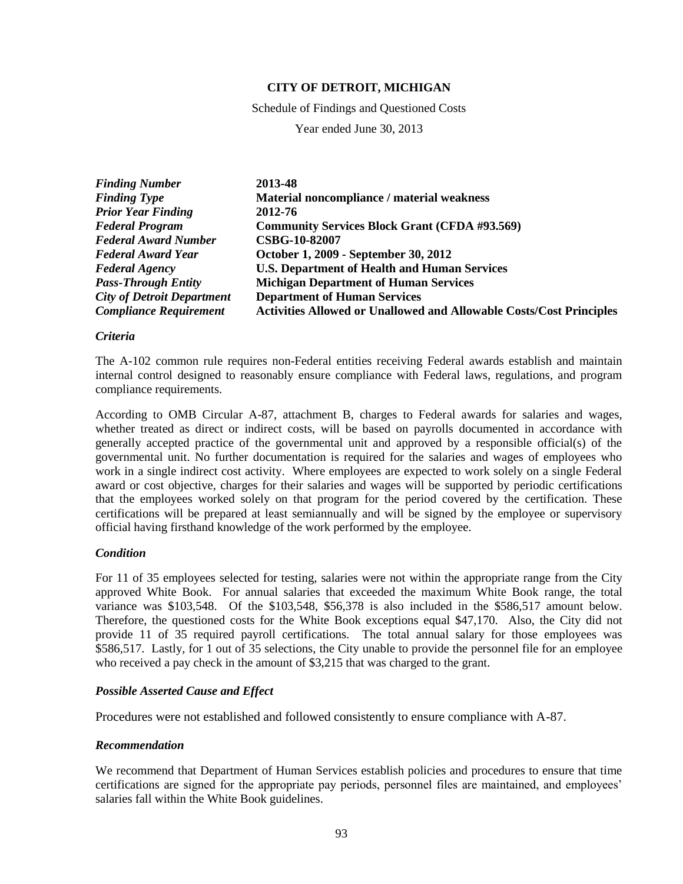**CITY OF DETROIT, MICHIGAN**

Schedule of Findings and Questioned Costs

Year ended June 30, 2013

| | |
|---|---|
| ***Finding Number*** | **2013-48** |
| ***Finding Type*** | **Material noncompliance / material weakness** |
| ***Prior Year Finding*** | **2012-76** |
| ***Federal Program*** | **Community Services Block Grant (CFDA #93.569)** |
| ***Federal Award Number*** | **CSBG-10-82007** |
| ***Federal Award Year*** | **October 1, 2009 - September 30, 2012** |
| ***Federal Agency*** | **U.S. Department of Health and Human Services** |
| ***Pass-Through Entity*** | **Michigan Department of Human Services** |
| ***City of Detroit Department*** | **Department of Human Services** |
| ***Compliance Requirement*** | **Activities Allowed or Unallowed and Allowable Costs/Cost Principles** |

### *Criteria*

The A-102 common rule requires non-Federal entities receiving Federal awards establish and maintain internal control designed to reasonably ensure compliance with Federal laws, regulations, and program compliance requirements.

According to OMB Circular A-87, attachment B, charges to Federal awards for salaries and wages, whether treated as direct or indirect costs, will be based on payrolls documented in accordance with generally accepted practice of the governmental unit and approved by a responsible official(s) of the governmental unit. No further documentation is required for the salaries and wages of employees who work in a single indirect cost activity. Where employees are expected to work solely on a single Federal award or cost objective, charges for their salaries and wages will be supported by periodic certifications that the employees worked solely on that program for the period covered by the certification. These certifications will be prepared at least semiannually and will be signed by the employee or supervisory official having firsthand knowledge of the work performed by the employee.

### *Condition*

For 11 of 35 employees selected for testing, salaries were not within the appropriate range from the City approved White Book. For annual salaries that exceeded the maximum White Book range, the total variance was $103,548. Of the $103,548, $56,378 is also included in the $586,517 amount below. Therefore, the questioned costs for the White Book exceptions equal $47,170. Also, the City did not provide 11 of 35 required payroll certifications. The total annual salary for those employees was $586,517. Lastly, for 1 out of 35 selections, the City unable to provide the personnel file for an employee who received a pay check in the amount of $3,215 that was charged to the grant.

### *Possible Asserted Cause and Effect*

Procedures were not established and followed consistently to ensure compliance with A-87.

### *Recommendation*

We recommend that Department of Human Services establish policies and procedures to ensure that time certifications are signed for the appropriate pay periods, personnel files are maintained, and employees' salaries fall within the White Book guidelines.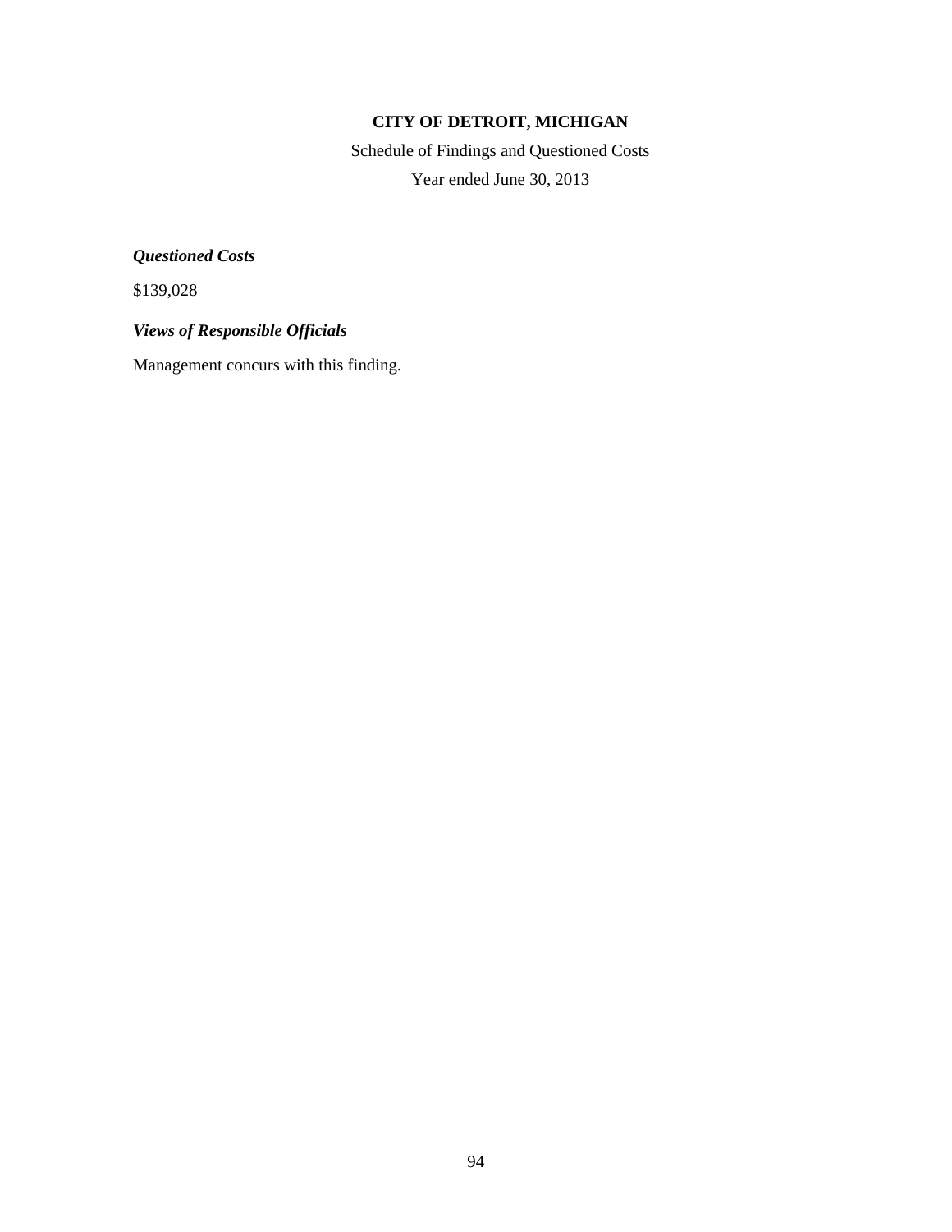**CITY OF DETROIT, MICHIGAN**

Schedule of Findings and Questioned Costs

Year ended June 30, 2013

***Questioned Costs***

$139,028

***Views of Responsible Officials***

Management concurs with this finding.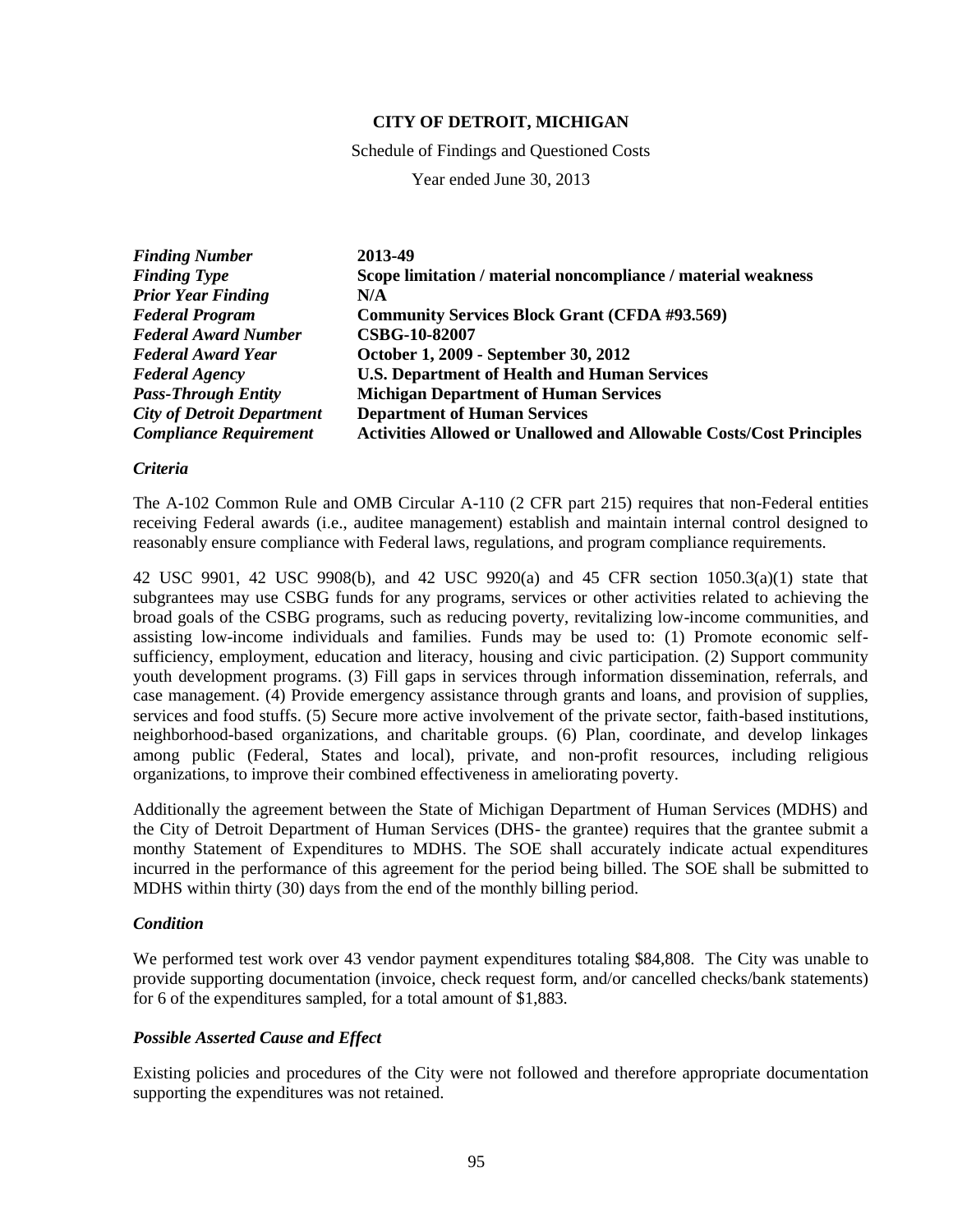**CITY OF DETROIT, MICHIGAN**

Schedule of Findings and Questioned Costs

Year ended June 30, 2013

| | |
|---|---|
| ***Finding Number*** | **2013-49** |
| ***Finding Type*** | **Scope limitation / material noncompliance / material weakness** |
| ***Prior Year Finding*** | **N/A** |
| ***Federal Program*** | **Community Services Block Grant (CFDA #93.569)** |
| ***Federal Award Number*** | **CSBG-10-82007** |
| ***Federal Award Year*** | **October 1, 2009 - September 30, 2012** |
| ***Federal Agency*** | **U.S. Department of Health and Human Services** |
| ***Pass-Through Entity*** | **Michigan Department of Human Services** |
| ***City of Detroit Department*** | **Department of Human Services** |
| ***Compliance Requirement*** | **Activities Allowed or Unallowed and Allowable Costs/Cost Principles** |

### *Criteria*

The A-102 Common Rule and OMB Circular A-110 (2 CFR part 215) requires that non-Federal entities receiving Federal awards (i.e., auditee management) establish and maintain internal control designed to reasonably ensure compliance with Federal laws, regulations, and program compliance requirements.

42 USC 9901, 42 USC 9908(b), and 42 USC 9920(a) and 45 CFR section 1050.3(a)(1) state that subgrantees may use CSBG funds for any programs, services or other activities related to achieving the broad goals of the CSBG programs, such as reducing poverty, revitalizing low-income communities, and assisting low-income individuals and families. Funds may be used to: (1) Promote economic self-sufficiency, employment, education and literacy, housing and civic participation. (2) Support community youth development programs. (3) Fill gaps in services through information dissemination, referrals, and case management. (4) Provide emergency assistance through grants and loans, and provision of supplies, services and food stuffs. (5) Secure more active involvement of the private sector, faith-based institutions, neighborhood-based organizations, and charitable groups. (6) Plan, coordinate, and develop linkages among public (Federal, States and local), private, and non-profit resources, including religious organizations, to improve their combined effectiveness in ameliorating poverty.

Additionally the agreement between the State of Michigan Department of Human Services (MDHS) and the City of Detroit Department of Human Services (DHS- the grantee) requires that the grantee submit a monthy Statement of Expenditures to MDHS. The SOE shall accurately indicate actual expenditures incurred in the performance of this agreement for the period being billed. The SOE shall be submitted to MDHS within thirty (30) days from the end of the monthly billing period.

### *Condition*

We performed test work over 43 vendor payment expenditures totaling $84,808. The City was unable to provide supporting documentation (invoice, check request form, and/or cancelled checks/bank statements) for 6 of the expenditures sampled, for a total amount of $1,883.

### *Possible Asserted Cause and Effect*

Existing policies and procedures of the City were not followed and therefore appropriate documentation supporting the expenditures was not retained.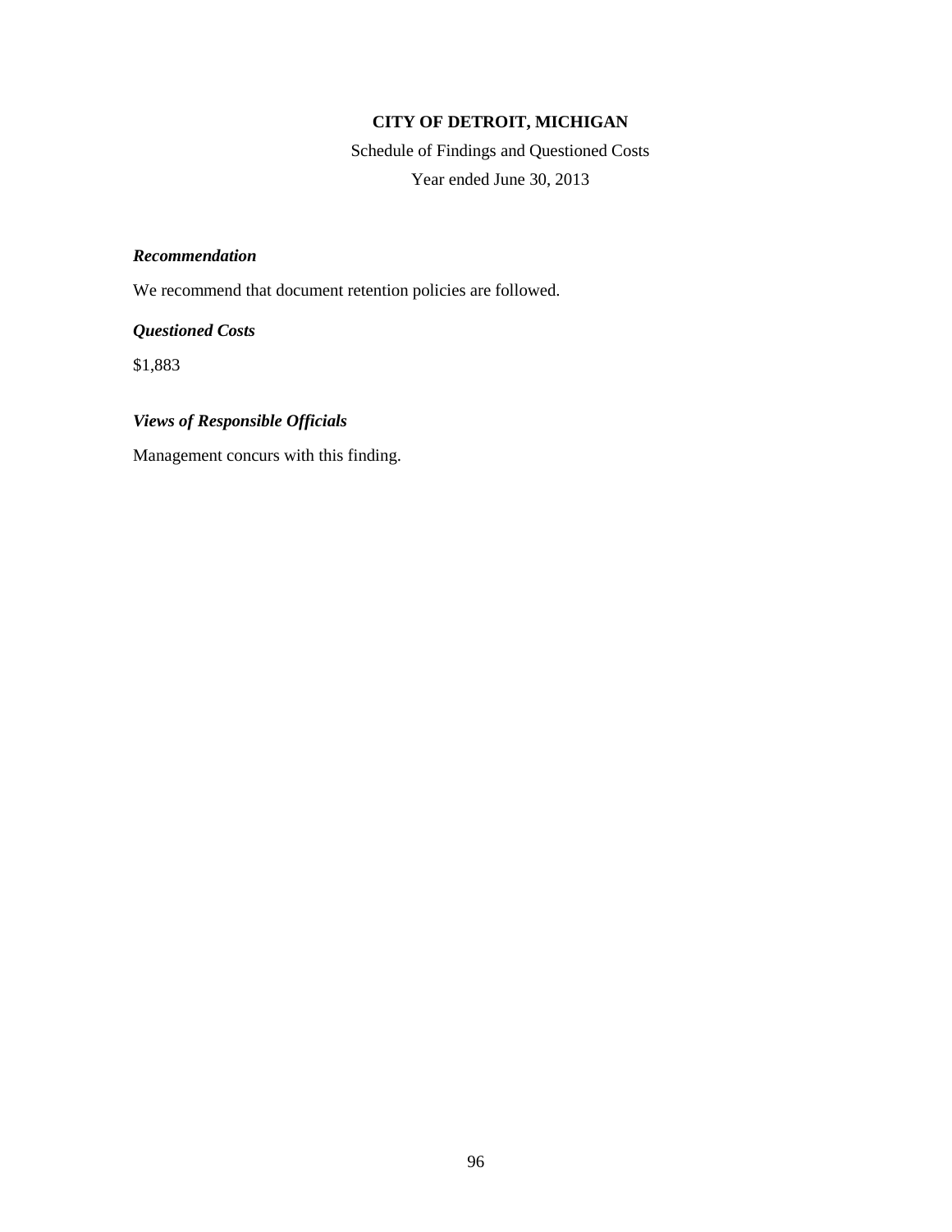**CITY OF DETROIT, MICHIGAN**

Schedule of Findings and Questioned Costs

Year ended June 30, 2013

***Recommendation***

We recommend that document retention policies are followed.

***Questioned Costs***

$1,883

***Views of Responsible Officials***

Management concurs with this finding.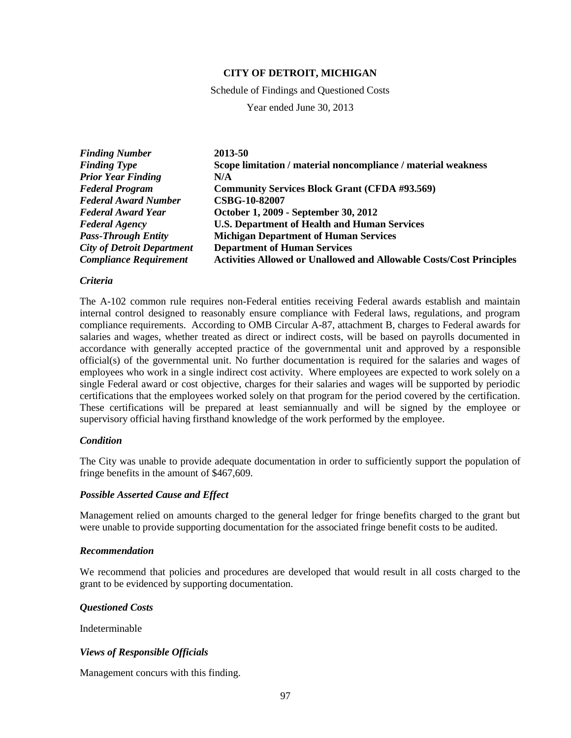**CITY OF DETROIT, MICHIGAN**

Schedule of Findings and Questioned Costs

Year ended June 30, 2013

| | |
|---|---|
| ***Finding Number*** | **2013-50** |
| ***Finding Type*** | **Scope limitation / material noncompliance / material weakness** |
| ***Prior Year Finding*** | **N/A** |
| ***Federal Program*** | **Community Services Block Grant (CFDA #93.569)** |
| ***Federal Award Number*** | **CSBG-10-82007** |
| ***Federal Award Year*** | **October 1, 2009 - September 30, 2012** |
| ***Federal Agency*** | **U.S. Department of Health and Human Services** |
| ***Pass-Through Entity*** | **Michigan Department of Human Services** |
| ***City of Detroit Department*** | **Department of Human Services** |
| ***Compliance Requirement*** | **Activities Allowed or Unallowed and Allowable Costs/Cost Principles** |

***Criteria***

The A-102 common rule requires non-Federal entities receiving Federal awards establish and maintain internal control designed to reasonably ensure compliance with Federal laws, regulations, and program compliance requirements. According to OMB Circular A-87, attachment B, charges to Federal awards for salaries and wages, whether treated as direct or indirect costs, will be based on payrolls documented in accordance with generally accepted practice of the governmental unit and approved by a responsible official(s) of the governmental unit. No further documentation is required for the salaries and wages of employees who work in a single indirect cost activity. Where employees are expected to work solely on a single Federal award or cost objective, charges for their salaries and wages will be supported by periodic certifications that the employees worked solely on that program for the period covered by the certification. These certifications will be prepared at least semiannually and will be signed by the employee or supervisory official having firsthand knowledge of the work performed by the employee.

***Condition***

The City was unable to provide adequate documentation in order to sufficiently support the population of fringe benefits in the amount of $467,609.

***Possible Asserted Cause and Effect***

Management relied on amounts charged to the general ledger for fringe benefits charged to the grant but were unable to provide supporting documentation for the associated fringe benefit costs to be audited.

***Recommendation***

We recommend that policies and procedures are developed that would result in all costs charged to the grant to be evidenced by supporting documentation.

***Questioned Costs***

Indeterminable

***Views of Responsible Officials***

Management concurs with this finding.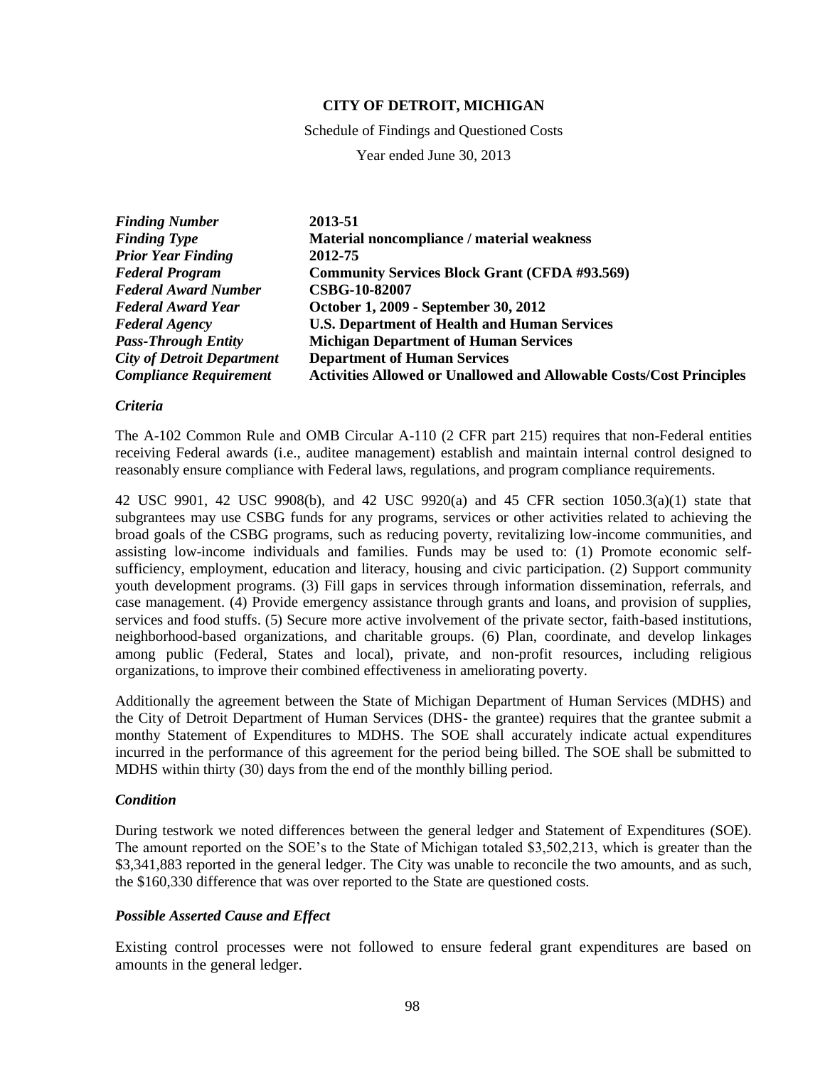**CITY OF DETROIT, MICHIGAN**

Schedule of Findings and Questioned Costs

Year ended June 30, 2013

| | |
|---|---|
| ***Finding Number*** | **2013-51** |
| ***Finding Type*** | **Material noncompliance / material weakness** |
| ***Prior Year Finding*** | **2012-75** |
| ***Federal Program*** | **Community Services Block Grant (CFDA #93.569)** |
| ***Federal Award Number*** | **CSBG-10-82007** |
| ***Federal Award Year*** | **October 1, 2009 - September 30, 2012** |
| ***Federal Agency*** | **U.S. Department of Health and Human Services** |
| ***Pass-Through Entity*** | **Michigan Department of Human Services** |
| ***City of Detroit Department*** | **Department of Human Services** |
| ***Compliance Requirement*** | **Activities Allowed or Unallowed and Allowable Costs/Cost Principles** |

***Criteria***

The A-102 Common Rule and OMB Circular A-110 (2 CFR part 215) requires that non-Federal entities receiving Federal awards (i.e., auditee management) establish and maintain internal control designed to reasonably ensure compliance with Federal laws, regulations, and program compliance requirements.

42 USC 9901, 42 USC 9908(b), and 42 USC 9920(a) and 45 CFR section 1050.3(a)(1) state that subgrantees may use CSBG funds for any programs, services or other activities related to achieving the broad goals of the CSBG programs, such as reducing poverty, revitalizing low-income communities, and assisting low-income individuals and families. Funds may be used to: (1) Promote economic self-sufficiency, employment, education and literacy, housing and civic participation. (2) Support community youth development programs. (3) Fill gaps in services through information dissemination, referrals, and case management. (4) Provide emergency assistance through grants and loans, and provision of supplies, services and food stuffs. (5) Secure more active involvement of the private sector, faith-based institutions, neighborhood-based organizations, and charitable groups. (6) Plan, coordinate, and develop linkages among public (Federal, States and local), private, and non-profit resources, including religious organizations, to improve their combined effectiveness in ameliorating poverty.

Additionally the agreement between the State of Michigan Department of Human Services (MDHS) and the City of Detroit Department of Human Services (DHS- the grantee) requires that the grantee submit a monthy Statement of Expenditures to MDHS. The SOE shall accurately indicate actual expenditures incurred in the performance of this agreement for the period being billed. The SOE shall be submitted to MDHS within thirty (30) days from the end of the monthly billing period.

***Condition***

During testwork we noted differences between the general ledger and Statement of Expenditures (SOE). The amount reported on the SOE's to the State of Michigan totaled \$3,502,213, which is greater than the \$3,341,883 reported in the general ledger. The City was unable to reconcile the two amounts, and as such, the \$160,330 difference that was over reported to the State are questioned costs.

***Possible Asserted Cause and Effect***

Existing control processes were not followed to ensure federal grant expenditures are based on amounts in the general ledger.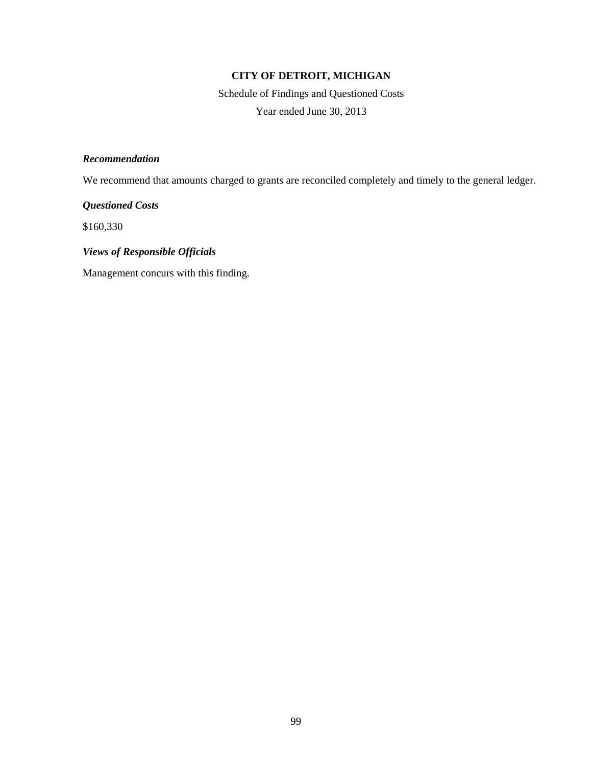**CITY OF DETROIT, MICHIGAN**

Schedule of Findings and Questioned Costs

Year ended June 30, 2013

***Recommendation***

We recommend that amounts charged to grants are reconciled completely and timely to the general ledger.

***Questioned Costs***

$160,330

***Views of Responsible Officials***

Management concurs with this finding.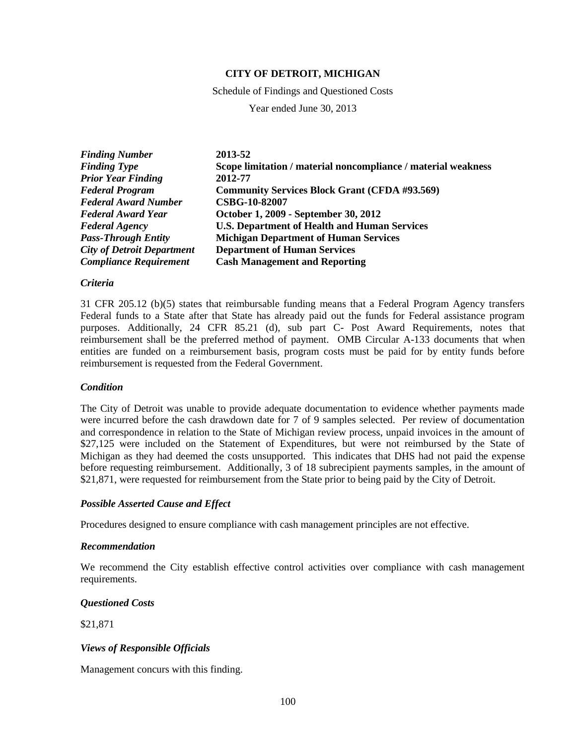**CITY OF DETROIT, MICHIGAN**

Schedule of Findings and Questioned Costs

Year ended June 30, 2013

| | |
|---|---|
| ***Finding Number*** | **2013-52** |
| ***Finding Type*** | **Scope limitation / material noncompliance / material weakness** |
| ***Prior Year Finding*** | **2012-77** |
| ***Federal Program*** | **Community Services Block Grant (CFDA #93.569)** |
| ***Federal Award Number*** | **CSBG-10-82007** |
| ***Federal Award Year*** | **October 1, 2009 - September 30, 2012** |
| ***Federal Agency*** | **U.S. Department of Health and Human Services** |
| ***Pass-Through Entity*** | **Michigan Department of Human Services** |
| ***City of Detroit Department*** | **Department of Human Services** |
| ***Compliance Requirement*** | **Cash Management and Reporting** |

### *Criteria*

31 CFR 205.12 (b)(5) states that reimbursable funding means that a Federal Program Agency transfers Federal funds to a State after that State has already paid out the funds for Federal assistance program purposes. Additionally, 24 CFR 85.21 (d), sub part C- Post Award Requirements, notes that reimbursement shall be the preferred method of payment. OMB Circular A-133 documents that when entities are funded on a reimbursement basis, program costs must be paid for by entity funds before reimbursement is requested from the Federal Government.

### *Condition*

The City of Detroit was unable to provide adequate documentation to evidence whether payments made were incurred before the cash drawdown date for 7 of 9 samples selected. Per review of documentation and correspondence in relation to the State of Michigan review process, unpaid invoices in the amount of $27,125 were included on the Statement of Expenditures, but were not reimbursed by the State of Michigan as they had deemed the costs unsupported. This indicates that DHS had not paid the expense before requesting reimbursement. Additionally, 3 of 18 subrecipient payments samples, in the amount of $21,871, were requested for reimbursement from the State prior to being paid by the City of Detroit.

### *Possible Asserted Cause and Effect*

Procedures designed to ensure compliance with cash management principles are not effective.

### *Recommendation*

We recommend the City establish effective control activities over compliance with cash management requirements.

### *Questioned Costs*

$21,871

### *Views of Responsible Officials*

Management concurs with this finding.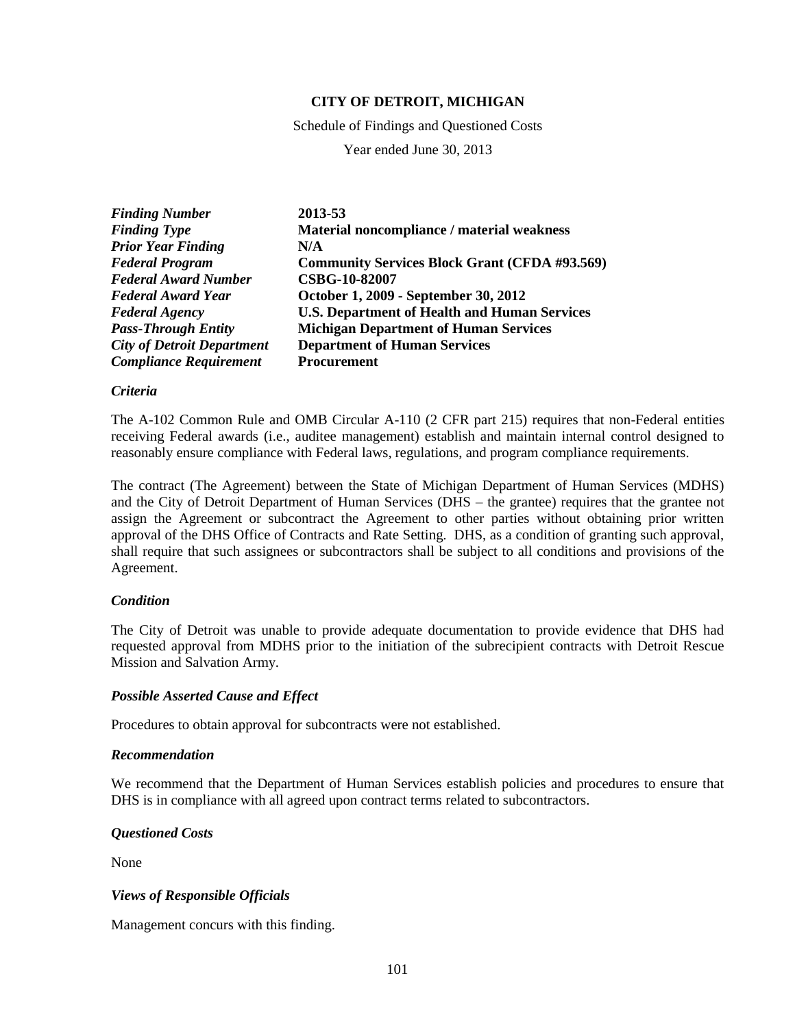**CITY OF DETROIT, MICHIGAN**

Schedule of Findings and Questioned Costs

Year ended June 30, 2013

| | |
|---|---|
| ***Finding Number*** | **2013-53** |
| ***Finding Type*** | **Material noncompliance / material weakness** |
| ***Prior Year Finding*** | **N/A** |
| ***Federal Program*** | **Community Services Block Grant (CFDA #93.569)** |
| ***Federal Award Number*** | **CSBG-10-82007** |
| ***Federal Award Year*** | **October 1, 2009 - September 30, 2012** |
| ***Federal Agency*** | **U.S. Department of Health and Human Services** |
| ***Pass-Through Entity*** | **Michigan Department of Human Services** |
| ***City of Detroit Department*** | **Department of Human Services** |
| ***Compliance Requirement*** | **Procurement** |

***Criteria***

The A-102 Common Rule and OMB Circular A-110 (2 CFR part 215) requires that non-Federal entities receiving Federal awards (i.e., auditee management) establish and maintain internal control designed to reasonably ensure compliance with Federal laws, regulations, and program compliance requirements.

The contract (The Agreement) between the State of Michigan Department of Human Services (MDHS) and the City of Detroit Department of Human Services (DHS – the grantee) requires that the grantee not assign the Agreement or subcontract the Agreement to other parties without obtaining prior written approval of the DHS Office of Contracts and Rate Setting. DHS, as a condition of granting such approval, shall require that such assignees or subcontractors shall be subject to all conditions and provisions of the Agreement.

***Condition***

The City of Detroit was unable to provide adequate documentation to provide evidence that DHS had requested approval from MDHS prior to the initiation of the subrecipient contracts with Detroit Rescue Mission and Salvation Army.

***Possible Asserted Cause and Effect***

Procedures to obtain approval for subcontracts were not established.

***Recommendation***

We recommend that the Department of Human Services establish policies and procedures to ensure that DHS is in compliance with all agreed upon contract terms related to subcontractors.

***Questioned Costs***

None

***Views of Responsible Officials***

Management concurs with this finding.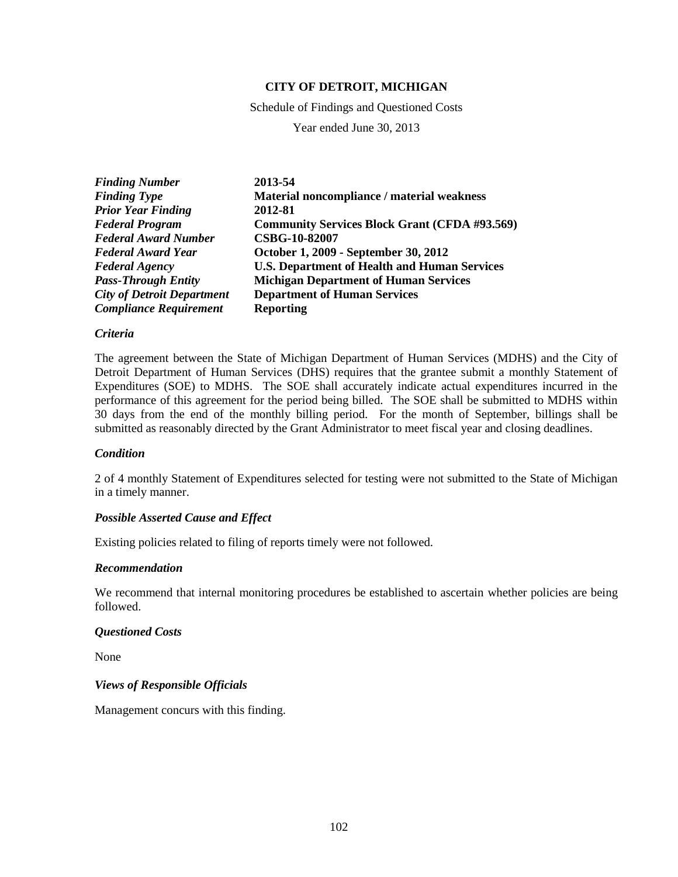**CITY OF DETROIT, MICHIGAN**

Schedule of Findings and Questioned Costs

Year ended June 30, 2013

| | |
|---|---|
| ***Finding Number*** | **2013-54** |
| ***Finding Type*** | **Material noncompliance / material weakness** |
| ***Prior Year Finding*** | **2012-81** |
| ***Federal Program*** | **Community Services Block Grant (CFDA #93.569)** |
| ***Federal Award Number*** | **CSBG-10-82007** |
| ***Federal Award Year*** | **October 1, 2009 - September 30, 2012** |
| ***Federal Agency*** | **U.S. Department of Health and Human Services** |
| ***Pass-Through Entity*** | **Michigan Department of Human Services** |
| ***City of Detroit Department*** | **Department of Human Services** |
| ***Compliance Requirement*** | **Reporting** |

### *Criteria*

The agreement between the State of Michigan Department of Human Services (MDHS) and the City of Detroit Department of Human Services (DHS) requires that the grantee submit a monthly Statement of Expenditures (SOE) to MDHS. The SOE shall accurately indicate actual expenditures incurred in the performance of this agreement for the period being billed. The SOE shall be submitted to MDHS within 30 days from the end of the monthly billing period. For the month of September, billings shall be submitted as reasonably directed by the Grant Administrator to meet fiscal year and closing deadlines.

### *Condition*

2 of 4 monthly Statement of Expenditures selected for testing were not submitted to the State of Michigan in a timely manner.

### *Possible Asserted Cause and Effect*

Existing policies related to filing of reports timely were not followed.

### *Recommendation*

We recommend that internal monitoring procedures be established to ascertain whether policies are being followed.

### *Questioned Costs*

None

### *Views of Responsible Officials*

Management concurs with this finding.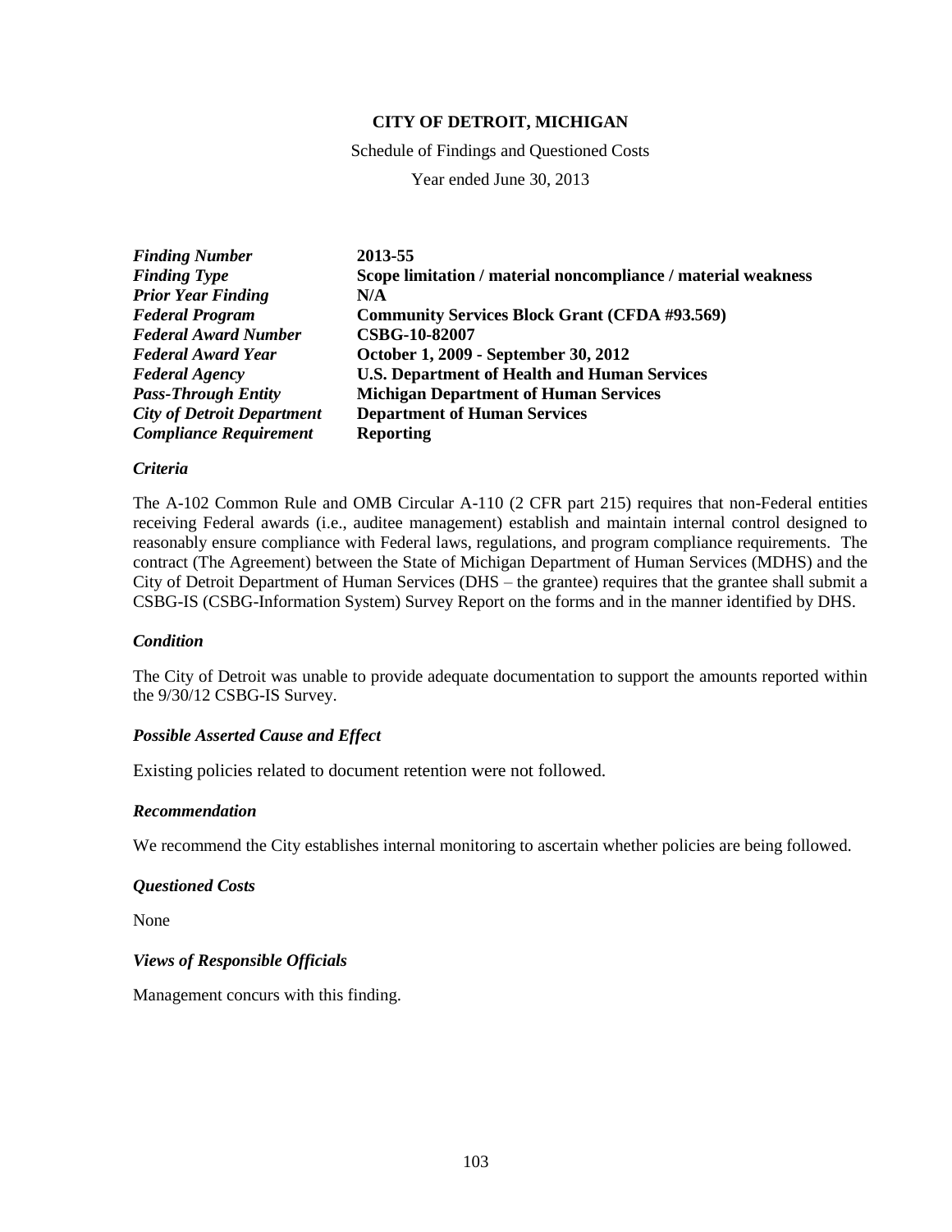**CITY OF DETROIT, MICHIGAN**

Schedule of Findings and Questioned Costs

Year ended June 30, 2013

| | |
|---|---|
| ***Finding Number*** | **2013-55** |
| ***Finding Type*** | **Scope limitation / material noncompliance / material weakness** |
| ***Prior Year Finding*** | **N/A** |
| ***Federal Program*** | **Community Services Block Grant (CFDA #93.569)** |
| ***Federal Award Number*** | **CSBG-10-82007** |
| ***Federal Award Year*** | **October 1, 2009 - September 30, 2012** |
| ***Federal Agency*** | **U.S. Department of Health and Human Services** |
| ***Pass-Through Entity*** | **Michigan Department of Human Services** |
| ***City of Detroit Department*** | **Department of Human Services** |
| ***Compliance Requirement*** | **Reporting** |

### *Criteria*

The A-102 Common Rule and OMB Circular A-110 (2 CFR part 215) requires that non-Federal entities receiving Federal awards (i.e., auditee management) establish and maintain internal control designed to reasonably ensure compliance with Federal laws, regulations, and program compliance requirements. The contract (The Agreement) between the State of Michigan Department of Human Services (MDHS) and the City of Detroit Department of Human Services (DHS – the grantee) requires that the grantee shall submit a CSBG-IS (CSBG-Information System) Survey Report on the forms and in the manner identified by DHS.

### *Condition*

The City of Detroit was unable to provide adequate documentation to support the amounts reported within the 9/30/12 CSBG-IS Survey.

### *Possible Asserted Cause and Effect*

Existing policies related to document retention were not followed.

### *Recommendation*

We recommend the City establishes internal monitoring to ascertain whether policies are being followed.

### *Questioned Costs*

None

### *Views of Responsible Officials*

Management concurs with this finding.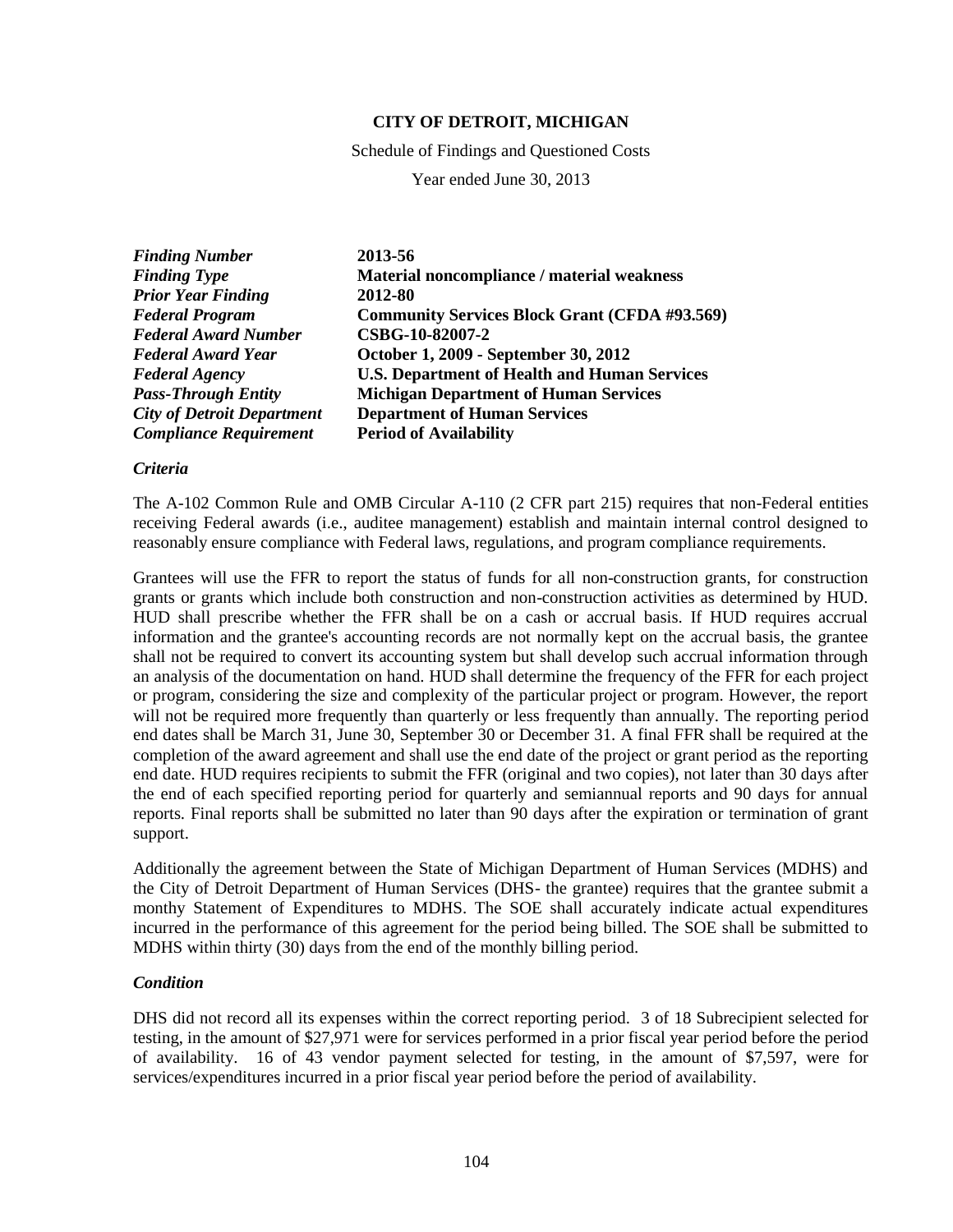**CITY OF DETROIT, MICHIGAN**

Schedule of Findings and Questioned Costs

Year ended June 30, 2013

| | |
|---|---|
| ***Finding Number*** | **2013-56** |
| ***Finding Type*** | **Material noncompliance / material weakness** |
| ***Prior Year Finding*** | **2012-80** |
| ***Federal Program*** | **Community Services Block Grant (CFDA #93.569)** |
| ***Federal Award Number*** | **CSBG-10-82007-2** |
| ***Federal Award Year*** | **October 1, 2009 - September 30, 2012** |
| ***Federal Agency*** | **U.S. Department of Health and Human Services** |
| ***Pass-Through Entity*** | **Michigan Department of Human Services** |
| ***City of Detroit Department*** | **Department of Human Services** |
| ***Compliance Requirement*** | **Period of Availability** |

### *Criteria*

The A-102 Common Rule and OMB Circular A-110 (2 CFR part 215) requires that non-Federal entities receiving Federal awards (i.e., auditee management) establish and maintain internal control designed to reasonably ensure compliance with Federal laws, regulations, and program compliance requirements.

Grantees will use the FFR to report the status of funds for all non-construction grants, for construction grants or grants which include both construction and non-construction activities as determined by HUD. HUD shall prescribe whether the FFR shall be on a cash or accrual basis. If HUD requires accrual information and the grantee's accounting records are not normally kept on the accrual basis, the grantee shall not be required to convert its accounting system but shall develop such accrual information through an analysis of the documentation on hand. HUD shall determine the frequency of the FFR for each project or program, considering the size and complexity of the particular project or program. However, the report will not be required more frequently than quarterly or less frequently than annually. The reporting period end dates shall be March 31, June 30, September 30 or December 31. A final FFR shall be required at the completion of the award agreement and shall use the end date of the project or grant period as the reporting end date. HUD requires recipients to submit the FFR (original and two copies), not later than 30 days after the end of each specified reporting period for quarterly and semiannual reports and 90 days for annual reports. Final reports shall be submitted no later than 90 days after the expiration or termination of grant support.

Additionally the agreement between the State of Michigan Department of Human Services (MDHS) and the City of Detroit Department of Human Services (DHS- the grantee) requires that the grantee submit a monthy Statement of Expenditures to MDHS. The SOE shall accurately indicate actual expenditures incurred in the performance of this agreement for the period being billed. The SOE shall be submitted to MDHS within thirty (30) days from the end of the monthly billing period.

### *Condition*

DHS did not record all its expenses within the correct reporting period. 3 of 18 Subrecipient selected for testing, in the amount of $27,971 were for services performed in a prior fiscal year period before the period of availability. 16 of 43 vendor payment selected for testing, in the amount of $7,597, were for services/expenditures incurred in a prior fiscal year period before the period of availability.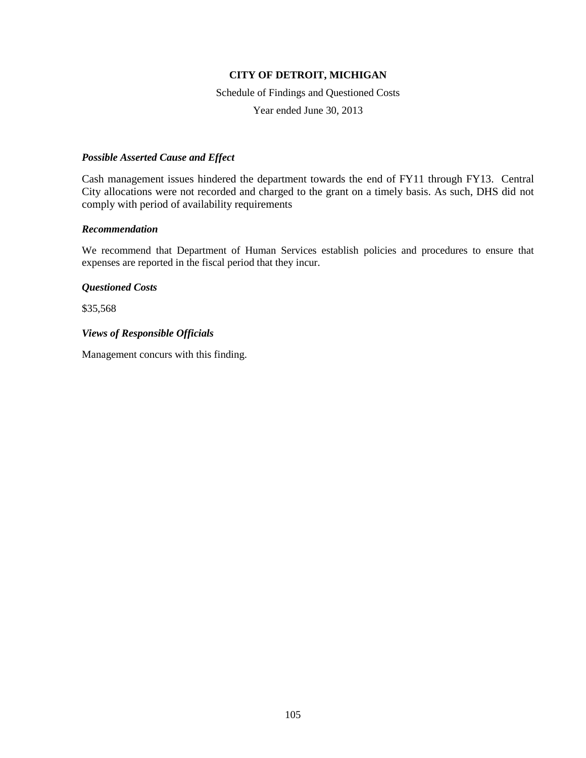**CITY OF DETROIT, MICHIGAN**

Schedule of Findings and Questioned Costs

Year ended June 30, 2013

***Possible Asserted Cause and Effect***

Cash management issues hindered the department towards the end of FY11 through FY13. Central City allocations were not recorded and charged to the grant on a timely basis. As such, DHS did not comply with period of availability requirements

***Recommendation***

We recommend that Department of Human Services establish policies and procedures to ensure that expenses are reported in the fiscal period that they incur.

***Questioned Costs***

$35,568

***Views of Responsible Officials***

Management concurs with this finding.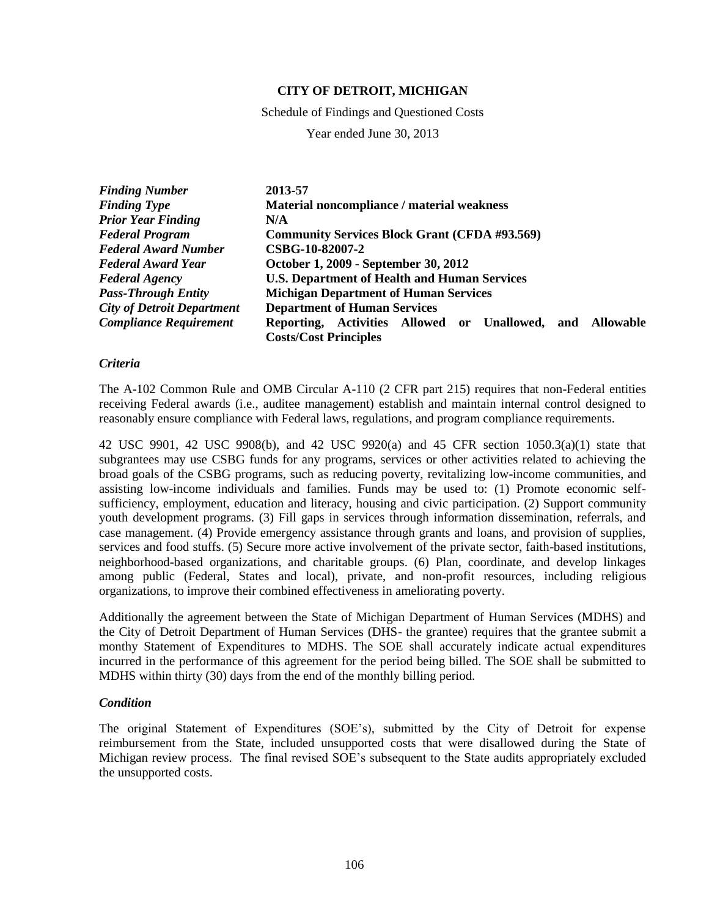**CITY OF DETROIT, MICHIGAN**

Schedule of Findings and Questioned Costs

Year ended June 30, 2013

| | |
|---|---|
| ***Finding Number*** | **2013-57** |
| ***Finding Type*** | **Material noncompliance / material weakness** |
| ***Prior Year Finding*** | **N/A** |
| ***Federal Program*** | **Community Services Block Grant (CFDA #93.569)** |
| ***Federal Award Number*** | **CSBG-10-82007-2** |
| ***Federal Award Year*** | **October 1, 2009 - September 30, 2012** |
| ***Federal Agency*** | **U.S. Department of Health and Human Services** |
| ***Pass-Through Entity*** | **Michigan Department of Human Services** |
| ***City of Detroit Department*** | **Department of Human Services** |
| ***Compliance Requirement*** | **Reporting, Activities Allowed or Unallowed, and Allowable Costs/Cost Principles** |

### *Criteria*

The A-102 Common Rule and OMB Circular A-110 (2 CFR part 215) requires that non-Federal entities receiving Federal awards (i.e., auditee management) establish and maintain internal control designed to reasonably ensure compliance with Federal laws, regulations, and program compliance requirements.

42 USC 9901, 42 USC 9908(b), and 42 USC 9920(a) and 45 CFR section 1050.3(a)(1) state that subgrantees may use CSBG funds for any programs, services or other activities related to achieving the broad goals of the CSBG programs, such as reducing poverty, revitalizing low-income communities, and assisting low-income individuals and families. Funds may be used to: (1) Promote economic self-sufficiency, employment, education and literacy, housing and civic participation. (2) Support community youth development programs. (3) Fill gaps in services through information dissemination, referrals, and case management. (4) Provide emergency assistance through grants and loans, and provision of supplies, services and food stuffs. (5) Secure more active involvement of the private sector, faith-based institutions, neighborhood-based organizations, and charitable groups. (6) Plan, coordinate, and develop linkages among public (Federal, States and local), private, and non-profit resources, including religious organizations, to improve their combined effectiveness in ameliorating poverty.

Additionally the agreement between the State of Michigan Department of Human Services (MDHS) and the City of Detroit Department of Human Services (DHS- the grantee) requires that the grantee submit a monthy Statement of Expenditures to MDHS. The SOE shall accurately indicate actual expenditures incurred in the performance of this agreement for the period being billed. The SOE shall be submitted to MDHS within thirty (30) days from the end of the monthly billing period.

### *Condition*

The original Statement of Expenditures (SOE's), submitted by the City of Detroit for expense reimbursement from the State, included unsupported costs that were disallowed during the State of Michigan review process. The final revised SOE's subsequent to the State audits appropriately excluded the unsupported costs.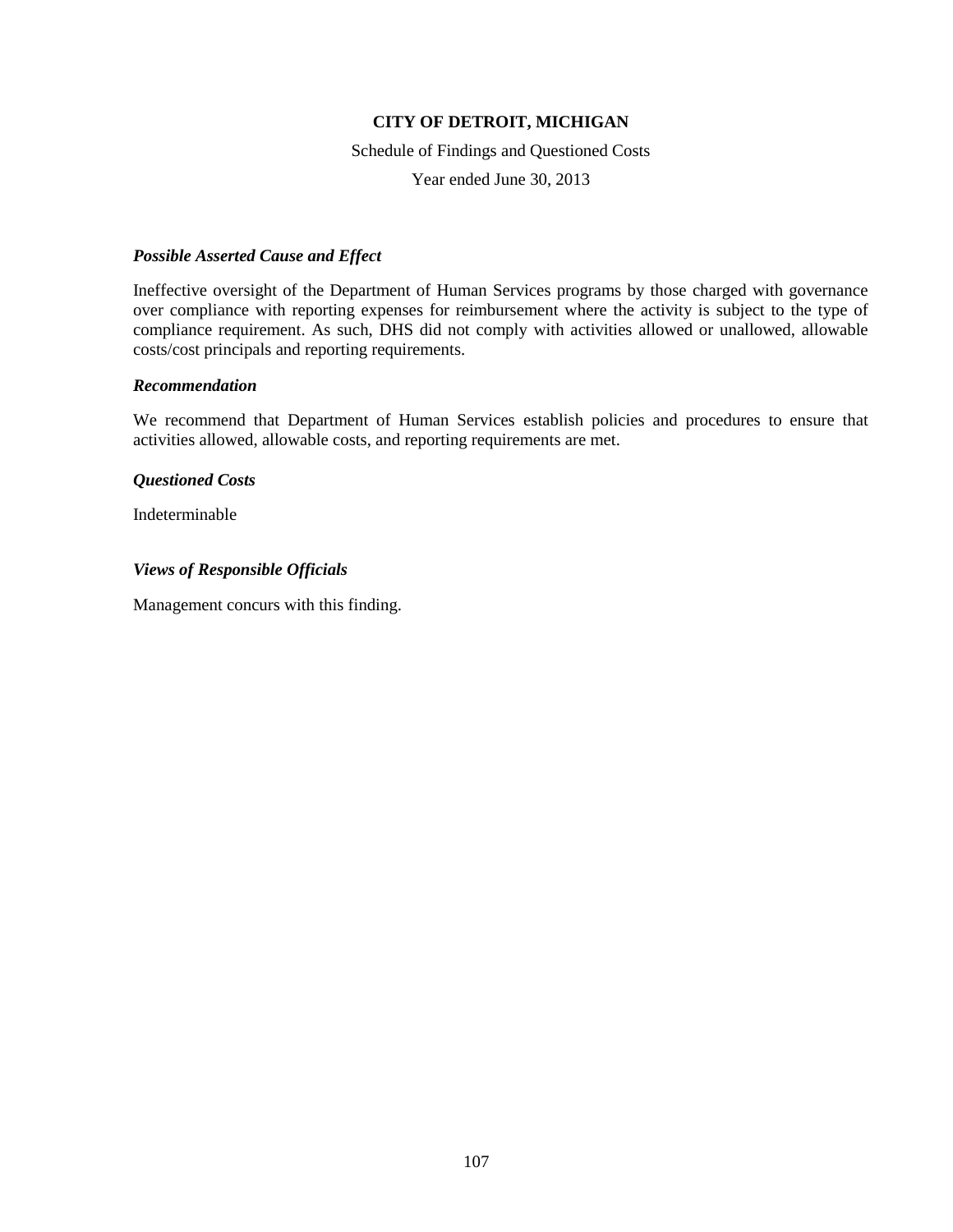**CITY OF DETROIT, MICHIGAN**

Schedule of Findings and Questioned Costs

Year ended June 30, 2013

***Possible Asserted Cause and Effect***

Ineffective oversight of the Department of Human Services programs by those charged with governance over compliance with reporting expenses for reimbursement where the activity is subject to the type of compliance requirement. As such, DHS did not comply with activities allowed or unallowed, allowable costs/cost principals and reporting requirements.

***Recommendation***

We recommend that Department of Human Services establish policies and procedures to ensure that activities allowed, allowable costs, and reporting requirements are met.

***Questioned Costs***

Indeterminable

***Views of Responsible Officials***

Management concurs with this finding.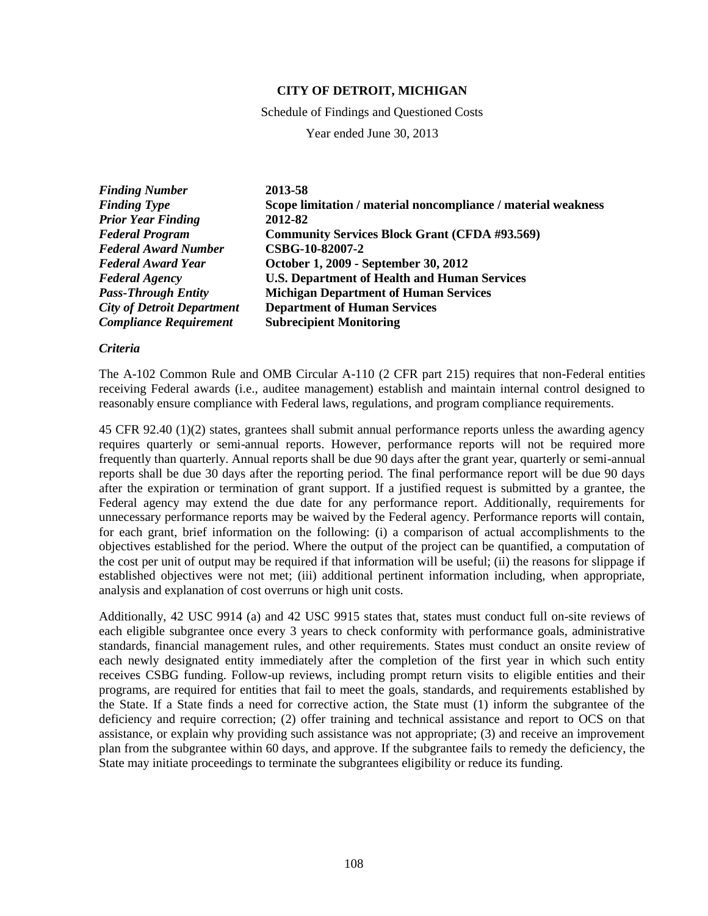**CITY OF DETROIT, MICHIGAN**

Schedule of Findings and Questioned Costs

Year ended June 30, 2013

| | |
|---|---|
| ***Finding Number*** | **2013-58** |
| ***Finding Type*** | **Scope limitation / material noncompliance / material weakness** |
| ***Prior Year Finding*** | **2012-82** |
| ***Federal Program*** | **Community Services Block Grant (CFDA #93.569)** |
| ***Federal Award Number*** | **CSBG-10-82007-2** |
| ***Federal Award Year*** | **October 1, 2009 - September 30, 2012** |
| ***Federal Agency*** | **U.S. Department of Health and Human Services** |
| ***Pass-Through Entity*** | **Michigan Department of Human Services** |
| ***City of Detroit Department*** | **Department of Human Services** |
| ***Compliance Requirement*** | **Subrecipient Monitoring** |

***Criteria***

The A-102 Common Rule and OMB Circular A-110 (2 CFR part 215) requires that non-Federal entities receiving Federal awards (i.e., auditee management) establish and maintain internal control designed to reasonably ensure compliance with Federal laws, regulations, and program compliance requirements.

45 CFR 92.40 (1)(2) states, grantees shall submit annual performance reports unless the awarding agency requires quarterly or semi-annual reports. However, performance reports will not be required more frequently than quarterly. Annual reports shall be due 90 days after the grant year, quarterly or semi-annual reports shall be due 30 days after the reporting period. The final performance report will be due 90 days after the expiration or termination of grant support. If a justified request is submitted by a grantee, the Federal agency may extend the due date for any performance report. Additionally, requirements for unnecessary performance reports may be waived by the Federal agency. Performance reports will contain, for each grant, brief information on the following: (i) a comparison of actual accomplishments to the objectives established for the period. Where the output of the project can be quantified, a computation of the cost per unit of output may be required if that information will be useful; (ii) the reasons for slippage if established objectives were not met; (iii) additional pertinent information including, when appropriate, analysis and explanation of cost overruns or high unit costs.

Additionally, 42 USC 9914 (a) and 42 USC 9915 states that, states must conduct full on-site reviews of each eligible subgrantee once every 3 years to check conformity with performance goals, administrative standards, financial management rules, and other requirements. States must conduct an onsite review of each newly designated entity immediately after the completion of the first year in which such entity receives CSBG funding. Follow-up reviews, including prompt return visits to eligible entities and their programs, are required for entities that fail to meet the goals, standards, and requirements established by the State. If a State finds a need for corrective action, the State must (1) inform the subgrantee of the deficiency and require correction; (2) offer training and technical assistance and report to OCS on that assistance, or explain why providing such assistance was not appropriate; (3) and receive an improvement plan from the subgrantee within 60 days, and approve. If the subgrantee fails to remedy the deficiency, the State may initiate proceedings to terminate the subgrantees eligibility or reduce its funding.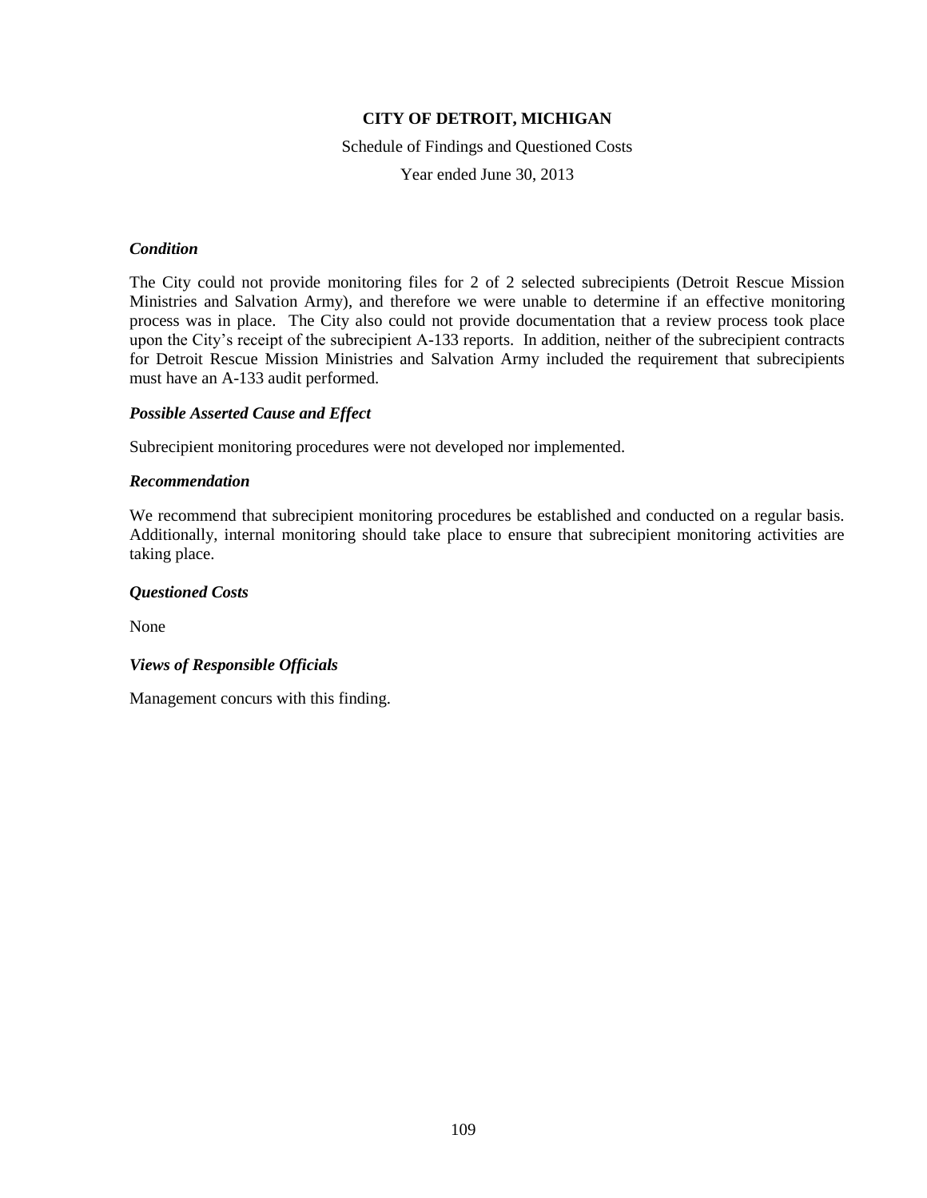**CITY OF DETROIT, MICHIGAN**

Schedule of Findings and Questioned Costs

Year ended June 30, 2013

***Condition***

The City could not provide monitoring files for 2 of 2 selected subrecipients (Detroit Rescue Mission Ministries and Salvation Army), and therefore we were unable to determine if an effective monitoring process was in place. The City also could not provide documentation that a review process took place upon the City's receipt of the subrecipient A-133 reports. In addition, neither of the subrecipient contracts for Detroit Rescue Mission Ministries and Salvation Army included the requirement that subrecipients must have an A-133 audit performed.

***Possible Asserted Cause and Effect***

Subrecipient monitoring procedures were not developed nor implemented.

***Recommendation***

We recommend that subrecipient monitoring procedures be established and conducted on a regular basis. Additionally, internal monitoring should take place to ensure that subrecipient monitoring activities are taking place.

***Questioned Costs***

None

***Views of Responsible Officials***

Management concurs with this finding.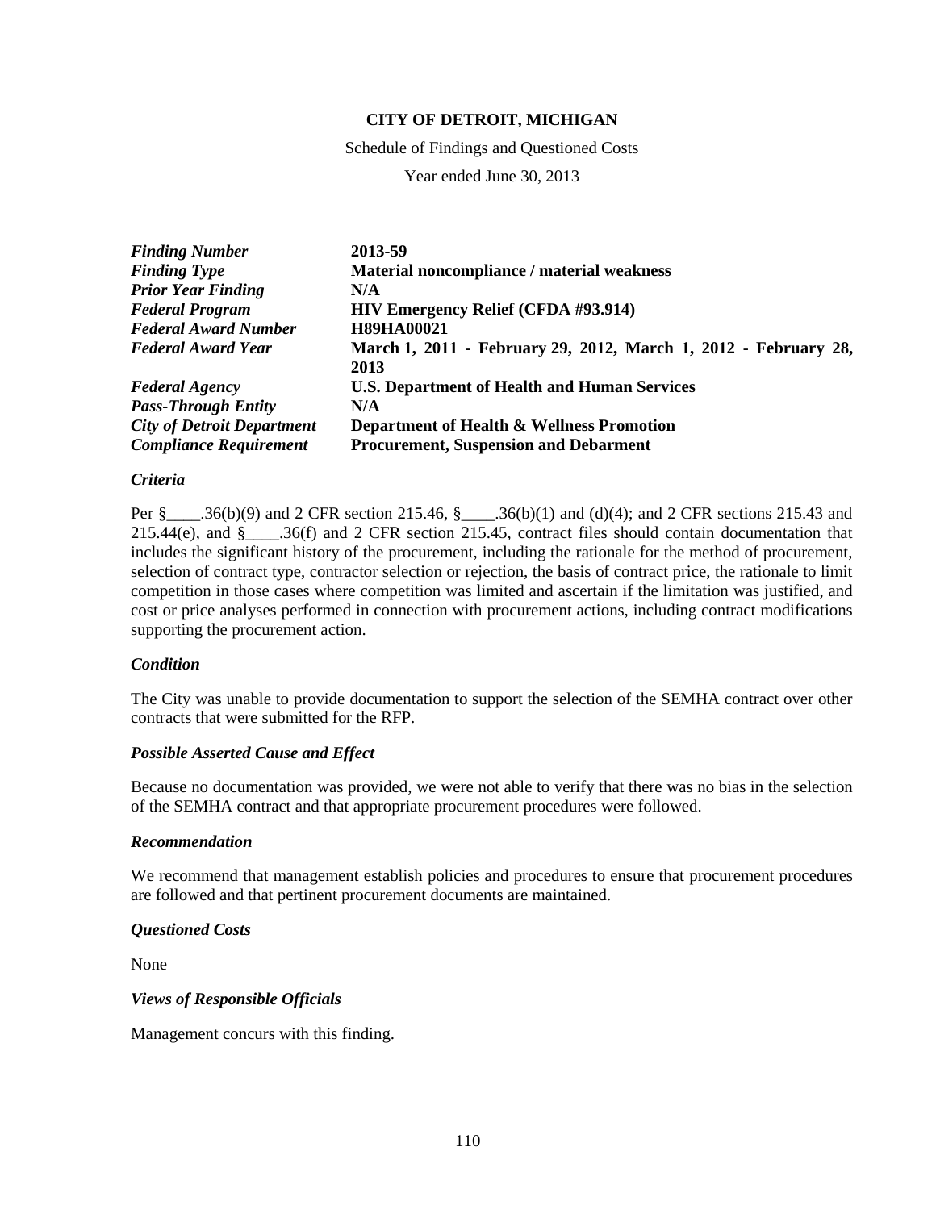**CITY OF DETROIT, MICHIGAN**

Schedule of Findings and Questioned Costs

Year ended June 30, 2013

| | |
|---|---|
| ***Finding Number*** | **2013-59** |
| ***Finding Type*** | **Material noncompliance / material weakness** |
| ***Prior Year Finding*** | **N/A** |
| ***Federal Program*** | **HIV Emergency Relief (CFDA #93.914)** |
| ***Federal Award Number*** | **H89HA00021** |
| ***Federal Award Year*** | **March 1, 2011 - February 29, 2012, March 1, 2012 - February 28, 2013** |
| ***Federal Agency*** | **U.S. Department of Health and Human Services** |
| ***Pass-Through Entity*** | **N/A** |
| ***City of Detroit Department*** | **Department of Health & Wellness Promotion** |
| ***Compliance Requirement*** | **Procurement, Suspension and Debarment** |

### *Criteria*

Per §____.36(b)(9) and 2 CFR section 215.46, §____.36(b)(1) and (d)(4); and 2 CFR sections 215.43 and 215.44(e), and §____.36(f) and 2 CFR section 215.45, contract files should contain documentation that includes the significant history of the procurement, including the rationale for the method of procurement, selection of contract type, contractor selection or rejection, the basis of contract price, the rationale to limit competition in those cases where competition was limited and ascertain if the limitation was justified, and cost or price analyses performed in connection with procurement actions, including contract modifications supporting the procurement action.

### *Condition*

The City was unable to provide documentation to support the selection of the SEMHA contract over other contracts that were submitted for the RFP.

### *Possible Asserted Cause and Effect*

Because no documentation was provided, we were not able to verify that there was no bias in the selection of the SEMHA contract and that appropriate procurement procedures were followed.

### *Recommendation*

We recommend that management establish policies and procedures to ensure that procurement procedures are followed and that pertinent procurement documents are maintained.

### *Questioned Costs*

None

### *Views of Responsible Officials*

Management concurs with this finding.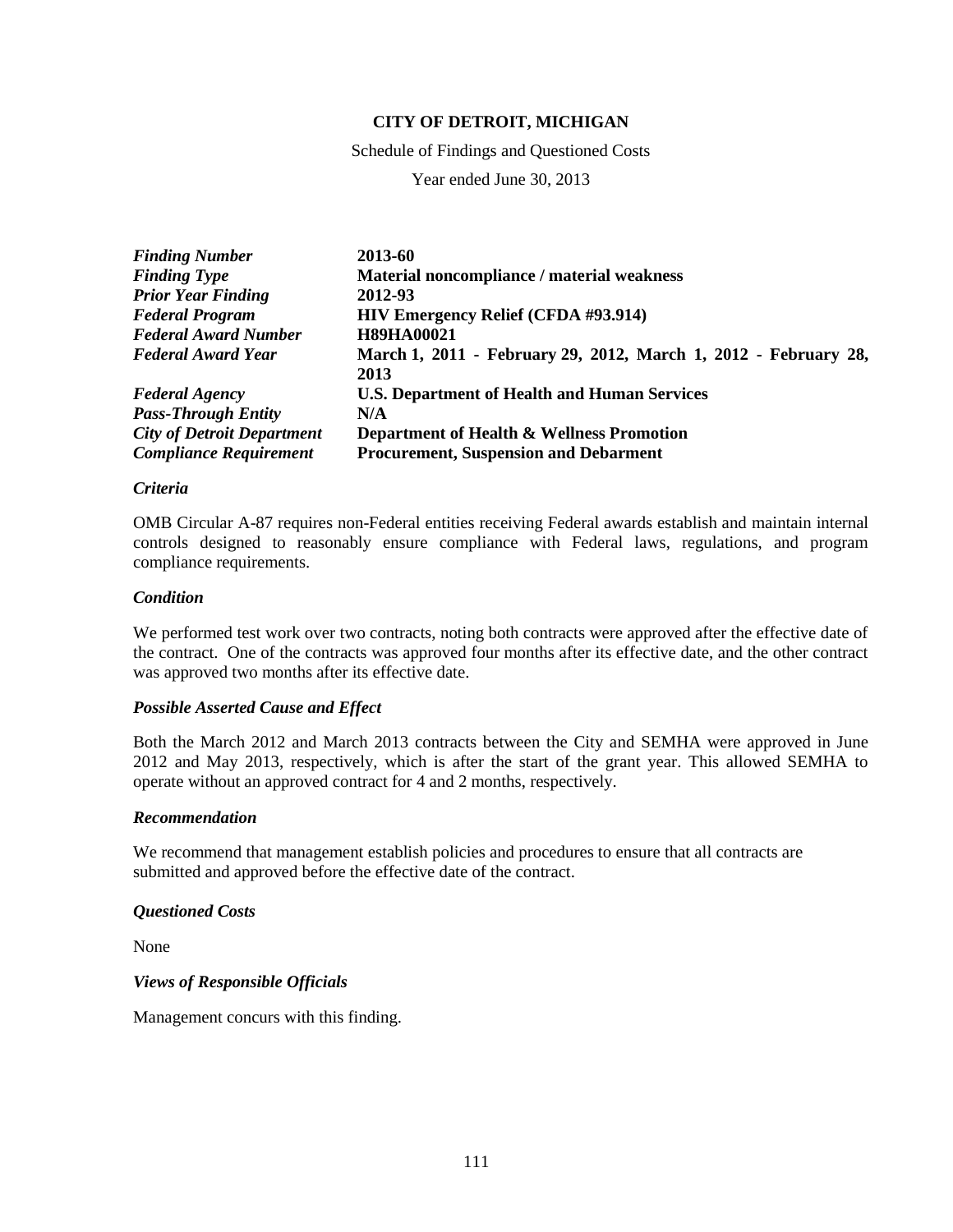**CITY OF DETROIT, MICHIGAN**

Schedule of Findings and Questioned Costs

Year ended June 30, 2013

| | |
|---|---|
| ***Finding Number*** | **2013-60** |
| ***Finding Type*** | **Material noncompliance / material weakness** |
| ***Prior Year Finding*** | **2012-93** |
| ***Federal Program*** | **HIV Emergency Relief (CFDA #93.914)** |
| ***Federal Award Number*** | **H89HA00021** |
| ***Federal Award Year*** | **March 1, 2011 - February 29, 2012, March 1, 2012 - February 28, 2013** |
| ***Federal Agency*** | **U.S. Department of Health and Human Services** |
| ***Pass-Through Entity*** | **N/A** |
| ***City of Detroit Department*** | **Department of Health & Wellness Promotion** |
| ***Compliance Requirement*** | **Procurement, Suspension and Debarment** |

***Criteria***

OMB Circular A-87 requires non-Federal entities receiving Federal awards establish and maintain internal controls designed to reasonably ensure compliance with Federal laws, regulations, and program compliance requirements.

***Condition***

We performed test work over two contracts, noting both contracts were approved after the effective date of the contract. One of the contracts was approved four months after its effective date, and the other contract was approved two months after its effective date.

***Possible Asserted Cause and Effect***

Both the March 2012 and March 2013 contracts between the City and SEMHA were approved in June 2012 and May 2013, respectively, which is after the start of the grant year. This allowed SEMHA to operate without an approved contract for 4 and 2 months, respectively.

***Recommendation***

We recommend that management establish policies and procedures to ensure that all contracts are submitted and approved before the effective date of the contract.

***Questioned Costs***

None

***Views of Responsible Officials***

Management concurs with this finding.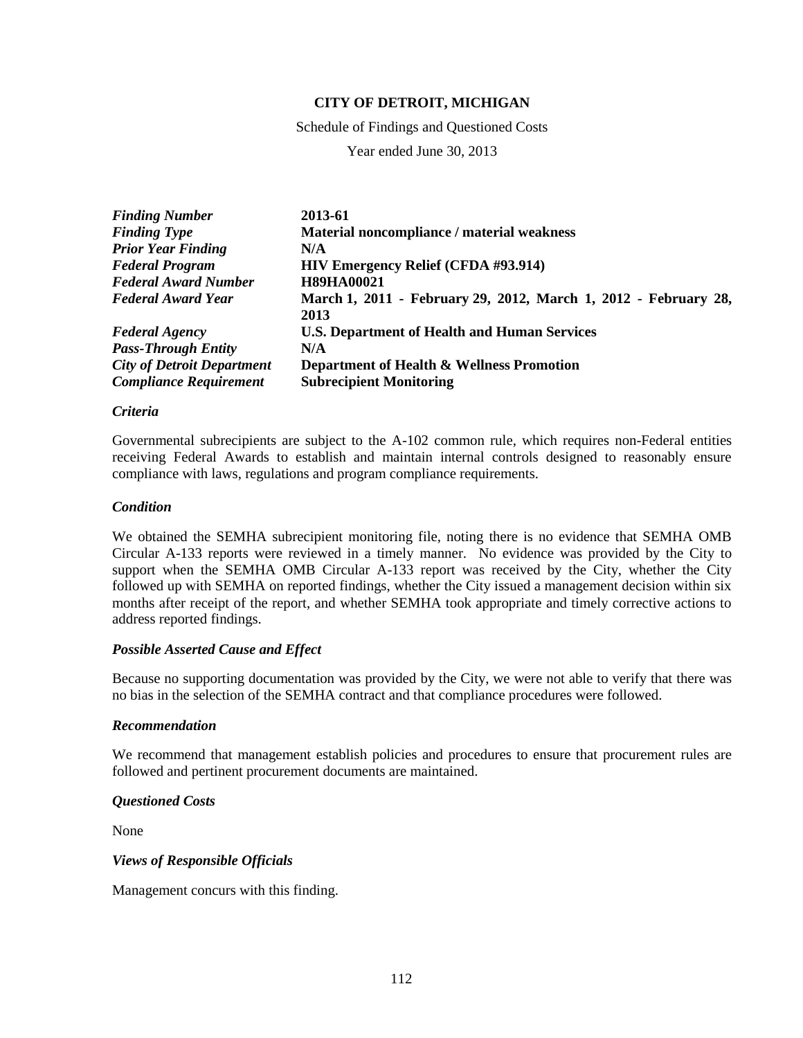**CITY OF DETROIT, MICHIGAN**

Schedule of Findings and Questioned Costs

Year ended June 30, 2013

| | |
|---|---|
| ***Finding Number*** | **2013-61** |
| ***Finding Type*** | **Material noncompliance / material weakness** |
| ***Prior Year Finding*** | **N/A** |
| ***Federal Program*** | **HIV Emergency Relief (CFDA #93.914)** |
| ***Federal Award Number*** | **H89HA00021** |
| ***Federal Award Year*** | **March 1, 2011 - February 29, 2012, March 1, 2012 - February 28, 2013** |
| ***Federal Agency*** | **U.S. Department of Health and Human Services** |
| ***Pass-Through Entity*** | **N/A** |
| ***City of Detroit Department*** | **Department of Health & Wellness Promotion** |
| ***Compliance Requirement*** | **Subrecipient Monitoring** |

***Criteria***

Governmental subrecipients are subject to the A-102 common rule, which requires non-Federal entities receiving Federal Awards to establish and maintain internal controls designed to reasonably ensure compliance with laws, regulations and program compliance requirements.

***Condition***

We obtained the SEMHA subrecipient monitoring file, noting there is no evidence that SEMHA OMB Circular A-133 reports were reviewed in a timely manner. No evidence was provided by the City to support when the SEMHA OMB Circular A-133 report was received by the City, whether the City followed up with SEMHA on reported findings, whether the City issued a management decision within six months after receipt of the report, and whether SEMHA took appropriate and timely corrective actions to address reported findings.

***Possible Asserted Cause and Effect***

Because no supporting documentation was provided by the City, we were not able to verify that there was no bias in the selection of the SEMHA contract and that compliance procedures were followed.

***Recommendation***

We recommend that management establish policies and procedures to ensure that procurement rules are followed and pertinent procurement documents are maintained.

***Questioned Costs***

None

***Views of Responsible Officials***

Management concurs with this finding.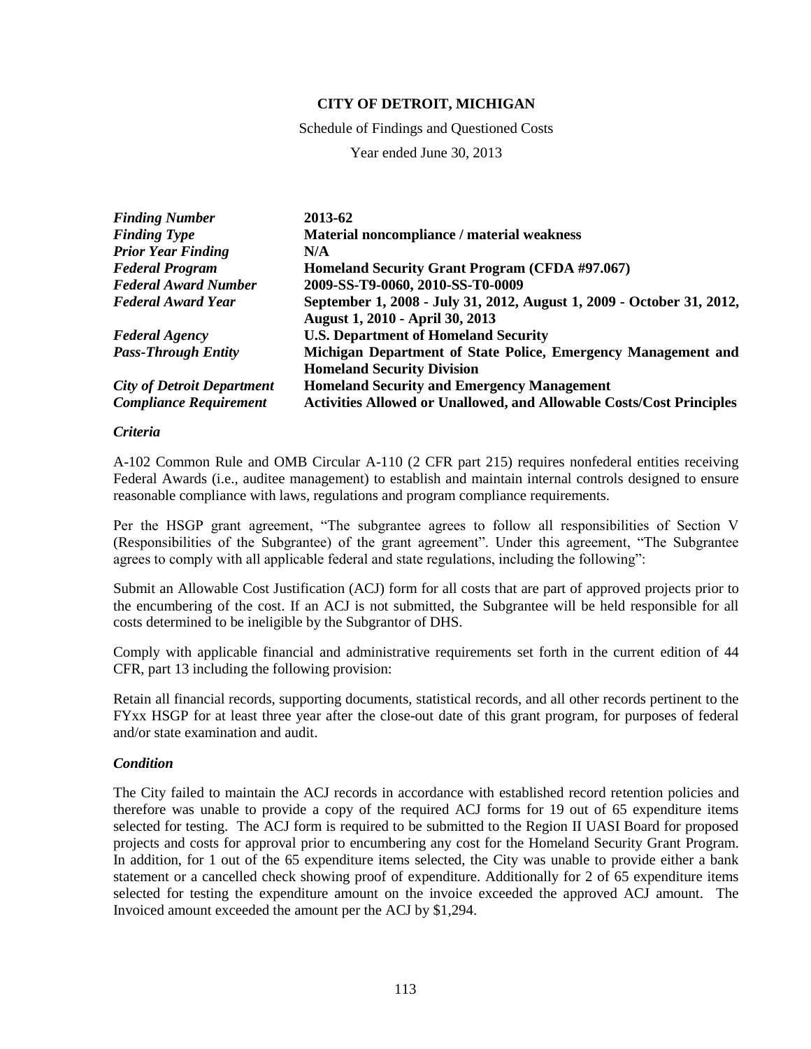**CITY OF DETROIT, MICHIGAN**

Schedule of Findings and Questioned Costs

Year ended June 30, 2013

| | |
|---|---|
| ***Finding Number*** | **2013-62** |
| ***Finding Type*** | **Material noncompliance / material weakness** |
| ***Prior Year Finding*** | **N/A** |
| ***Federal Program*** | **Homeland Security Grant Program (CFDA #97.067)** |
| ***Federal Award Number*** | **2009-SS-T9-0060, 2010-SS-T0-0009** |
| ***Federal Award Year*** | **September 1, 2008 - July 31, 2012, August 1, 2009 - October 31, 2012, August 1, 2010 - April 30, 2013** |
| ***Federal Agency*** | **U.S. Department of Homeland Security** |
| ***Pass-Through Entity*** | **Michigan Department of State Police, Emergency Management and Homeland Security Division** |
| ***City of Detroit Department*** | **Homeland Security and Emergency Management** |
| ***Compliance Requirement*** | **Activities Allowed or Unallowed, and Allowable Costs/Cost Principles** |

***Criteria***

A-102 Common Rule and OMB Circular A-110 (2 CFR part 215) requires nonfederal entities receiving Federal Awards (i.e., auditee management) to establish and maintain internal controls designed to ensure reasonable compliance with laws, regulations and program compliance requirements.

Per the HSGP grant agreement, "The subgrantee agrees to follow all responsibilities of Section V (Responsibilities of the Subgrantee) of the grant agreement". Under this agreement, "The Subgrantee agrees to comply with all applicable federal and state regulations, including the following":

Submit an Allowable Cost Justification (ACJ) form for all costs that are part of approved projects prior to the encumbering of the cost. If an ACJ is not submitted, the Subgrantee will be held responsible for all costs determined to be ineligible by the Subgrantor of DHS.

Comply with applicable financial and administrative requirements set forth in the current edition of 44 CFR, part 13 including the following provision:

Retain all financial records, supporting documents, statistical records, and all other records pertinent to the FYxx HSGP for at least three year after the close-out date of this grant program, for purposes of federal and/or state examination and audit.

***Condition***

The City failed to maintain the ACJ records in accordance with established record retention policies and therefore was unable to provide a copy of the required ACJ forms for 19 out of 65 expenditure items selected for testing. The ACJ form is required to be submitted to the Region II UASI Board for proposed projects and costs for approval prior to encumbering any cost for the Homeland Security Grant Program. In addition, for 1 out of the 65 expenditure items selected, the City was unable to provide either a bank statement or a cancelled check showing proof of expenditure. Additionally for 2 of 65 expenditure items selected for testing the expenditure amount on the invoice exceeded the approved ACJ amount. The Invoiced amount exceeded the amount per the ACJ by $1,294.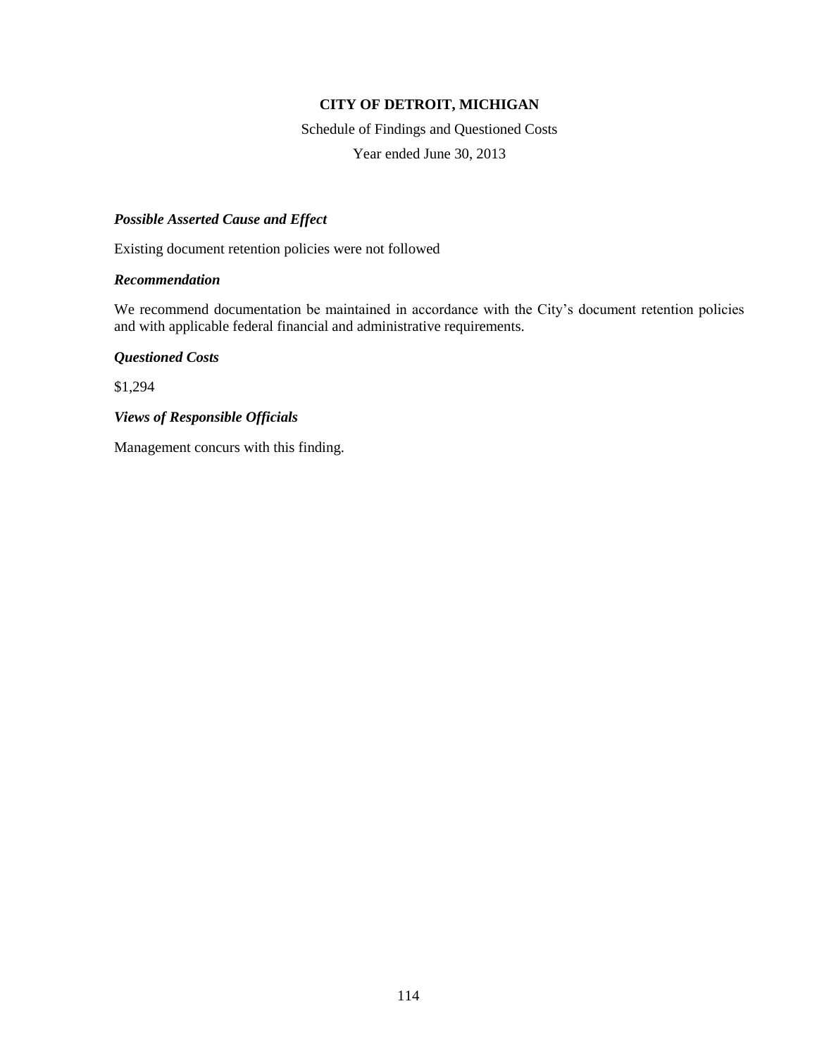**CITY OF DETROIT, MICHIGAN**

Schedule of Findings and Questioned Costs

Year ended June 30, 2013

***Possible Asserted Cause and Effect***

Existing document retention policies were not followed

***Recommendation***

We recommend documentation be maintained in accordance with the City's document retention policies and with applicable federal financial and administrative requirements.

***Questioned Costs***

$1,294

***Views of Responsible Officials***

Management concurs with this finding.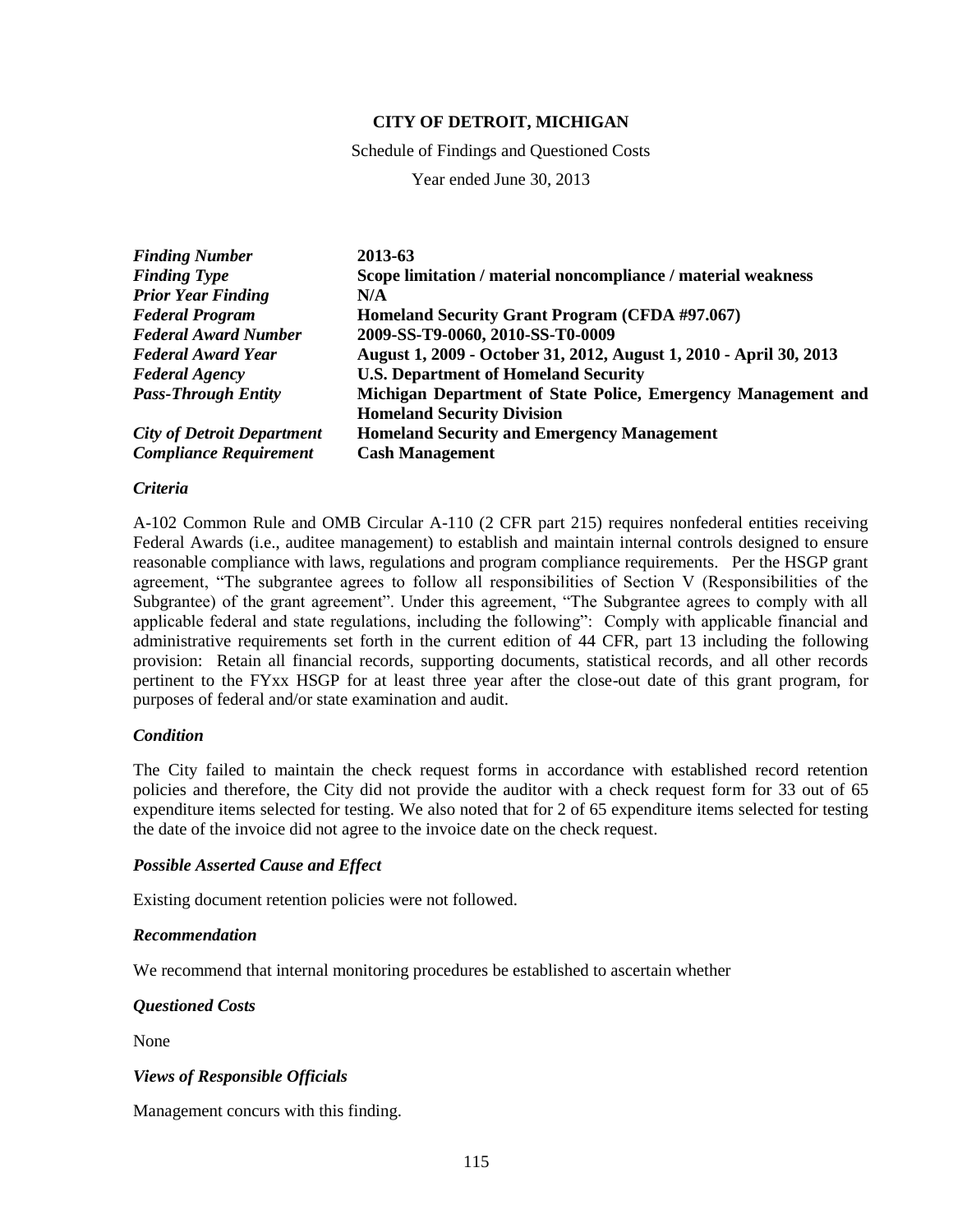**CITY OF DETROIT, MICHIGAN**

Schedule of Findings and Questioned Costs

Year ended June 30, 2013

| | |
|---|---|
| ***Finding Number*** | **2013-63** |
| ***Finding Type*** | **Scope limitation / material noncompliance / material weakness** |
| ***Prior Year Finding*** | **N/A** |
| ***Federal Program*** | **Homeland Security Grant Program (CFDA #97.067)** |
| ***Federal Award Number*** | **2009-SS-T9-0060, 2010-SS-T0-0009** |
| ***Federal Award Year*** | **August 1, 2009 - October 31, 2012, August 1, 2010 - April 30, 2013** |
| ***Federal Agency*** | **U.S. Department of Homeland Security** |
| ***Pass-Through Entity*** | **Michigan Department of State Police, Emergency Management and Homeland Security Division** |
| ***City of Detroit Department*** | **Homeland Security and Emergency Management** |
| ***Compliance Requirement*** | **Cash Management** |

***Criteria***

A-102 Common Rule and OMB Circular A-110 (2 CFR part 215) requires nonfederal entities receiving Federal Awards (i.e., auditee management) to establish and maintain internal controls designed to ensure reasonable compliance with laws, regulations and program compliance requirements. Per the HSGP grant agreement, "The subgrantee agrees to follow all responsibilities of Section V (Responsibilities of the Subgrantee) of the grant agreement". Under this agreement, "The Subgrantee agrees to comply with all applicable federal and state regulations, including the following": Comply with applicable financial and administrative requirements set forth in the current edition of 44 CFR, part 13 including the following provision: Retain all financial records, supporting documents, statistical records, and all other records pertinent to the FYxx HSGP for at least three year after the close-out date of this grant program, for purposes of federal and/or state examination and audit.

***Condition***

The City failed to maintain the check request forms in accordance with established record retention policies and therefore, the City did not provide the auditor with a check request form for 33 out of 65 expenditure items selected for testing. We also noted that for 2 of 65 expenditure items selected for testing the date of the invoice did not agree to the invoice date on the check request.

***Possible Asserted Cause and Effect***

Existing document retention policies were not followed.

***Recommendation***

We recommend that internal monitoring procedures be established to ascertain whether

***Questioned Costs***

None

***Views of Responsible Officials***

Management concurs with this finding.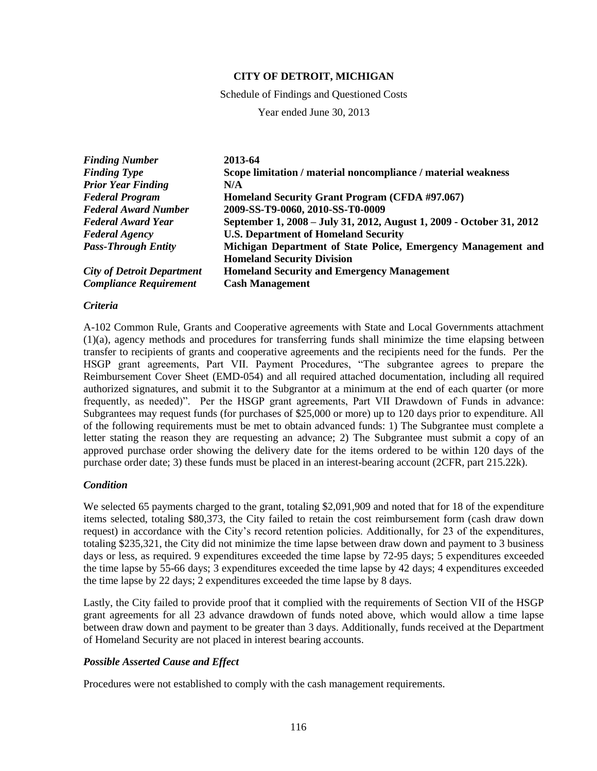**CITY OF DETROIT, MICHIGAN**

Schedule of Findings and Questioned Costs

Year ended June 30, 2013

| | |
|---|---|
| ***Finding Number*** | **2013-64** |
| ***Finding Type*** | **Scope limitation / material noncompliance / material weakness** |
| ***Prior Year Finding*** | **N/A** |
| ***Federal Program*** | **Homeland Security Grant Program (CFDA #97.067)** |
| ***Federal Award Number*** | **2009-SS-T9-0060, 2010-SS-T0-0009** |
| ***Federal Award Year*** | **September 1, 2008 – July 31, 2012, August 1, 2009 - October 31, 2012** |
| ***Federal Agency*** | **U.S. Department of Homeland Security** |
| ***Pass-Through Entity*** | **Michigan Department of State Police, Emergency Management and Homeland Security Division** |
| ***City of Detroit Department*** | **Homeland Security and Emergency Management** |
| ***Compliance Requirement*** | **Cash Management** |

***Criteria***

A-102 Common Rule, Grants and Cooperative agreements with State and Local Governments attachment (1)(a), agency methods and procedures for transferring funds shall minimize the time elapsing between transfer to recipients of grants and cooperative agreements and the recipients need for the funds. Per the HSGP grant agreements, Part VII. Payment Procedures, "The subgrantee agrees to prepare the Reimbursement Cover Sheet (EMD-054) and all required attached documentation, including all required authorized signatures, and submit it to the Subgrantor at a minimum at the end of each quarter (or more frequently, as needed)". Per the HSGP grant agreements, Part VII Drawdown of Funds in advance: Subgrantees may request funds (for purchases of $25,000 or more) up to 120 days prior to expenditure. All of the following requirements must be met to obtain advanced funds: 1) The Subgrantee must complete a letter stating the reason they are requesting an advance; 2) The Subgrantee must submit a copy of an approved purchase order showing the delivery date for the items ordered to be within 120 days of the purchase order date; 3) these funds must be placed in an interest-bearing account (2CFR, part 215.22k).

***Condition***

We selected 65 payments charged to the grant, totaling $2,091,909 and noted that for 18 of the expenditure items selected, totaling $80,373, the City failed to retain the cost reimbursement form (cash draw down request) in accordance with the City's record retention policies. Additionally, for 23 of the expenditures, totaling $235,321, the City did not minimize the time lapse between draw down and payment to 3 business days or less, as required. 9 expenditures exceeded the time lapse by 72-95 days; 5 expenditures exceeded the time lapse by 55-66 days; 3 expenditures exceeded the time lapse by 42 days; 4 expenditures exceeded the time lapse by 22 days; 2 expenditures exceeded the time lapse by 8 days.

Lastly, the City failed to provide proof that it complied with the requirements of Section VII of the HSGP grant agreements for all 23 advance drawdown of funds noted above, which would allow a time lapse between draw down and payment to be greater than 3 days. Additionally, funds received at the Department of Homeland Security are not placed in interest bearing accounts.

***Possible Asserted Cause and Effect***

Procedures were not established to comply with the cash management requirements.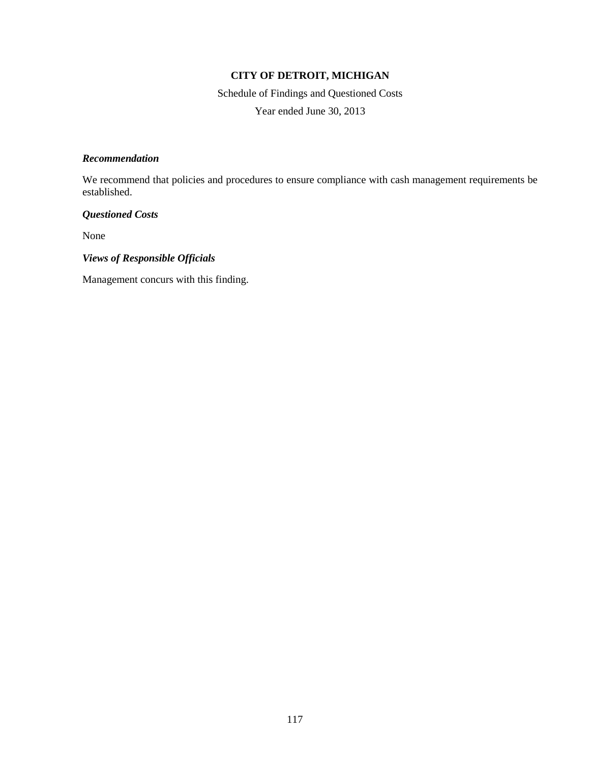**CITY OF DETROIT, MICHIGAN**

Schedule of Findings and Questioned Costs

Year ended June 30, 2013

***Recommendation***

We recommend that policies and procedures to ensure compliance with cash management requirements be established.

***Questioned Costs***

None

***Views of Responsible Officials***

Management concurs with this finding.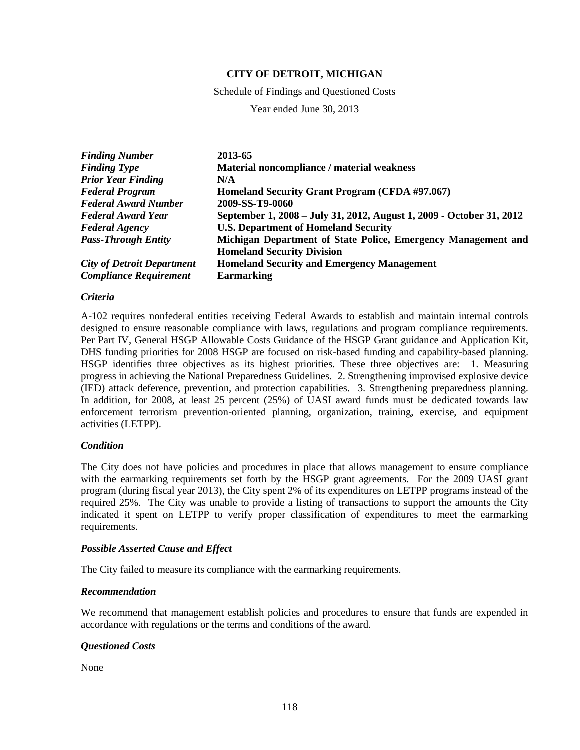**CITY OF DETROIT, MICHIGAN**

Schedule of Findings and Questioned Costs

Year ended June 30, 2013

| | |
|---|---|
| ***Finding Number*** | **2013-65** |
| ***Finding Type*** | **Material noncompliance / material weakness** |
| ***Prior Year Finding*** | **N/A** |
| ***Federal Program*** | **Homeland Security Grant Program (CFDA #97.067)** |
| ***Federal Award Number*** | **2009-SS-T9-0060** |
| ***Federal Award Year*** | **September 1, 2008 – July 31, 2012, August 1, 2009 - October 31, 2012** |
| ***Federal Agency*** | **U.S. Department of Homeland Security** |
| ***Pass-Through Entity*** | **Michigan Department of State Police, Emergency Management and Homeland Security Division** |
| ***City of Detroit Department*** | **Homeland Security and Emergency Management** |
| ***Compliance Requirement*** | **Earmarking** |

### *Criteria*

A-102 requires nonfederal entities receiving Federal Awards to establish and maintain internal controls designed to ensure reasonable compliance with laws, regulations and program compliance requirements. Per Part IV, General HSGP Allowable Costs Guidance of the HSGP Grant guidance and Application Kit, DHS funding priorities for 2008 HSGP are focused on risk-based funding and capability-based planning. HSGP identifies three objectives as its highest priorities. These three objectives are: 1. Measuring progress in achieving the National Preparedness Guidelines. 2. Strengthening improvised explosive device (IED) attack deference, prevention, and protection capabilities. 3. Strengthening preparedness planning. In addition, for 2008, at least 25 percent (25%) of UASI award funds must be dedicated towards law enforcement terrorism prevention-oriented planning, organization, training, exercise, and equipment activities (LETPP).

### *Condition*

The City does not have policies and procedures in place that allows management to ensure compliance with the earmarking requirements set forth by the HSGP grant agreements. For the 2009 UASI grant program (during fiscal year 2013), the City spent 2% of its expenditures on LETPP programs instead of the required 25%. The City was unable to provide a listing of transactions to support the amounts the City indicated it spent on LETPP to verify proper classification of expenditures to meet the earmarking requirements.

### *Possible Asserted Cause and Effect*

The City failed to measure its compliance with the earmarking requirements.

### *Recommendation*

We recommend that management establish policies and procedures to ensure that funds are expended in accordance with regulations or the terms and conditions of the award.

### *Questioned Costs*

None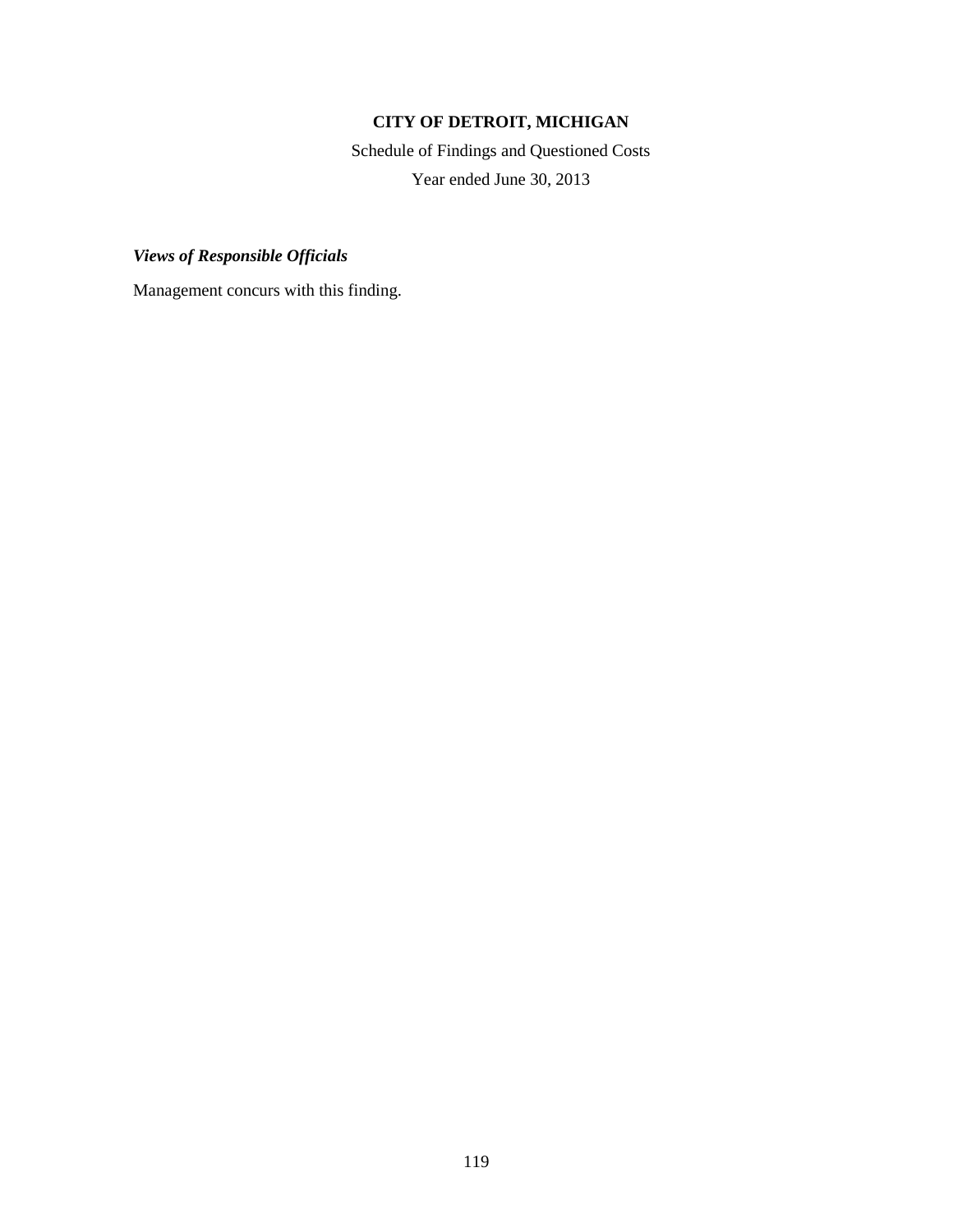**CITY OF DETROIT, MICHIGAN**

Schedule of Findings and Questioned Costs

Year ended June 30, 2013

***Views of Responsible Officials***

Management concurs with this finding.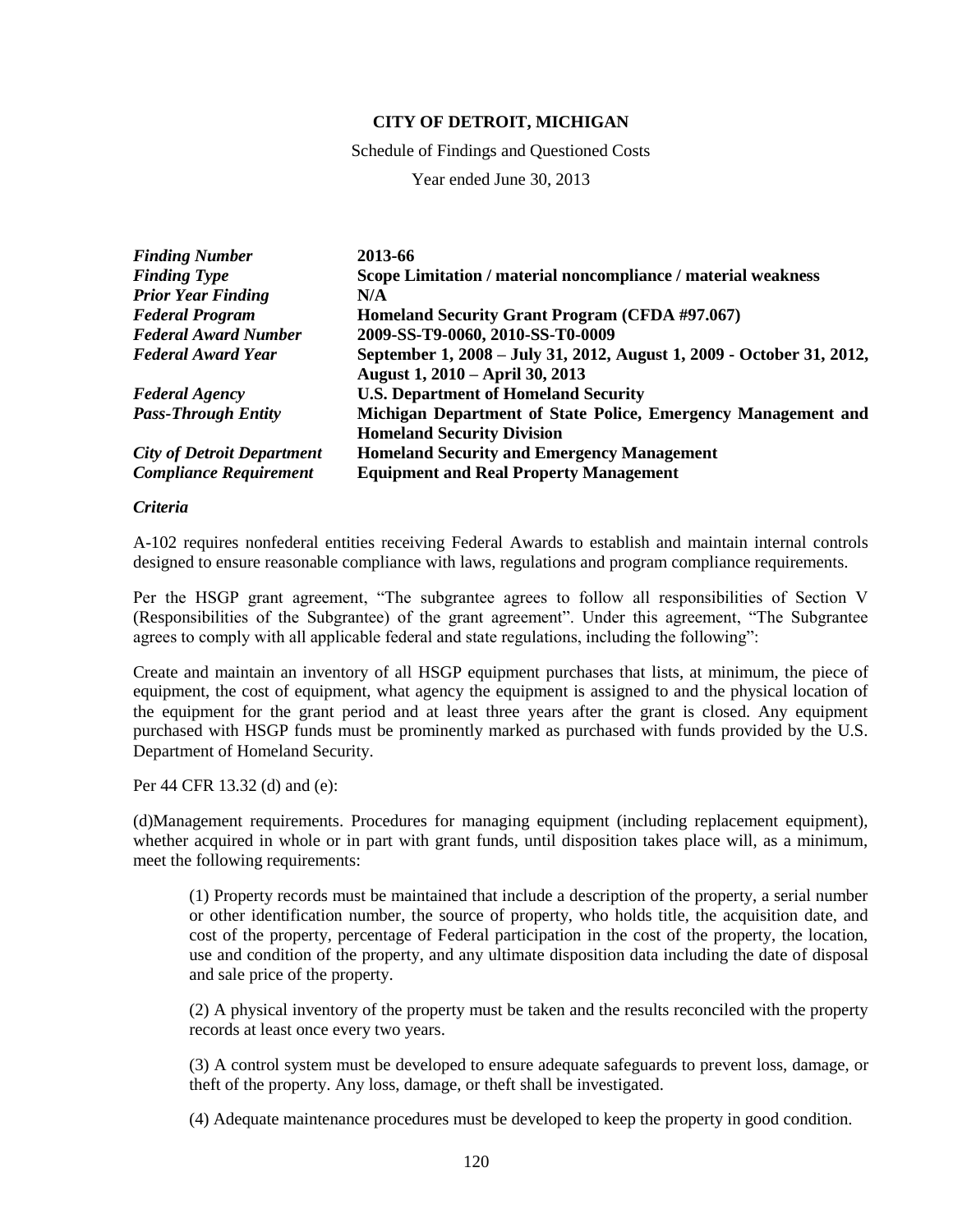**CITY OF DETROIT, MICHIGAN**

Schedule of Findings and Questioned Costs

Year ended June 30, 2013

| | |
|---|---|
| ***Finding Number*** | **2013-66** |
| ***Finding Type*** | **Scope Limitation / material noncompliance / material weakness** |
| ***Prior Year Finding*** | **N/A** |
| ***Federal Program*** | **Homeland Security Grant Program (CFDA #97.067)** |
| ***Federal Award Number*** | **2009-SS-T9-0060, 2010-SS-T0-0009** |
| ***Federal Award Year*** | **September 1, 2008 – July 31, 2012, August 1, 2009 - October 31, 2012, August 1, 2010 – April 30, 2013** |
| ***Federal Agency*** | **U.S. Department of Homeland Security** |
| ***Pass-Through Entity*** | **Michigan Department of State Police, Emergency Management and Homeland Security Division** |
| ***City of Detroit Department*** | **Homeland Security and Emergency Management** |
| ***Compliance Requirement*** | **Equipment and Real Property Management** |

***Criteria***

A-102 requires nonfederal entities receiving Federal Awards to establish and maintain internal controls designed to ensure reasonable compliance with laws, regulations and program compliance requirements.

Per the HSGP grant agreement, "The subgrantee agrees to follow all responsibilities of Section V (Responsibilities of the Subgrantee) of the grant agreement". Under this agreement, "The Subgrantee agrees to comply with all applicable federal and state regulations, including the following":

Create and maintain an inventory of all HSGP equipment purchases that lists, at minimum, the piece of equipment, the cost of equipment, what agency the equipment is assigned to and the physical location of the equipment for the grant period and at least three years after the grant is closed. Any equipment purchased with HSGP funds must be prominently marked as purchased with funds provided by the U.S. Department of Homeland Security.

Per 44 CFR 13.32 (d) and (e):

(d)Management requirements. Procedures for managing equipment (including replacement equipment), whether acquired in whole or in part with grant funds, until disposition takes place will, as a minimum, meet the following requirements:

> (1) Property records must be maintained that include a description of the property, a serial number or other identification number, the source of property, who holds title, the acquisition date, and cost of the property, percentage of Federal participation in the cost of the property, the location, use and condition of the property, and any ultimate disposition data including the date of disposal and sale price of the property.
>
> (2) A physical inventory of the property must be taken and the results reconciled with the property records at least once every two years.
>
> (3) A control system must be developed to ensure adequate safeguards to prevent loss, damage, or theft of the property. Any loss, damage, or theft shall be investigated.
>
> (4) Adequate maintenance procedures must be developed to keep the property in good condition.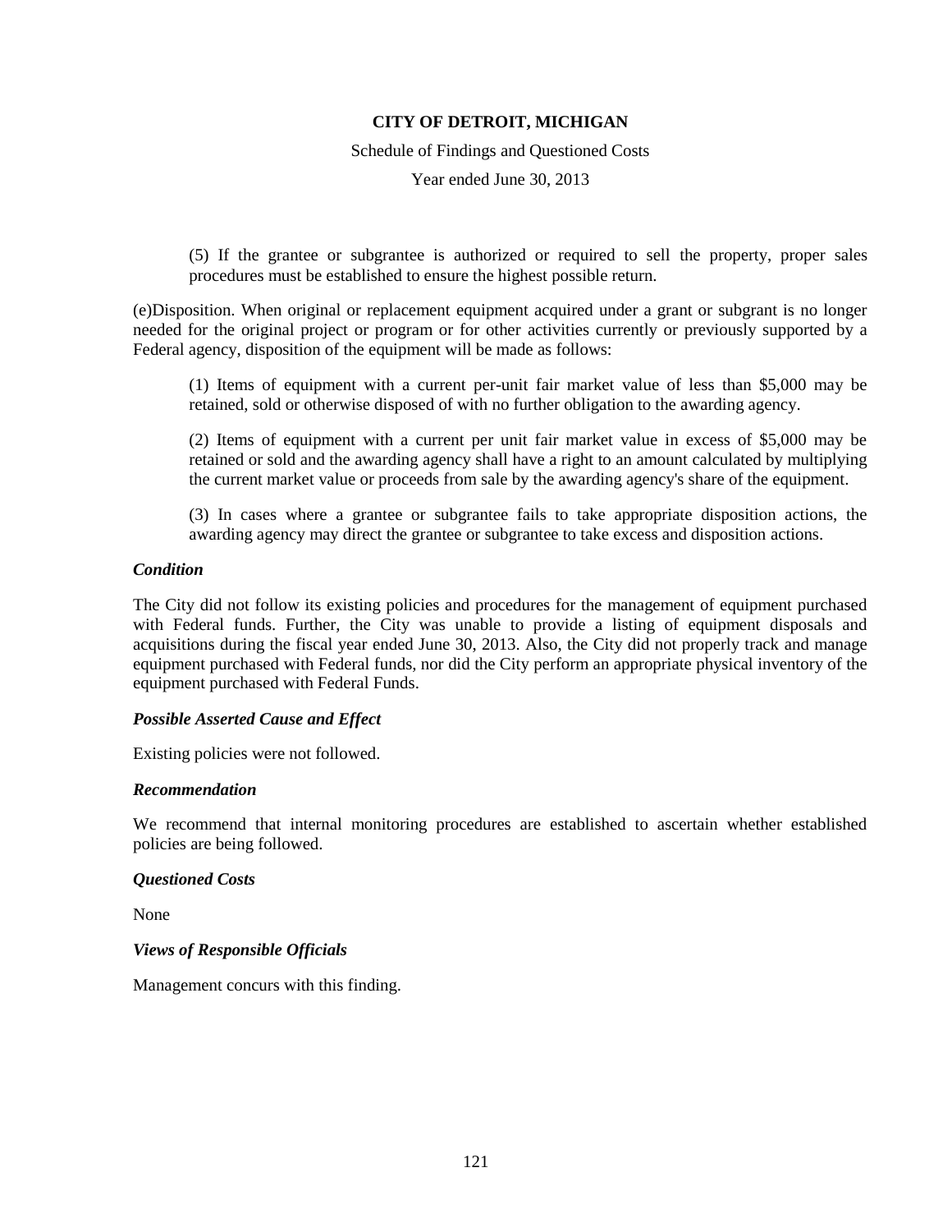(5) If the grantee or subgrantee is authorized or required to sell the property, proper sales procedures must be established to ensure the highest possible return.

(e)Disposition. When original or replacement equipment acquired under a grant or subgrant is no longer needed for the original project or program or for other activities currently or previously supported by a Federal agency, disposition of the equipment will be made as follows:

(1) Items of equipment with a current per-unit fair market value of less than $5,000 may be retained, sold or otherwise disposed of with no further obligation to the awarding agency.

(2) Items of equipment with a current per unit fair market value in excess of $5,000 may be retained or sold and the awarding agency shall have a right to an amount calculated by multiplying the current market value or proceeds from sale by the awarding agency's share of the equipment.

(3) In cases where a grantee or subgrantee fails to take appropriate disposition actions, the awarding agency may direct the grantee or subgrantee to take excess and disposition actions.

***Condition***

The City did not follow its existing policies and procedures for the management of equipment purchased with Federal funds. Further, the City was unable to provide a listing of equipment disposals and acquisitions during the fiscal year ended June 30, 2013. Also, the City did not properly track and manage equipment purchased with Federal funds, nor did the City perform an appropriate physical inventory of the equipment purchased with Federal Funds.

***Possible Asserted Cause and Effect***

Existing policies were not followed.

***Recommendation***

We recommend that internal monitoring procedures are established to ascertain whether established policies are being followed.

***Questioned Costs***

None

***Views of Responsible Officials***

Management concurs with this finding.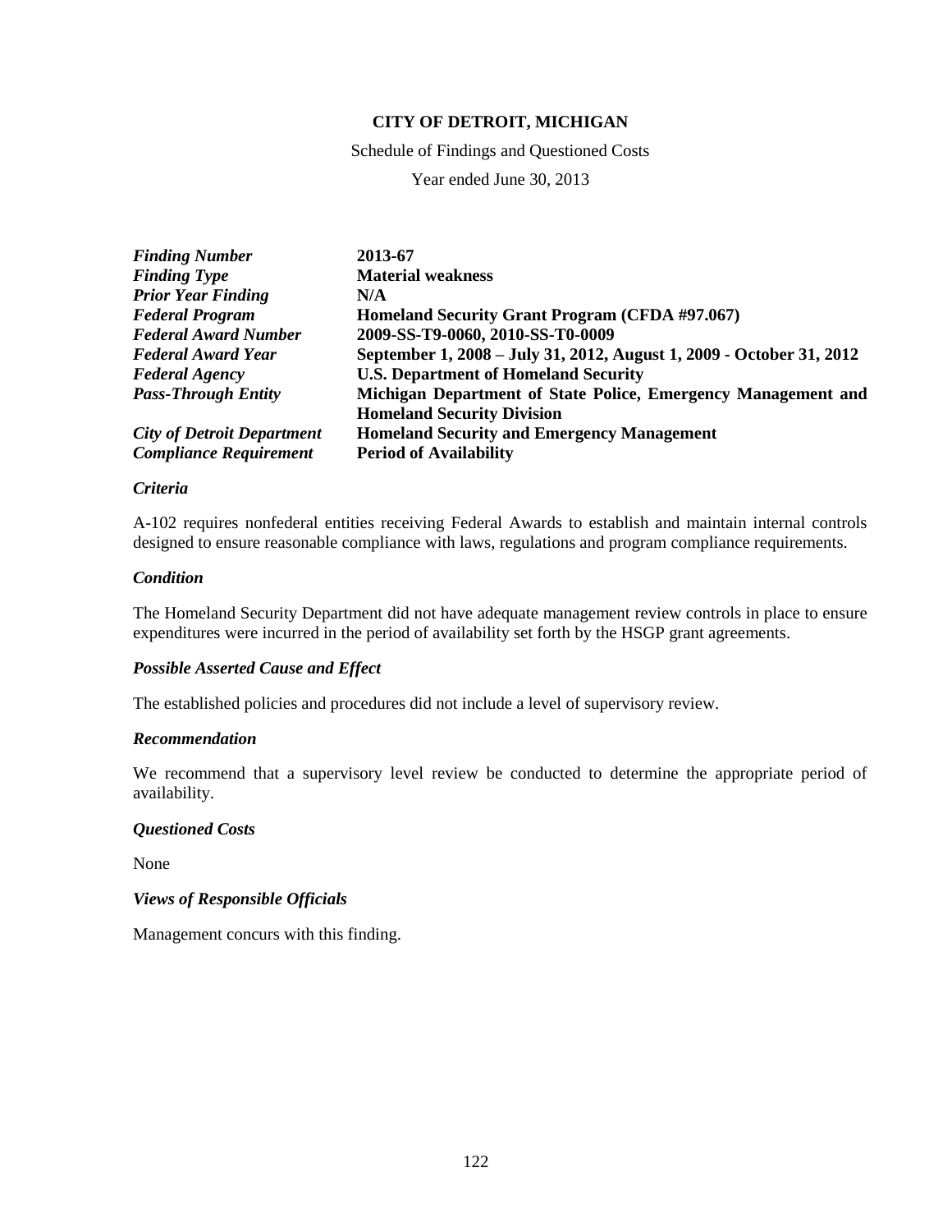**CITY OF DETROIT, MICHIGAN**

Schedule of Findings and Questioned Costs

Year ended June 30, 2013

| | |
|---|---|
| ***Finding Number*** | **2013-67** |
| ***Finding Type*** | **Material weakness** |
| ***Prior Year Finding*** | **N/A** |
| ***Federal Program*** | **Homeland Security Grant Program (CFDA #97.067)** |
| ***Federal Award Number*** | **2009-SS-T9-0060, 2010-SS-T0-0009** |
| ***Federal Award Year*** | **September 1, 2008 – July 31, 2012, August 1, 2009 - October 31, 2012** |
| ***Federal Agency*** | **U.S. Department of Homeland Security** |
| ***Pass-Through Entity*** | **Michigan Department of State Police, Emergency Management and Homeland Security Division** |
| ***City of Detroit Department*** | **Homeland Security and Emergency Management** |
| ***Compliance Requirement*** | **Period of Availability** |

***Criteria***

A-102 requires nonfederal entities receiving Federal Awards to establish and maintain internal controls designed to ensure reasonable compliance with laws, regulations and program compliance requirements.

***Condition***

The Homeland Security Department did not have adequate management review controls in place to ensure expenditures were incurred in the period of availability set forth by the HSGP grant agreements.

***Possible Asserted Cause and Effect***

The established policies and procedures did not include a level of supervisory review.

***Recommendation***

We recommend that a supervisory level review be conducted to determine the appropriate period of availability.

***Questioned Costs***

None

***Views of Responsible Officials***

Management concurs with this finding.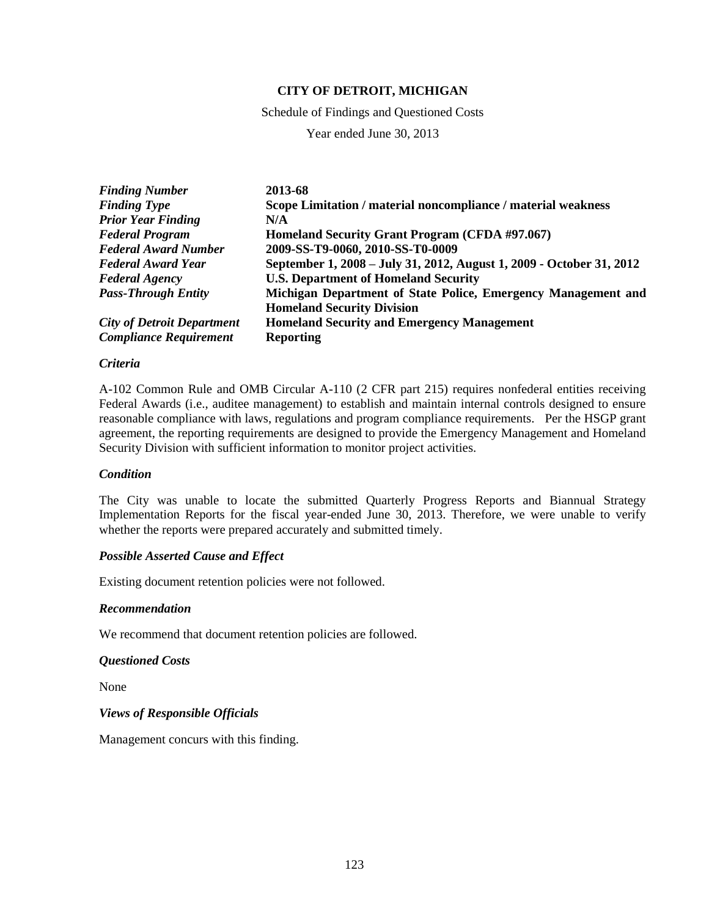**CITY OF DETROIT, MICHIGAN**

Schedule of Findings and Questioned Costs

Year ended June 30, 2013

| | |
|---|---|
| ***Finding Number*** | **2013-68** |
| ***Finding Type*** | **Scope Limitation / material noncompliance / material weakness** |
| ***Prior Year Finding*** | **N/A** |
| ***Federal Program*** | **Homeland Security Grant Program (CFDA #97.067)** |
| ***Federal Award Number*** | **2009-SS-T9-0060, 2010-SS-T0-0009** |
| ***Federal Award Year*** | **September 1, 2008 – July 31, 2012, August 1, 2009 - October 31, 2012** |
| ***Federal Agency*** | **U.S. Department of Homeland Security** |
| ***Pass-Through Entity*** | **Michigan Department of State Police, Emergency Management and Homeland Security Division** |
| ***City of Detroit Department*** | **Homeland Security and Emergency Management** |
| ***Compliance Requirement*** | **Reporting** |

***Criteria***

A-102 Common Rule and OMB Circular A-110 (2 CFR part 215) requires nonfederal entities receiving Federal Awards (i.e., auditee management) to establish and maintain internal controls designed to ensure reasonable compliance with laws, regulations and program compliance requirements. Per the HSGP grant agreement, the reporting requirements are designed to provide the Emergency Management and Homeland Security Division with sufficient information to monitor project activities.

***Condition***

The City was unable to locate the submitted Quarterly Progress Reports and Biannual Strategy Implementation Reports for the fiscal year-ended June 30, 2013. Therefore, we were unable to verify whether the reports were prepared accurately and submitted timely.

***Possible Asserted Cause and Effect***

Existing document retention policies were not followed.

***Recommendation***

We recommend that document retention policies are followed.

***Questioned Costs***

None

***Views of Responsible Officials***

Management concurs with this finding.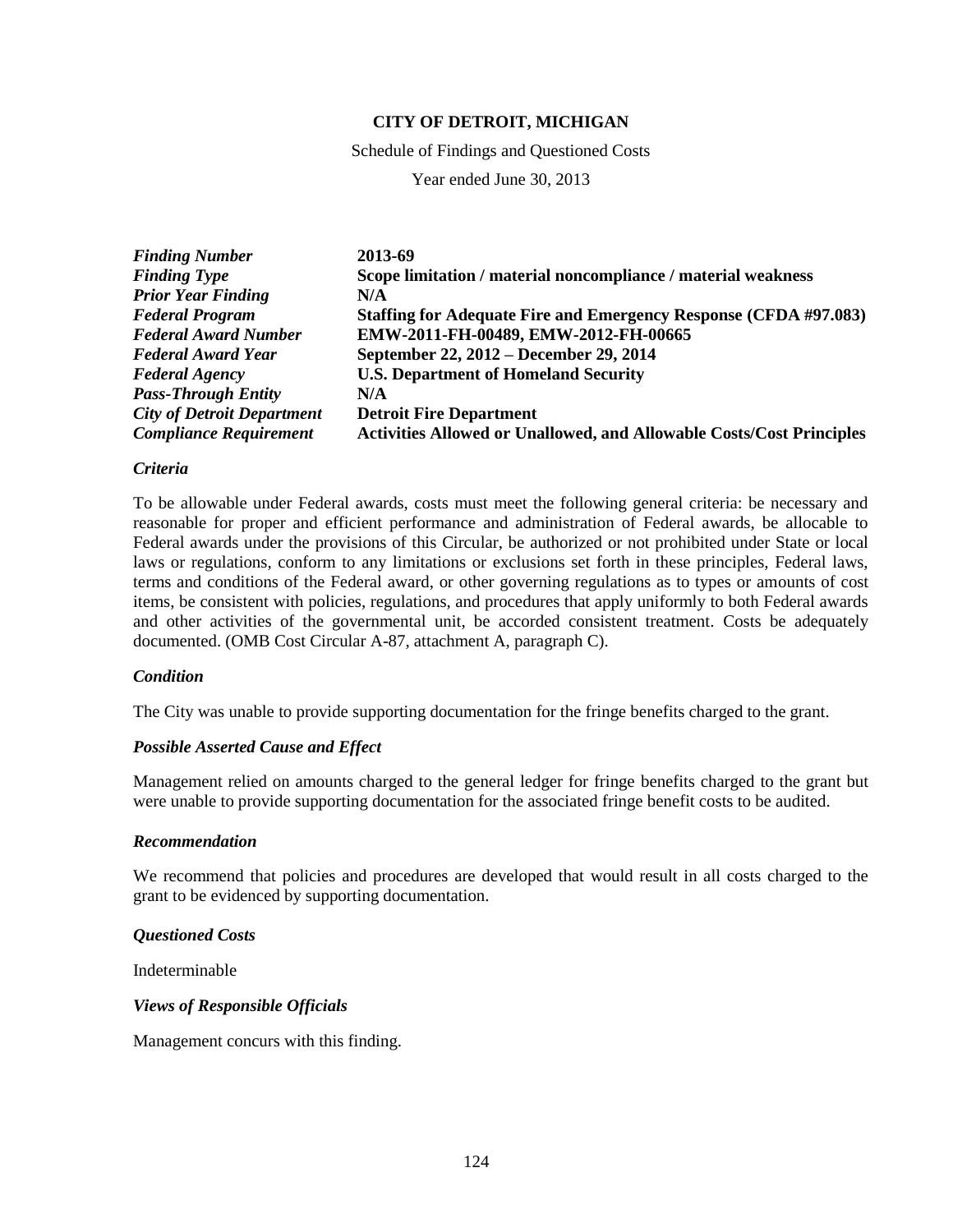**CITY OF DETROIT, MICHIGAN**

Schedule of Findings and Questioned Costs

Year ended June 30, 2013

| | |
|---|---|
| ***Finding Number*** | **2013-69** |
| ***Finding Type*** | **Scope limitation / material noncompliance / material weakness** |
| ***Prior Year Finding*** | **N/A** |
| ***Federal Program*** | **Staffing for Adequate Fire and Emergency Response (CFDA #97.083)** |
| ***Federal Award Number*** | **EMW-2011-FH-00489, EMW-2012-FH-00665** |
| ***Federal Award Year*** | **September 22, 2012 – December 29, 2014** |
| ***Federal Agency*** | **U.S. Department of Homeland Security** |
| ***Pass-Through Entity*** | **N/A** |
| ***City of Detroit Department*** | **Detroit Fire Department** |
| ***Compliance Requirement*** | **Activities Allowed or Unallowed, and Allowable Costs/Cost Principles** |

***Criteria***

To be allowable under Federal awards, costs must meet the following general criteria: be necessary and reasonable for proper and efficient performance and administration of Federal awards, be allocable to Federal awards under the provisions of this Circular, be authorized or not prohibited under State or local laws or regulations, conform to any limitations or exclusions set forth in these principles, Federal laws, terms and conditions of the Federal award, or other governing regulations as to types or amounts of cost items, be consistent with policies, regulations, and procedures that apply uniformly to both Federal awards and other activities of the governmental unit, be accorded consistent treatment. Costs be adequately documented. (OMB Cost Circular A-87, attachment A, paragraph C).

***Condition***

The City was unable to provide supporting documentation for the fringe benefits charged to the grant.

***Possible Asserted Cause and Effect***

Management relied on amounts charged to the general ledger for fringe benefits charged to the grant but were unable to provide supporting documentation for the associated fringe benefit costs to be audited.

***Recommendation***

We recommend that policies and procedures are developed that would result in all costs charged to the grant to be evidenced by supporting documentation.

***Questioned Costs***

Indeterminable

***Views of Responsible Officials***

Management concurs with this finding.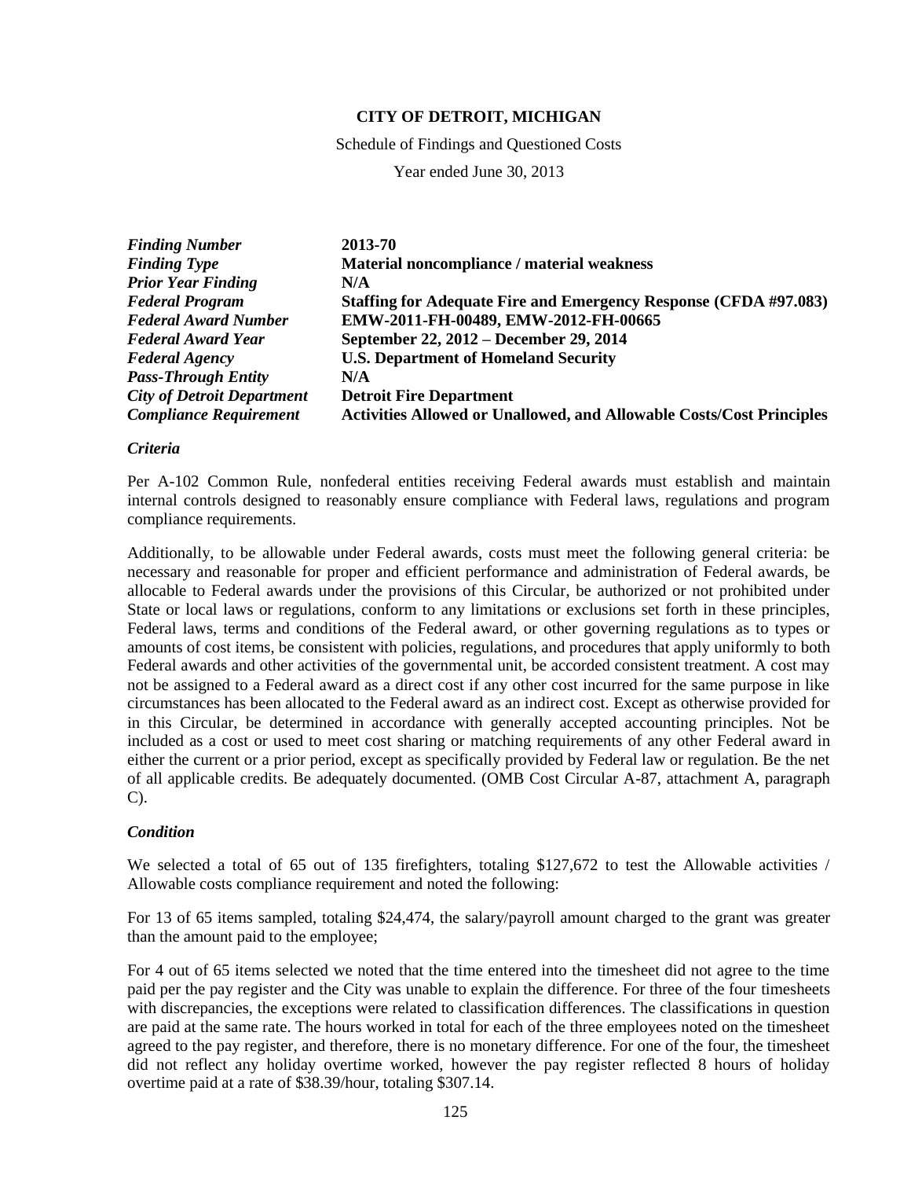# CITY OF DETROIT, MICHIGAN

Schedule of Findings and Questioned Costs

Year ended June 30, 2013

| | |
|---|---|
| ***Finding Number*** | **2013-70** |
| ***Finding Type*** | **Material noncompliance / material weakness** |
| ***Prior Year Finding*** | **N/A** |
| ***Federal Program*** | **Staffing for Adequate Fire and Emergency Response (CFDA #97.083)** |
| ***Federal Award Number*** | **EMW-2011-FH-00489, EMW-2012-FH-00665** |
| ***Federal Award Year*** | **September 22, 2012 – December 29, 2014** |
| ***Federal Agency*** | **U.S. Department of Homeland Security** |
| ***Pass-Through Entity*** | **N/A** |
| ***City of Detroit Department*** | **Detroit Fire Department** |
| ***Compliance Requirement*** | **Activities Allowed or Unallowed, and Allowable Costs/Cost Principles** |

***Criteria***

Per A-102 Common Rule, nonfederal entities receiving Federal awards must establish and maintain internal controls designed to reasonably ensure compliance with Federal laws, regulations and program compliance requirements.

Additionally, to be allowable under Federal awards, costs must meet the following general criteria: be necessary and reasonable for proper and efficient performance and administration of Federal awards, be allocable to Federal awards under the provisions of this Circular, be authorized or not prohibited under State or local laws or regulations, conform to any limitations or exclusions set forth in these principles, Federal laws, terms and conditions of the Federal award, or other governing regulations as to types or amounts of cost items, be consistent with policies, regulations, and procedures that apply uniformly to both Federal awards and other activities of the governmental unit, be accorded consistent treatment. A cost may not be assigned to a Federal award as a direct cost if any other cost incurred for the same purpose in like circumstances has been allocated to the Federal award as an indirect cost. Except as otherwise provided for in this Circular, be determined in accordance with generally accepted accounting principles. Not be included as a cost or used to meet cost sharing or matching requirements of any other Federal award in either the current or a prior period, except as specifically provided by Federal law or regulation. Be the net of all applicable credits. Be adequately documented. (OMB Cost Circular A-87, attachment A, paragraph C).

***Condition***

We selected a total of 65 out of 135 firefighters, totaling $127,672 to test the Allowable activities / Allowable costs compliance requirement and noted the following:

For 13 of 65 items sampled, totaling $24,474, the salary/payroll amount charged to the grant was greater than the amount paid to the employee;

For 4 out of 65 items selected we noted that the time entered into the timesheet did not agree to the time paid per the pay register and the City was unable to explain the difference. For three of the four timesheets with discrepancies, the exceptions were related to classification differences. The classifications in question are paid at the same rate. The hours worked in total for each of the three employees noted on the timesheet agreed to the pay register, and therefore, there is no monetary difference. For one of the four, the timesheet did not reflect any holiday overtime worked, however the pay register reflected 8 hours of holiday overtime paid at a rate of $38.39/hour, totaling $307.14.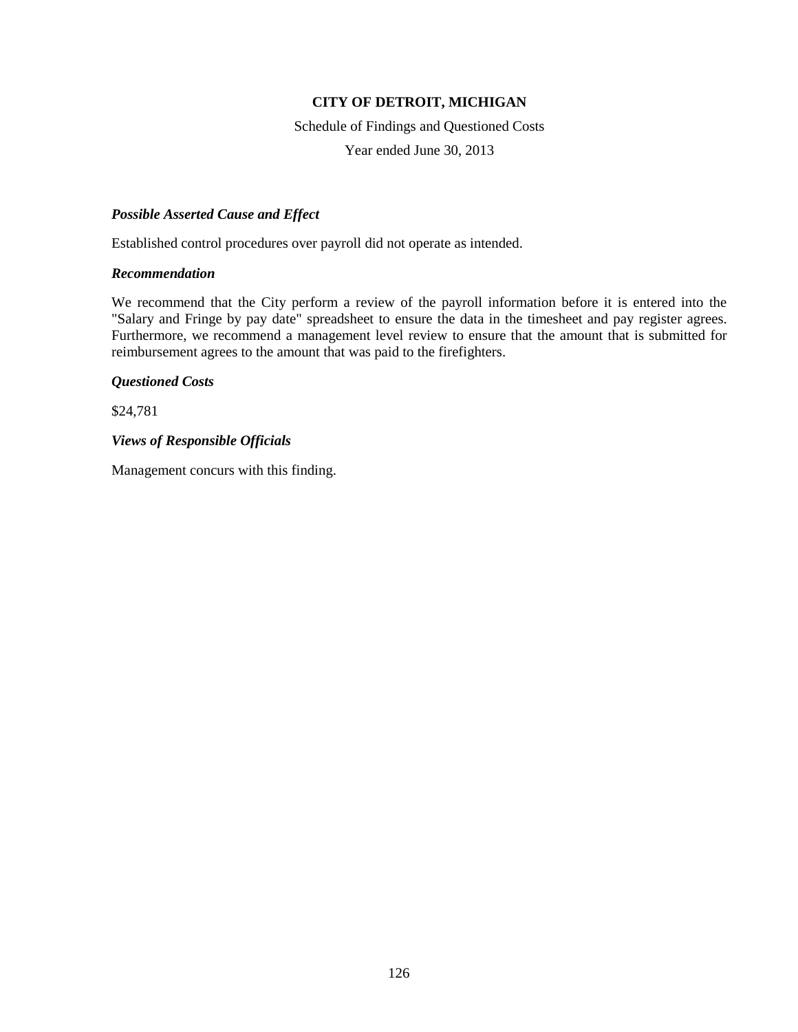**CITY OF DETROIT, MICHIGAN**

Schedule of Findings and Questioned Costs

Year ended June 30, 2013

***Possible Asserted Cause and Effect***

Established control procedures over payroll did not operate as intended.

***Recommendation***

We recommend that the City perform a review of the payroll information before it is entered into the "Salary and Fringe by pay date" spreadsheet to ensure the data in the timesheet and pay register agrees. Furthermore, we recommend a management level review to ensure that the amount that is submitted for reimbursement agrees to the amount that was paid to the firefighters.

***Questioned Costs***

$24,781

***Views of Responsible Officials***

Management concurs with this finding.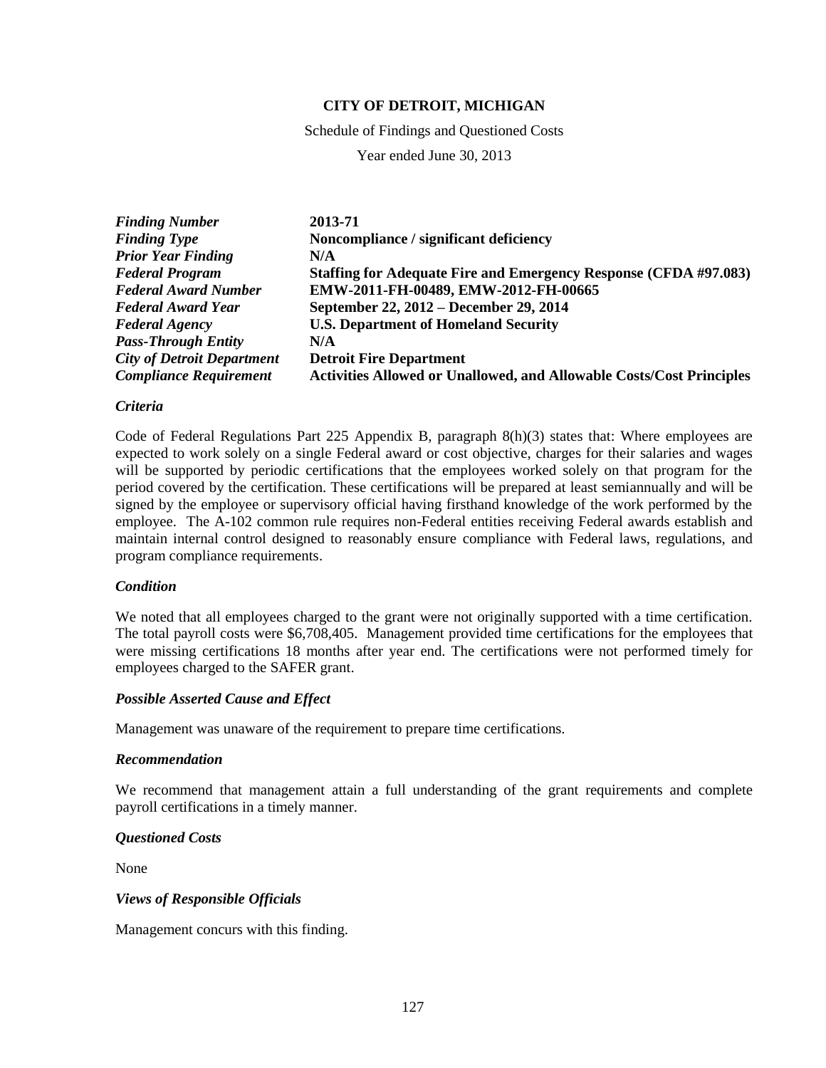**CITY OF DETROIT, MICHIGAN**

Schedule of Findings and Questioned Costs

Year ended June 30, 2013

| | |
|---|---|
| ***Finding Number*** | **2013-71** |
| ***Finding Type*** | **Noncompliance / significant deficiency** |
| ***Prior Year Finding*** | **N/A** |
| ***Federal Program*** | **Staffing for Adequate Fire and Emergency Response (CFDA #97.083)** |
| ***Federal Award Number*** | **EMW-2011-FH-00489, EMW-2012-FH-00665** |
| ***Federal Award Year*** | **September 22, 2012 – December 29, 2014** |
| ***Federal Agency*** | **U.S. Department of Homeland Security** |
| ***Pass-Through Entity*** | **N/A** |
| ***City of Detroit Department*** | **Detroit Fire Department** |
| ***Compliance Requirement*** | **Activities Allowed or Unallowed, and Allowable Costs/Cost Principles** |

### *Criteria*

Code of Federal Regulations Part 225 Appendix B, paragraph 8(h)(3) states that: Where employees are expected to work solely on a single Federal award or cost objective, charges for their salaries and wages will be supported by periodic certifications that the employees worked solely on that program for the period covered by the certification. These certifications will be prepared at least semiannually and will be signed by the employee or supervisory official having firsthand knowledge of the work performed by the employee. The A-102 common rule requires non-Federal entities receiving Federal awards establish and maintain internal control designed to reasonably ensure compliance with Federal laws, regulations, and program compliance requirements.

### *Condition*

We noted that all employees charged to the grant were not originally supported with a time certification. The total payroll costs were $6,708,405. Management provided time certifications for the employees that were missing certifications 18 months after year end. The certifications were not performed timely for employees charged to the SAFER grant.

### *Possible Asserted Cause and Effect*

Management was unaware of the requirement to prepare time certifications.

### *Recommendation*

We recommend that management attain a full understanding of the grant requirements and complete payroll certifications in a timely manner.

### *Questioned Costs*

None

### *Views of Responsible Officials*

Management concurs with this finding.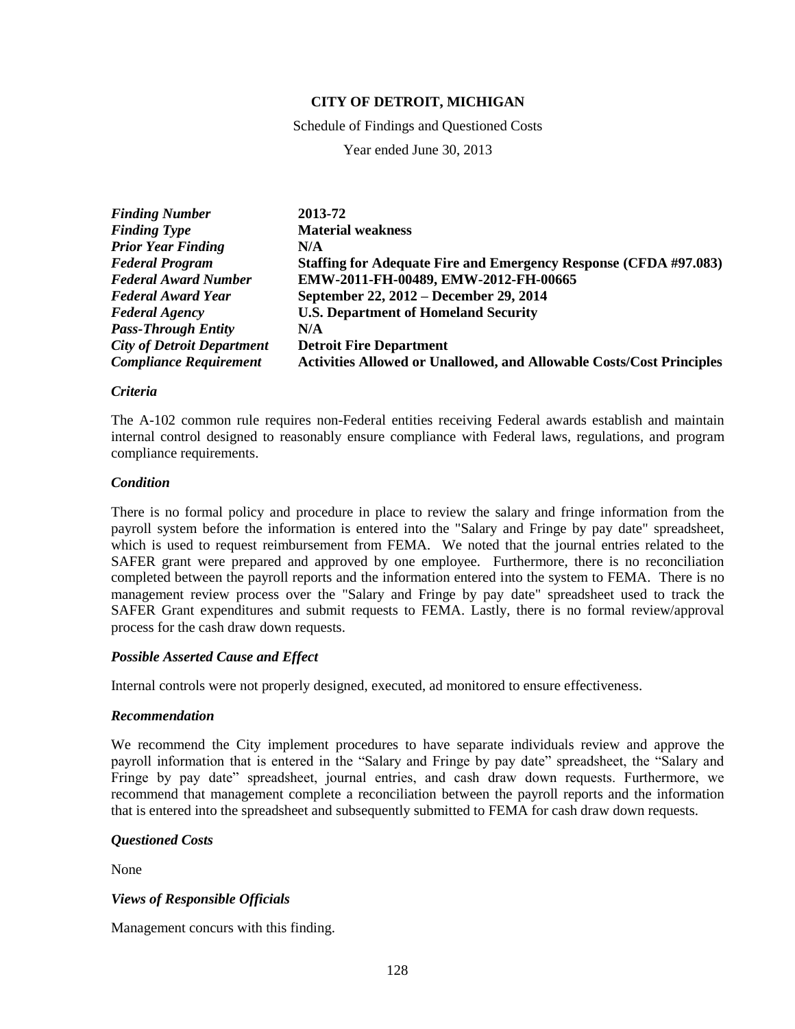**CITY OF DETROIT, MICHIGAN**

Schedule of Findings and Questioned Costs

Year ended June 30, 2013

| | |
|---|---|
| ***Finding Number*** | **2013-72** |
| ***Finding Type*** | **Material weakness** |
| ***Prior Year Finding*** | **N/A** |
| ***Federal Program*** | **Staffing for Adequate Fire and Emergency Response (CFDA #97.083)** |
| ***Federal Award Number*** | **EMW-2011-FH-00489, EMW-2012-FH-00665** |
| ***Federal Award Year*** | **September 22, 2012 – December 29, 2014** |
| ***Federal Agency*** | **U.S. Department of Homeland Security** |
| ***Pass-Through Entity*** | **N/A** |
| ***City of Detroit Department*** | **Detroit Fire Department** |
| ***Compliance Requirement*** | **Activities Allowed or Unallowed, and Allowable Costs/Cost Principles** |

***Criteria***

The A-102 common rule requires non-Federal entities receiving Federal awards establish and maintain internal control designed to reasonably ensure compliance with Federal laws, regulations, and program compliance requirements.

***Condition***

There is no formal policy and procedure in place to review the salary and fringe information from the payroll system before the information is entered into the "Salary and Fringe by pay date" spreadsheet, which is used to request reimbursement from FEMA. We noted that the journal entries related to the SAFER grant were prepared and approved by one employee. Furthermore, there is no reconciliation completed between the payroll reports and the information entered into the system to FEMA. There is no management review process over the "Salary and Fringe by pay date" spreadsheet used to track the SAFER Grant expenditures and submit requests to FEMA. Lastly, there is no formal review/approval process for the cash draw down requests.

***Possible Asserted Cause and Effect***

Internal controls were not properly designed, executed, ad monitored to ensure effectiveness.

***Recommendation***

We recommend the City implement procedures to have separate individuals review and approve the payroll information that is entered in the "Salary and Fringe by pay date" spreadsheet, the "Salary and Fringe by pay date" spreadsheet, journal entries, and cash draw down requests. Furthermore, we recommend that management complete a reconciliation between the payroll reports and the information that is entered into the spreadsheet and subsequently submitted to FEMA for cash draw down requests.

***Questioned Costs***

None

***Views of Responsible Officials***

Management concurs with this finding.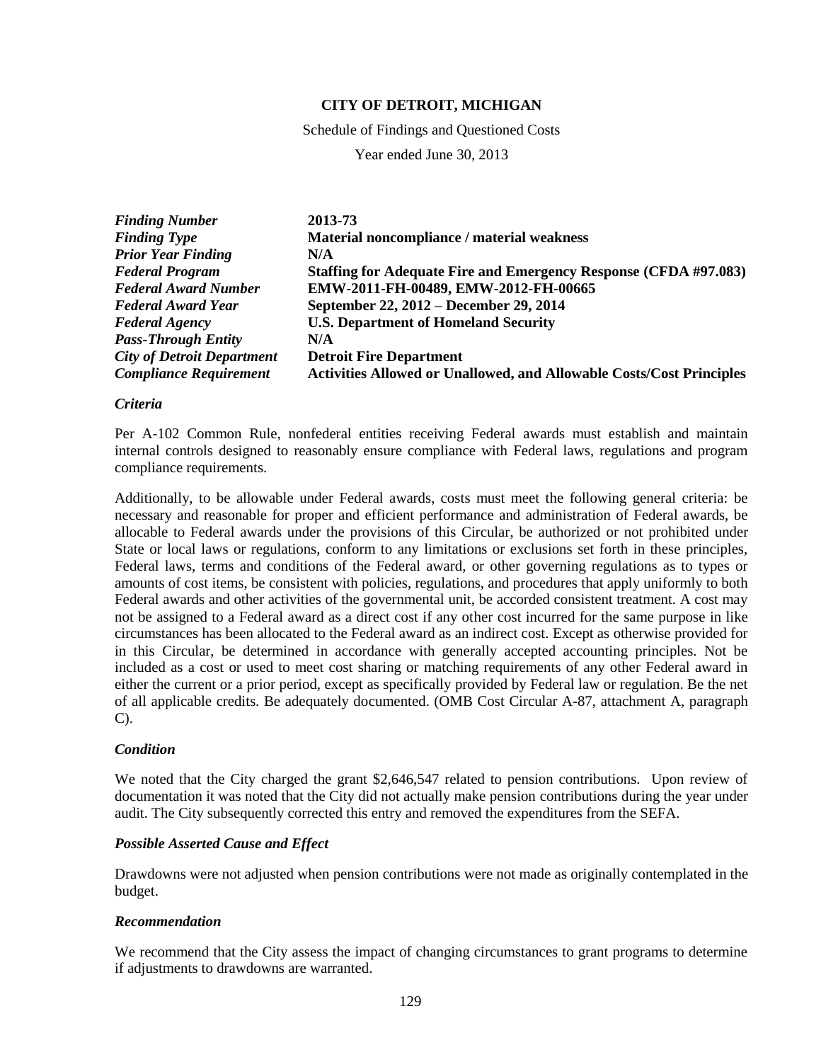**CITY OF DETROIT, MICHIGAN**

Schedule of Findings and Questioned Costs

Year ended June 30, 2013

| | |
|---|---|
| ***Finding Number*** | **2013-73** |
| ***Finding Type*** | **Material noncompliance / material weakness** |
| ***Prior Year Finding*** | **N/A** |
| ***Federal Program*** | **Staffing for Adequate Fire and Emergency Response (CFDA #97.083)** |
| ***Federal Award Number*** | **EMW-2011-FH-00489, EMW-2012-FH-00665** |
| ***Federal Award Year*** | **September 22, 2012 – December 29, 2014** |
| ***Federal Agency*** | **U.S. Department of Homeland Security** |
| ***Pass-Through Entity*** | **N/A** |
| ***City of Detroit Department*** | **Detroit Fire Department** |
| ***Compliance Requirement*** | **Activities Allowed or Unallowed, and Allowable Costs/Cost Principles** |

***Criteria***

Per A-102 Common Rule, nonfederal entities receiving Federal awards must establish and maintain internal controls designed to reasonably ensure compliance with Federal laws, regulations and program compliance requirements.

Additionally, to be allowable under Federal awards, costs must meet the following general criteria: be necessary and reasonable for proper and efficient performance and administration of Federal awards, be allocable to Federal awards under the provisions of this Circular, be authorized or not prohibited under State or local laws or regulations, conform to any limitations or exclusions set forth in these principles, Federal laws, terms and conditions of the Federal award, or other governing regulations as to types or amounts of cost items, be consistent with policies, regulations, and procedures that apply uniformly to both Federal awards and other activities of the governmental unit, be accorded consistent treatment. A cost may not be assigned to a Federal award as a direct cost if any other cost incurred for the same purpose in like circumstances has been allocated to the Federal award as an indirect cost. Except as otherwise provided for in this Circular, be determined in accordance with generally accepted accounting principles. Not be included as a cost or used to meet cost sharing or matching requirements of any other Federal award in either the current or a prior period, except as specifically provided by Federal law or regulation. Be the net of all applicable credits. Be adequately documented. (OMB Cost Circular A-87, attachment A, paragraph C).

***Condition***

We noted that the City charged the grant $2,646,547 related to pension contributions. Upon review of documentation it was noted that the City did not actually make pension contributions during the year under audit. The City subsequently corrected this entry and removed the expenditures from the SEFA.

***Possible Asserted Cause and Effect***

Drawdowns were not adjusted when pension contributions were not made as originally contemplated in the budget.

***Recommendation***

We recommend that the City assess the impact of changing circumstances to grant programs to determine if adjustments to drawdowns are warranted.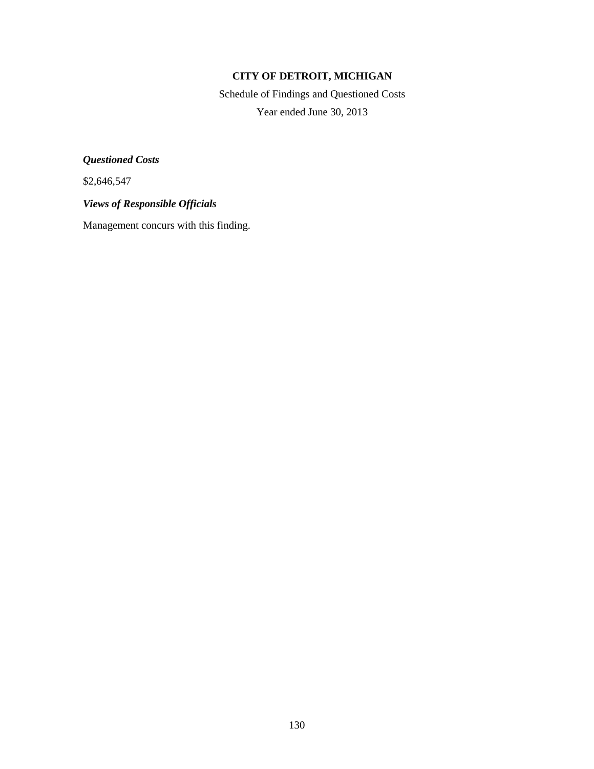**CITY OF DETROIT, MICHIGAN**

Schedule of Findings and Questioned Costs

Year ended June 30, 2013

***Questioned Costs***

$2,646,547

***Views of Responsible Officials***

Management concurs with this finding.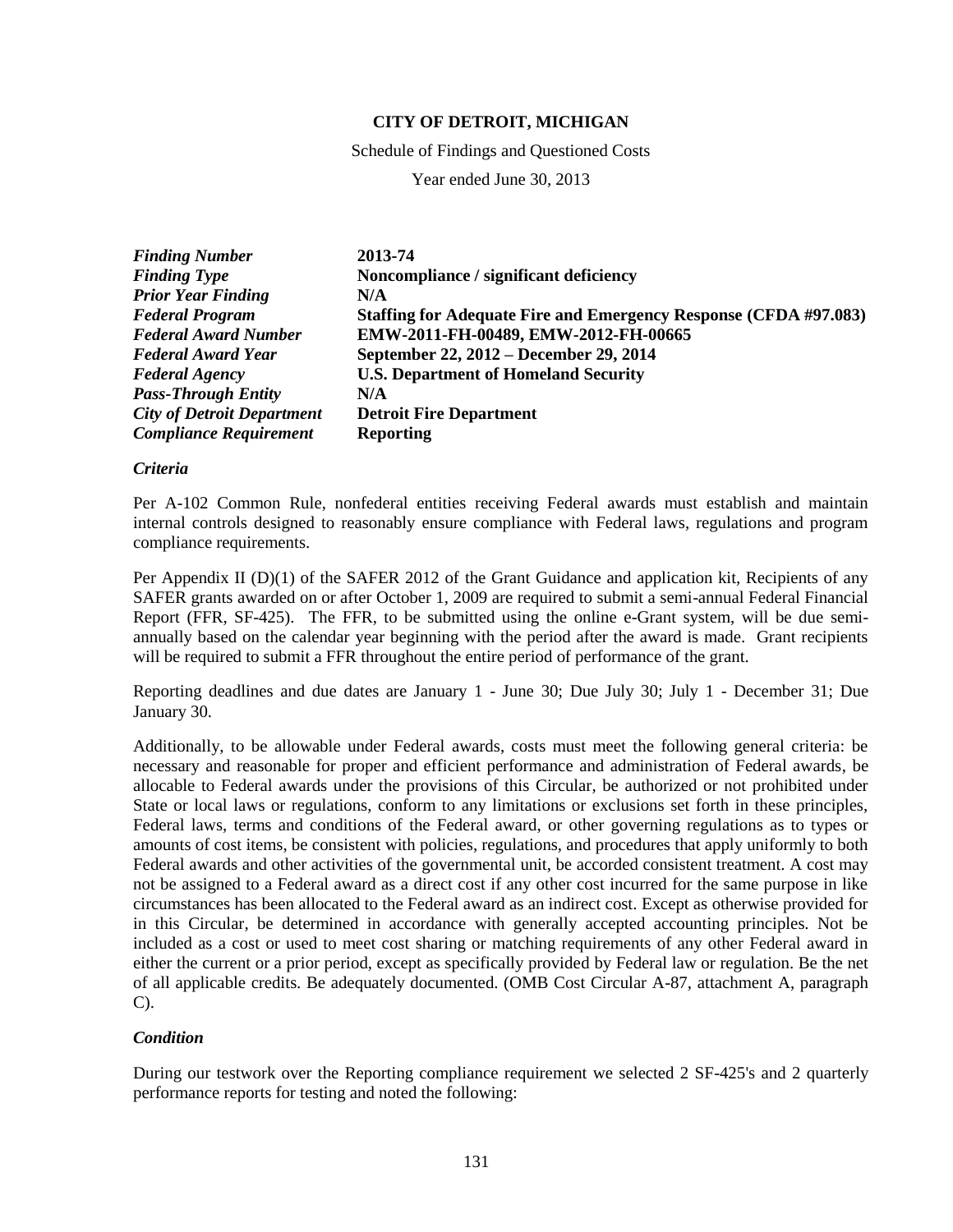**CITY OF DETROIT, MICHIGAN**

Schedule of Findings and Questioned Costs

Year ended June 30, 2013

| | |
|---|---|
| ***Finding Number*** | **2013-74** |
| ***Finding Type*** | **Noncompliance / significant deficiency** |
| ***Prior Year Finding*** | **N/A** |
| ***Federal Program*** | **Staffing for Adequate Fire and Emergency Response (CFDA #97.083)** |
| ***Federal Award Number*** | **EMW-2011-FH-00489, EMW-2012-FH-00665** |
| ***Federal Award Year*** | **September 22, 2012 – December 29, 2014** |
| ***Federal Agency*** | **U.S. Department of Homeland Security** |
| ***Pass-Through Entity*** | **N/A** |
| ***City of Detroit Department*** | **Detroit Fire Department** |
| ***Compliance Requirement*** | **Reporting** |

***Criteria***

Per A-102 Common Rule, nonfederal entities receiving Federal awards must establish and maintain internal controls designed to reasonably ensure compliance with Federal laws, regulations and program compliance requirements.

Per Appendix II (D)(1) of the SAFER 2012 of the Grant Guidance and application kit, Recipients of any SAFER grants awarded on or after October 1, 2009 are required to submit a semi-annual Federal Financial Report (FFR, SF-425). The FFR, to be submitted using the online e-Grant system, will be due semi-annually based on the calendar year beginning with the period after the award is made. Grant recipients will be required to submit a FFR throughout the entire period of performance of the grant.

Reporting deadlines and due dates are January 1 - June 30; Due July 30; July 1 - December 31; Due January 30.

Additionally, to be allowable under Federal awards, costs must meet the following general criteria: be necessary and reasonable for proper and efficient performance and administration of Federal awards, be allocable to Federal awards under the provisions of this Circular, be authorized or not prohibited under State or local laws or regulations, conform to any limitations or exclusions set forth in these principles, Federal laws, terms and conditions of the Federal award, or other governing regulations as to types or amounts of cost items, be consistent with policies, regulations, and procedures that apply uniformly to both Federal awards and other activities of the governmental unit, be accorded consistent treatment. A cost may not be assigned to a Federal award as a direct cost if any other cost incurred for the same purpose in like circumstances has been allocated to the Federal award as an indirect cost. Except as otherwise provided for in this Circular, be determined in accordance with generally accepted accounting principles. Not be included as a cost or used to meet cost sharing or matching requirements of any other Federal award in either the current or a prior period, except as specifically provided by Federal law or regulation. Be the net of all applicable credits. Be adequately documented. (OMB Cost Circular A-87, attachment A, paragraph C).

***Condition***

During our testwork over the Reporting compliance requirement we selected 2 SF-425's and 2 quarterly performance reports for testing and noted the following: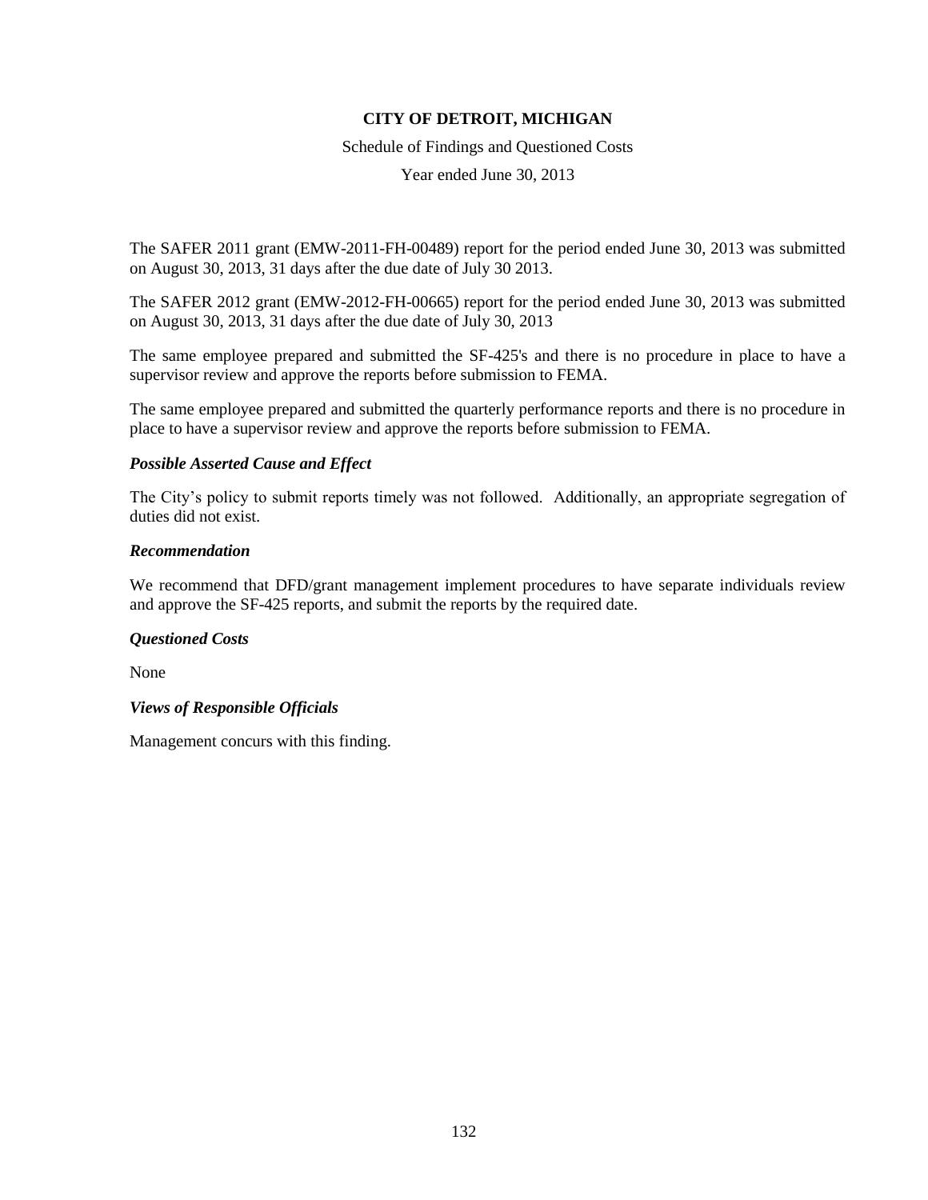**CITY OF DETROIT, MICHIGAN**

Schedule of Findings and Questioned Costs

Year ended June 30, 2013

The SAFER 2011 grant (EMW-2011-FH-00489) report for the period ended June 30, 2013 was submitted on August 30, 2013, 31 days after the due date of July 30 2013.

The SAFER 2012 grant (EMW-2012-FH-00665) report for the period ended June 30, 2013 was submitted on August 30, 2013, 31 days after the due date of July 30, 2013

The same employee prepared and submitted the SF-425's and there is no procedure in place to have a supervisor review and approve the reports before submission to FEMA.

The same employee prepared and submitted the quarterly performance reports and there is no procedure in place to have a supervisor review and approve the reports before submission to FEMA.

***Possible Asserted Cause and Effect***

The City's policy to submit reports timely was not followed. Additionally, an appropriate segregation of duties did not exist.

***Recommendation***

We recommend that DFD/grant management implement procedures to have separate individuals review and approve the SF-425 reports, and submit the reports by the required date.

***Questioned Costs***

None

***Views of Responsible Officials***

Management concurs with this finding.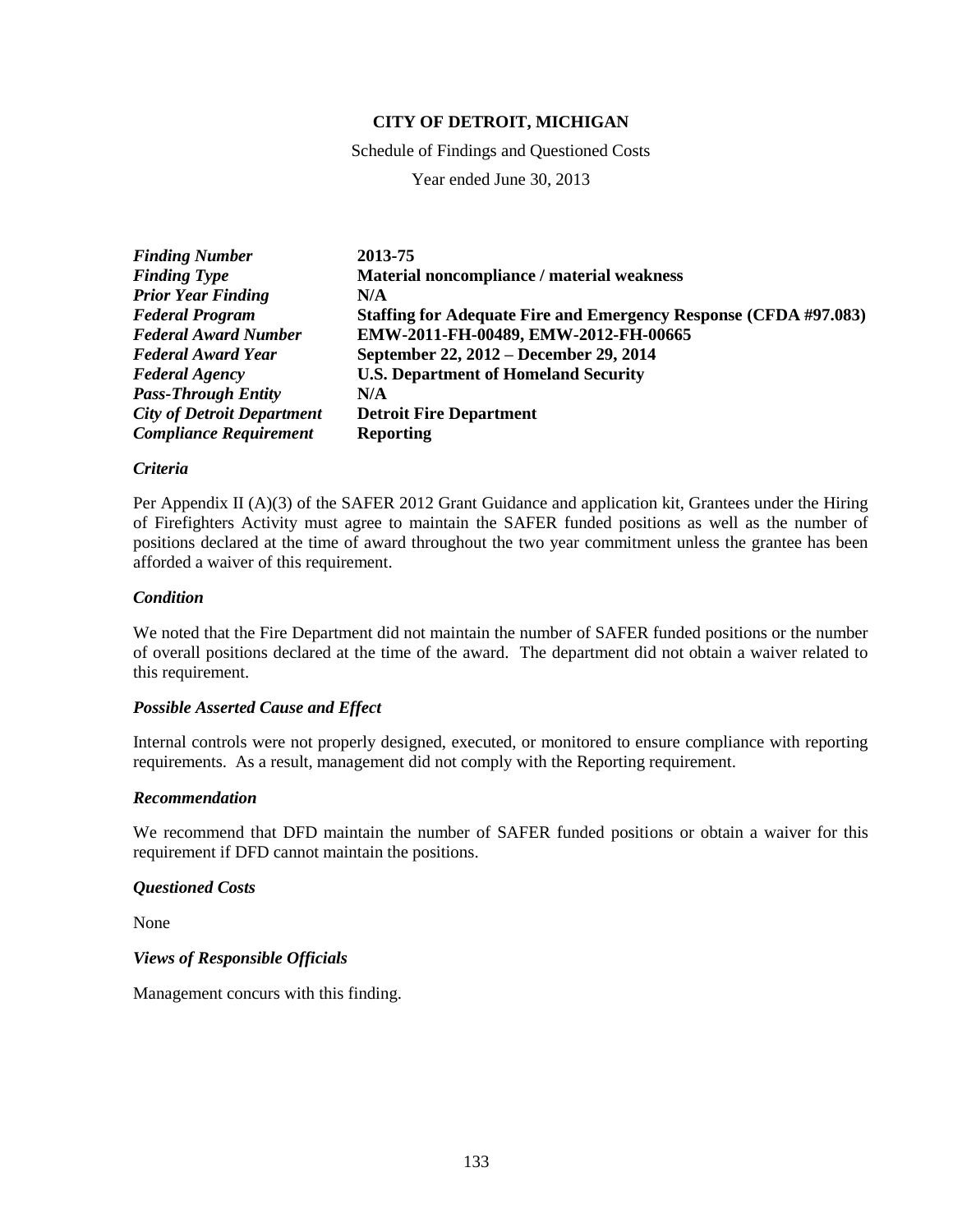**CITY OF DETROIT, MICHIGAN**

Schedule of Findings and Questioned Costs

Year ended June 30, 2013

| | |
|---|---|
| ***Finding Number*** | **2013-75** |
| ***Finding Type*** | **Material noncompliance / material weakness** |
| ***Prior Year Finding*** | **N/A** |
| ***Federal Program*** | **Staffing for Adequate Fire and Emergency Response (CFDA #97.083)** |
| ***Federal Award Number*** | **EMW-2011-FH-00489, EMW-2012-FH-00665** |
| ***Federal Award Year*** | **September 22, 2012 – December 29, 2014** |
| ***Federal Agency*** | **U.S. Department of Homeland Security** |
| ***Pass-Through Entity*** | **N/A** |
| ***City of Detroit Department*** | **Detroit Fire Department** |
| ***Compliance Requirement*** | **Reporting** |

***Criteria***

Per Appendix II (A)(3) of the SAFER 2012 Grant Guidance and application kit, Grantees under the Hiring of Firefighters Activity must agree to maintain the SAFER funded positions as well as the number of positions declared at the time of award throughout the two year commitment unless the grantee has been afforded a waiver of this requirement.

***Condition***

We noted that the Fire Department did not maintain the number of SAFER funded positions or the number of overall positions declared at the time of the award. The department did not obtain a waiver related to this requirement.

***Possible Asserted Cause and Effect***

Internal controls were not properly designed, executed, or monitored to ensure compliance with reporting requirements. As a result, management did not comply with the Reporting requirement.

***Recommendation***

We recommend that DFD maintain the number of SAFER funded positions or obtain a waiver for this requirement if DFD cannot maintain the positions.

***Questioned Costs***

None

***Views of Responsible Officials***

Management concurs with this finding.